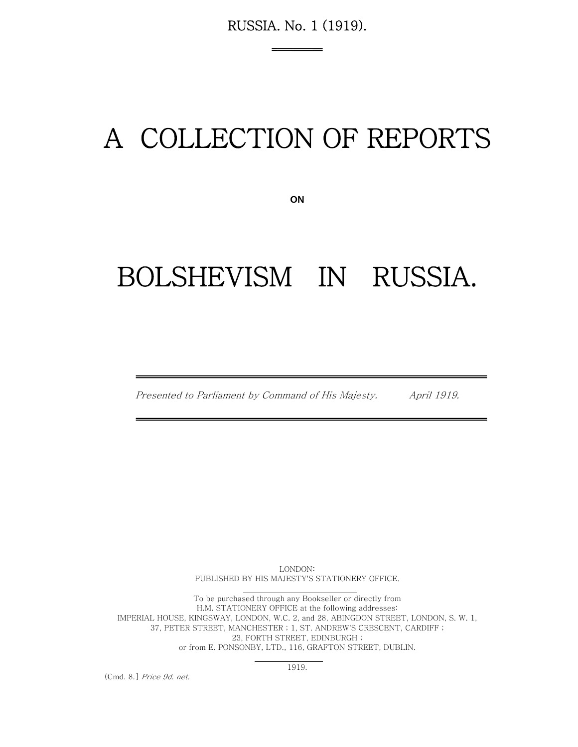RUSSIA. No. 1 (1919).

# A COLLECTION OF REPORTS

ON

# BOLSHEVISM IN RUSSIA.

*Presented to Parliament by Command of His Majesty.* *April 1919.*

LONDON:
PUBLISHED BY HIS MAJESTY'S STATIONERY OFFICE.

To be purchased through any Bookseller or directly from
H.M. STATIONERY OFFICE at the following addresses:
IMPERIAL HOUSE, KINGSWAY, LONDON, W.C. 2, and 28, ABINGDON STREET, LONDON, S. W. 1,
37, PETER STREET, MANCHESTER ; 1, ST. ANDREW'S CRESCENT, CARDIFF ;
23, FORTH STREET, EDINBURGH ;
or from E. PONSONBY, LTD., 116, GRAFTON STREET, DUBLIN.

1919.

[Cmd. 8.] *Price 9d. net.*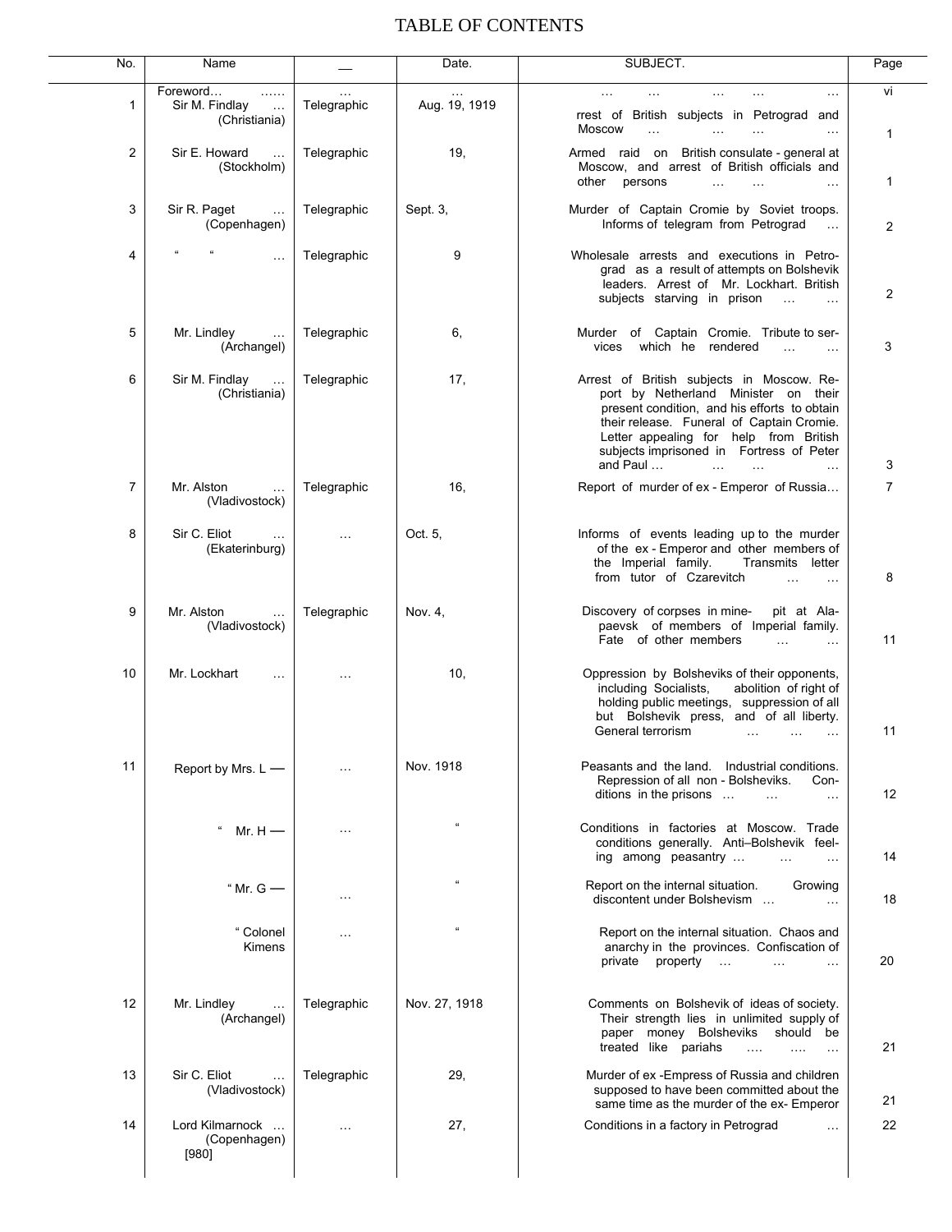# TABLE OF CONTENTS

| No. | Name | — | Date. | SUBJECT. | Page |
|---|---|---|---|---|---|
| | Foreword… …… | … | … | … … … … … | vi |
| 1 | Sir M. Findlay … (Christiania) | Telegraphic | Aug. 19, 1919 | rrest of British subjects in Petrograd and Moscow … … … … | 1 |
| 2 | Sir E. Howard … (Stockholm) | Telegraphic | 19, | Armed raid on British consulate - general at Moscow, and arrest of British officials and other persons … … … | 1 |
| 3 | Sir R. Paget … (Copenhagen) | Telegraphic | Sept. 3, | Murder of Captain Cromie by Soviet troops. Informs of telegram from Petrograd … | 2 |
| 4 | " " … | Telegraphic | 9 | Wholesale arrests and executions in Petrograd as a result of attempts on Bolshevik leaders. Arrest of Mr. Lockhart. British subjects starving in prison … … | 2 |
| 5 | Mr. Lindley … (Archangel) | Telegraphic | 6, | Murder of Captain Cromie. Tribute to services which he rendered … … | 3 |
| 6 | Sir M. Findlay … (Christiania) | Telegraphic | 17, | Arrest of British subjects in Moscow. Report by Netherland Minister on their present condition, and his efforts to obtain their release. Funeral of Captain Cromie. Letter appealing for help from British subjects imprisoned in Fortress of Peter and Paul … … … … | 3 |
| 7 | Mr. Alston … (Vladivostock) | Telegraphic | 16, | Report of murder of ex - Emperor of Russia… | 7 |
| 8 | Sir C. Eliot … (Ekaterinburg) | … | Oct. 5, | Informs of events leading up to the murder of the ex - Emperor and other members of the Imperial family. Transmits letter from tutor of Czarevitch … … | 8 |
| 9 | Mr. Alston … (Vladivostock) | Telegraphic | Nov. 4, | Discovery of corpses in mine- pit at Alapaevsk of members of Imperial family. Fate of other members … … | 11 |
| 10 | Mr. Lockhart … | … | 10, | Oppression by Bolsheviks of their opponents, including Socialists, abolition of right of holding public meetings, suppression of all but Bolshevik press, and of all liberty. General terrorism … … … | 11 |
| 11 | Report by Mrs. L — | … | Nov. 1918 | Peasants and the land. Industrial conditions. Repression of all non - Bolsheviks. Conditions in the prisons … … … | 12 |
| | " Mr. H — | … | " | Conditions in factories at Moscow. Trade conditions generally. Anti–Bolshevik feeling among peasantry … … … | 14 |
| | " Mr. G — | … | " | Report on the internal situation. Growing discontent under Bolshevism … … | 18 |
| | " Colonel Kimens | … | " | Report on the internal situation. Chaos and anarchy in the provinces. Confiscation of private property … … … | 20 |
| 12 | Mr. Lindley … (Archangel) | Telegraphic | Nov. 27, 1918 | Comments on Bolshevik of ideas of society. Their strength lies in unlimited supply of paper money Bolsheviks should be treated like pariahs …. …. … | 21 |
| 13 | Sir C. Eliot … (Vladivostock) | Telegraphic | 29, | Murder of ex -Empress of Russia and children supposed to have been committed about the same time as the murder of the ex- Emperor | 21 |
| 14 | Lord Kilmarnock … (Copenhagen) [980] | … | 27, | Conditions in a factory in Petrograd … | 22 |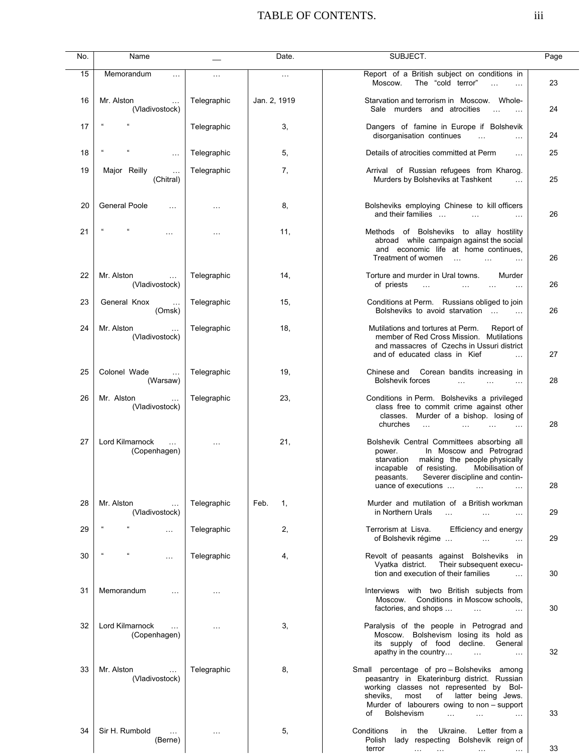# TABLE OF CONTENTS.

| No. | Name | __ | Date. | SUBJECT. | Page |
|---|---|---|---|---|---|
| 15 | Memorandum … | … | … | Report of a British subject on conditions in Moscow. The "cold terror" … … | 23 |
| 16 | Mr. Alston … (Vladivostock) | Telegraphic | Jan. 2, 1919 | Starvation and terrorism in Moscow. Whole-Sale murders and atrocities … … | 24 |
| 17 | " " | Telegraphic | 3, | Dangers of famine in Europe if Bolshevik disorganisation continues … … | 24 |
| 18 | " " … | Telegraphic | 5, | Details of atrocities committed at Perm … | 25 |
| 19 | Major Reilly … (Chitral) | Telegraphic | 7, | Arrival of Russian refugees from Kharog. Murders by Bolsheviks at Tashkent … | 25 |
| 20 | General Poole … | … | 8, | Bolsheviks employing Chinese to kill officers and their families … … … | 26 |
| 21 | " " … | … | 11, | Methods of Bolsheviks to allay hostility abroad while campaign against the social and economic life at home continues, Treatment of women … … … | 26 |
| 22 | Mr. Alston … (Vladivostock) | Telegraphic | 14, | Torture and murder in Ural towns. Murder of priests … … … … | 26 |
| 23 | General Knox … (Omsk) | Telegraphic | 15, | Conditions at Perm. Russians obliged to join Bolsheviks to avoid starvation … … | 26 |
| 24 | Mr. Alston … (Vladivostock) | Telegraphic | 18, | Mutilations and tortures at Perm. Report of member of Red Cross Mission. Mutilations and massacres of Czechs in Ussuri district and of educated class in Kief … | 27 |
| 25 | Colonel Wade … (Warsaw) | Telegraphic | 19, | Chinese and Corean bandits increasing in Bolshevik forces … … … | 28 |
| 26 | Mr. Alston … (Vladivostock) | Telegraphic | 23, | Conditions in Perm. Bolsheviks a privileged class free to commit crime against other classes. Murder of a bishop. losing of churches … … … … | 28 |
| 27 | Lord Kilmarnock … (Copenhagen) | … | 21, | Bolshevik Central Committees absorbing all power. In Moscow and Petrograd starvation making the people physically incapable of resisting. Mobilisation of peasants. Severer discipline and continuance of executions … … … | 28 |
| 28 | Mr. Alston … (Vladivostock) | Telegraphic | Feb. 1, | Murder and mutilation of a British workman in Northern Urals … … … | 29 |
| 29 | " " … | Telegraphic | 2, | Terrorism at Lisva. Efficiency and energy of Bolshevik régime … … … | 29 |
| 30 | " " … | Telegraphic | 4, | Revolt of peasants against Bolsheviks in Vyatka district. Their subsequent execution and execution of their families … | 30 |
| 31 | Memorandum … | … | | Interviews with two British subjects from Moscow. Conditions in Moscow schools, factories, and shops … … … | 30 |
| 32 | Lord Kilmarnock … (Copenhagen) | … | 3, | Paralysis of the people in Petrograd and Moscow. Bolshevism losing its hold as its supply of food decline. General apathy in the country… … … | 32 |
| 33 | Mr. Alston … (Vladivostock) | Telegraphic | 8, | Small percentage of pro – Bolsheviks among peasantry in Ekaterinburg district. Russian working classes not represented by Bolsheviks, most of latter being Jews. Murder of labourers owing to non – support of Bolshevism … … … | 33 |
| 34 | Sir H. Rumbold … (Berne) | … | 5, | Conditions in the Ukraine. Letter from a Polish lady respecting Bolshevik reign of terror … … … … | 33 |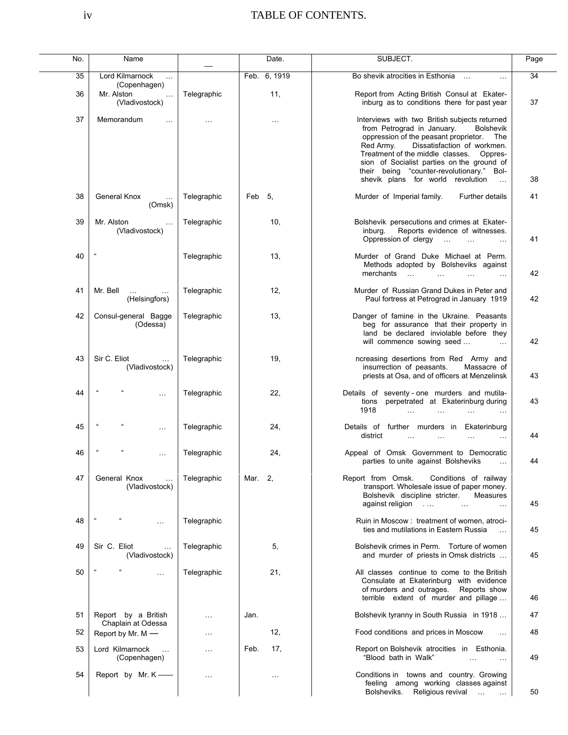# TABLE OF CONTENTS.

| No. | Name | — | Date. | SUBJECT. | Page |
|---|---|---|---|---|---|
| 35 | Lord Kilmarnock … (Copenhagen) | | Feb. 6, 1919 | Bo shevik atrocities in Esthonia … … | 34 |
| 36 | Mr. Alston … (Vladivostock) | Telegraphic | 11, | Report from Acting British Consul at Ekaterinburg as to conditions there for past year | 37 |
| 37 | Memorandum … | … | … | Interviews with two British subjects returned from Petrograd in January. Bolshevik oppression of the peasant proprietor. The Red Army. Dissatisfaction of workmen. Treatment of the middle classes. Oppression of Socialist parties on the ground of their being "counter-revolutionary." Bolshevik plans for world revolution … | 38 |
| 38 | General Knox … (Omsk) | Telegraphic | Feb 5, | Murder of Imperial family. Further details | 41 |
| 39 | Mr. Alston … (Vladivostock) | Telegraphic | 10, | Bolshevik persecutions and crimes at Ekaterinburg. Reports evidence of witnesses. Oppression of clergy … … … | 41 |
| 40 | " | Telegraphic | 13, | Murder of Grand Duke Michael at Perm. Methods adopted by Bolsheviks against merchants … … … … | 42 |
| 41 | Mr. Bell … … (Helsingfors) | Telegraphic | 12, | Murder of Russian Grand Dukes in Peter and Paul fortress at Petrograd in January 1919 | 42 |
| 42 | Consul-general Bagge (Odessa) | Telegraphic | 13, | Danger of famine in the Ukraine. Peasants beg for assurance that their property in land be declared inviolable before they will commence sowing seed … … | 42 |
| 43 | Sir C. Eliot … (Vladivostock) | Telegraphic | 19, | ncreasing desertions from Red Army and insurrection of peasants. Massacre of priests at Osa, and of officers at Menzelinsk | 43 |
| 44 | " " … | Telegraphic | 22, | Details of seventy-one murders and mutilations perpetrated at Ekaterinburg during 1918 … … … … | 43 |
| 45 | " " … | Telegraphic | 24, | Details of further murders in Ekaterinburg district … … … … | 44 |
| 46 | " " … | Telegraphic | 24, | Appeal of Omsk Government to Democratic parties to unite against Bolsheviks … | 44 |
| 47 | General Knox … (Vladivostock) | Telegraphic | Mar. 2, | Report from Omsk. Conditions of railway transport. Wholesale issue of paper money. Bolshevik discipline stricter. Measures against religion . … … … | 45 |
| 48 | " " … | Telegraphic | | Ruin in Moscow : treatment of women, atrocities and mutilations in Eastern Russia … | 45 |
| 49 | Sir C. Eliot … (Vladivostock) | Telegraphic | 5, | Bolshevik crimes in Perm. Torture of women and murder of priests in Omsk districts … | 45 |
| 50 | " " … | Telegraphic | 21, | All classes continue to come to the British Consulate at Ekaterinburg with evidence of murders and outrages. Reports show terrible extent of murder and pillage … | 46 |
| 51 | Report by a British Chaplain at Odessa | … | Jan. | Bolshevik tyranny in South Russia in 1918 … | 47 |
| 52 | Report by Mr. M — | … | 12, | Food conditions and prices in Moscow … | 48 |
| 53 | Lord Kilmarnock … (Copenhagen) | … | Feb. 17, | Report on Bolshevik atrocities in Esthonia. "Blood bath in Walk" … … | 49 |
| 54 | Report by Mr. K —— | … | … | Conditions in towns and country. Growing feeling among working classes against Bolsheviks. Religious revival … … | 50 |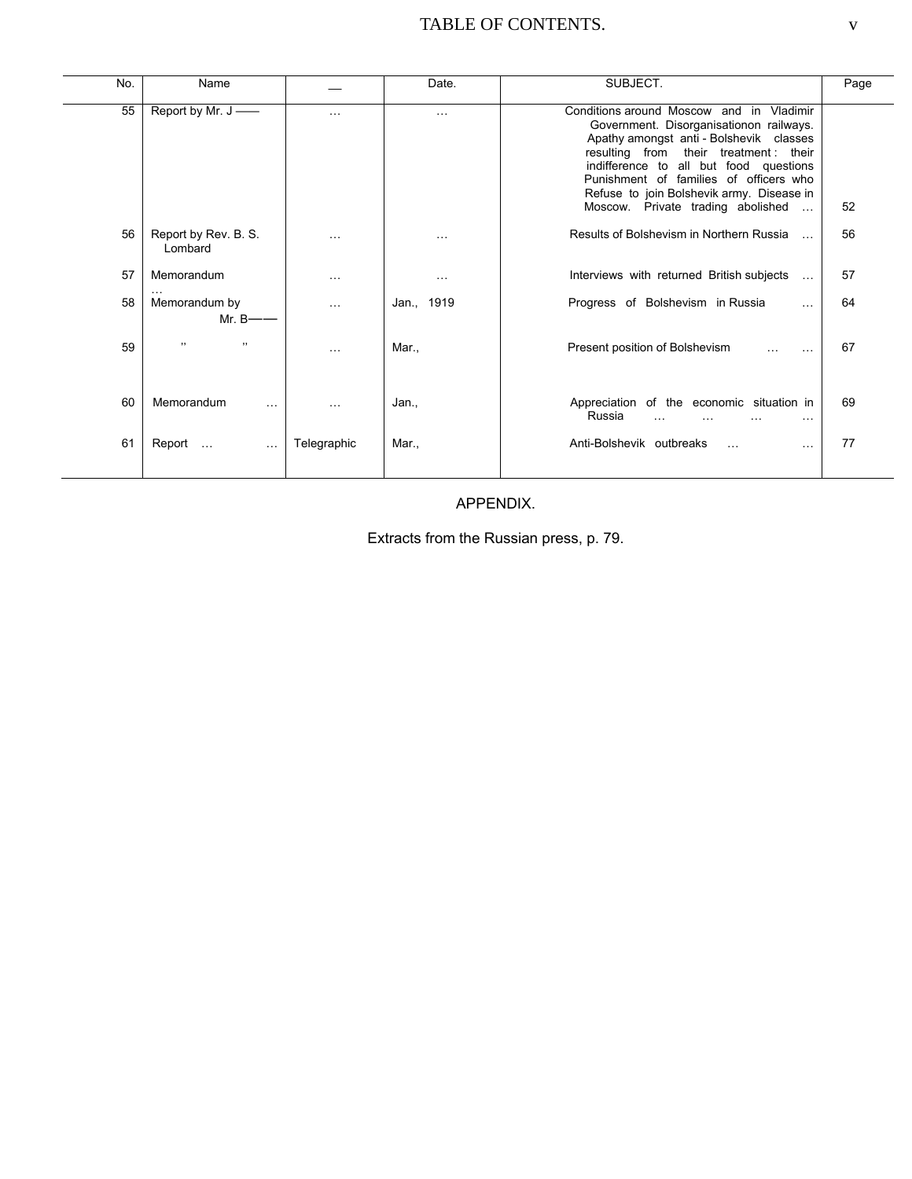# TABLE OF CONTENTS.

| No. | Name | — | Date. | SUBJECT. | Page |
|---|---|---|---|---|---|
| 55 | Report by Mr. J —— | … | … | Conditions around Moscow and in Vladimir Government. Disorganisationon railways. Apathy amongst anti - Bolshevik classes resulting from their treatment : their indifference to all but food questions Punishment of families of officers who Refuse to join Bolshevik army. Disease in Moscow. Private trading abolished … | 52 |
| 56 | Report by Rev. B. S. Lombard | … | … | Results of Bolshevism in Northern Russia … | 56 |
| 57 | Memorandum … | … | … | Interviews with returned British subjects … | 57 |
| 58 | Memorandum by Mr. B—— | … | Jan., 1919 | Progress of Bolshevism in Russia … | 64 |
| 59 | ,, ,, | … | Mar., | Present position of Bolshevism … … | 67 |
| 60 | Memorandum … | … | Jan., | Appreciation of the economic situation in Russia … … … … | 69 |
| 61 | Report … … | Telegraphic | Mar., | Anti-Bolshevik outbreaks … … | 77 |

## APPENDIX.

Extracts from the Russian press, p. 79.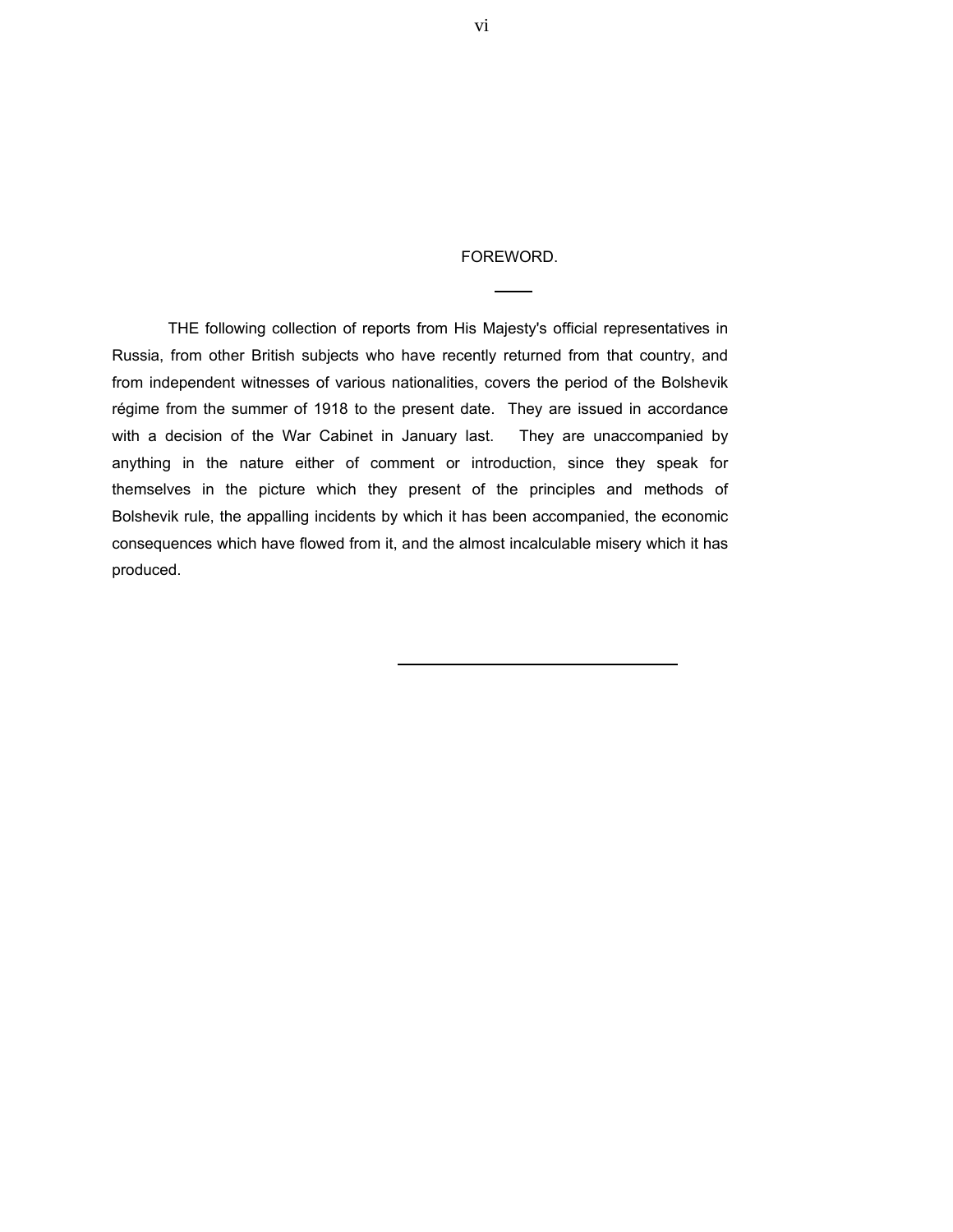# FOREWORD.

THE following collection of reports from His Majesty's official representatives in Russia, from other British subjects who have recently returned from that country, and from independent witnesses of various nationalities, covers the period of the Bolshevik régime from the summer of 1918 to the present date. They are issued in accordance with a decision of the War Cabinet in January last. They are unaccompanied by anything in the nature either of comment or introduction, since they speak for themselves in the picture which they present of the principles and methods of Bolshevik rule, the appalling incidents by which it has been accompanied, the economic consequences which have flowed from it, and the almost incalculable misery which it has produced.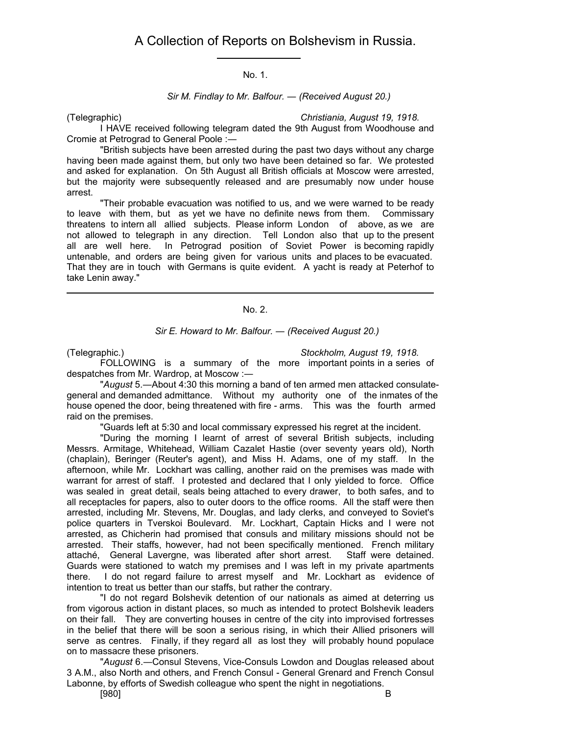# A Collection of Reports on Bolshevism in Russia.

---

No. 1.

*Sir M. Findlay to Mr. Balfour. — (Received August 20.)*

(Telegraphic) *Christiania, August 19, 1918.*

I HAVE received following telegram dated the 9th August from Woodhouse and Cromie at Petrograd to General Poole :—

"British subjects have been arrested during the past two days without any charge having been made against them, but only two have been detained so far. We protested and asked for explanation. On 5th August all British officials at Moscow were arrested, but the majority were subsequently released and are presumably now under house arrest.

"Their probable evacuation was notified to us, and we were warned to be ready to leave with them, but as yet we have no definite news from them. Commissary threatens to intern all allied subjects. Please inform London of above, as we are not allowed to telegraph in any direction. Tell London also that up to the present all are well here. In Petrograd position of Soviet Power is becoming rapidly untenable, and orders are being given for various units and places to be evacuated. That they are in touch with Germans is quite evident. A yacht is ready at Peterhof to take Lenin away."

---

No. 2.

*Sir E. Howard to Mr. Balfour. — (Received August 20.)*

(Telegraphic.) *Stockholm, August 19, 1918.*

FOLLOWING is a summary of the more important points in a series of despatches from Mr. Wardrop, at Moscow :—

"*August* 5.—About 4:30 this morning a band of ten armed men attacked consulate-general and demanded admittance. Without my authority one of the inmates of the house opened the door, being threatened with fire - arms. This was the fourth armed raid on the premises.

"Guards left at 5:30 and local commissary expressed his regret at the incident.

"During the morning I learnt of arrest of several British subjects, including Messrs. Armitage, Whitehead, William Cazalet Hastie (over seventy years old), North (chaplain), Beringer (Reuter's agent), and Miss H. Adams, one of my staff. In the afternoon, while Mr. Lockhart was calling, another raid on the premises was made with warrant for arrest of staff. I protested and declared that I only yielded to force. Office was sealed in great detail, seals being attached to every drawer, to both safes, and to all receptacles for papers, also to outer doors to the office rooms. All the staff were then arrested, including Mr. Stevens, Mr. Douglas, and lady clerks, and conveyed to Soviet's police quarters in Tverskoi Boulevard. Mr. Lockhart, Captain Hicks and I were not arrested, as Chicherin had promised that consuls and military missions should not be arrested. Their staffs, however, had not been specifically mentioned. French military attaché, General Lavergne, was liberated after short arrest. Staff were detained. Guards were stationed to watch my premises and I was left in my private apartments there. I do not regard failure to arrest myself and Mr. Lockhart as evidence of intention to treat us better than our staffs, but rather the contrary.

"I do not regard Bolshevik detention of our nationals as aimed at deterring us from vigorous action in distant places, so much as intended to protect Bolshevik leaders on their fall. They are converting houses in centre of the city into improvised fortresses in the belief that there will be soon a serious rising, in which their Allied prisoners will serve as centres. Finally, if they regard all as lost they will probably hound populace on to massacre these prisoners.

"*August* 6.—Consul Stevens, Vice-Consuls Lowdon and Douglas released about 3 A.M., also North and others, and French Consul - General Grenard and French Consul Labonne, by efforts of Swedish colleague who spent the night in negotiations.

[980] B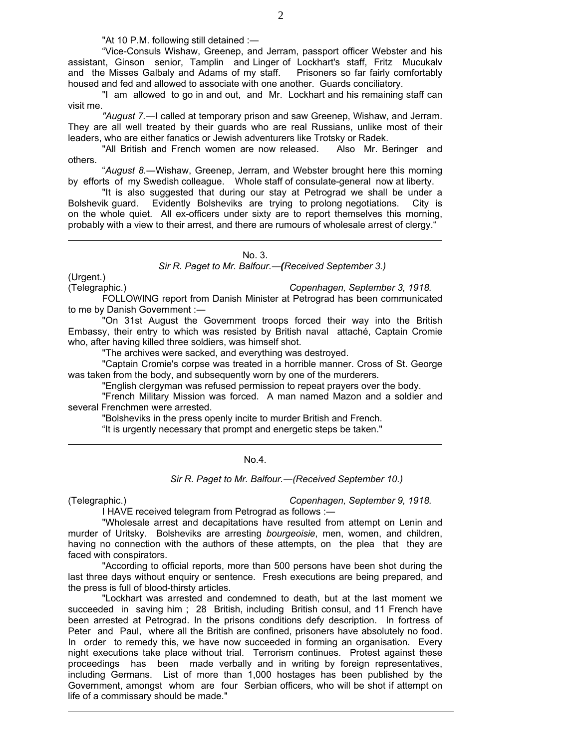"At 10 P.M. following still detained :—

"Vice-Consuls Wishaw, Greenep, and Jerram, passport officer Webster and his assistant, Ginson senior, Tamplin and Linger of Lockhart's staff, Fritz Mucukalv and the Misses Galbaly and Adams of my staff. Prisoners so far fairly comfortably housed and fed and allowed to associate with one another. Guards conciliatory.

"I am allowed to go in and out, and Mr. Lockhart and his remaining staff can visit me.

*"August 7.*—I called at temporary prison and saw Greenep, Wishaw, and Jerram. They are all well treated by their guards who are real Russians, unlike most of their leaders, who are either fanatics or Jewish adventurers like Trotsky or Radek.

"All British and French women are now released. Also Mr. Beringer and others.

"*August 8.*—Wishaw, Greenep, Jerram, and Webster brought here this morning by efforts of my Swedish colleague. Whole staff of consulate-general now at liberty.

"It is also suggested that during our stay at Petrograd we shall be under a Bolshevik guard. Evidently Bolsheviks are trying to prolong negotiations. City is on the whole quiet. All ex-officers under sixty are to report themselves this morning, probably with a view to their arrest, and there are rumours of wholesale arrest of clergy."

---

No. 3.

*Sir R. Paget to Mr. Balfour.—(Received September 3.)*

(Urgent.)

(Telegraphic.) *Copenhagen, September 3, 1918.*

FOLLOWING report from Danish Minister at Petrograd has been communicated to me by Danish Government :—

"On 31st August the Government troops forced their way into the British Embassy, their entry to which was resisted by British naval attaché, Captain Cromie who, after having killed three soldiers, was himself shot.

"The archives were sacked, and everything was destroyed.

"Captain Cromie's corpse was treated in a horrible manner. Cross of St. George was taken from the body, and subsequently worn by one of the murderers.

"English clergyman was refused permission to repeat prayers over the body.

"French Military Mission was forced. A man named Mazon and a soldier and several Frenchmen were arrested.

"Bolsheviks in the press openly incite to murder British and French.

"It is urgently necessary that prompt and energetic steps be taken."

---

No.4.

*Sir R. Paget to Mr. Balfour.—(Received September 10.)*

(Telegraphic.) *Copenhagen, September 9, 1918.*

I HAVE received telegram from Petrograd as follows :—

"Wholesale arrest and decapitations have resulted from attempt on Lenin and murder of Uritsky. Bolsheviks are arresting *bourgeoisie*, men, women, and children, having no connection with the authors of these attempts, on the plea that they are faced with conspirators.

"According to official reports, more than 500 persons have been shot during the last three days without enquiry or sentence. Fresh executions are being prepared, and the press is full of blood-thirsty articles.

"Lockhart was arrested and condemned to death, but at the last moment we succeeded in saving him ; 28 British, including British consul, and 11 French have been arrested at Petrograd. In the prisons conditions defy description. In fortress of Peter and Paul, where all the British are confined, prisoners have absolutely no food. In order to remedy this, we have now succeeded in forming an organisation. Every night executions take place without trial. Terrorism continues. Protest against these proceedings has been made verbally and in writing by foreign representatives, including Germans. List of more than 1,000 hostages has been published by the Government, amongst whom are four Serbian officers, who will be shot if attempt on life of a commissary should be made."

---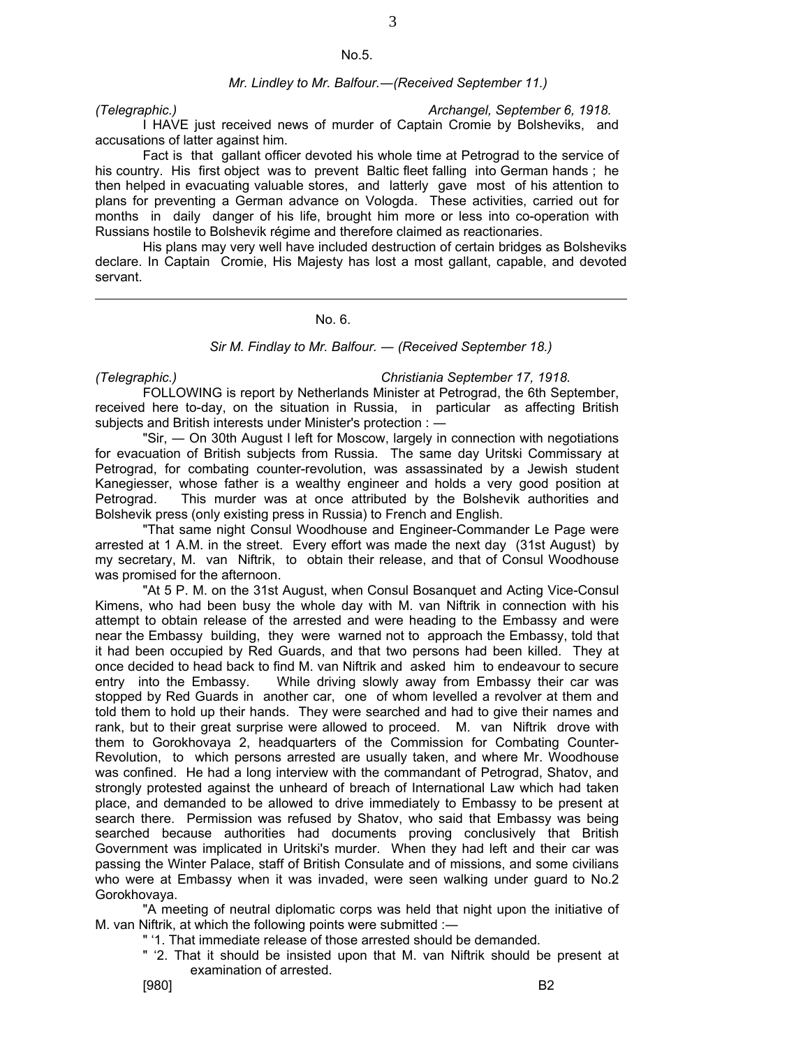## No.5.

*Mr. Lindley to Mr. Balfour.—(Received September 11.)*

*(Telegraphic.)* *Archangel, September 6, 1918.*

I HAVE just received news of murder of Captain Cromie by Bolsheviks, and accusations of latter against him.

Fact is that gallant officer devoted his whole time at Petrograd to the service of his country. His first object was to prevent Baltic fleet falling into German hands ; he then helped in evacuating valuable stores, and latterly gave most of his attention to plans for preventing a German advance on Vologda. These activities, carried out for months in daily danger of his life, brought him more or less into co-operation with Russians hostile to Bolshevik régime and therefore claimed as reactionaries.

His plans may very well have included destruction of certain bridges as Bolsheviks declare. In Captain Cromie, His Majesty has lost a most gallant, capable, and devoted servant.

---

## No. 6.

*Sir M. Findlay to Mr. Balfour. — (Received September 18.)*

*(Telegraphic.)* *Christiania September 17, 1918.*

FOLLOWING is report by Netherlands Minister at Petrograd, the 6th September, received here to-day, on the situation in Russia, in particular as affecting British subjects and British interests under Minister's protection : —

"Sir, — On 30th August I left for Moscow, largely in connection with negotiations for evacuation of British subjects from Russia. The same day Uritski Commissary at Petrograd, for combating counter-revolution, was assassinated by a Jewish student Kanegiesser, whose father is a wealthy engineer and holds a very good position at Petrograd. This murder was at once attributed by the Bolshevik authorities and Bolshevik press (only existing press in Russia) to French and English.

"That same night Consul Woodhouse and Engineer-Commander Le Page were arrested at 1 A.M. in the street. Every effort was made the next day (31st August) by my secretary, M. van Niftrik, to obtain their release, and that of Consul Woodhouse was promised for the afternoon.

"At 5 P. M. on the 31st August, when Consul Bosanquet and Acting Vice-Consul Kimens, who had been busy the whole day with M. van Niftrik in connection with his attempt to obtain release of the arrested and were heading to the Embassy and were near the Embassy building, they were warned not to approach the Embassy, told that it had been occupied by Red Guards, and that two persons had been killed. They at once decided to head back to find M. van Niftrik and asked him to endeavour to secure entry into the Embassy. While driving slowly away from Embassy their car was stopped by Red Guards in another car, one of whom levelled a revolver at them and told them to hold up their hands. They were searched and had to give their names and rank, but to their great surprise were allowed to proceed. M. van Niftrik drove with them to Gorokhovaya 2, headquarters of the Commission for Combating Counter-Revolution, to which persons arrested are usually taken, and where Mr. Woodhouse was confined. He had a long interview with the commandant of Petrograd, Shatov, and strongly protested against the unheard of breach of International Law which had taken place, and demanded to be allowed to drive immediately to Embassy to be present at search there. Permission was refused by Shatov, who said that Embassy was being searched because authorities had documents proving conclusively that British Government was implicated in Uritski's murder. When they had left and their car was passing the Winter Palace, staff of British Consulate and of missions, and some civilians who were at Embassy when it was invaded, were seen walking under guard to No.2 Gorokhovaya.

"A meeting of neutral diplomatic corps was held that night upon the initiative of M. van Niftrik, at which the following points were submitted :—

" '1. That immediate release of those arrested should be demanded.

" '2. That it should be insisted upon that M. van Niftrik should be present at examination of arrested.

[980] B2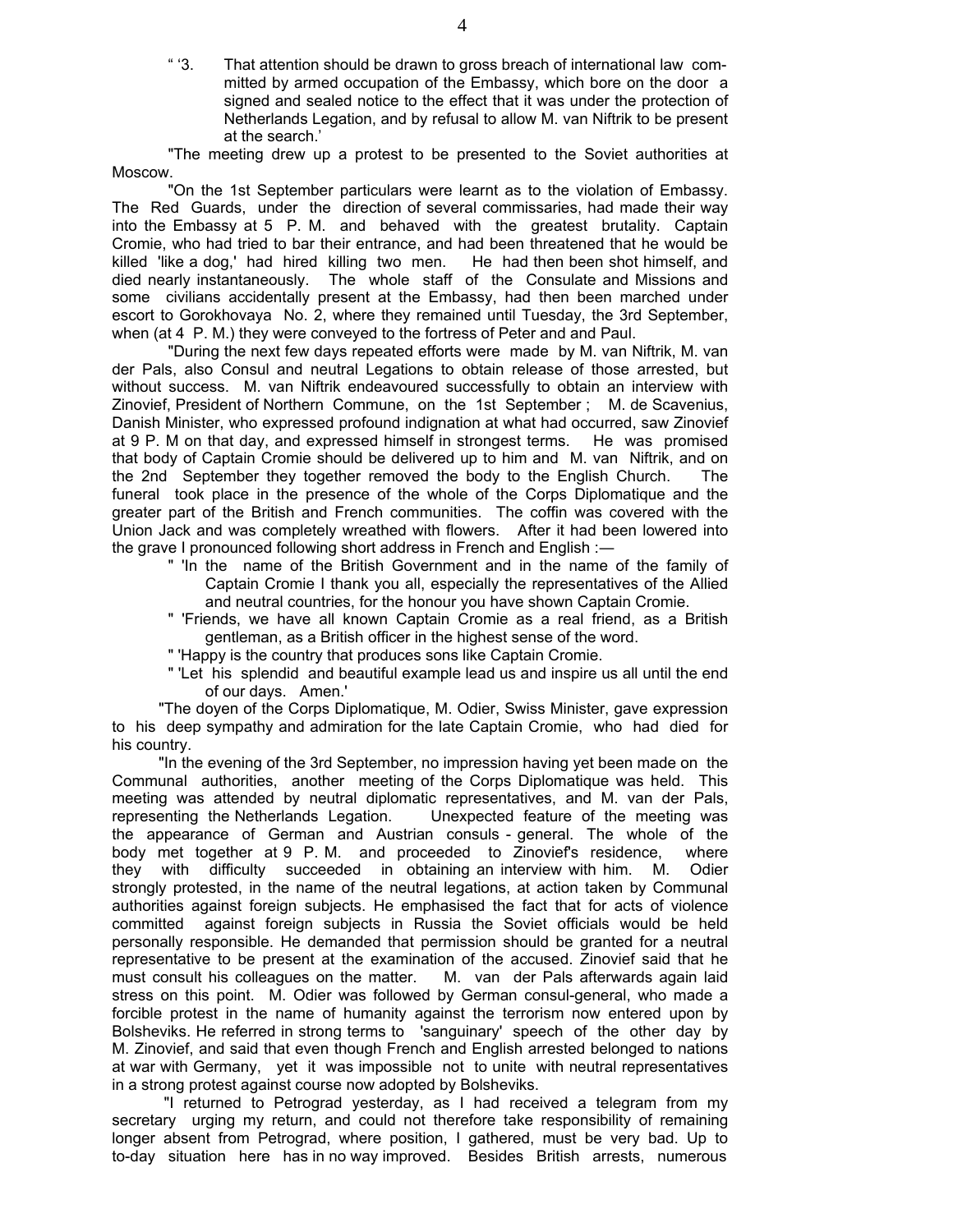" '3. That attention should be drawn to gross breach of international law committed by armed occupation of the Embassy, which bore on the door a signed and sealed notice to the effect that it was under the protection of Netherlands Legation, and by refusal to allow M. van Niftrik to be present at the search.'

"The meeting drew up a protest to be presented to the Soviet authorities at Moscow.

"On the 1st September particulars were learnt as to the violation of Embassy. The Red Guards, under the direction of several commissaries, had made their way into the Embassy at 5 P. M. and behaved with the greatest brutality. Captain Cromie, who had tried to bar their entrance, and had been threatened that he would be killed 'like a dog,' had hired killing two men. He had then been shot himself, and died nearly instantaneously. The whole staff of the Consulate and Missions and some civilians accidentally present at the Embassy, had then been marched under escort to Gorokhovaya No. 2, where they remained until Tuesday, the 3rd September, when (at 4 P. M.) they were conveyed to the fortress of Peter and and Paul.

"During the next few days repeated efforts were made by M. van Niftrik, M. van der Pals, also Consul and neutral Legations to obtain release of those arrested, but without success. M. van Niftrik endeavoured successfully to obtain an interview with Zinovief, President of Northern Commune, on the 1st September ; M. de Scavenius, Danish Minister, who expressed profound indignation at what had occurred, saw Zinovief at 9 P. M on that day, and expressed himself in strongest terms. He was promised that body of Captain Cromie should be delivered up to him and M. van Niftrik, and on the 2nd September they together removed the body to the English Church. The funeral took place in the presence of the whole of the Corps Diplomatique and the greater part of the British and French communities. The coffin was covered with the Union Jack and was completely wreathed with flowers. After it had been lowered into the grave I pronounced following short address in French and English :—

" 'In the name of the British Government and in the name of the family of Captain Cromie I thank you all, especially the representatives of the Allied and neutral countries, for the honour you have shown Captain Cromie.

" 'Friends, we have all known Captain Cromie as a real friend, as a British gentleman, as a British officer in the highest sense of the word.

" 'Happy is the country that produces sons like Captain Cromie.

" 'Let his splendid and beautiful example lead us and inspire us all until the end of our days. Amen.'

"The doyen of the Corps Diplomatique, M. Odier, Swiss Minister, gave expression to his deep sympathy and admiration for the late Captain Cromie, who had died for his country.

"In the evening of the 3rd September, no impression having yet been made on the Communal authorities, another meeting of the Corps Diplomatique was held. This meeting was attended by neutral diplomatic representatives, and M. van der Pals, representing the Netherlands Legation. Unexpected feature of the meeting was the appearance of German and Austrian consuls - general. The whole of the body met together at 9 P. M. and proceeded to Zinovief's residence, where they with difficulty succeeded in obtaining an interview with him. M. Odier strongly protested, in the name of the neutral legations, at action taken by Communal authorities against foreign subjects. He emphasised the fact that for acts of violence committed against foreign subjects in Russia the Soviet officials would be held personally responsible. He demanded that permission should be granted for a neutral representative to be present at the examination of the accused. Zinovief said that he must consult his colleagues on the matter. M. van der Pals afterwards again laid stress on this point. M. Odier was followed by German consul-general, who made a forcible protest in the name of humanity against the terrorism now entered upon by Bolsheviks. He referred in strong terms to 'sanguinary' speech of the other day by M. Zinovief, and said that even though French and English arrested belonged to nations at war with Germany, yet it was impossible not to unite with neutral representatives in a strong protest against course now adopted by Bolsheviks.

"I returned to Petrograd yesterday, as I had received a telegram from my secretary urging my return, and could not therefore take responsibility of remaining longer absent from Petrograd, where position, I gathered, must be very bad. Up to to-day situation here has in no way improved. Besides British arrests, numerous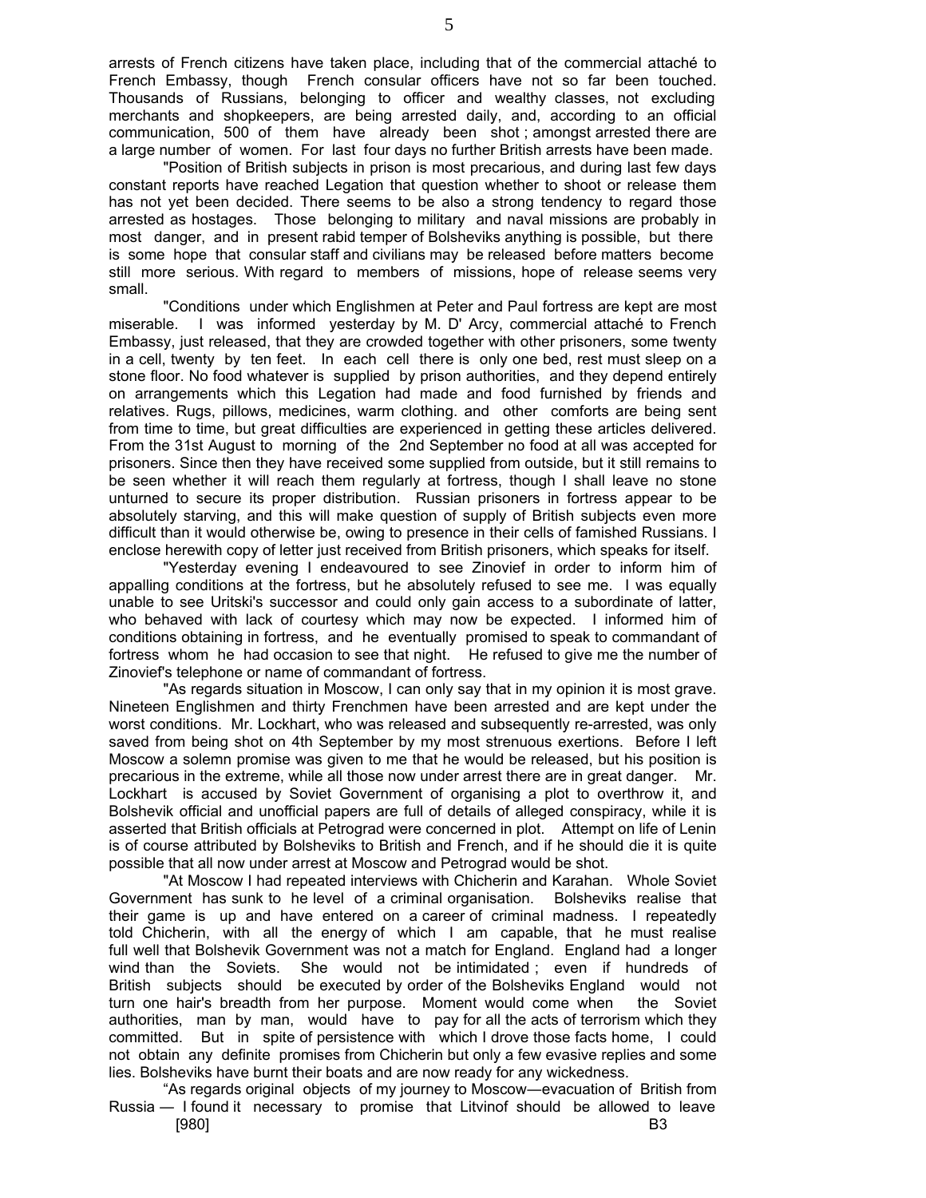arrests of French citizens have taken place, including that of the commercial attaché to French Embassy, though French consular officers have not so far been touched. Thousands of Russians, belonging to officer and wealthy classes, not excluding merchants and shopkeepers, are being arrested daily, and, according to an official communication, 500 of them have already been shot ; amongst arrested there are a large number of women. For last four days no further British arrests have been made.

"Position of British subjects in prison is most precarious, and during last few days constant reports have reached Legation that question whether to shoot or release them has not yet been decided. There seems to be also a strong tendency to regard those arrested as hostages. Those belonging to military and naval missions are probably in most danger, and in present rabid temper of Bolsheviks anything is possible, but there is some hope that consular staff and civilians may be released before matters become still more serious. With regard to members of missions, hope of release seems very small.

"Conditions under which Englishmen at Peter and Paul fortress are kept are most miserable. I was informed yesterday by M. D' Arcy, commercial attaché to French Embassy, just released, that they are crowded together with other prisoners, some twenty in a cell, twenty by ten feet. In each cell there is only one bed, rest must sleep on a stone floor. No food whatever is supplied by prison authorities, and they depend entirely on arrangements which this Legation had made and food furnished by friends and relatives. Rugs, pillows, medicines, warm clothing. and other comforts are being sent from time to time, but great difficulties are experienced in getting these articles delivered. From the 31st August to morning of the 2nd September no food at all was accepted for prisoners. Since then they have received some supplied from outside, but it still remains to be seen whether it will reach them regularly at fortress, though I shall leave no stone unturned to secure its proper distribution. Russian prisoners in fortress appear to be absolutely starving, and this will make question of supply of British subjects even more difficult than it would otherwise be, owing to presence in their cells of famished Russians. I enclose herewith copy of letter just received from British prisoners, which speaks for itself.

"Yesterday evening I endeavoured to see Zinovief in order to inform him of appalling conditions at the fortress, but he absolutely refused to see me. I was equally unable to see Uritski's successor and could only gain access to a subordinate of latter, who behaved with lack of courtesy which may now be expected. I informed him of conditions obtaining in fortress, and he eventually promised to speak to commandant of fortress whom he had occasion to see that night. He refused to give me the number of Zinovief's telephone or name of commandant of fortress.

"As regards situation in Moscow, I can only say that in my opinion it is most grave. Nineteen Englishmen and thirty Frenchmen have been arrested and are kept under the worst conditions. Mr. Lockhart, who was released and subsequently re-arrested, was only saved from being shot on 4th September by my most strenuous exertions. Before I left Moscow a solemn promise was given to me that he would be released, but his position is precarious in the extreme, while all those now under arrest there are in great danger. Mr. Lockhart is accused by Soviet Government of organising a plot to overthrow it, and Bolshevik official and unofficial papers are full of details of alleged conspiracy, while it is asserted that British officials at Petrograd were concerned in plot. Attempt on life of Lenin is of course attributed by Bolsheviks to British and French, and if he should die it is quite possible that all now under arrest at Moscow and Petrograd would be shot.

"At Moscow I had repeated interviews with Chicherin and Karahan. Whole Soviet Government has sunk to he level of a criminal organisation. Bolsheviks realise that their game is up and have entered on a career of criminal madness. I repeatedly told Chicherin, with all the energy of which I am capable, that he must realise full well that Bolshevik Government was not a match for England. England had a longer wind than the Soviets. She would not be intimidated ; even if hundreds of British subjects should be executed by order of the Bolsheviks England would not turn one hair's breadth from her purpose. Moment would come when the Soviet authorities, man by man, would have to pay for all the acts of terrorism which they committed. But in spite of persistence with which I drove those facts home, I could not obtain any definite promises from Chicherin but only a few evasive replies and some lies. Bolsheviks have burnt their boats and are now ready for any wickedness.

"As regards original objects of my journey to Moscow—evacuation of British from Russia — I found it necessary to promise that Litvinof should be allowed to leave

[980] B3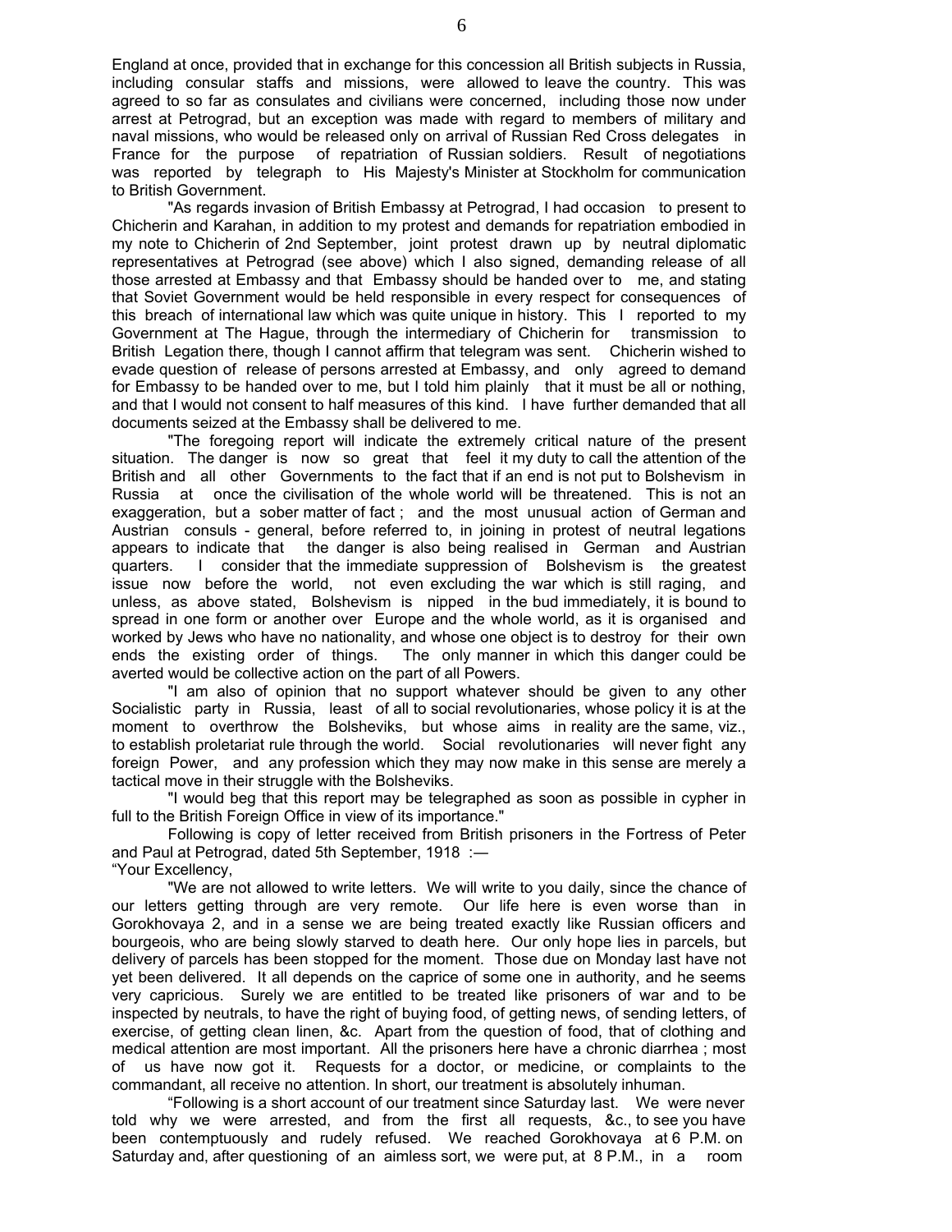England at once, provided that in exchange for this concession all British subjects in Russia, including consular staffs and missions, were allowed to leave the country. This was agreed to so far as consulates and civilians were concerned, including those now under arrest at Petrograd, but an exception was made with regard to members of military and naval missions, who would be released only on arrival of Russian Red Cross delegates in France for the purpose of repatriation of Russian soldiers. Result of negotiations was reported by telegraph to His Majesty's Minister at Stockholm for communication to British Government.

"As regards invasion of British Embassy at Petrograd, I had occasion to present to Chicherin and Karahan, in addition to my protest and demands for repatriation embodied in my note to Chicherin of 2nd September, joint protest drawn up by neutral diplomatic representatives at Petrograd (see above) which I also signed, demanding release of all those arrested at Embassy and that Embassy should be handed over to me, and stating that Soviet Government would be held responsible in every respect for consequences of this breach of international law which was quite unique in history. This I reported to my Government at The Hague, through the intermediary of Chicherin for transmission to British Legation there, though I cannot affirm that telegram was sent. Chicherin wished to evade question of release of persons arrested at Embassy, and only agreed to demand for Embassy to be handed over to me, but I told him plainly that it must be all or nothing, and that I would not consent to half measures of this kind. I have further demanded that all documents seized at the Embassy shall be delivered to me.

"The foregoing report will indicate the extremely critical nature of the present situation. The danger is now so great that feel it my duty to call the attention of the British and all other Governments to the fact that if an end is not put to Bolshevism in Russia at once the civilisation of the whole world will be threatened. This is not an exaggeration, but a sober matter of fact ; and the most unusual action of German and Austrian consuls - general, before referred to, in joining in protest of neutral legations appears to indicate that the danger is also being realised in German and Austrian quarters. I consider that the immediate suppression of Bolshevism is the greatest issue now before the world, not even excluding the war which is still raging, and unless, as above stated, Bolshevism is nipped in the bud immediately, it is bound to spread in one form or another over Europe and the whole world, as it is organised and worked by Jews who have no nationality, and whose one object is to destroy for their own ends the existing order of things. The only manner in which this danger could be averted would be collective action on the part of all Powers.

"I am also of opinion that no support whatever should be given to any other Socialistic party in Russia, least of all to social revolutionaries, whose policy it is at the moment to overthrow the Bolsheviks, but whose aims in reality are the same, viz., to establish proletariat rule through the world. Social revolutionaries will never fight any foreign Power, and any profession which they may now make in this sense are merely a tactical move in their struggle with the Bolsheviks.

"I would beg that this report may be telegraphed as soon as possible in cypher in full to the British Foreign Office in view of its importance."

Following is copy of letter received from British prisoners in the Fortress of Peter and Paul at Petrograd, dated 5th September, 1918 :—

"Your Excellency,

"We are not allowed to write letters. We will write to you daily, since the chance of our letters getting through are very remote. Our life here is even worse than in Gorokhovaya 2, and in a sense we are being treated exactly like Russian officers and bourgeois, who are being slowly starved to death here. Our only hope lies in parcels, but delivery of parcels has been stopped for the moment. Those due on Monday last have not yet been delivered. It all depends on the caprice of some one in authority, and he seems very capricious. Surely we are entitled to be treated like prisoners of war and to be inspected by neutrals, to have the right of buying food, of getting news, of sending letters, of exercise, of getting clean linen, &c. Apart from the question of food, that of clothing and medical attention are most important. All the prisoners here have a chronic diarrhea ; most of us have now got it. Requests for a doctor, or medicine, or complaints to the commandant, all receive no attention. In short, our treatment is absolutely inhuman.

"Following is a short account of our treatment since Saturday last. We were never told why we were arrested, and from the first all requests, &c., to see you have been contemptuously and rudely refused. We reached Gorokhovaya at 6 P.M. on Saturday and, after questioning of an aimless sort, we were put, at 8 P.M., in a room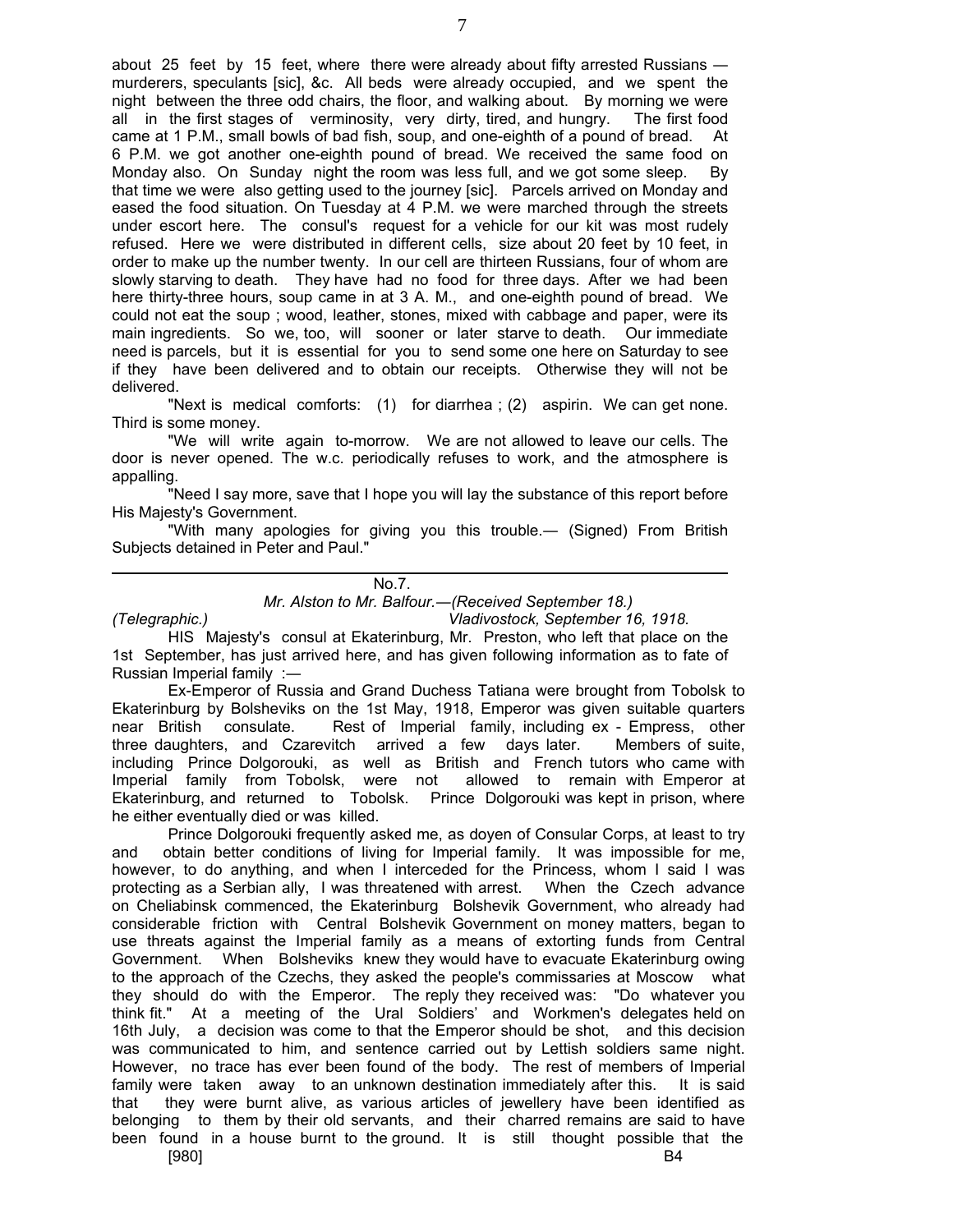about 25 feet by 15 feet, where there were already about fifty arrested Russians — murderers, speculants [sic], &c. All beds were already occupied, and we spent the night between the three odd chairs, the floor, and walking about. By morning we were all in the first stages of verminosity, very dirty, tired, and hungry. The first food came at 1 P.M., small bowls of bad fish, soup, and one-eighth of a pound of bread. At 6 P.M. we got another one-eighth pound of bread. We received the same food on Monday also. On Sunday night the room was less full, and we got some sleep. By that time we were also getting used to the journey [sic]. Parcels arrived on Monday and eased the food situation. On Tuesday at 4 P.M. we were marched through the streets under escort here. The consul's request for a vehicle for our kit was most rudely refused. Here we were distributed in different cells, size about 20 feet by 10 feet, in order to make up the number twenty. In our cell are thirteen Russians, four of whom are slowly starving to death. They have had no food for three days. After we had been here thirty-three hours, soup came in at 3 A. M., and one-eighth pound of bread. We could not eat the soup ; wood, leather, stones, mixed with cabbage and paper, were its main ingredients. So we, too, will sooner or later starve to death. Our immediate need is parcels, but it is essential for you to send some one here on Saturday to see if they have been delivered and to obtain our receipts. Otherwise they will not be delivered.

"Next is medical comforts: (1) for diarrhea ; (2) aspirin. We can get none. Third is some money.

"We will write again to-morrow. We are not allowed to leave our cells. The door is never opened. The w.c. periodically refuses to work, and the atmosphere is appalling.

"Need I say more, save that I hope you will lay the substance of this report before His Majesty's Government.

"With many apologies for giving you this trouble.— (Signed) From British Subjects detained in Peter and Paul."

---

No.7.

*Mr. Alston to Mr. Balfour.—(Received September 18.)*

*(Telegraphic.)* *Vladivostock, September 16, 1918.*

HIS Majesty's consul at Ekaterinburg, Mr. Preston, who left that place on the 1st September, has just arrived here, and has given following information as to fate of Russian Imperial family :—

Ex-Emperor of Russia and Grand Duchess Tatiana were brought from Tobolsk to Ekaterinburg by Bolsheviks on the 1st May, 1918, Emperor was given suitable quarters near British consulate. Rest of Imperial family, including ex - Empress, other three daughters, and Czarevitch arrived a few days later. Members of suite, including Prince Dolgorouki, as well as British and French tutors who came with Imperial family from Tobolsk, were not allowed to remain with Emperor at Ekaterinburg, and returned to Tobolsk. Prince Dolgorouki was kept in prison, where he either eventually died or was killed.

Prince Dolgorouki frequently asked me, as doyen of Consular Corps, at least to try and obtain better conditions of living for Imperial family. It was impossible for me, however, to do anything, and when I interceded for the Princess, whom I said I was protecting as a Serbian ally, I was threatened with arrest. When the Czech advance on Cheliabinsk commenced, the Ekaterinburg Bolshevik Government, who already had considerable friction with Central Bolshevik Government on money matters, began to use threats against the Imperial family as a means of extorting funds from Central Government. When Bolsheviks knew they would have to evacuate Ekaterinburg owing to the approach of the Czechs, they asked the people's commissaries at Moscow what they should do with the Emperor. The reply they received was: "Do whatever you think fit." At a meeting of the Ural Soldiers' and Workmen's delegates held on 16th July, a decision was come to that the Emperor should be shot, and this decision was communicated to him, and sentence carried out by Lettish soldiers same night. However, no trace has ever been found of the body. The rest of members of Imperial family were taken away to an unknown destination immediately after this. It is said that they were burnt alive, as various articles of jewellery have been identified as belonging to them by their old servants, and their charred remains are said to have been found in a house burnt to the ground. It is still thought possible that the

[980] B4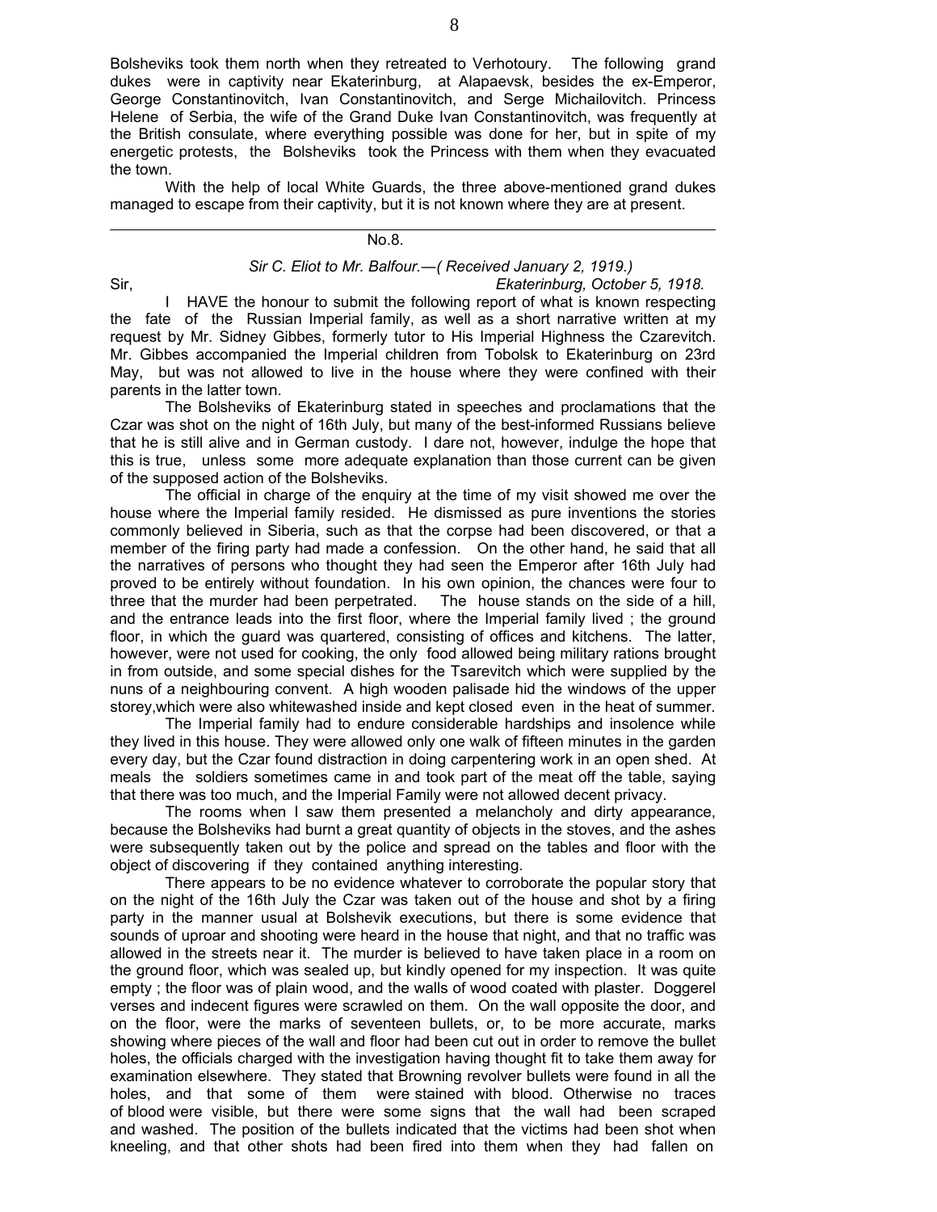Bolsheviks took them north when they retreated to Verhotoury. The following grand dukes were in captivity near Ekaterinburg, at Alapaevsk, besides the ex-Emperor, George Constantinovitch, Ivan Constantinovitch, and Serge Michailovitch. Princess Helene of Serbia, the wife of the Grand Duke Ivan Constantinovitch, was frequently at the British consulate, where everything possible was done for her, but in spite of my energetic protests, the Bolsheviks took the Princess with them when they evacuated the town.

With the help of local White Guards, the three above-mentioned grand dukes managed to escape from their captivity, but it is not known where they are at present.

---

No.8.

*Sir C. Eliot to Mr. Balfour.—( Received January 2, 1919.)*

Sir, *Ekaterinburg, October 5, 1918.*

I HAVE the honour to submit the following report of what is known respecting the fate of the Russian Imperial family, as well as a short narrative written at my request by Mr. Sidney Gibbes, formerly tutor to His Imperial Highness the Czarevitch. Mr. Gibbes accompanied the Imperial children from Tobolsk to Ekaterinburg on 23rd May, but was not allowed to live in the house where they were confined with their parents in the latter town.

The Bolsheviks of Ekaterinburg stated in speeches and proclamations that the Czar was shot on the night of 16th July, but many of the best-informed Russians believe that he is still alive and in German custody. I dare not, however, indulge the hope that this is true, unless some more adequate explanation than those current can be given of the supposed action of the Bolsheviks.

The official in charge of the enquiry at the time of my visit showed me over the house where the Imperial family resided. He dismissed as pure inventions the stories commonly believed in Siberia, such as that the corpse had been discovered, or that a member of the firing party had made a confession. On the other hand, he said that all the narratives of persons who thought they had seen the Emperor after 16th July had proved to be entirely without foundation. In his own opinion, the chances were four to three that the murder had been perpetrated. The house stands on the side of a hill, and the entrance leads into the first floor, where the Imperial family lived ; the ground floor, in which the guard was quartered, consisting of offices and kitchens. The latter, however, were not used for cooking, the only food allowed being military rations brought in from outside, and some special dishes for the Tsarevitch which were supplied by the nuns of a neighbouring convent. A high wooden palisade hid the windows of the upper storey,which were also whitewashed inside and kept closed even in the heat of summer.

The Imperial family had to endure considerable hardships and insolence while they lived in this house. They were allowed only one walk of fifteen minutes in the garden every day, but the Czar found distraction in doing carpentering work in an open shed. At meals the soldiers sometimes came in and took part of the meat off the table, saying that there was too much, and the Imperial Family were not allowed decent privacy.

The rooms when I saw them presented a melancholy and dirty appearance, because the Bolsheviks had burnt a great quantity of objects in the stoves, and the ashes were subsequently taken out by the police and spread on the tables and floor with the object of discovering if they contained anything interesting.

There appears to be no evidence whatever to corroborate the popular story that on the night of the 16th July the Czar was taken out of the house and shot by a firing party in the manner usual at Bolshevik executions, but there is some evidence that sounds of uproar and shooting were heard in the house that night, and that no traffic was allowed in the streets near it. The murder is believed to have taken place in a room on the ground floor, which was sealed up, but kindly opened for my inspection. It was quite empty ; the floor was of plain wood, and the walls of wood coated with plaster. Doggerel verses and indecent figures were scrawled on them. On the wall opposite the door, and on the floor, were the marks of seventeen bullets, or, to be more accurate, marks showing where pieces of the wall and floor had been cut out in order to remove the bullet holes, the officials charged with the investigation having thought fit to take them away for examination elsewhere. They stated that Browning revolver bullets were found in all the holes, and that some of them were stained with blood. Otherwise no traces of blood were visible, but there were some signs that the wall had been scraped and washed. The position of the bullets indicated that the victims had been shot when kneeling, and that other shots had been fired into them when they had fallen on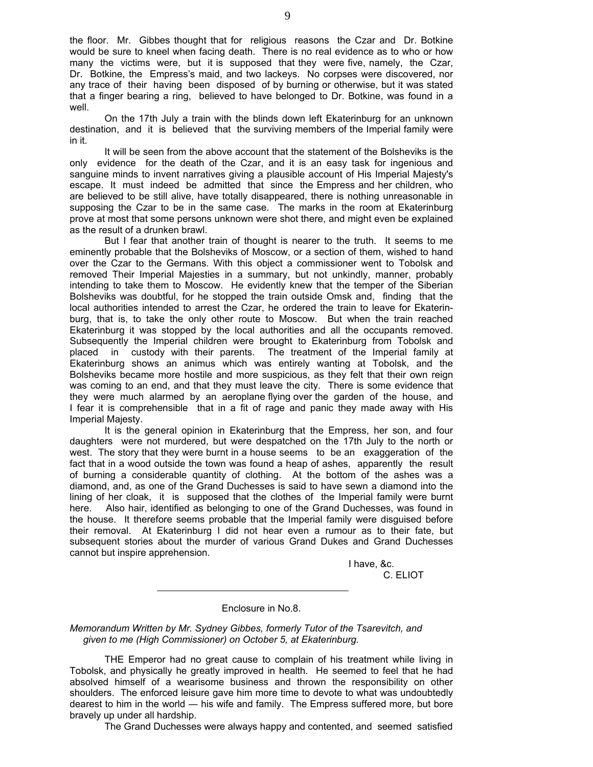the floor. Mr. Gibbes thought that for religious reasons the Czar and Dr. Botkine would be sure to kneel when facing death. There is no real evidence as to who or how many the victims were, but it is supposed that they were five, namely, the Czar, Dr. Botkine, the Empress's maid, and two lackeys. No corpses were discovered, nor any trace of their having been disposed of by burning or otherwise, but it was stated that a finger bearing a ring, believed to have belonged to Dr. Botkine, was found in a well.

On the 17th July a train with the blinds down left Ekaterinburg for an unknown destination, and it is believed that the surviving members of the Imperial family were in it.

It will be seen from the above account that the statement of the Bolsheviks is the only evidence for the death of the Czar, and it is an easy task for ingenious and sanguine minds to invent narratives giving a plausible account of His Imperial Majesty's escape. It must indeed be admitted that since the Empress and her children, who are believed to be still alive, have totally disappeared, there is nothing unreasonable in supposing the Czar to be in the same case. The marks in the room at Ekaterinburg prove at most that some persons unknown were shot there, and might even be explained as the result of a drunken brawl.

But I fear that another train of thought is nearer to the truth. It seems to me eminently probable that the Bolsheviks of Moscow, or a section of them, wished to hand over the Czar to the Germans. With this object a commissioner went to Tobolsk and removed Their Imperial Majesties in a summary, but not unkindly, manner, probably intending to take them to Moscow. He evidently knew that the temper of the Siberian Bolsheviks was doubtful, for he stopped the train outside Omsk and, finding that the local authorities intended to arrest the Czar, he ordered the train to leave for Ekaterinburg, that is, to take the only other route to Moscow. But when the train reached Ekaterinburg it was stopped by the local authorities and all the occupants removed. Subsequently the Imperial children were brought to Ekaterinburg from Tobolsk and placed in custody with their parents. The treatment of the Imperial family at Ekaterinburg shows an animus which was entirely wanting at Tobolsk, and the Bolsheviks became more hostile and more suspicious, as they felt that their own reign was coming to an end, and that they must leave the city. There is some evidence that they were much alarmed by an aeroplane flying over the garden of the house, and I fear it is comprehensible that in a fit of rage and panic they made away with His Imperial Majesty.

It is the general opinion in Ekaterinburg that the Empress, her son, and four daughters were not murdered, but were despatched on the 17th July to the north or west. The story that they were burnt in a house seems to be an exaggeration of the fact that in a wood outside the town was found a heap of ashes, apparently the result of burning a considerable quantity of clothing. At the bottom of the ashes was a diamond, and, as one of the Grand Duchesses is said to have sewn a diamond into the lining of her cloak, it is supposed that the clothes of the Imperial family were burnt here. Also hair, identified as belonging to one of the Grand Duchesses, was found in the house. It therefore seems probable that the Imperial family were disguised before their removal. At Ekaterinburg I did not hear even a rumour as to their fate, but subsequent stories about the murder of various Grand Dukes and Grand Duchesses cannot but inspire apprehension.

I have, &c.
C. ELIOT

---

Enclosure in No.8.

*Memorandum Written by Mr. Sydney Gibbes, formerly Tutor of the Tsarevitch, and given to me (High Commissioner) on October 5, at Ekaterinburg.*

THE Emperor had no great cause to complain of his treatment while living in Tobolsk, and physically he greatly improved in health. He seemed to feel that he had absolved himself of a wearisome business and thrown the responsibility on other shoulders. The enforced leisure gave him more time to devote to what was undoubtedly dearest to him in the world — his wife and family. The Empress suffered more, but bore bravely up under all hardship.

The Grand Duchesses were always happy and contented, and seemed satisfied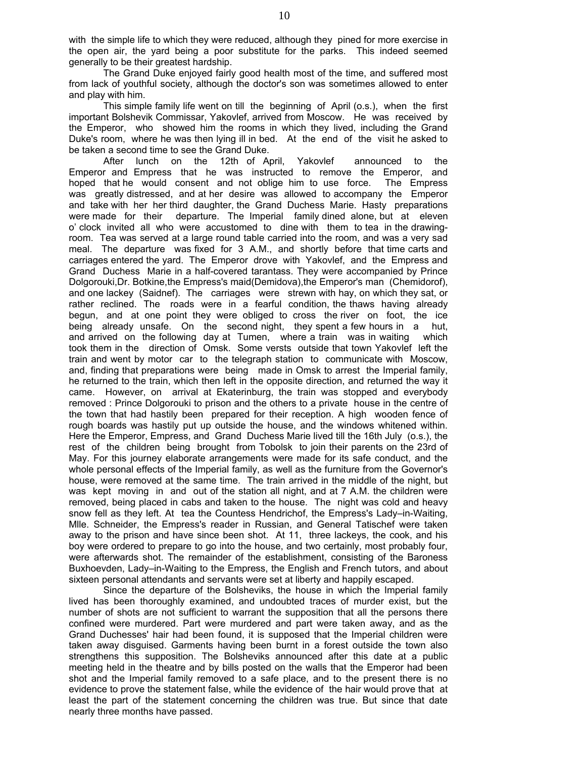with the simple life to which they were reduced, although they pined for more exercise in the open air, the yard being a poor substitute for the parks. This indeed seemed generally to be their greatest hardship.

The Grand Duke enjoyed fairly good health most of the time, and suffered most from lack of youthful society, although the doctor's son was sometimes allowed to enter and play with him.

This simple family life went on till the beginning of April (o.s.), when the first important Bolshevik Commissar, Yakovlef, arrived from Moscow. He was received by the Emperor, who showed him the rooms in which they lived, including the Grand Duke's room, where he was then lying ill in bed. At the end of the visit he asked to be taken a second time to see the Grand Duke.

After lunch on the 12th of April, Yakovlef announced to the Emperor and Empress that he was instructed to remove the Emperor, and hoped that he would consent and not oblige him to use force. The Empress was greatly distressed, and at her desire was allowed to accompany the Emperor and take with her her third daughter, the Grand Duchess Marie. Hasty preparations were made for their departure. The Imperial family dined alone, but at eleven o' clock invited all who were accustomed to dine with them to tea in the drawing-room. Tea was served at a large round table carried into the room, and was a very sad meal. The departure was fixed for 3 A.M., and shortly before that time carts and carriages entered the yard. The Emperor drove with Yakovlef, and the Empress and Grand Duchess Marie in a half-covered tarantass. They were accompanied by Prince Dolgorouki,Dr. Botkine,the Empress's maid(Demidova),the Emperor's man (Chemidorof), and one lackey (Saidnef). The carriages were strewn with hay, on which they sat, or rather reclined. The roads were in a fearful condition, the thaws having already begun, and at one point they were obliged to cross the river on foot, the ice being already unsafe. On the second night, they spent a few hours in a hut, and arrived on the following day at Tumen, where a train was in waiting which took them in the direction of Omsk. Some versts outside that town Yakovlef left the train and went by motor car to the telegraph station to communicate with Moscow, and, finding that preparations were being made in Omsk to arrest the Imperial family, he returned to the train, which then left in the opposite direction, and returned the way it came. However, on arrival at Ekaterinburg, the train was stopped and everybody removed : Prince Dolgorouki to prison and the others to a private house in the centre of the town that had hastily been prepared for their reception. A high wooden fence of rough boards was hastily put up outside the house, and the windows whitened within. Here the Emperor, Empress, and Grand Duchess Marie lived till the 16th July (o.s.), the rest of the children being brought from Tobolsk to join their parents on the 23rd of May. For this journey elaborate arrangements were made for its safe conduct, and the whole personal effects of the Imperial family, as well as the furniture from the Governor's house, were removed at the same time. The train arrived in the middle of the night, but was kept moving in and out of the station all night, and at 7 A.M. the children were removed, being placed in cabs and taken to the house. The night was cold and heavy snow fell as they left. At tea the Countess Hendrichof, the Empress's Lady–in-Waiting, Mlle. Schneider, the Empress's reader in Russian, and General Tatischef were taken away to the prison and have since been shot. At 11, three lackeys, the cook, and his boy were ordered to prepare to go into the house, and two certainly, most probably four, were afterwards shot. The remainder of the establishment, consisting of the Baroness Buxhoevden, Lady–in-Waiting to the Empress, the English and French tutors, and about sixteen personal attendants and servants were set at liberty and happily escaped.

Since the departure of the Bolsheviks, the house in which the Imperial family lived has been thoroughly examined, and undoubted traces of murder exist, but the number of shots are not sufficient to warrant the supposition that all the persons there confined were murdered. Part were murdered and part were taken away, and as the Grand Duchesses' hair had been found, it is supposed that the Imperial children were taken away disguised. Garments having been burnt in a forest outside the town also strengthens this supposition. The Bolsheviks announced after this date at a public meeting held in the theatre and by bills posted on the walls that the Emperor had been shot and the Imperial family removed to a safe place, and to the present there is no evidence to prove the statement false, while the evidence of the hair would prove that at least the part of the statement concerning the children was true. But since that date nearly three months have passed.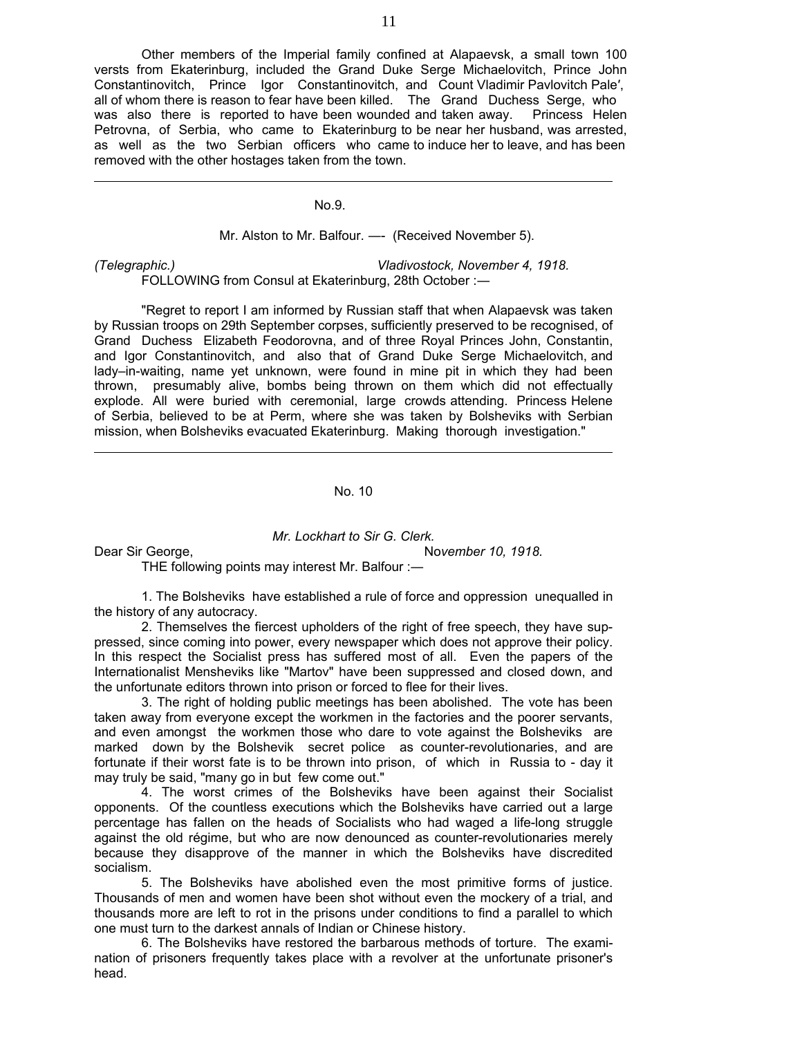Other members of the Imperial family confined at Alapaevsk, a small town 100 versts from Ekaterinburg, included the Grand Duke Serge Michaelovitch, Prince John Constantinovitch, Prince Igor Constantinovitch, and Count Vladimir Pavlovitch Pale′, all of whom there is reason to fear have been killed. The Grand Duchess Serge, who was also there is reported to have been wounded and taken away. Princess Helen Petrovna, of Serbia, who came to Ekaterinburg to be near her husband, was arrested, as well as the two Serbian officers who came to induce her to leave, and has been removed with the other hostages taken from the town.

---

No.9.

Mr. Alston to Mr. Balfour. —- (Received November 5).

*(Telegraphic.)* *Vladivostock, November 4, 1918.*

FOLLOWING from Consul at Ekaterinburg, 28th October :—

"Regret to report I am informed by Russian staff that when Alapaevsk was taken by Russian troops on 29th September corpses, sufficiently preserved to be recognised, of Grand Duchess Elizabeth Feodorovna, and of three Royal Princes John, Constantin, and Igor Constantinovitch, and also that of Grand Duke Serge Michaelovitch, and lady–in-waiting, name yet unknown, were found in mine pit in which they had been thrown, presumably alive, bombs being thrown on them which did not effectually explode. All were buried with ceremonial, large crowds attending. Princess Helene of Serbia, believed to be at Perm, where she was taken by Bolsheviks with Serbian mission, when Bolsheviks evacuated Ekaterinburg. Making thorough investigation."

---

No. 10

*Mr. Lockhart to Sir G. Clerk.*

Dear Sir George, N*ovember 10, 1918.*

THE following points may interest Mr. Balfour :—

1. The Bolsheviks have established a rule of force and oppression unequalled in the history of any autocracy.

2. Themselves the fiercest upholders of the right of free speech, they have suppressed, since coming into power, every newspaper which does not approve their policy. In this respect the Socialist press has suffered most of all. Even the papers of the Internationalist Mensheviks like "Martov" have been suppressed and closed down, and the unfortunate editors thrown into prison or forced to flee for their lives.

3. The right of holding public meetings has been abolished. The vote has been taken away from everyone except the workmen in the factories and the poorer servants, and even amongst the workmen those who dare to vote against the Bolsheviks are marked down by the Bolshevik secret police as counter-revolutionaries, and are fortunate if their worst fate is to be thrown into prison, of which in Russia to - day it may truly be said, "many go in but few come out."

4. The worst crimes of the Bolsheviks have been against their Socialist opponents. Of the countless executions which the Bolsheviks have carried out a large percentage has fallen on the heads of Socialists who had waged a life-long struggle against the old régime, but who are now denounced as counter-revolutionaries merely because they disapprove of the manner in which the Bolsheviks have discredited socialism.

5. The Bolsheviks have abolished even the most primitive forms of justice. Thousands of men and women have been shot without even the mockery of a trial, and thousands more are left to rot in the prisons under conditions to find a parallel to which one must turn to the darkest annals of Indian or Chinese history.

6. The Bolsheviks have restored the barbarous methods of torture. The examination of prisoners frequently takes place with a revolver at the unfortunate prisoner's head.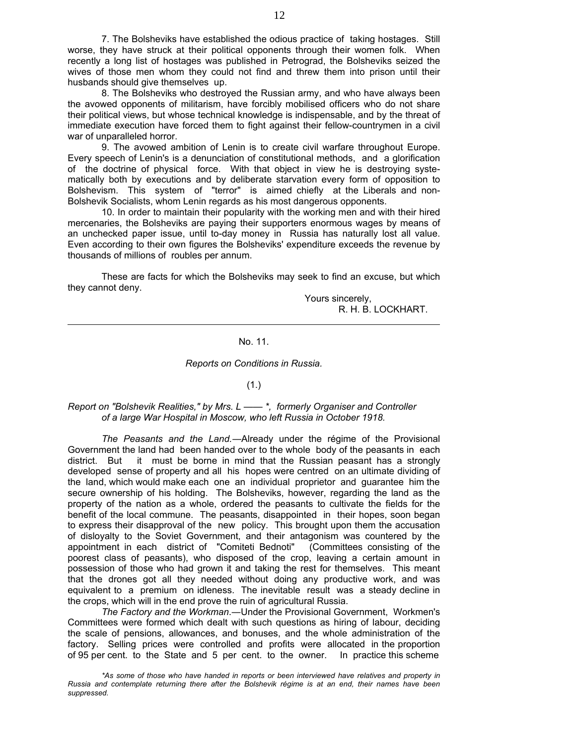7. The Bolsheviks have established the odious practice of taking hostages. Still worse, they have struck at their political opponents through their women folk. When recently a long list of hostages was published in Petrograd, the Bolsheviks seized the wives of those men whom they could not find and threw them into prison until their husbands should give themselves up.

8. The Bolsheviks who destroyed the Russian army, and who have always been the avowed opponents of militarism, have forcibly mobilised officers who do not share their political views, but whose technical knowledge is indispensable, and by the threat of immediate execution have forced them to fight against their fellow-countrymen in a civil war of unparalleled horror.

9. The avowed ambition of Lenin is to create civil warfare throughout Europe. Every speech of Lenin's is a denunciation of constitutional methods, and a glorification of the doctrine of physical force. With that object in view he is destroying systematically both by executions and by deliberate starvation every form of opposition to Bolshevism. This system of "terror" is aimed chiefly at the Liberals and non-Bolshevik Socialists, whom Lenin regards as his most dangerous opponents.

10. In order to maintain their popularity with the working men and with their hired mercenaries, the Bolsheviks are paying their supporters enormous wages by means of an unchecked paper issue, until to-day money in Russia has naturally lost all value. Even according to their own figures the Bolsheviks' expenditure exceeds the revenue by thousands of millions of roubles per annum.

These are facts for which the Bolsheviks may seek to find an excuse, but which they cannot deny.

Yours sincerely,
R. H. B. LOCKHART.

---

## No. 11.

*Reports on Conditions in Russia.*

(1.)

*Report on "Bolshevik Realities," by Mrs. L —— \*, formerly Organiser and Controller of a large War Hospital in Moscow, who left Russia in October 1918.*

*The Peasants and the Land.*—Already under the régime of the Provisional Government the land had been handed over to the whole body of the peasants in each district. But it must be borne in mind that the Russian peasant has a strongly developed sense of property and all his hopes were centred on an ultimate dividing of the land, which would make each one an individual proprietor and guarantee him the secure ownership of his holding. The Bolsheviks, however, regarding the land as the property of the nation as a whole, ordered the peasants to cultivate the fields for the benefit of the local commune. The peasants, disappointed in their hopes, soon began to express their disapproval of the new policy. This brought upon them the accusation of disloyalty to the Soviet Government, and their antagonism was countered by the appointment in each district of "Comiteti Bednoti" (Committees consisting of the poorest class of peasants), who disposed of the crop, leaving a certain amount in possession of those who had grown it and taking the rest for themselves. This meant that the drones got all they needed without doing any productive work, and was equivalent to a premium on idleness. The inevitable result was a steady decline in the crops, which will in the end prove the ruin of agricultural Russia.

*The Factory and the Workman.*—Under the Provisional Government, Workmen's Committees were formed which dealt with such questions as hiring of labour, deciding the scale of pensions, allowances, and bonuses, and the whole administration of the factory. Selling prices were controlled and profits were allocated in the proportion of 95 per cent. to the State and 5 per cent. to the owner. In practice this scheme

*\*As some of those who have handed in reports or been interviewed have relatives and property in Russia and contemplate returning there after the Bolshevik régime is at an end, their names have been suppressed.*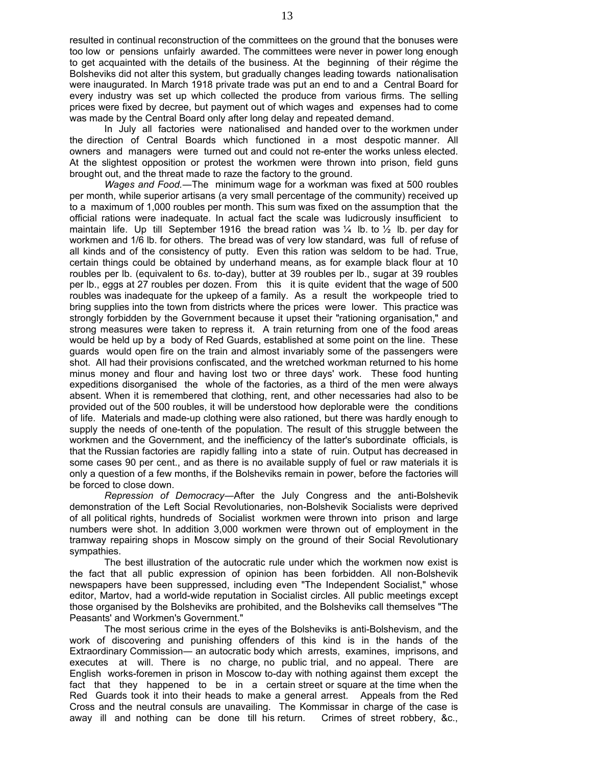resulted in continual reconstruction of the committees on the ground that the bonuses were too low or pensions unfairly awarded. The committees were never in power long enough to get acquainted with the details of the business. At the beginning of their régime the Bolsheviks did not alter this system, but gradually changes leading towards nationalisation were inaugurated. In March 1918 private trade was put an end to and a Central Board for every industry was set up which collected the produce from various firms. The selling prices were fixed by decree, but payment out of which wages and expenses had to come was made by the Central Board only after long delay and repeated demand.

In July all factories were nationalised and handed over to the workmen under the direction of Central Boards which functioned in a most despotic manner. All owners and managers were turned out and could not re-enter the works unless elected. At the slightest opposition or protest the workmen were thrown into prison, field guns brought out, and the threat made to raze the factory to the ground.

*Wages and Food.*—The minimum wage for a workman was fixed at 500 roubles per month, while superior artisans (a very small percentage of the community) received up to a maximum of 1,000 roubles per month. This sum was fixed on the assumption that the official rations were inadequate. In actual fact the scale was ludicrously insufficient to maintain life. Up till September 1916 the bread ration was ¼ lb. to ½ lb. per day for workmen and 1/6 lb. for others. The bread was of very low standard, was full of refuse of all kinds and of the consistency of putty. Even this ration was seldom to be had. True, certain things could be obtained by underhand means, as for example black flour at 10 roubles per lb. (equivalent to 6*s*. to-day), butter at 39 roubles per lb., sugar at 39 roubles per lb., eggs at 27 roubles per dozen. From this it is quite evident that the wage of 500 roubles was inadequate for the upkeep of a family. As a result the workpeople tried to bring supplies into the town from districts where the prices were lower. This practice was strongly forbidden by the Government because it upset their "rationing organisation," and strong measures were taken to repress it. A train returning from one of the food areas would be held up by a body of Red Guards, established at some point on the line. These guards would open fire on the train and almost invariably some of the passengers were shot. All had their provisions confiscated, and the wretched workman returned to his home minus money and flour and having lost two or three days' work. These food hunting expeditions disorganised the whole of the factories, as a third of the men were always absent. When it is remembered that clothing, rent, and other necessaries had also to be provided out of the 500 roubles, it will be understood how deplorable were the conditions of life. Materials and made-up clothing were also rationed, but there was hardly enough to supply the needs of one-tenth of the population. The result of this struggle between the workmen and the Government, and the inefficiency of the latter's subordinate officials, is that the Russian factories are rapidly falling into a state of ruin. Output has decreased in some cases 90 per cent., and as there is no available supply of fuel or raw materials it is only a question of a few months, if the Bolsheviks remain in power, before the factories will be forced to close down.

*Repression of Democracy*—After the July Congress and the anti-Bolshevik demonstration of the Left Social Revolutionaries, non-Bolshevik Socialists were deprived of all political rights, hundreds of Socialist workmen were thrown into prison and large numbers were shot. In addition 3,000 workmen were thrown out of employment in the tramway repairing shops in Moscow simply on the ground of their Social Revolutionary sympathies.

The best illustration of the autocratic rule under which the workmen now exist is the fact that all public expression of opinion has been forbidden. All non-Bolshevik newspapers have been suppressed, including even "The Independent Socialist," whose editor, Martov, had a world-wide reputation in Socialist circles. All public meetings except those organised by the Bolsheviks are prohibited, and the Bolsheviks call themselves "The Peasants' and Workmen's Government."

The most serious crime in the eyes of the Bolsheviks is anti-Bolshevism, and the work of discovering and punishing offenders of this kind is in the hands of the Extraordinary Commission— an autocratic body which arrests, examines, imprisons, and executes at will. There is no charge, no public trial, and no appeal. There are English works-foremen in prison in Moscow to-day with nothing against them except the fact that they happened to be in a certain street or square at the time when the Red Guards took it into their heads to make a general arrest. Appeals from the Red Cross and the neutral consuls are unavailing. The Kommissar in charge of the case is away ill and nothing can be done till his return. Crimes of street robbery, &c.,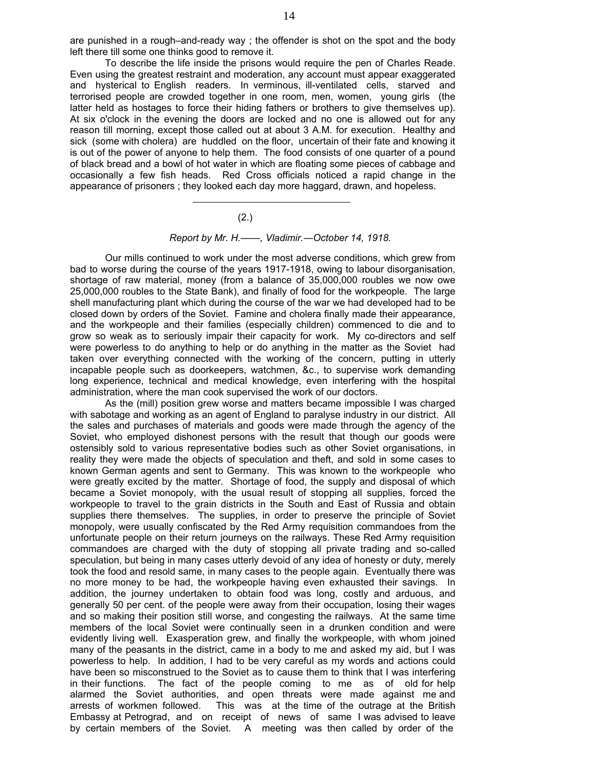are punished in a rough–and-ready way ; the offender is shot on the spot and the body left there till some one thinks good to remove it.

To describe the life inside the prisons would require the pen of Charles Reade. Even using the greatest restraint and moderation, any account must appear exaggerated and hysterical to English readers. In verminous, ill-ventilated cells, starved and terrorised people are crowded together in one room, men, women, young girls (the latter held as hostages to force their hiding fathers or brothers to give themselves up). At six o'clock in the evening the doors are locked and no one is allowed out for any reason till morning, except those called out at about 3 A.M. for execution. Healthy and sick (some with cholera) are huddled on the floor, uncertain of their fate and knowing it is out of the power of anyone to help them. The food consists of one quarter of a pound of black bread and a bowl of hot water in which are floating some pieces of cabbage and occasionally a few fish heads. Red Cross officials noticed a rapid change in the appearance of prisoners ; they looked each day more haggard, drawn, and hopeless.

---

(2.)

*Report by Mr. H.——, Vladimir.—October 14, 1918.*

Our mills continued to work under the most adverse conditions, which grew from bad to worse during the course of the years 1917-1918, owing to labour disorganisation, shortage of raw material, money (from a balance of 35,000,000 roubles we now owe 25,000,000 roubles to the State Bank), and finally of food for the workpeople. The large shell manufacturing plant which during the course of the war we had developed had to be closed down by orders of the Soviet. Famine and cholera finally made their appearance, and the workpeople and their families (especially children) commenced to die and to grow so weak as to seriously impair their capacity for work. My co-directors and self were powerless to do anything to help or do anything in the matter as the Soviet had taken over everything connected with the working of the concern, putting in utterly incapable people such as doorkeepers, watchmen, &c., to supervise work demanding long experience, technical and medical knowledge, even interfering with the hospital administration, where the man cook supervised the work of our doctors.

As the (mill) position grew worse and matters became impossible I was charged with sabotage and working as an agent of England to paralyse industry in our district. All the sales and purchases of materials and goods were made through the agency of the Soviet, who employed dishonest persons with the result that though our goods were ostensibly sold to various representative bodies such as other Soviet organisations, in reality they were made the objects of speculation and theft, and sold in some cases to known German agents and sent to Germany. This was known to the workpeople who were greatly excited by the matter. Shortage of food, the supply and disposal of which became a Soviet monopoly, with the usual result of stopping all supplies, forced the workpeople to travel to the grain districts in the South and East of Russia and obtain supplies there themselves. The supplies, in order to preserve the principle of Soviet monopoly, were usually confiscated by the Red Army requisition commandoes from the unfortunate people on their return journeys on the railways. These Red Army requisition commandoes are charged with the duty of stopping all private trading and so-called speculation, but being in many cases utterly devoid of any idea of honesty or duty, merely took the food and resold same, in many cases to the people again. Eventually there was no more money to be had, the workpeople having even exhausted their savings. In addition, the journey undertaken to obtain food was long, costly and arduous, and generally 50 per cent. of the people were away from their occupation, losing their wages and so making their position still worse, and congesting the railways. At the same time members of the local Soviet were continually seen in a drunken condition and were evidently living well. Exasperation grew, and finally the workpeople, with whom joined many of the peasants in the district, came in a body to me and asked my aid, but I was powerless to help. In addition, I had to be very careful as my words and actions could have been so misconstrued to the Soviet as to cause them to think that I was interfering in their functions. The fact of the people coming to me as of old for help alarmed the Soviet authorities, and open threats were made against me and arrests of workmen followed. This was at the time of the outrage at the British Embassy at Petrograd, and on receipt of news of same I was advised to leave by certain members of the Soviet. A meeting was then called by order of the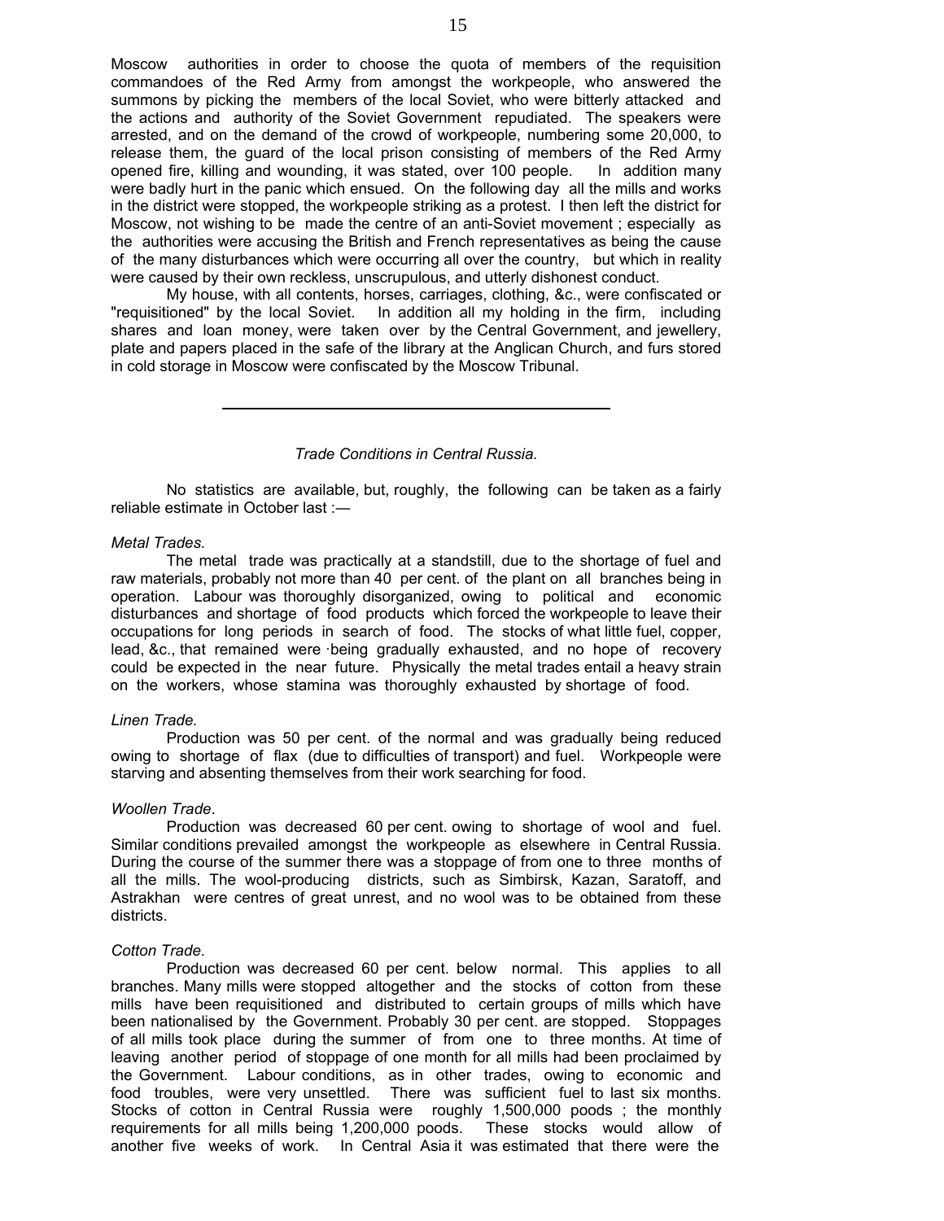Moscow authorities in order to choose the quota of members of the requisition commandoes of the Red Army from amongst the workpeople, who answered the summons by picking the members of the local Soviet, who were bitterly attacked and the actions and authority of the Soviet Government repudiated. The speakers were arrested, and on the demand of the crowd of workpeople, numbering some 20,000, to release them, the guard of the local prison consisting of members of the Red Army opened fire, killing and wounding, it was stated, over 100 people. In addition many were badly hurt in the panic which ensued. On the following day all the mills and works in the district were stopped, the workpeople striking as a protest. I then left the district for Moscow, not wishing to be made the centre of an anti-Soviet movement ; especially as the authorities were accusing the British and French representatives as being the cause of the many disturbances which were occurring all over the country, but which in reality were caused by their own reckless, unscrupulous, and utterly dishonest conduct.

My house, with all contents, horses, carriages, clothing, &c., were confiscated or "requisitioned" by the local Soviet. In addition all my holding in the firm, including shares and loan money, were taken over by the Central Government, and jewellery, plate and papers placed in the safe of the library at the Anglican Church, and furs stored in cold storage in Moscow were confiscated by the Moscow Tribunal.

---

*Trade Conditions in Central Russia.*

No statistics are available, but, roughly, the following can be taken as a fairly reliable estimate in October last :—

*Metal Trades.*

The metal trade was practically at a standstill, due to the shortage of fuel and raw materials, probably not more than 40 per cent. of the plant on all branches being in operation. Labour was thoroughly disorganized, owing to political and economic disturbances and shortage of food products which forced the workpeople to leave their occupations for long periods in search of food. The stocks of what little fuel, copper, lead, &c., that remained were being gradually exhausted, and no hope of recovery could be expected in the near future. Physically the metal trades entail a heavy strain on the workers, whose stamina was thoroughly exhausted by shortage of food.

*Linen Trade.*

Production was 50 per cent. of the normal and was gradually being reduced owing to shortage of flax (due to difficulties of transport) and fuel. Workpeople were starving and absenting themselves from their work searching for food.

*Woollen Trade*.

Production was decreased 60 per cent. owing to shortage of wool and fuel. Similar conditions prevailed amongst the workpeople as elsewhere in Central Russia. During the course of the summer there was a stoppage of from one to three months of all the mills. The wool-producing districts, such as Simbirsk, Kazan, Saratoff, and Astrakhan were centres of great unrest, and no wool was to be obtained from these districts.

*Cotton Trade.*

Production was decreased 60 per cent. below normal. This applies to all branches. Many mills were stopped altogether and the stocks of cotton from these mills have been requisitioned and distributed to certain groups of mills which have been nationalised by the Government. Probably 30 per cent. are stopped. Stoppages of all mills took place during the summer of from one to three months. At time of leaving another period of stoppage of one month for all mills had been proclaimed by the Government. Labour conditions, as in other trades, owing to economic and food troubles, were very unsettled. There was sufficient fuel to last six months. Stocks of cotton in Central Russia were roughly 1,500,000 poods ; the monthly requirements for all mills being 1,200,000 poods. These stocks would allow of another five weeks of work. In Central Asia it was estimated that there were the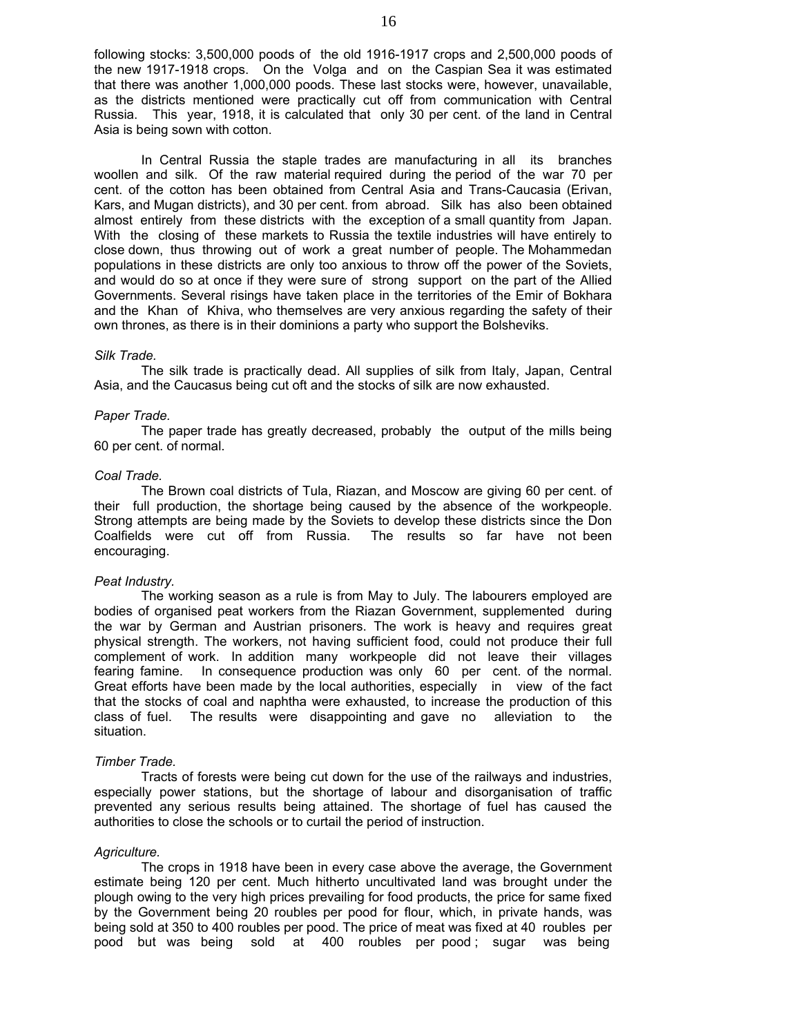following stocks: 3,500,000 poods of the old 1916-1917 crops and 2,500,000 poods of the new 1917-1918 crops. On the Volga and on the Caspian Sea it was estimated that there was another 1,000,000 poods. These last stocks were, however, unavailable, as the districts mentioned were practically cut off from communication with Central Russia. This year, 1918, it is calculated that only 30 per cent. of the land in Central Asia is being sown with cotton.

In Central Russia the staple trades are manufacturing in all its branches woollen and silk. Of the raw material required during the period of the war 70 per cent. of the cotton has been obtained from Central Asia and Trans-Caucasia (Erivan, Kars, and Mugan districts), and 30 per cent. from abroad. Silk has also been obtained almost entirely from these districts with the exception of a small quantity from Japan. With the closing of these markets to Russia the textile industries will have entirely to close down, thus throwing out of work a great number of people. The Mohammedan populations in these districts are only too anxious to throw off the power of the Soviets, and would do so at once if they were sure of strong support on the part of the Allied Governments. Several risings have taken place in the territories of the Emir of Bokhara and the Khan of Khiva, who themselves are very anxious regarding the safety of their own thrones, as there is in their dominions a party who support the Bolsheviks.

*Silk Trade.*

The silk trade is practically dead. All supplies of silk from Italy, Japan, Central Asia, and the Caucasus being cut oft and the stocks of silk are now exhausted.

*Paper Trade.*

The paper trade has greatly decreased, probably the output of the mills being 60 per cent. of normal.

*Coal Trade.*

The Brown coal districts of Tula, Riazan, and Moscow are giving 60 per cent. of their full production, the shortage being caused by the absence of the workpeople. Strong attempts are being made by the Soviets to develop these districts since the Don Coalfields were cut off from Russia. The results so far have not been encouraging.

*Peat Industry.*

The working season as a rule is from May to July. The labourers employed are bodies of organised peat workers from the Riazan Government, supplemented during the war by German and Austrian prisoners. The work is heavy and requires great physical strength. The workers, not having sufficient food, could not produce their full complement of work. In addition many workpeople did not leave their villages fearing famine. In consequence production was only 60 per cent. of the normal. Great efforts have been made by the local authorities, especially in view of the fact that the stocks of coal and naphtha were exhausted, to increase the production of this class of fuel. The results were disappointing and gave no alleviation to the situation.

*Timber Trade.*

Tracts of forests were being cut down for the use of the railways and industries, especially power stations, but the shortage of labour and disorganisation of traffic prevented any serious results being attained. The shortage of fuel has caused the authorities to close the schools or to curtail the period of instruction.

*Agriculture.*

The crops in 1918 have been in every case above the average, the Government estimate being 120 per cent. Much hitherto uncultivated land was brought under the plough owing to the very high prices prevailing for food products, the price for same fixed by the Government being 20 roubles per pood for flour, which, in private hands, was being sold at 350 to 400 roubles per pood. The price of meat was fixed at 40 roubles per pood but was being sold at 400 roubles per pood ; sugar was being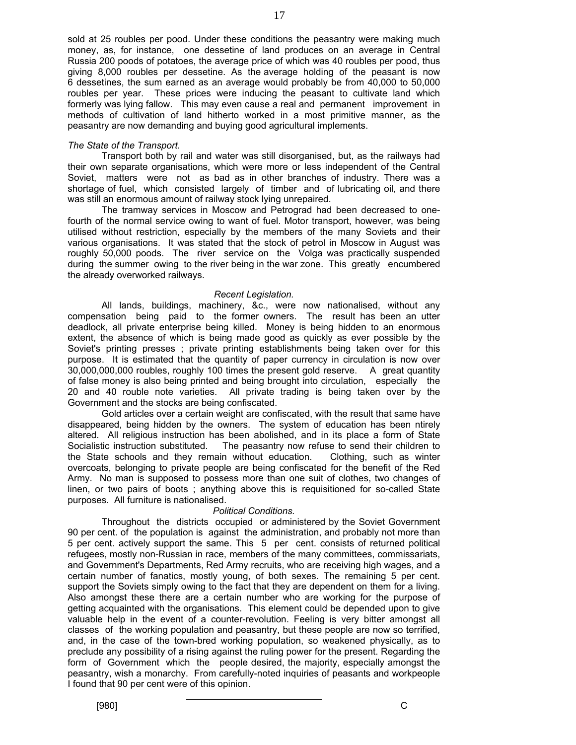sold at 25 roubles per pood. Under these conditions the peasantry were making much money, as, for instance, one dessetine of land produces on an average in Central Russia 200 poods of potatoes, the average price of which was 40 roubles per pood, thus giving 8,000 roubles per dessetine. As the average holding of the peasant is now 6 dessetines, the sum earned as an average would probably be from 40,000 to 50,000 roubles per year. These prices were inducing the peasant to cultivate land which formerly was lying fallow. This may even cause a real and permanent improvement in methods of cultivation of land hitherto worked in a most primitive manner, as the peasantry are now demanding and buying good agricultural implements.

*The State of the Transport.*

Transport both by rail and water was still disorganised, but, as the railways had their own separate organisations, which were more or less independent of the Central Soviet, matters were not as bad as in other branches of industry. There was a shortage of fuel, which consisted largely of timber and of lubricating oil, and there was still an enormous amount of railway stock lying unrepaired.

The tramway services in Moscow and Petrograd had been decreased to one-fourth of the normal service owing to want of fuel. Motor transport, however, was being utilised without restriction, especially by the members of the many Soviets and their various organisations. It was stated that the stock of petrol in Moscow in August was roughly 50,000 poods. The river service on the Volga was practically suspended during the summer owing to the river being in the war zone. This greatly encumbered the already overworked railways.

*Recent Legislation.*

All lands, buildings, machinery, &c., were now nationalised, without any compensation being paid to the former owners. The result has been an utter deadlock, all private enterprise being killed. Money is being hidden to an enormous extent, the absence of which is being made good as quickly as ever possible by the Soviet's printing presses ; private printing establishments being taken over for this purpose. It is estimated that the quantity of paper currency in circulation is now over 30,000,000,000 roubles, roughly 100 times the present gold reserve. A great quantity of false money is also being printed and being brought into circulation, especially the 20 and 40 rouble note varieties. All private trading is being taken over by the Government and the stocks are being confiscated.

Gold articles over a certain weight are confiscated, with the result that same have disappeared, being hidden by the owners. The system of education has been ntirely altered. All religious instruction has been abolished, and in its place a form of State Socialistic instruction substituted. The peasantry now refuse to send their children to the State schools and they remain without education. Clothing, such as winter overcoats, belonging to private people are being confiscated for the benefit of the Red Army. No man is supposed to possess more than one suit of clothes, two changes of linen, or two pairs of boots ; anything above this is requisitioned for so-called State purposes. All furniture is nationalised.

*Political Conditions.*

Throughout the districts occupied or administered by the Soviet Government 90 per cent. of the population is against the administration, and probably not more than 5 per cent. actively support the same. This 5 per cent. consists of returned political refugees, mostly non-Russian in race, members of the many committees, commissariats, and Government's Departments, Red Army recruits, who are receiving high wages, and a certain number of fanatics, mostly young, of both sexes. The remaining 5 per cent. support the Soviets simply owing to the fact that they are dependent on them for a living. Also amongst these there are a certain number who are working for the purpose of getting acquainted with the organisations. This element could be depended upon to give valuable help in the event of a counter-revolution. Feeling is very bitter amongst all classes of the working population and peasantry, but these people are now so terrified, and, in the case of the town-bred working population, so weakened physically, as to preclude any possibility of a rising against the ruling power for the present. Regarding the form of Government which the people desired, the majority, especially amongst the peasantry, wish a monarchy. From carefully-noted inquiries of peasants and workpeople I found that 90 per cent were of this opinion.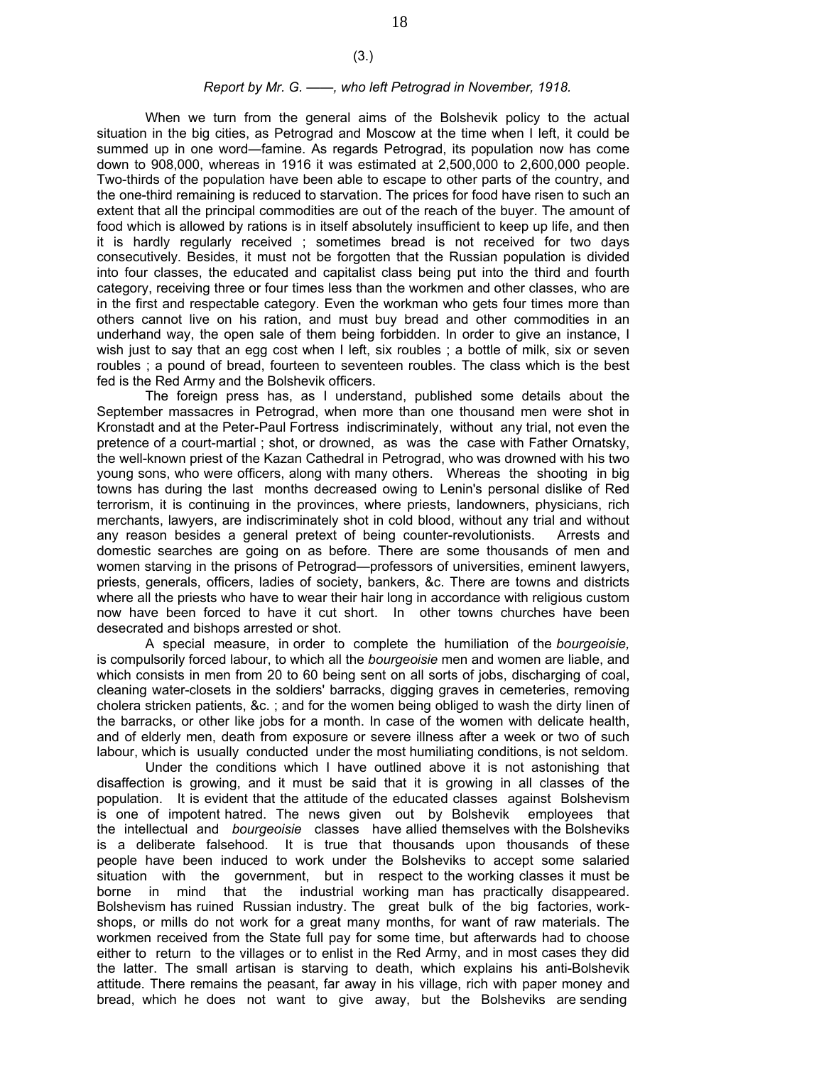(3.)

*Report by Mr. G. ——, who left Petrograd in November, 1918.*

When we turn from the general aims of the Bolshevik policy to the actual situation in the big cities, as Petrograd and Moscow at the time when I left, it could be summed up in one word—famine. As regards Petrograd, its population now has come down to 908,000, whereas in 1916 it was estimated at 2,500,000 to 2,600,000 people. Two-thirds of the population have been able to escape to other parts of the country, and the one-third remaining is reduced to starvation. The prices for food have risen to such an extent that all the principal commodities are out of the reach of the buyer. The amount of food which is allowed by rations is in itself absolutely insufficient to keep up life, and then it is hardly regularly received ; sometimes bread is not received for two days consecutively. Besides, it must not be forgotten that the Russian population is divided into four classes, the educated and capitalist class being put into the third and fourth category, receiving three or four times less than the workmen and other classes, who are in the first and respectable category. Even the workman who gets four times more than others cannot live on his ration, and must buy bread and other commodities in an underhand way, the open sale of them being forbidden. In order to give an instance, I wish just to say that an egg cost when I left, six roubles ; a bottle of milk, six or seven roubles ; a pound of bread, fourteen to seventeen roubles. The class which is the best fed is the Red Army and the Bolshevik officers.

The foreign press has, as I understand, published some details about the September massacres in Petrograd, when more than one thousand men were shot in Kronstadt and at the Peter-Paul Fortress indiscriminately, without any trial, not even the pretence of a court-martial ; shot, or drowned, as was the case with Father Ornatsky, the well-known priest of the Kazan Cathedral in Petrograd, who was drowned with his two young sons, who were officers, along with many others. Whereas the shooting in big towns has during the last months decreased owing to Lenin's personal dislike of Red terrorism, it is continuing in the provinces, where priests, landowners, physicians, rich merchants, lawyers, are indiscriminately shot in cold blood, without any trial and without any reason besides a general pretext of being counter-revolutionists. Arrests and domestic searches are going on as before. There are some thousands of men and women starving in the prisons of Petrograd—professors of universities, eminent lawyers, priests, generals, officers, ladies of society, bankers, &c. There are towns and districts where all the priests who have to wear their hair long in accordance with religious custom now have been forced to have it cut short. In other towns churches have been desecrated and bishops arrested or shot.

A special measure, in order to complete the humiliation of the *bourgeoisie,* is compulsorily forced labour, to which all the *bourgeoisie* men and women are liable, and which consists in men from 20 to 60 being sent on all sorts of jobs, discharging of coal, cleaning water-closets in the soldiers' barracks, digging graves in cemeteries, removing cholera stricken patients, &c. ; and for the women being obliged to wash the dirty linen of the barracks, or other like jobs for a month. In case of the women with delicate health, and of elderly men, death from exposure or severe illness after a week or two of such labour, which is usually conducted under the most humiliating conditions, is not seldom.

Under the conditions which I have outlined above it is not astonishing that disaffection is growing, and it must be said that it is growing in all classes of the population. It is evident that the attitude of the educated classes against Bolshevism is one of impotent hatred. The news given out by Bolshevik employees that the intellectual and *bourgeoisie* classes have allied themselves with the Bolsheviks is a deliberate falsehood. It is true that thousands upon thousands of these people have been induced to work under the Bolsheviks to accept some salaried situation with the government, but in respect to the working classes it must be borne in mind that the industrial working man has practically disappeared. Bolshevism has ruined Russian industry. The great bulk of the big factories, work-shops, or mills do not work for a great many months, for want of raw materials. The workmen received from the State full pay for some time, but afterwards had to choose either to return to the villages or to enlist in the Red Army, and in most cases they did the latter. The small artisan is starving to death, which explains his anti-Bolshevik attitude. There remains the peasant, far away in his village, rich with paper money and bread, which he does not want to give away, but the Bolsheviks are sending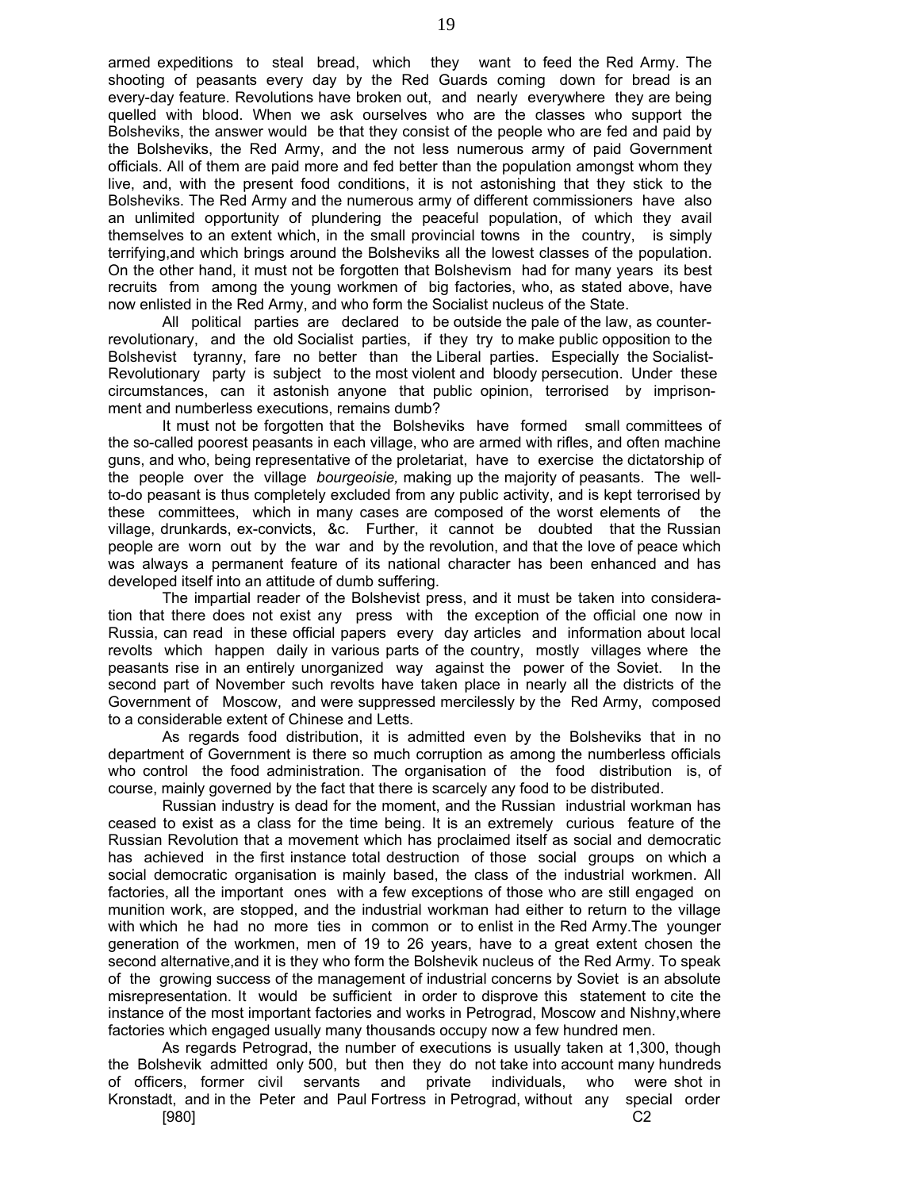armed expeditions to steal bread, which they want to feed the Red Army. The shooting of peasants every day by the Red Guards coming down for bread is an every-day feature. Revolutions have broken out, and nearly everywhere they are being quelled with blood. When we ask ourselves who are the classes who support the Bolsheviks, the answer would be that they consist of the people who are fed and paid by the Bolsheviks, the Red Army, and the not less numerous army of paid Government officials. All of them are paid more and fed better than the population amongst whom they live, and, with the present food conditions, it is not astonishing that they stick to the Bolsheviks. The Red Army and the numerous army of different commissioners have also an unlimited opportunity of plundering the peaceful population, of which they avail themselves to an extent which, in the small provincial towns in the country, is simply terrifying,and which brings around the Bolsheviks all the lowest classes of the population. On the other hand, it must not be forgotten that Bolshevism had for many years its best recruits from among the young workmen of big factories, who, as stated above, have now enlisted in the Red Army, and who form the Socialist nucleus of the State.

All political parties are declared to be outside the pale of the law, as counter-revolutionary, and the old Socialist parties, if they try to make public opposition to the Bolshevist tyranny, fare no better than the Liberal parties. Especially the Socialist-Revolutionary party is subject to the most violent and bloody persecution. Under these circumstances, can it astonish anyone that public opinion, terrorised by imprisonment and numberless executions, remains dumb?

It must not be forgotten that the Bolsheviks have formed small committees of the so-called poorest peasants in each village, who are armed with rifles, and often machine guns, and who, being representative of the proletariat, have to exercise the dictatorship of the people over the village *bourgeoisie,* making up the majority of peasants. The well-to-do peasant is thus completely excluded from any public activity, and is kept terrorised by these committees, which in many cases are composed of the worst elements of the village, drunkards, ex-convicts, &c. Further, it cannot be doubted that the Russian people are worn out by the war and by the revolution, and that the love of peace which was always a permanent feature of its national character has been enhanced and has developed itself into an attitude of dumb suffering.

The impartial reader of the Bolshevist press, and it must be taken into consideration that there does not exist any press with the exception of the official one now in Russia, can read in these official papers every day articles and information about local revolts which happen daily in various parts of the country, mostly villages where the peasants rise in an entirely unorganized way against the power of the Soviet. In the second part of November such revolts have taken place in nearly all the districts of the Government of Moscow, and were suppressed mercilessly by the Red Army, composed to a considerable extent of Chinese and Letts.

As regards food distribution, it is admitted even by the Bolsheviks that in no department of Government is there so much corruption as among the numberless officials who control the food administration. The organisation of the food distribution is, of course, mainly governed by the fact that there is scarcely any food to be distributed.

Russian industry is dead for the moment, and the Russian industrial workman has ceased to exist as a class for the time being. It is an extremely curious feature of the Russian Revolution that a movement which has proclaimed itself as social and democratic has achieved in the first instance total destruction of those social groups on which a social democratic organisation is mainly based, the class of the industrial workmen. All factories, all the important ones with a few exceptions of those who are still engaged on munition work, are stopped, and the industrial workman had either to return to the village with which he had no more ties in common or to enlist in the Red Army.The younger generation of the workmen, men of 19 to 26 years, have to a great extent chosen the second alternative,and it is they who form the Bolshevik nucleus of the Red Army. To speak of the growing success of the management of industrial concerns by Soviet is an absolute misrepresentation. It would be sufficient in order to disprove this statement to cite the instance of the most important factories and works in Petrograd, Moscow and Nishny,where factories which engaged usually many thousands occupy now a few hundred men.

As regards Petrograd, the number of executions is usually taken at 1,300, though the Bolshevik admitted only 500, but then they do not take into account many hundreds of officers, former civil servants and private individuals, who were shot in Kronstadt, and in the Peter and Paul Fortress in Petrograd, without any special order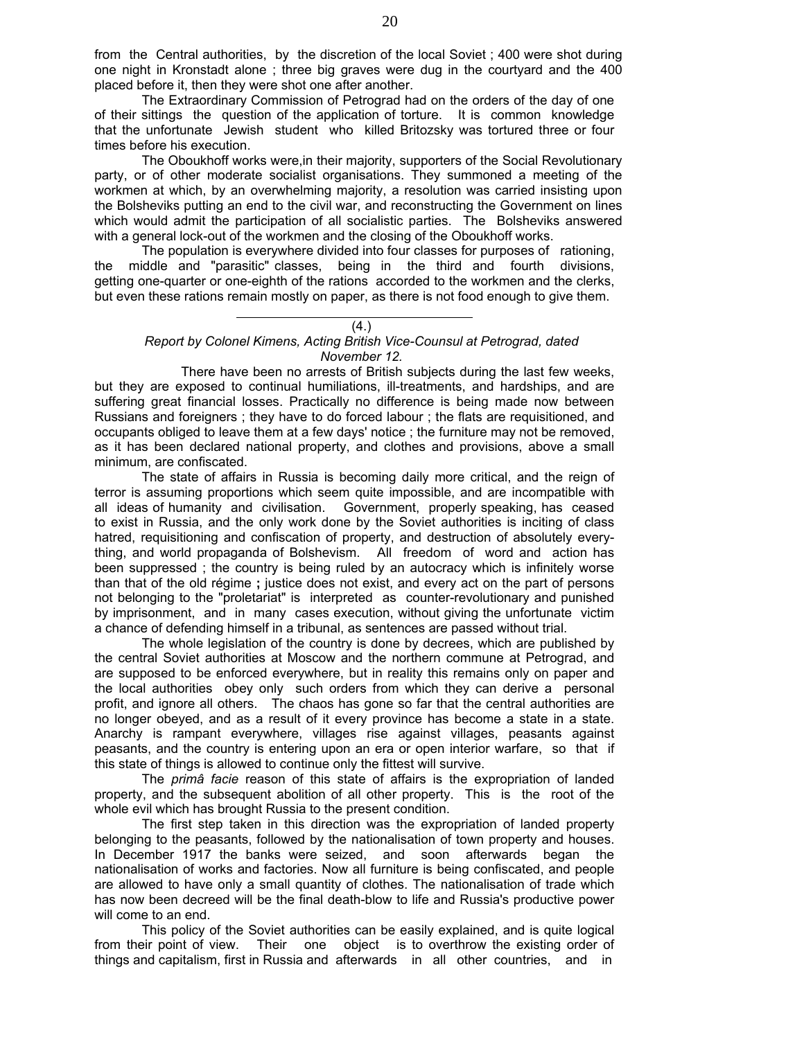from the Central authorities, by the discretion of the local Soviet ; 400 were shot during one night in Kronstadt alone ; three big graves were dug in the courtyard and the 400 placed before it, then they were shot one after another.

The Extraordinary Commission of Petrograd had on the orders of the day of one of their sittings the question of the application of torture. It is common knowledge that the unfortunate Jewish student who killed Britozsky was tortured three or four times before his execution.

The Oboukhoff works were,in their majority, supporters of the Social Revolutionary party, or of other moderate socialist organisations. They summoned a meeting of the workmen at which, by an overwhelming majority, a resolution was carried insisting upon the Bolsheviks putting an end to the civil war, and reconstructing the Government on lines which would admit the participation of all socialistic parties. The Bolsheviks answered with a general lock-out of the workmen and the closing of the Oboukhoff works.

The population is everywhere divided into four classes for purposes of rationing, the middle and "parasitic" classes, being in the third and fourth divisions, getting one-quarter or one-eighth of the rations accorded to the workmen and the clerks, but even these rations remain mostly on paper, as there is not food enough to give them.

---

(4.)

*Report by Colonel Kimens, Acting British Vice-Counsul at Petrograd, dated November 12.*

There have been no arrests of British subjects during the last few weeks, but they are exposed to continual humiliations, ill-treatments, and hardships, and are suffering great financial losses. Practically no difference is being made now between Russians and foreigners ; they have to do forced labour ; the flats are requisitioned, and occupants obliged to leave them at a few days' notice ; the furniture may not be removed, as it has been declared national property, and clothes and provisions, above a small minimum, are confiscated.

The state of affairs in Russia is becoming daily more critical, and the reign of terror is assuming proportions which seem quite impossible, and are incompatible with all ideas of humanity and civilisation. Government, properly speaking, has ceased to exist in Russia, and the only work done by the Soviet authorities is inciting of class hatred, requisitioning and confiscation of property, and destruction of absolutely everything, and world propaganda of Bolshevism. All freedom of word and action has been suppressed ; the country is being ruled by an autocracy which is infinitely worse than that of the old régime **;** justice does not exist, and every act on the part of persons not belonging to the "proletariat" is interpreted as counter-revolutionary and punished by imprisonment, and in many cases execution, without giving the unfortunate victim a chance of defending himself in a tribunal, as sentences are passed without trial.

The whole legislation of the country is done by decrees, which are published by the central Soviet authorities at Moscow and the northern commune at Petrograd, and are supposed to be enforced everywhere, but in reality this remains only on paper and the local authorities obey only such orders from which they can derive a personal profit, and ignore all others. The chaos has gone so far that the central authorities are no longer obeyed, and as a result of it every province has become a state in a state. Anarchy is rampant everywhere, villages rise against villages, peasants against peasants, and the country is entering upon an era or open interior warfare, so that if this state of things is allowed to continue only the fittest will survive.

The *primâ facie* reason of this state of affairs is the expropriation of landed property, and the subsequent abolition of all other property. This is the root of the whole evil which has brought Russia to the present condition.

The first step taken in this direction was the expropriation of landed property belonging to the peasants, followed by the nationalisation of town property and houses. In December 1917 the banks were seized, and soon afterwards began the nationalisation of works and factories. Now all furniture is being confiscated, and people are allowed to have only a small quantity of clothes. The nationalisation of trade which has now been decreed will be the final death-blow to life and Russia's productive power will come to an end.

This policy of the Soviet authorities can be easily explained, and is quite logical from their point of view. Their one object is to overthrow the existing order of things and capitalism, first in Russia and afterwards in all other countries, and in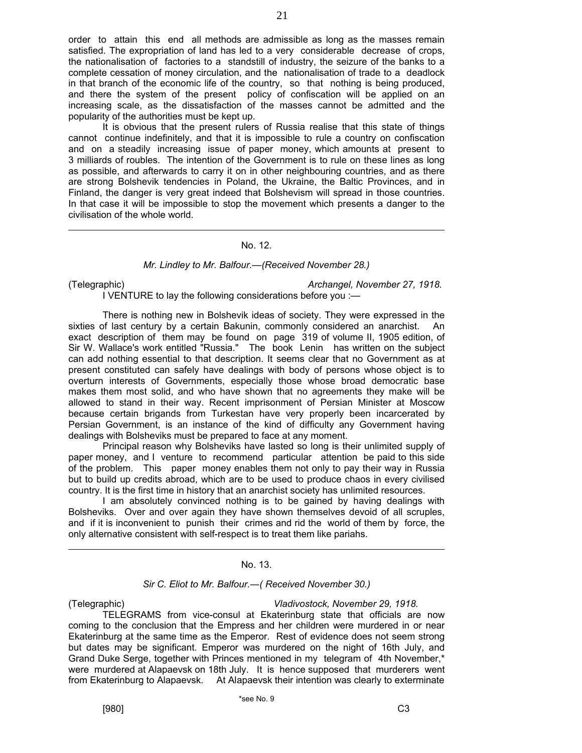order to attain this end all methods are admissible as long as the masses remain satisfied. The expropriation of land has led to a very considerable decrease of crops, the nationalisation of factories to a standstill of industry, the seizure of the banks to a complete cessation of money circulation, and the nationalisation of trade to a deadlock in that branch of the economic life of the country, so that nothing is being produced, and there the system of the present policy of confiscation will be applied on an increasing scale, as the dissatisfaction of the masses cannot be admitted and the popularity of the authorities must be kept up.

It is obvious that the present rulers of Russia realise that this state of things cannot continue indefinitely, and that it is impossible to rule a country on confiscation and on a steadily increasing issue of paper money, which amounts at present to 3 milliards of roubles. The intention of the Government is to rule on these lines as long as possible, and afterwards to carry it on in other neighbouring countries, and as there are strong Bolshevik tendencies in Poland, the Ukraine, the Baltic Provinces, and in Finland, the danger is very great indeed that Bolshevism will spread in those countries. In that case it will be impossible to stop the movement which presents a danger to the civilisation of the whole world.

---

## No. 12.

*Mr. Lindley to Mr. Balfour.—(Received November 28.)*

(Telegraphic) *Archangel, November 27, 1918.*

I VENTURE to lay the following considerations before you :—

There is nothing new in Bolshevik ideas of society. They were expressed in the sixties of last century by a certain Bakunin, commonly considered an anarchist. An exact description of them may be found on page 319 of volume II, 1905 edition, of Sir W. Wallace's work entitled "Russia." The book Lenin has written on the subject can add nothing essential to that description. It seems clear that no Government as at present constituted can safely have dealings with body of persons whose object is to overturn interests of Governments, especially those whose broad democratic base makes them most solid, and who have shown that no agreements they make will be allowed to stand in their way. Recent imprisonment of Persian Minister at Moscow because certain brigands from Turkestan have very properly been incarcerated by Persian Government, is an instance of the kind of difficulty any Government having dealings with Bolsheviks must be prepared to face at any moment.

Principal reason why Bolsheviks have lasted so long is their unlimited supply of paper money, and I venture to recommend particular attention be paid to this side of the problem. This paper money enables them not only to pay their way in Russia but to build up credits abroad, which are to be used to produce chaos in every civilised country. It is the first time in history that an anarchist society has unlimited resources.

I am absolutely convinced nothing is to be gained by having dealings with Bolsheviks. Over and over again they have shown themselves devoid of all scruples, and if it is inconvenient to punish their crimes and rid the world of them by force, the only alternative consistent with self-respect is to treat them like pariahs.

---

## No. 13.

*Sir C. Eliot to Mr. Balfour.—( Received November 30.)*

(Telegraphic) *Vladivostock, November 29, 1918.*

TELEGRAMS from vice-consul at Ekaterinburg state that officials are now coming to the conclusion that the Empress and her children were murdered in or near Ekaterinburg at the same time as the Emperor. Rest of evidence does not seem strong but dates may be significant. Emperor was murdered on the night of 16th July, and Grand Duke Serge, together with Princes mentioned in my telegram of 4th November,* were murdered at Alapaevsk on 18th July. It is hence supposed that murderers went from Ekaterinburg to Alapaevsk. At Alapaevsk their intention was clearly to exterminate

*see No. 9

[980] C3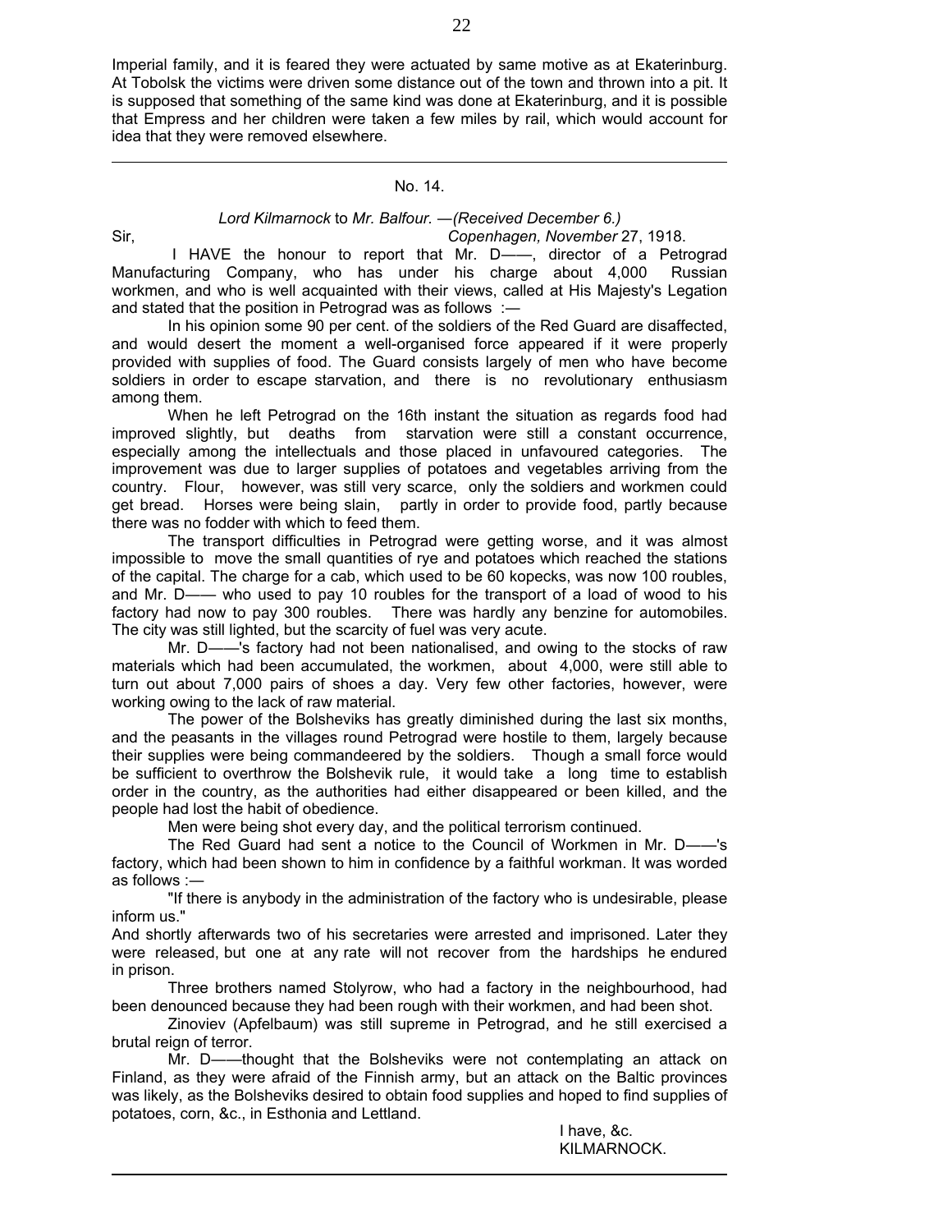Imperial family, and it is feared they were actuated by same motive as at Ekaterinburg. At Tobolsk the victims were driven some distance out of the town and thrown into a pit. It is supposed that something of the same kind was done at Ekaterinburg, and it is possible that Empress and her children were taken a few miles by rail, which would account for idea that they were removed elsewhere.

---

No. 14.

*Lord Kilmarnock* to *Mr. Balfour.* —*(Received December 6.)*

Sir, *Copenhagen, November* 27, 1918.

I HAVE the honour to report that Mr. D——, director of a Petrograd Manufacturing Company, who has under his charge about 4,000 Russian workmen, and who is well acquainted with their views, called at His Majesty's Legation and stated that the position in Petrograd was as follows :—

In his opinion some 90 per cent. of the soldiers of the Red Guard are disaffected, and would desert the moment a well-organised force appeared if it were properly provided with supplies of food. The Guard consists largely of men who have become soldiers in order to escape starvation, and there is no revolutionary enthusiasm among them.

When he left Petrograd on the 16th instant the situation as regards food had improved slightly, but deaths from starvation were still a constant occurrence, especially among the intellectuals and those placed in unfavoured categories. The improvement was due to larger supplies of potatoes and vegetables arriving from the country. Flour, however, was still very scarce, only the soldiers and workmen could get bread. Horses were being slain, partly in order to provide food, partly because there was no fodder with which to feed them.

The transport difficulties in Petrograd were getting worse, and it was almost impossible to move the small quantities of rye and potatoes which reached the stations of the capital. The charge for a cab, which used to be 60 kopecks, was now 100 roubles, and Mr. D—— who used to pay 10 roubles for the transport of a load of wood to his factory had now to pay 300 roubles. There was hardly any benzine for automobiles. The city was still lighted, but the scarcity of fuel was very acute.

Mr. D——'s factory had not been nationalised, and owing to the stocks of raw materials which had been accumulated, the workmen, about 4,000, were still able to turn out about 7,000 pairs of shoes a day. Very few other factories, however, were working owing to the lack of raw material.

The power of the Bolsheviks has greatly diminished during the last six months, and the peasants in the villages round Petrograd were hostile to them, largely because their supplies were being commandeered by the soldiers. Though a small force would be sufficient to overthrow the Bolshevik rule, it would take a long time to establish order in the country, as the authorities had either disappeared or been killed, and the people had lost the habit of obedience.

Men were being shot every day, and the political terrorism continued.

The Red Guard had sent a notice to the Council of Workmen in Mr. D——'s factory, which had been shown to him in confidence by a faithful workman. It was worded as follows :—

"If there is anybody in the administration of the factory who is undesirable, please inform us."

And shortly afterwards two of his secretaries were arrested and imprisoned. Later they were released, but one at any rate will not recover from the hardships he endured in prison.

Three brothers named Stolyrow, who had a factory in the neighbourhood, had been denounced because they had been rough with their workmen, and had been shot.

Zinoviev (Apfelbaum) was still supreme in Petrograd, and he still exercised a brutal reign of terror.

Mr. D——thought that the Bolsheviks were not contemplating an attack on Finland, as they were afraid of the Finnish army, but an attack on the Baltic provinces was likely, as the Bolsheviks desired to obtain food supplies and hoped to find supplies of potatoes, corn, &c., in Esthonia and Lettland.

I have, &c.
KILMARNOCK.

---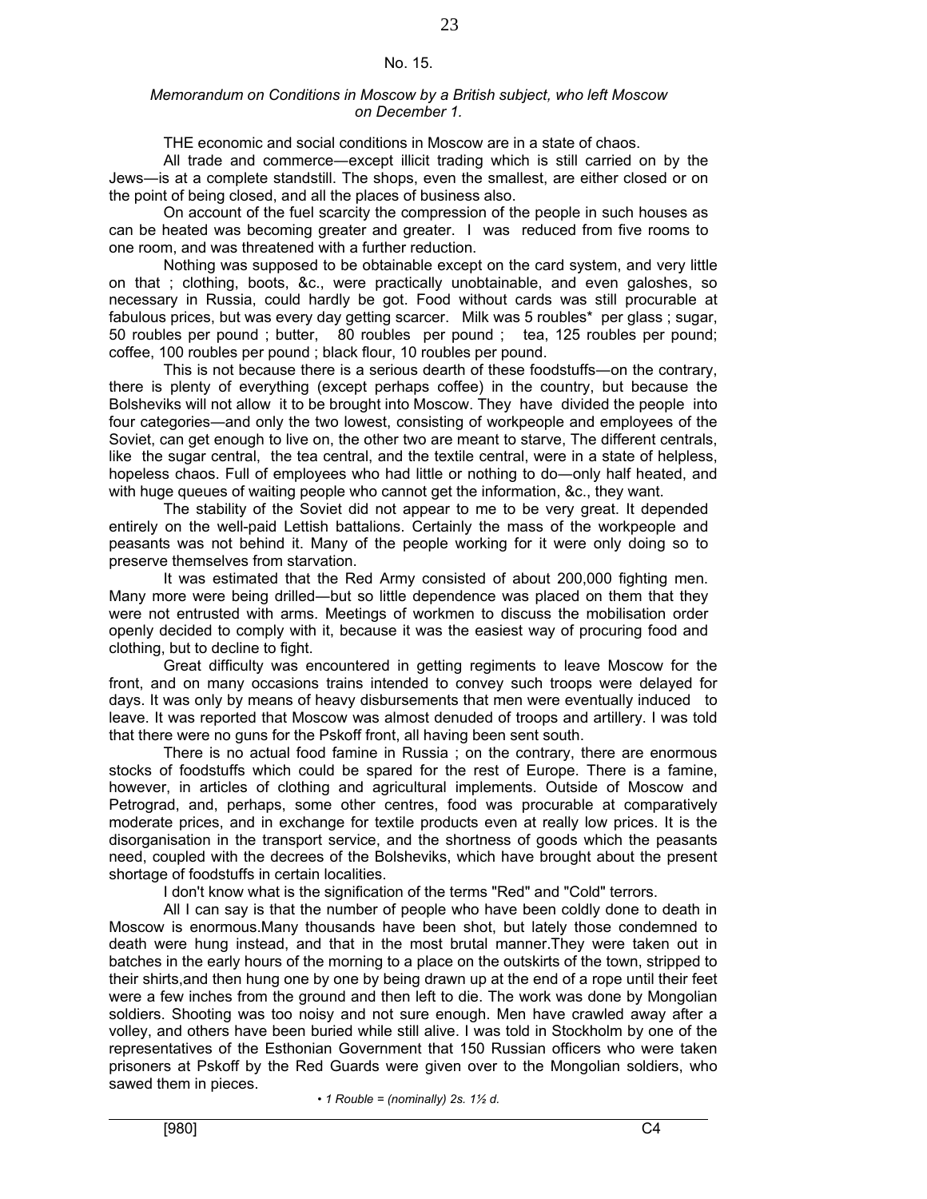## No. 15.

*Memorandum on Conditions in Moscow by a British subject, who left Moscow on December 1.*

THE economic and social conditions in Moscow are in a state of chaos.

All trade and commerce—except illicit trading which is still carried on by the Jews—is at a complete standstill. The shops, even the smallest, are either closed or on the point of being closed, and all the places of business also.

On account of the fuel scarcity the compression of the people in such houses as can be heated was becoming greater and greater. I was reduced from five rooms to one room, and was threatened with a further reduction.

Nothing was supposed to be obtainable except on the card system, and very little on that ; clothing, boots, &c., were practically unobtainable, and even galoshes, so necessary in Russia, could hardly be got. Food without cards was still procurable at fabulous prices, but was every day getting scarcer. Milk was 5 roubles* per glass ; sugar, 50 roubles per pound ; butter, 80 roubles per pound ; tea, 125 roubles per pound; coffee, 100 roubles per pound ; black flour, 10 roubles per pound.

This is not because there is a serious dearth of these foodstuffs—on the contrary, there is plenty of everything (except perhaps coffee) in the country, but because the Bolsheviks will not allow it to be brought into Moscow. They have divided the people into four categories—and only the two lowest, consisting of workpeople and employees of the Soviet, can get enough to live on, the other two are meant to starve, The different centrals, like the sugar central, the tea central, and the textile central, were in a state of helpless, hopeless chaos. Full of employees who had little or nothing to do—only half heated, and with huge queues of waiting people who cannot get the information, &c., they want.

The stability of the Soviet did not appear to me to be very great. It depended entirely on the well-paid Lettish battalions. Certainly the mass of the workpeople and peasants was not behind it. Many of the people working for it were only doing so to preserve themselves from starvation.

It was estimated that the Red Army consisted of about 200,000 fighting men. Many more were being drilled—but so little dependence was placed on them that they were not entrusted with arms. Meetings of workmen to discuss the mobilisation order openly decided to comply with it, because it was the easiest way of procuring food and clothing, but to decline to fight.

Great difficulty was encountered in getting regiments to leave Moscow for the front, and on many occasions trains intended to convey such troops were delayed for days. It was only by means of heavy disbursements that men were eventually induced to leave. It was reported that Moscow was almost denuded of troops and artillery. I was told that there were no guns for the Pskoff front, all having been sent south.

There is no actual food famine in Russia ; on the contrary, there are enormous stocks of foodstuffs which could be spared for the rest of Europe. There is a famine, however, in articles of clothing and agricultural implements. Outside of Moscow and Petrograd, and, perhaps, some other centres, food was procurable at comparatively moderate prices, and in exchange for textile products even at really low prices. It is the disorganisation in the transport service, and the shortness of goods which the peasants need, coupled with the decrees of the Bolsheviks, which have brought about the present shortage of foodstuffs in certain localities.

I don't know what is the signification of the terms "Red" and "Cold" terrors.

All I can say is that the number of people who have been coldly done to death in Moscow is enormous.Many thousands have been shot, but lately those condemned to death were hung instead, and that in the most brutal manner.They were taken out in batches in the early hours of the morning to a place on the outskirts of the town, stripped to their shirts,and then hung one by one by being drawn up at the end of a rope until their feet were a few inches from the ground and then left to die. The work was done by Mongolian soldiers. Shooting was too noisy and not sure enough. Men have crawled away after a volley, and others have been buried while still alive. I was told in Stockholm by one of the representatives of the Esthonian Government that 150 Russian officers who were taken prisoners at Pskoff by the Red Guards were given over to the Mongolian soldiers, who sawed them in pieces.

*• 1 Rouble = (nominally) 2s. 1½ d.*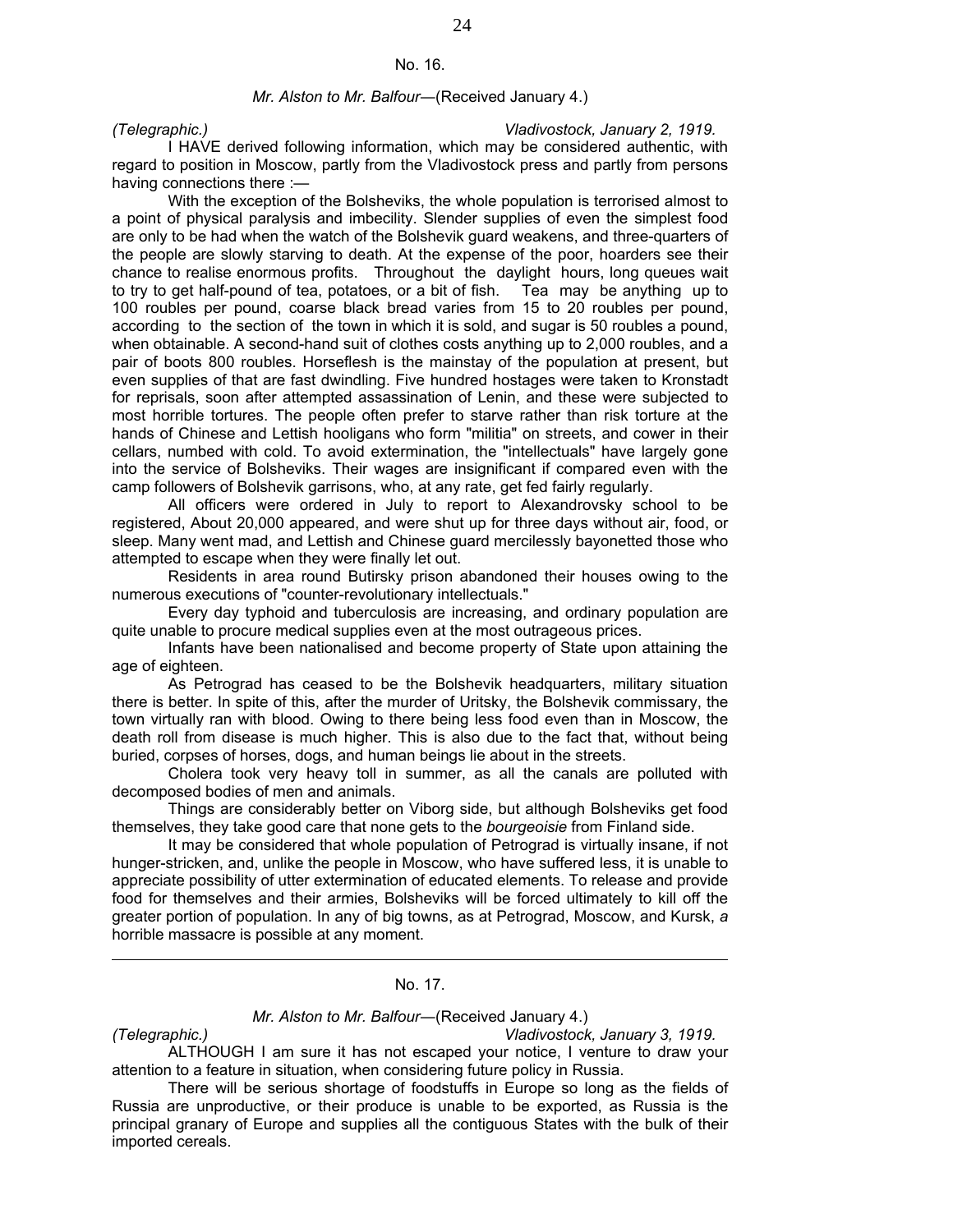No. 16.

*Mr. Alston to Mr. Balfour*—(Received January 4.)

*(Telegraphic.)* *Vladivostock, January 2, 1919.*

I HAVE derived following information, which may be considered authentic, with regard to position in Moscow, partly from the Vladivostock press and partly from persons having connections there :—

With the exception of the Bolsheviks, the whole population is terrorised almost to a point of physical paralysis and imbecility. Slender supplies of even the simplest food are only to be had when the watch of the Bolshevik guard weakens, and three-quarters of the people are slowly starving to death. At the expense of the poor, hoarders see their chance to realise enormous profits. Throughout the daylight hours, long queues wait to try to get half-pound of tea, potatoes, or a bit of fish. Tea may be anything up to 100 roubles per pound, coarse black bread varies from 15 to 20 roubles per pound, according to the section of the town in which it is sold, and sugar is 50 roubles a pound, when obtainable. A second-hand suit of clothes costs anything up to 2,000 roubles, and a pair of boots 800 roubles. Horseflesh is the mainstay of the population at present, but even supplies of that are fast dwindling. Five hundred hostages were taken to Kronstadt for reprisals, soon after attempted assassination of Lenin, and these were subjected to most horrible tortures. The people often prefer to starve rather than risk torture at the hands of Chinese and Lettish hooligans who form "militia" on streets, and cower in their cellars, numbed with cold. To avoid extermination, the "intellectuals" have largely gone into the service of Bolsheviks. Their wages are insignificant if compared even with the camp followers of Bolshevik garrisons, who, at any rate, get fed fairly regularly.

All officers were ordered in July to report to Alexandrovsky school to be registered, About 20,000 appeared, and were shut up for three days without air, food, or sleep. Many went mad, and Lettish and Chinese guard mercilessly bayonetted those who attempted to escape when they were finally let out.

Residents in area round Butirsky prison abandoned their houses owing to the numerous executions of "counter-revolutionary intellectuals."

Every day typhoid and tuberculosis are increasing, and ordinary population are quite unable to procure medical supplies even at the most outrageous prices.

Infants have been nationalised and become property of State upon attaining the age of eighteen.

As Petrograd has ceased to be the Bolshevik headquarters, military situation there is better. In spite of this, after the murder of Uritsky, the Bolshevik commissary, the town virtually ran with blood. Owing to there being less food even than in Moscow, the death roll from disease is much higher. This is also due to the fact that, without being buried, corpses of horses, dogs, and human beings lie about in the streets.

Cholera took very heavy toll in summer, as all the canals are polluted with decomposed bodies of men and animals.

Things are considerably better on Viborg side, but although Bolsheviks get food themselves, they take good care that none gets to the *bourgeoisie* from Finland side.

It may be considered that whole population of Petrograd is virtually insane, if not hunger-stricken, and, unlike the people in Moscow, who have suffered less, it is unable to appreciate possibility of utter extermination of educated elements. To release and provide food for themselves and their armies, Bolsheviks will be forced ultimately to kill off the greater portion of population. In any of big towns, as at Petrograd, Moscow, and Kursk, *a* horrible massacre is possible at any moment.

---

No. 17.

*Mr. Alston to Mr. Balfour*—(Received January 4.)

*(Telegraphic.)* *Vladivostock, January 3, 1919.*

ALTHOUGH I am sure it has not escaped your notice, I venture to draw your attention to a feature in situation, when considering future policy in Russia.

There will be serious shortage of foodstuffs in Europe so long as the fields of Russia are unproductive, or their produce is unable to be exported, as Russia is the principal granary of Europe and supplies all the contiguous States with the bulk of their imported cereals.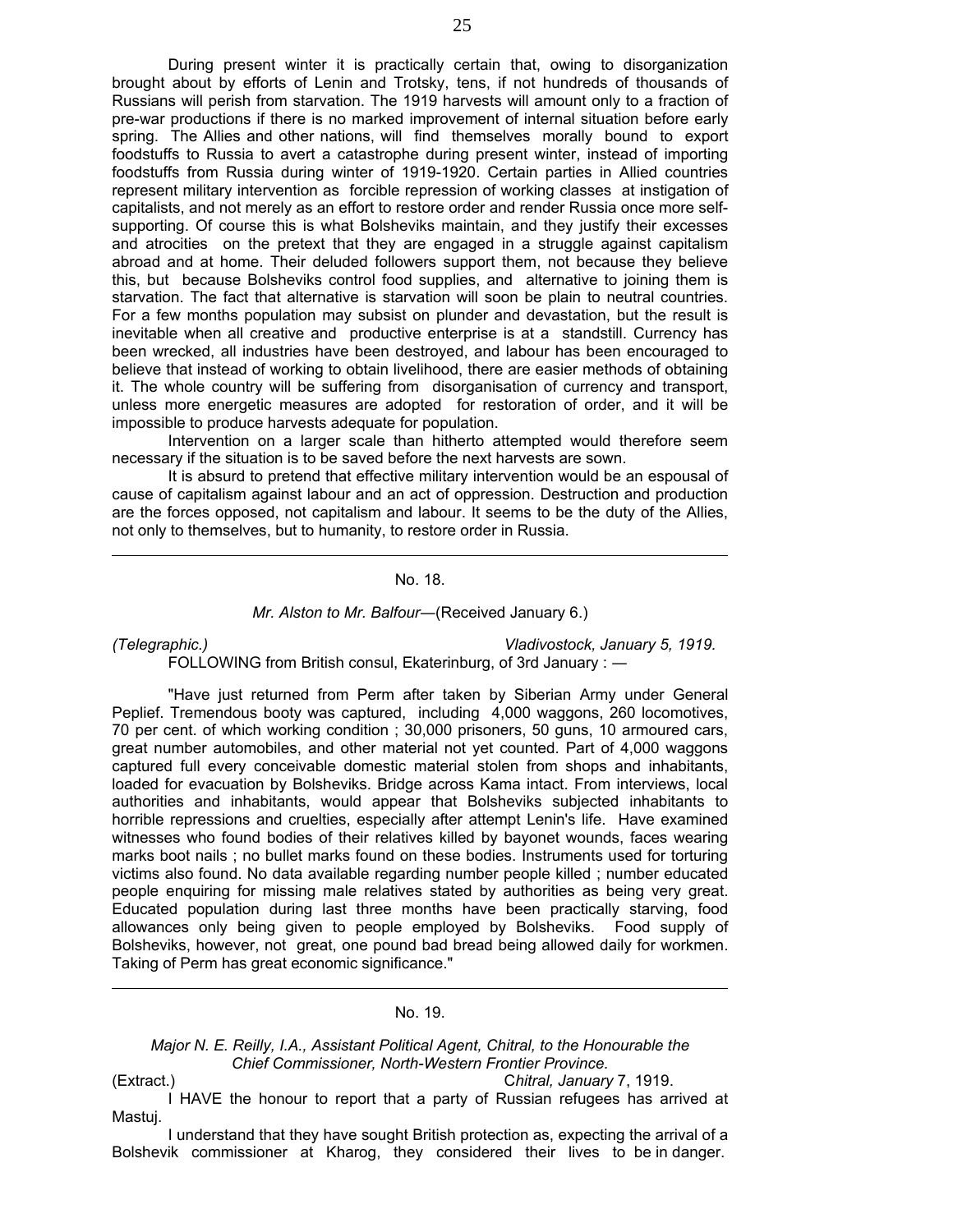During present winter it is practically certain that, owing to disorganization brought about by efforts of Lenin and Trotsky, tens, if not hundreds of thousands of Russians will perish from starvation. The 1919 harvests will amount only to a fraction of pre-war productions if there is no marked improvement of internal situation before early spring. The Allies and other nations, will find themselves morally bound to export foodstuffs to Russia to avert a catastrophe during present winter, instead of importing foodstuffs from Russia during winter of 1919-1920. Certain parties in Allied countries represent military intervention as forcible repression of working classes at instigation of capitalists, and not merely as an effort to restore order and render Russia once more self-supporting. Of course this is what Bolsheviks maintain, and they justify their excesses and atrocities on the pretext that they are engaged in a struggle against capitalism abroad and at home. Their deluded followers support them, not because they believe this, but because Bolsheviks control food supplies, and alternative to joining them is starvation. The fact that alternative is starvation will soon be plain to neutral countries. For a few months population may subsist on plunder and devastation, but the result is inevitable when all creative and productive enterprise is at a standstill. Currency has been wrecked, all industries have been destroyed, and labour has been encouraged to believe that instead of working to obtain livelihood, there are easier methods of obtaining it. The whole country will be suffering from disorganisation of currency and transport, unless more energetic measures are adopted for restoration of order, and it will be impossible to produce harvests adequate for population.

Intervention on a larger scale than hitherto attempted would therefore seem necessary if the situation is to be saved before the next harvests are sown.

It is absurd to pretend that effective military intervention would be an espousal of cause of capitalism against labour and an act of oppression. Destruction and production are the forces opposed, not capitalism and labour. It seems to be the duty of the Allies, not only to themselves, but to humanity, to restore order in Russia.

---

No. 18.

*Mr. Alston to Mr. Balfour*—(Received January 6.)

*(Telegraphic.)* *Vladivostock, January 5, 1919.*

FOLLOWING from British consul, Ekaterinburg, of 3rd January : —

"Have just returned from Perm after taken by Siberian Army under General Peplief. Tremendous booty was captured, including 4,000 waggons, 260 locomotives, 70 per cent. of which working condition ; 30,000 prisoners, 50 guns, 10 armoured cars, great number automobiles, and other material not yet counted. Part of 4,000 waggons captured full every conceivable domestic material stolen from shops and inhabitants, loaded for evacuation by Bolsheviks. Bridge across Kama intact. From interviews, local authorities and inhabitants, would appear that Bolsheviks subjected inhabitants to horrible repressions and cruelties, especially after attempt Lenin's life. Have examined witnesses who found bodies of their relatives killed by bayonet wounds, faces wearing marks boot nails ; no bullet marks found on these bodies. Instruments used for torturing victims also found. No data available regarding number people killed ; number educated people enquiring for missing male relatives stated by authorities as being very great. Educated population during last three months have been practically starving, food allowances only being given to people employed by Bolsheviks. Food supply of Bolsheviks, however, not great, one pound bad bread being allowed daily for workmen. Taking of Perm has great economic significance."

---

No. 19.

*Major N. E. Reilly, I.A., Assistant Political Agent, Chitral, to the Honourable the Chief Commissioner, North-Western Frontier Province.*

(Extract.) *Chitral, January* 7, 1919.

I HAVE the honour to report that a party of Russian refugees has arrived at Mastuj.

I understand that they have sought British protection as, expecting the arrival of a Bolshevik commissioner at Kharog, they considered their lives to be in danger.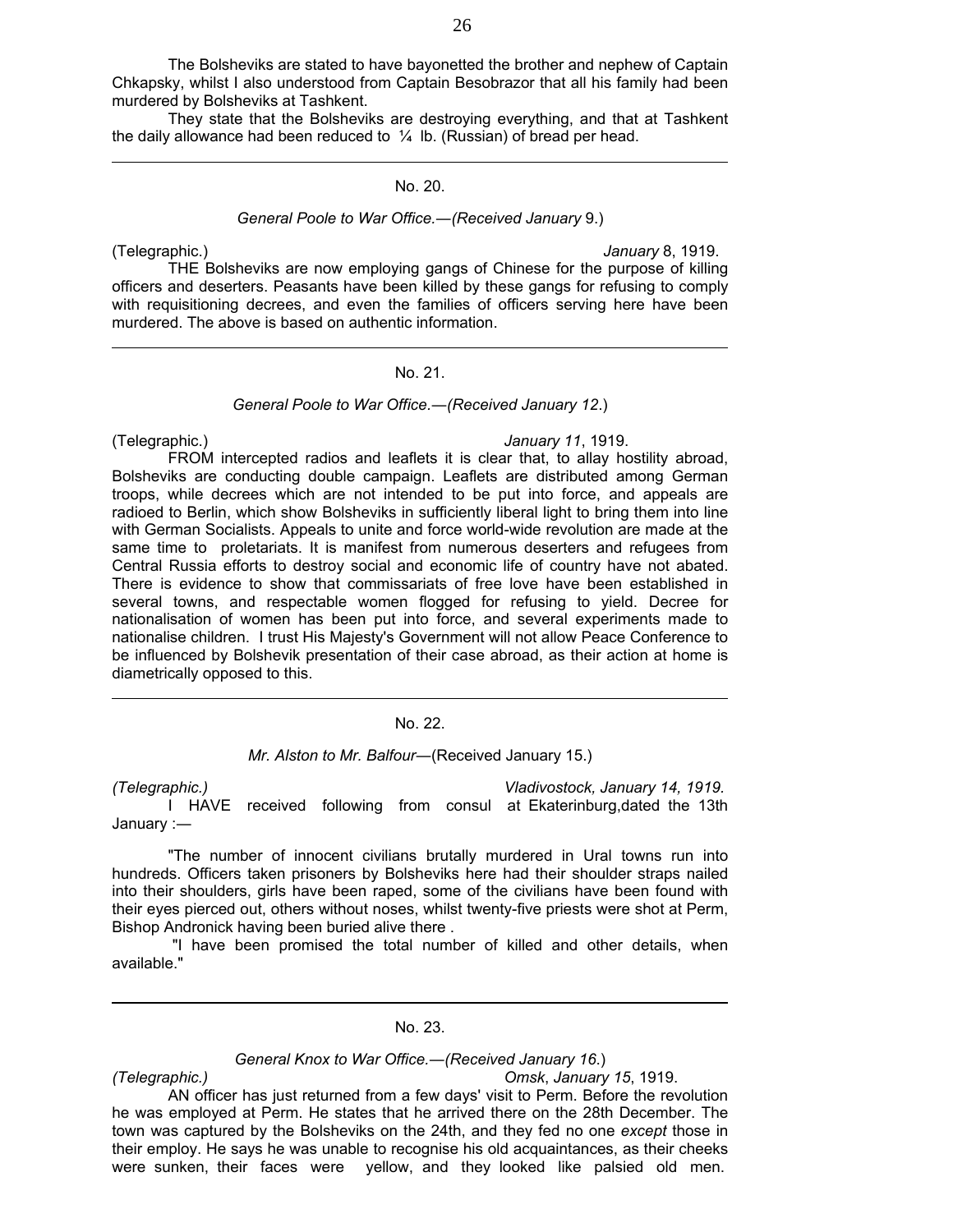The Bolsheviks are stated to have bayonetted the brother and nephew of Captain Chkapsky, whilst I also understood from Captain Besobrazor that all his family had been murdered by Bolsheviks at Tashkent.

They state that the Bolsheviks are destroying everything, and that at Tashkent the daily allowance had been reduced to ¼ lb. (Russian) of bread per head.

---

No. 20.

*General Poole to War Office.—(Received January* 9.)

(Telegraphic.) *January* 8, 1919.

THE Bolsheviks are now employing gangs of Chinese for the purpose of killing officers and deserters. Peasants have been killed by these gangs for refusing to comply with requisitioning decrees, and even the families of officers serving here have been murdered. The above is based on authentic information.

---

No. 21.

*General Poole to War Office.—(Received January 12.*)

(Telegraphic.) *January 11*, 1919.

FROM intercepted radios and leaflets it is clear that, to allay hostility abroad, Bolsheviks are conducting double campaign. Leaflets are distributed among German troops, while decrees which are not intended to be put into force, and appeals are radioed to Berlin, which show Bolsheviks in sufficiently liberal light to bring them into line with German Socialists. Appeals to unite and force world-wide revolution are made at the same time to proletariats. It is manifest from numerous deserters and refugees from Central Russia efforts to destroy social and economic life of country have not abated. There is evidence to show that commissariats of free love have been established in several towns, and respectable women flogged for refusing to yield. Decree for nationalisation of women has been put into force, and several experiments made to nationalise children. I trust His Majesty's Government will not allow Peace Conference to be influenced by Bolshevik presentation of their case abroad, as their action at home is diametrically opposed to this.

---

No. 22.

*Mr. Alston to Mr. Balfour*—(Received January 15.)

*(Telegraphic.) Vladivostock, January 14, 1919.*

I HAVE received following from consul at Ekaterinburg, dated the 13th January :—

"The number of innocent civilians brutally murdered in Ural towns run into hundreds. Officers taken prisoners by Bolsheviks here had their shoulder straps nailed into their shoulders, girls have been raped, some of the civilians have been found with their eyes pierced out, others without noses, whilst twenty-five priests were shot at Perm, Bishop Andronick having been buried alive there .

"I have been promised the total number of killed and other details, when available."

---

No. 23.

*General Knox to War Office.—(Received January 16.*)

*(Telegraphic.) Omsk*, *January 15*, 1919.

AN officer has just returned from a few days' visit to Perm. Before the revolution he was employed at Perm. He states that he arrived there on the 28th December. The town was captured by the Bolsheviks on the 24th, and they fed no one *except* those in their employ. He says he was unable to recognise his old acquaintances, as their cheeks were sunken, their faces were yellow, and they looked like palsied old men.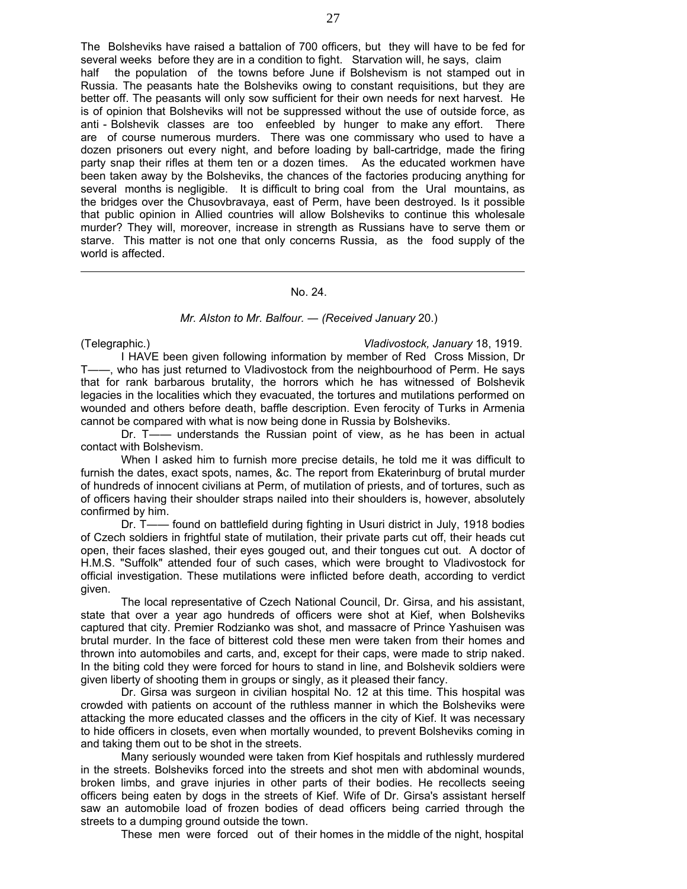The Bolsheviks have raised a battalion of 700 officers, but they will have to be fed for several weeks before they are in a condition to fight. Starvation will, he says, claim half the population of the towns before June if Bolshevism is not stamped out in Russia. The peasants hate the Bolsheviks owing to constant requisitions, but they are better off. The peasants will only sow sufficient for their own needs for next harvest. He is of opinion that Bolsheviks will not be suppressed without the use of outside force, as anti - Bolshevik classes are too enfeebled by hunger to make any effort. There are of course numerous murders. There was one commissary who used to have a dozen prisoners out every night, and before loading by ball-cartridge, made the firing party snap their rifles at them ten or a dozen times. As the educated workmen have been taken away by the Bolsheviks, the chances of the factories producing anything for several months is negligible. It is difficult to bring coal from the Ural mountains, as the bridges over the Chusovbravaya, east of Perm, have been destroyed. Is it possible that public opinion in Allied countries will allow Bolsheviks to continue this wholesale murder? They will, moreover, increase in strength as Russians have to serve them or starve. This matter is not one that only concerns Russia, as the food supply of the world is affected.

---

No. 24.

*Mr. Alston to Mr. Balfour. — (Received January* 20.)

(Telegraphic.) *Vladivostock, January* 18, 1919.

I HAVE been given following information by member of Red Cross Mission, Dr T——, who has just returned to Vladivostock from the neighbourhood of Perm. He says that for rank barbarous brutality, the horrors which he has witnessed of Bolshevik legacies in the localities which they evacuated, the tortures and mutilations performed on wounded and others before death, baffle description. Even ferocity of Turks in Armenia cannot be compared with what is now being done in Russia by Bolsheviks.

Dr. T—— understands the Russian point of view, as he has been in actual contact with Bolshevism.

When I asked him to furnish more precise details, he told me it was difficult to furnish the dates, exact spots, names, &c. The report from Ekaterinburg of brutal murder of hundreds of innocent civilians at Perm, of mutilation of priests, and of tortures, such as of officers having their shoulder straps nailed into their shoulders is, however, absolutely confirmed by him.

Dr. T—— found on battlefield during fighting in Usuri district in July, 1918 bodies of Czech soldiers in frightful state of mutilation, their private parts cut off, their heads cut open, their faces slashed, their eyes gouged out, and their tongues cut out. A doctor of H.M.S. "Suffolk" attended four of such cases, which were brought to Vladivostock for official investigation. These mutilations were inflicted before death, according to verdict given.

The local representative of Czech National Council, Dr. Girsa, and his assistant, state that over a year ago hundreds of officers were shot at Kief, when Bolsheviks captured that city. Premier Rodzianko was shot, and massacre of Prince Yashuisen was brutal murder. In the face of bitterest cold these men were taken from their homes and thrown into automobiles and carts, and, except for their caps, were made to strip naked. In the biting cold they were forced for hours to stand in line, and Bolshevik soldiers were given liberty of shooting them in groups or singly, as it pleased their fancy.

Dr. Girsa was surgeon in civilian hospital No. 12 at this time. This hospital was crowded with patients on account of the ruthless manner in which the Bolsheviks were attacking the more educated classes and the officers in the city of Kief. It was necessary to hide officers in closets, even when mortally wounded, to prevent Bolsheviks coming in and taking them out to be shot in the streets.

Many seriously wounded were taken from Kief hospitals and ruthlessly murdered in the streets. Bolsheviks forced into the streets and shot men with abdominal wounds, broken limbs, and grave injuries in other parts of their bodies. He recollects seeing officers being eaten by dogs in the streets of Kief. Wife of Dr. Girsa's assistant herself saw an automobile load of frozen bodies of dead officers being carried through the streets to a dumping ground outside the town.

These men were forced out of their homes in the middle of the night, hospital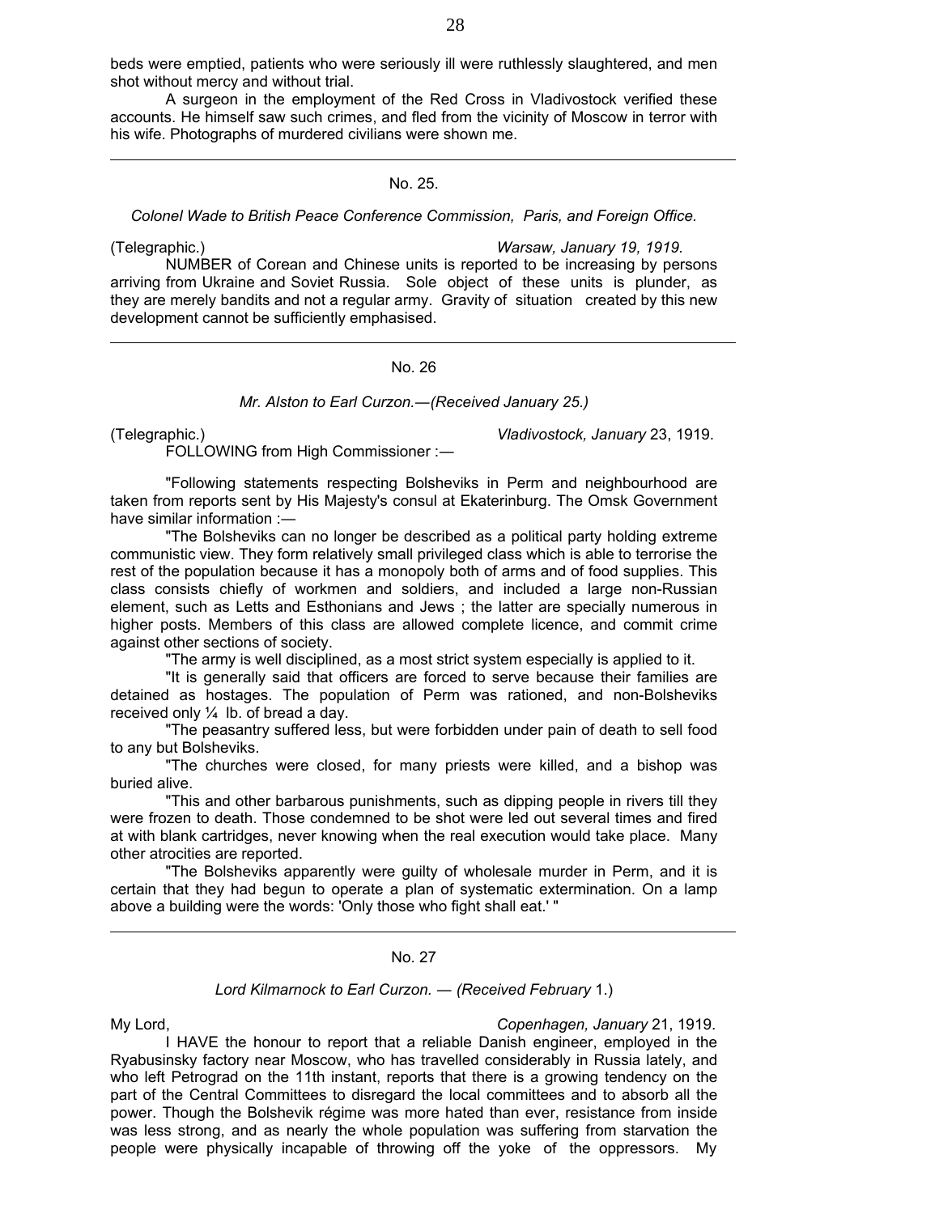beds were emptied, patients who were seriously ill were ruthlessly slaughtered, and men shot without mercy and without trial.

A surgeon in the employment of the Red Cross in Vladivostock verified these accounts. He himself saw such crimes, and fled from the vicinity of Moscow in terror with his wife. Photographs of murdered civilians were shown me.

---

No. 25.

*Colonel Wade to British Peace Conference Commission, Paris, and Foreign Office.*

(Telegraphic.) *Warsaw, January 19, 1919.*

NUMBER of Corean and Chinese units is reported to be increasing by persons arriving from Ukraine and Soviet Russia. Sole object of these units is plunder, as they are merely bandits and not a regular army. Gravity of situation created by this new development cannot be sufficiently emphasised.

---

No. 26

*Mr. Alston to Earl Curzon.—(Received January 25.)*

(Telegraphic.) *Vladivostock, January* 23, 1919.

FOLLOWING from High Commissioner :—

"Following statements respecting Bolsheviks in Perm and neighbourhood are taken from reports sent by His Majesty's consul at Ekaterinburg. The Omsk Government have similar information :—

"The Bolsheviks can no longer be described as a political party holding extreme communistic view. They form relatively small privileged class which is able to terrorise the rest of the population because it has a monopoly both of arms and of food supplies. This class consists chiefly of workmen and soldiers, and included a large non-Russian element, such as Letts and Esthonians and Jews ; the latter are specially numerous in higher posts. Members of this class are allowed complete licence, and commit crime against other sections of society.

"The army is well disciplined, as a most strict system especially is applied to it.

"It is generally said that officers are forced to serve because their families are detained as hostages. The population of Perm was rationed, and non-Bolsheviks received only ¼ lb. of bread a day.

"The peasantry suffered less, but were forbidden under pain of death to sell food to any but Bolsheviks.

"The churches were closed, for many priests were killed, and a bishop was buried alive.

"This and other barbarous punishments, such as dipping people in rivers till they were frozen to death. Those condemned to be shot were led out several times and fired at with blank cartridges, never knowing when the real execution would take place. Many other atrocities are reported.

"The Bolsheviks apparently were guilty of wholesale murder in Perm, and it is certain that they had begun to operate a plan of systematic extermination. On a lamp above a building were the words: 'Only those who fight shall eat.' "

---

No. 27

*Lord Kilmarnock to Earl Curzon. — (Received February* 1.)

My Lord, *Copenhagen, January* 21, 1919.

I HAVE the honour to report that a reliable Danish engineer, employed in the Ryabusinsky factory near Moscow, who has travelled considerably in Russia lately, and who left Petrograd on the 11th instant, reports that there is a growing tendency on the part of the Central Committees to disregard the local committees and to absorb all the power. Though the Bolshevik régime was more hated than ever, resistance from inside was less strong, and as nearly the whole population was suffering from starvation the people were physically incapable of throwing off the yoke of the oppressors. My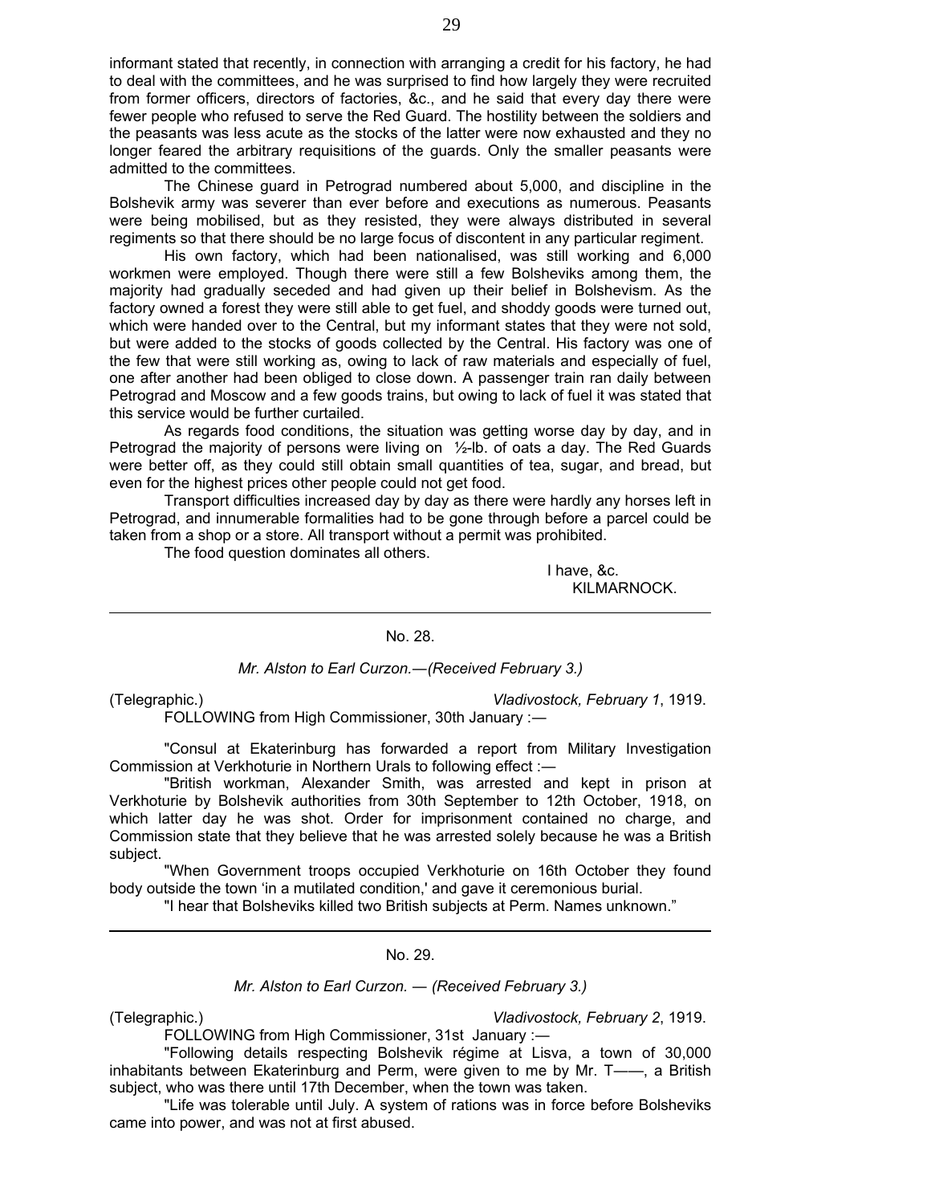informant stated that recently, in connection with arranging a credit for his factory, he had to deal with the committees, and he was surprised to find how largely they were recruited from former officers, directors of factories, &c., and he said that every day there were fewer people who refused to serve the Red Guard. The hostility between the soldiers and the peasants was less acute as the stocks of the latter were now exhausted and they no longer feared the arbitrary requisitions of the guards. Only the smaller peasants were admitted to the committees.

The Chinese guard in Petrograd numbered about 5,000, and discipline in the Bolshevik army was severer than ever before and executions as numerous. Peasants were being mobilised, but as they resisted, they were always distributed in several regiments so that there should be no large focus of discontent in any particular regiment.

His own factory, which had been nationalised, was still working and 6,000 workmen were employed. Though there were still a few Bolsheviks among them, the majority had gradually seceded and had given up their belief in Bolshevism. As the factory owned a forest they were still able to get fuel, and shoddy goods were turned out, which were handed over to the Central, but my informant states that they were not sold, but were added to the stocks of goods collected by the Central. His factory was one of the few that were still working as, owing to lack of raw materials and especially of fuel, one after another had been obliged to close down. A passenger train ran daily between Petrograd and Moscow and a few goods trains, but owing to lack of fuel it was stated that this service would be further curtailed.

As regards food conditions, the situation was getting worse day by day, and in Petrograd the majority of persons were living on ½-lb. of oats a day. The Red Guards were better off, as they could still obtain small quantities of tea, sugar, and bread, but even for the highest prices other people could not get food.

Transport difficulties increased day by day as there were hardly any horses left in Petrograd, and innumerable formalities had to be gone through before a parcel could be taken from a shop or a store. All transport without a permit was prohibited.

The food question dominates all others.

I have, &c.
KILMARNOCK.

---

## No. 28.

*Mr. Alston to Earl Curzon.—(Received February 3.)*

(Telegraphic.) *Vladivostock, February 1*, 1919.

FOLLOWING from High Commissioner, 30th January :—

"Consul at Ekaterinburg has forwarded a report from Military Investigation Commission at Verkhoturie in Northern Urals to following effect :—

"British workman, Alexander Smith, was arrested and kept in prison at Verkhoturie by Bolshevik authorities from 30th September to 12th October, 1918, on which latter day he was shot. Order for imprisonment contained no charge, and Commission state that they believe that he was arrested solely because he was a British subject.

"When Government troops occupied Verkhoturie on 16th October they found body outside the town 'in a mutilated condition,' and gave it ceremonious burial.

"I hear that Bolsheviks killed two British subjects at Perm. Names unknown."

---

## No. 29.

*Mr. Alston to Earl Curzon. — (Received February 3.)*

(Telegraphic.) *Vladivostock, February 2*, 1919.

FOLLOWING from High Commissioner, 31st January :—

"Following details respecting Bolshevik régime at Lisva, a town of 30,000 inhabitants between Ekaterinburg and Perm, were given to me by Mr. T——, a British subject, who was there until 17th December, when the town was taken.

"Life was tolerable until July. A system of rations was in force before Bolsheviks came into power, and was not at first abused.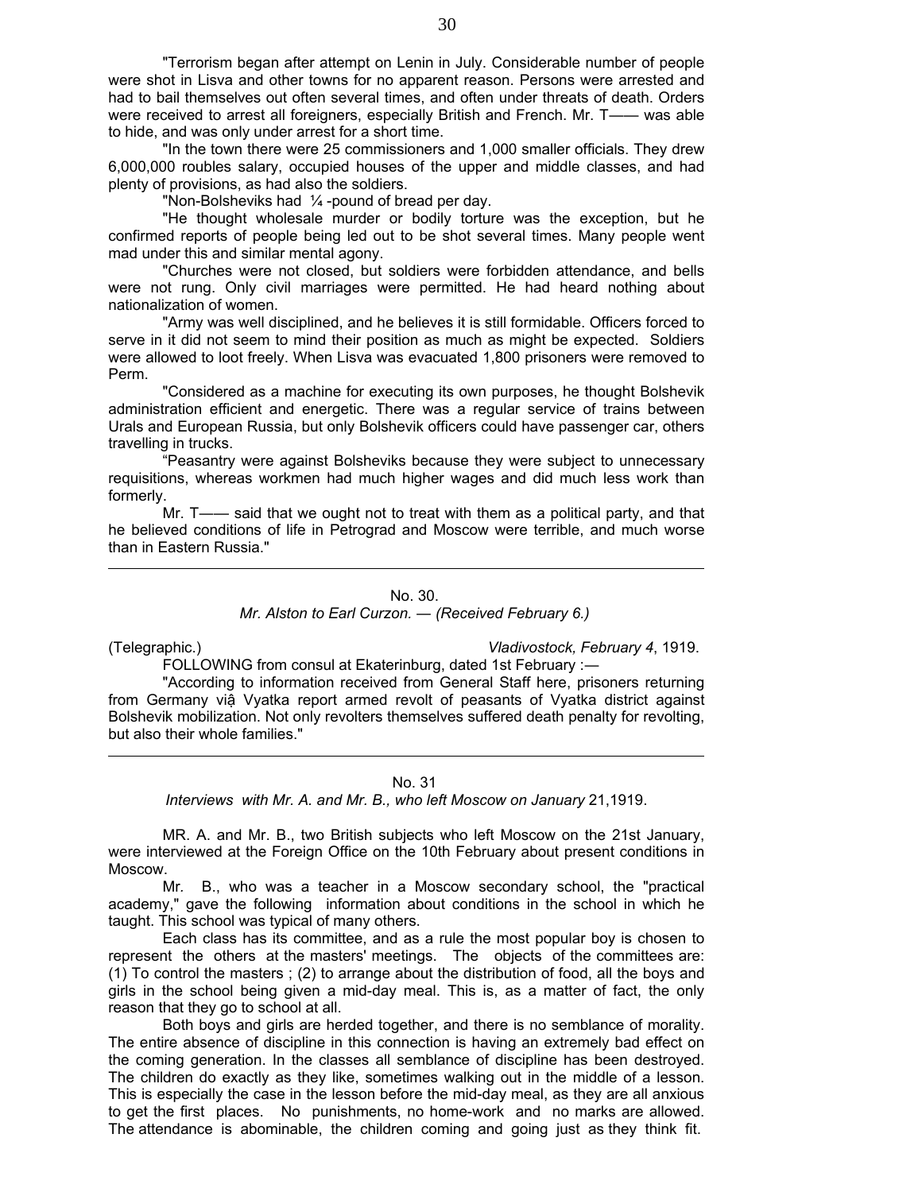"Terrorism began after attempt on Lenin in July. Considerable number of people were shot in Lisva and other towns for no apparent reason. Persons were arrested and had to bail themselves out often several times, and often under threats of death. Orders were received to arrest all foreigners, especially British and French. Mr. T—— was able to hide, and was only under arrest for a short time.

"In the town there were 25 commissioners and 1,000 smaller officials. They drew 6,000,000 roubles salary, occupied houses of the upper and middle classes, and had plenty of provisions, as had also the soldiers.

"Non-Bolsheviks had ¼-pound of bread per day.

"He thought wholesale murder or bodily torture was the exception, but he confirmed reports of people being led out to be shot several times. Many people went mad under this and similar mental agony.

"Churches were not closed, but soldiers were forbidden attendance, and bells were not rung. Only civil marriages were permitted. He had heard nothing about nationalization of women.

"Army was well disciplined, and he believes it is still formidable. Officers forced to serve in it did not seem to mind their position as much as might be expected. Soldiers were allowed to loot freely. When Lisva was evacuated 1,800 prisoners were removed to Perm.

"Considered as a machine for executing its own purposes, he thought Bolshevik administration efficient and energetic. There was a regular service of trains between Urals and European Russia, but only Bolshevik officers could have passenger car, others travelling in trucks.

"Peasantry were against Bolsheviks because they were subject to unnecessary requisitions, whereas workmen had much higher wages and did much less work than formerly.

Mr. T—— said that we ought not to treat with them as a political party, and that he believed conditions of life in Petrograd and Moscow were terrible, and much worse than in Eastern Russia."

---

No. 30.

*Mr. Alston to Earl Curzon. — (Received February 6.)*

(Telegraphic.) *Vladivostock, February 4*, 1919.

FOLLOWING from consul at Ekaterinburg, dated 1st February :—

"According to information received from General Staff here, prisoners returning from Germany viậ Vyatka report armed revolt of peasants of Vyatka district against Bolshevik mobilization. Not only revolters themselves suffered death penalty for revolting, but also their whole families."

---

No. 31

*Interviews with Mr. A. and Mr. B., who left Moscow on January* 21,1919.

MR. A. and Mr. B., two British subjects who left Moscow on the 21st January, were interviewed at the Foreign Office on the 10th February about present conditions in Moscow.

Mr. B., who was a teacher in a Moscow secondary school, the "practical academy," gave the following information about conditions in the school in which he taught. This school was typical of many others.

Each class has its committee, and as a rule the most popular boy is chosen to represent the others at the masters' meetings. The objects of the committees are: (1) To control the masters ; (2) to arrange about the distribution of food, all the boys and girls in the school being given a mid-day meal. This is, as a matter of fact, the only reason that they go to school at all.

Both boys and girls are herded together, and there is no semblance of morality. The entire absence of discipline in this connection is having an extremely bad effect on the coming generation. In the classes all semblance of discipline has been destroyed. The children do exactly as they like, sometimes walking out in the middle of a lesson. This is especially the case in the lesson before the mid-day meal, as they are all anxious to get the first places. No punishments, no home-work and no marks are allowed. The attendance is abominable, the children coming and going just as they think fit.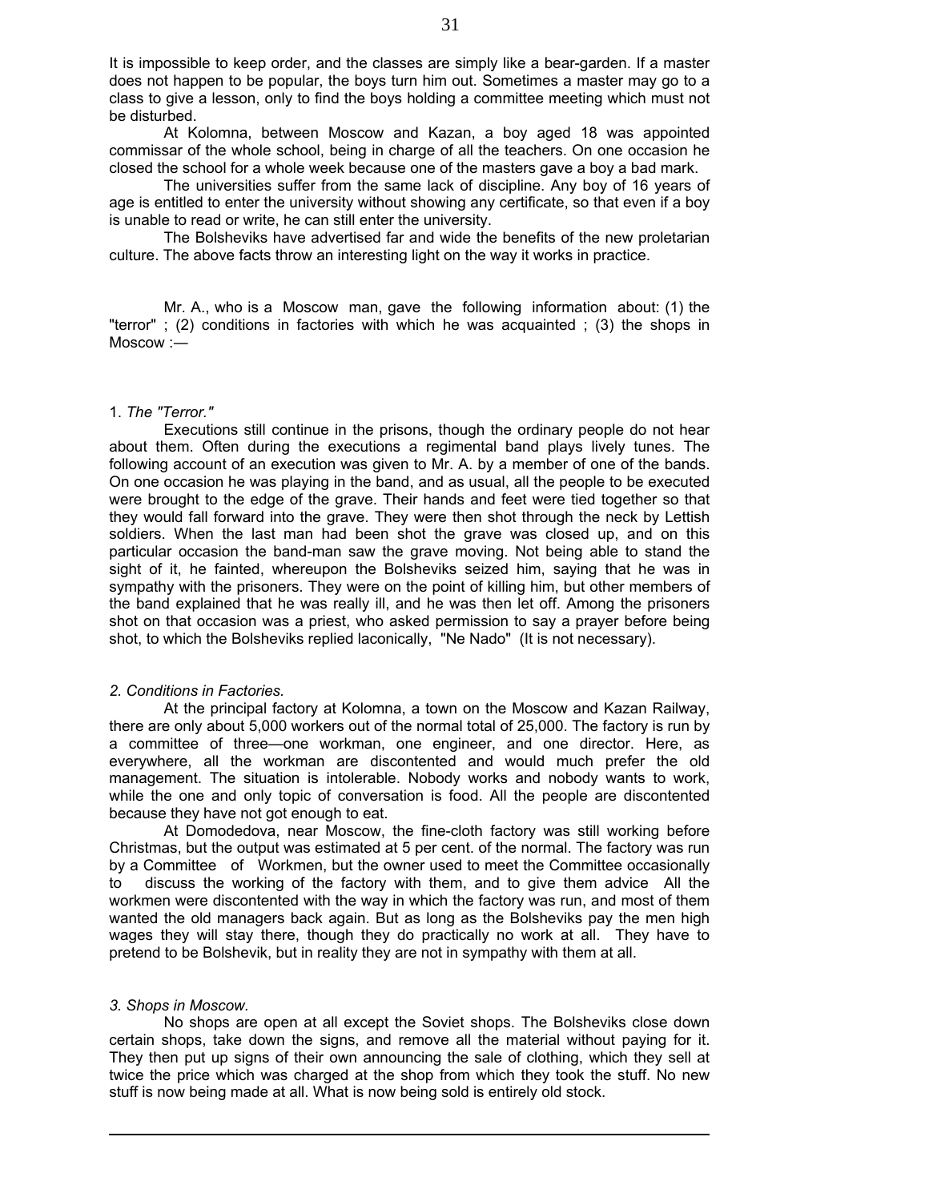It is impossible to keep order, and the classes are simply like a bear-garden. If a master does not happen to be popular, the boys turn him out. Sometimes a master may go to a class to give a lesson, only to find the boys holding a committee meeting which must not be disturbed.

At Kolomna, between Moscow and Kazan, a boy aged 18 was appointed commissar of the whole school, being in charge of all the teachers. On one occasion he closed the school for a whole week because one of the masters gave a boy a bad mark.

The universities suffer from the same lack of discipline. Any boy of 16 years of age is entitled to enter the university without showing any certificate, so that even if a boy is unable to read or write, he can still enter the university.

The Bolsheviks have advertised far and wide the benefits of the new proletarian culture. The above facts throw an interesting light on the way it works in practice.

Mr. A., who is a Moscow man, gave the following information about: (1) the "terror" ; (2) conditions in factories with which he was acquainted ; (3) the shops in Moscow :—

1. *The "Terror."*

Executions still continue in the prisons, though the ordinary people do not hear about them. Often during the executions a regimental band plays lively tunes. The following account of an execution was given to Mr. A. by a member of one of the bands. On one occasion he was playing in the band, and as usual, all the people to be executed were brought to the edge of the grave. Their hands and feet were tied together so that they would fall forward into the grave. They were then shot through the neck by Lettish soldiers. When the last man had been shot the grave was closed up, and on this particular occasion the band-man saw the grave moving. Not being able to stand the sight of it, he fainted, whereupon the Bolsheviks seized him, saying that he was in sympathy with the prisoners. They were on the point of killing him, but other members of the band explained that he was really ill, and he was then let off. Among the prisoners shot on that occasion was a priest, who asked permission to say a prayer before being shot, to which the Bolsheviks replied laconically, "Ne Nado" (It is not necessary).

*2. Conditions in Factories.*

At the principal factory at Kolomna, a town on the Moscow and Kazan Railway, there are only about 5,000 workers out of the normal total of 25,000. The factory is run by a committee of three—one workman, one engineer, and one director. Here, as everywhere, all the workman are discontented and would much prefer the old management. The situation is intolerable. Nobody works and nobody wants to work, while the one and only topic of conversation is food. All the people are discontented because they have not got enough to eat.

At Domodedova, near Moscow, the fine-cloth factory was still working before Christmas, but the output was estimated at 5 per cent. of the normal. The factory was run by a Committee of Workmen, but the owner used to meet the Committee occasionally to discuss the working of the factory with them, and to give them advice All the workmen were discontented with the way in which the factory was run, and most of them wanted the old managers back again. But as long as the Bolsheviks pay the men high wages they will stay there, though they do practically no work at all. They have to pretend to be Bolshevik, but in reality they are not in sympathy with them at all.

*3. Shops in Moscow.*

No shops are open at all except the Soviet shops. The Bolsheviks close down certain shops, take down the signs, and remove all the material without paying for it. They then put up signs of their own announcing the sale of clothing, which they sell at twice the price which was charged at the shop from which they took the stuff. No new stuff is now being made at all. What is now being sold is entirely old stock.

---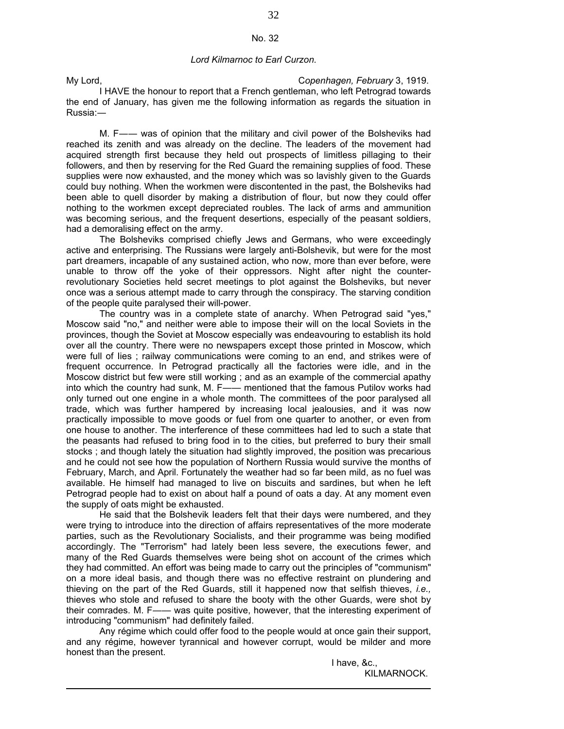No. 32

*Lord Kilmarnoc to Earl Curzon.*

My Lord, *Copenhagen, February* 3, 1919.

I HAVE the honour to report that a French gentleman, who left Petrograd towards the end of January, has given me the following information as regards the situation in Russia:—

M. F—— was of opinion that the military and civil power of the Bolsheviks had reached its zenith and was already on the decline. The leaders of the movement had acquired strength first because they held out prospects of limitless pillaging to their followers, and then by reserving for the Red Guard the remaining supplies of food. These supplies were now exhausted, and the money which was so lavishly given to the Guards could buy nothing. When the workmen were discontented in the past, the Bolsheviks had been able to quell disorder by making a distribution of flour, but now they could offer nothing to the workmen except depreciated roubles. The lack of arms and ammunition was becoming serious, and the frequent desertions, especially of the peasant soldiers, had a demoralising effect on the army.

The Bolsheviks comprised chiefly Jews and Germans, who were exceedingly active and enterprising. The Russians were largely anti-Bolshevik, but were for the most part dreamers, incapable of any sustained action, who now, more than ever before, were unable to throw off the yoke of their oppressors. Night after night the counter-revolutionary Societies held secret meetings to plot against the Bolsheviks, but never once was a serious attempt made to carry through the conspiracy. The starving condition of the people quite paralysed their will-power.

The country was in a complete state of anarchy. When Petrograd said "yes," Moscow said "no," and neither were able to impose their will on the local Soviets in the provinces, though the Soviet at Moscow especially was endeavouring to establish its hold over all the country. There were no newspapers except those printed in Moscow, which were full of lies ; railway communications were coming to an end, and strikes were of frequent occurrence. In Petrograd practically all the factories were idle, and in the Moscow district but few were still working ; and as an example of the commercial apathy into which the country had sunk, M. F—— mentioned that the famous Putilov works had only turned out one engine in a whole month. The committees of the poor paralysed all trade, which was further hampered by increasing local jealousies, and it was now practically impossible to move goods or fuel from one quarter to another, or even from one house to another. The interference of these committees had led to such a state that the peasants had refused to bring food in to the cities, but preferred to bury their small stocks ; and though lately the situation had slightly improved, the position was precarious and he could not see how the population of Northern Russia would survive the months of February, March, and April. Fortunately the weather had so far been mild, as no fuel was available. He himself had managed to live on biscuits and sardines, but when he left Petrograd people had to exist on about half a pound of oats a day. At any moment even the supply of oats might be exhausted.

He said that the Bolshevik leaders felt that their days were numbered, and they were trying to introduce into the direction of affairs representatives of the more moderate parties, such as the Revolutionary Socialists, and their programme was being modified accordingly. The "Terrorism" had lately been less severe, the executions fewer, and many of the Red Guards themselves were being shot on account of the crimes which they had committed. An effort was being made to carry out the principles of "communism" on a more ideal basis, and though there was no effective restraint on plundering and thieving on the part of the Red Guards, still it happened now that selfish thieves, *i.e.,* thieves who stole and refused to share the booty with the other Guards, were shot by their comrades. M. F—— was quite positive, however, that the interesting experiment of introducing "communism" had definitely failed.

Any régime which could offer food to the people would at once gain their support, and any régime, however tyrannical and however corrupt, would be milder and more honest than the present.

I have, &c.,
KILMARNOCK.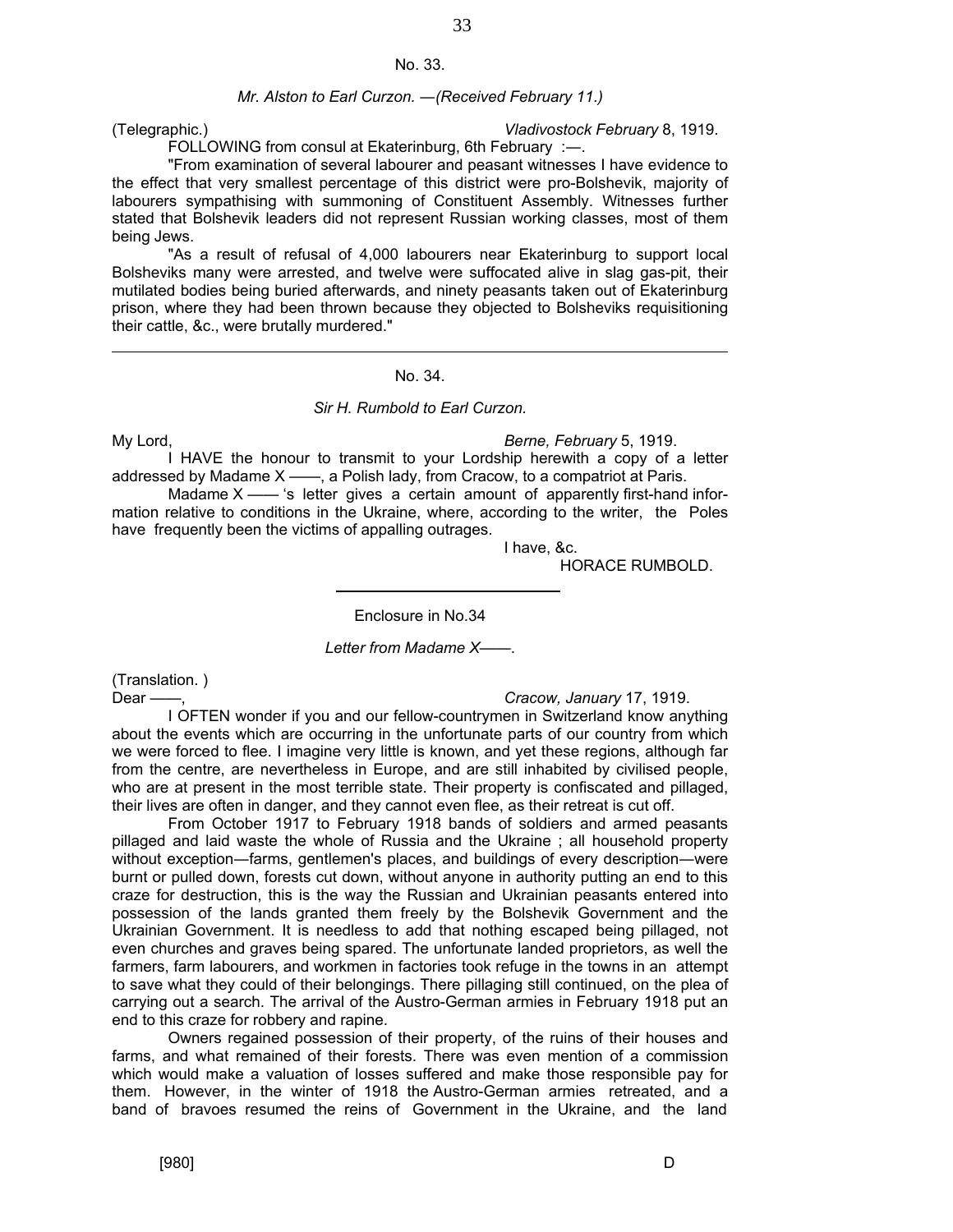No. 33.

*Mr. Alston to Earl Curzon. —(Received February 11.)*

(Telegraphic.) *Vladivostock February* 8, 1919.

FOLLOWING from consul at Ekaterinburg, 6th February :—.

"From examination of several labourer and peasant witnesses I have evidence to the effect that very smallest percentage of this district were pro-Bolshevik, majority of labourers sympathising with summoning of Constituent Assembly. Witnesses further stated that Bolshevik leaders did not represent Russian working classes, most of them being Jews.

"As a result of refusal of 4,000 labourers near Ekaterinburg to support local Bolsheviks many were arrested, and twelve were suffocated alive in slag gas-pit, their mutilated bodies being buried afterwards, and ninety peasants taken out of Ekaterinburg prison, where they had been thrown because they objected to Bolsheviks requisitioning their cattle, &c., were brutally murdered."

---

No. 34.

*Sir H. Rumbold to Earl Curzon.*

My Lord, *Berne, February* 5, 1919.

I HAVE the honour to transmit to your Lordship herewith a copy of a letter addressed by Madame X ——, a Polish lady, from Cracow, to a compatriot at Paris.

Madame X —— 's letter gives a certain amount of apparently first-hand information relative to conditions in the Ukraine, where, according to the writer, the Poles have frequently been the victims of appalling outrages.

I have, &c.
HORACE RUMBOLD.

---

Enclosure in No.34

*Letter from Madame X——.*

(Translation. )

Dear ——, *Cracow, January* 17, 1919.

I OFTEN wonder if you and our fellow-countrymen in Switzerland know anything about the events which are occurring in the unfortunate parts of our country from which we were forced to flee. I imagine very little is known, and yet these regions, although far from the centre, are nevertheless in Europe, and are still inhabited by civilised people, who are at present in the most terrible state. Their property is confiscated and pillaged, their lives are often in danger, and they cannot even flee, as their retreat is cut off.

From October 1917 to February 1918 bands of soldiers and armed peasants pillaged and laid waste the whole of Russia and the Ukraine ; all household property without exception—farms, gentlemen's places, and buildings of every description—were burnt or pulled down, forests cut down, without anyone in authority putting an end to this craze for destruction, this is the way the Russian and Ukrainian peasants entered into possession of the lands granted them freely by the Bolshevik Government and the Ukrainian Government. It is needless to add that nothing escaped being pillaged, not even churches and graves being spared. The unfortunate landed proprietors, as well the farmers, farm labourers, and workmen in factories took refuge in the towns in an attempt to save what they could of their belongings. There pillaging still continued, on the plea of carrying out a search. The arrival of the Austro-German armies in February 1918 put an end to this craze for robbery and rapine.

Owners regained possession of their property, of the ruins of their houses and farms, and what remained of their forests. There was even mention of a commission which would make a valuation of losses suffered and make those responsible pay for them. However, in the winter of 1918 the Austro-German armies retreated, and a band of bravoes resumed the reins of Government in the Ukraine, and the land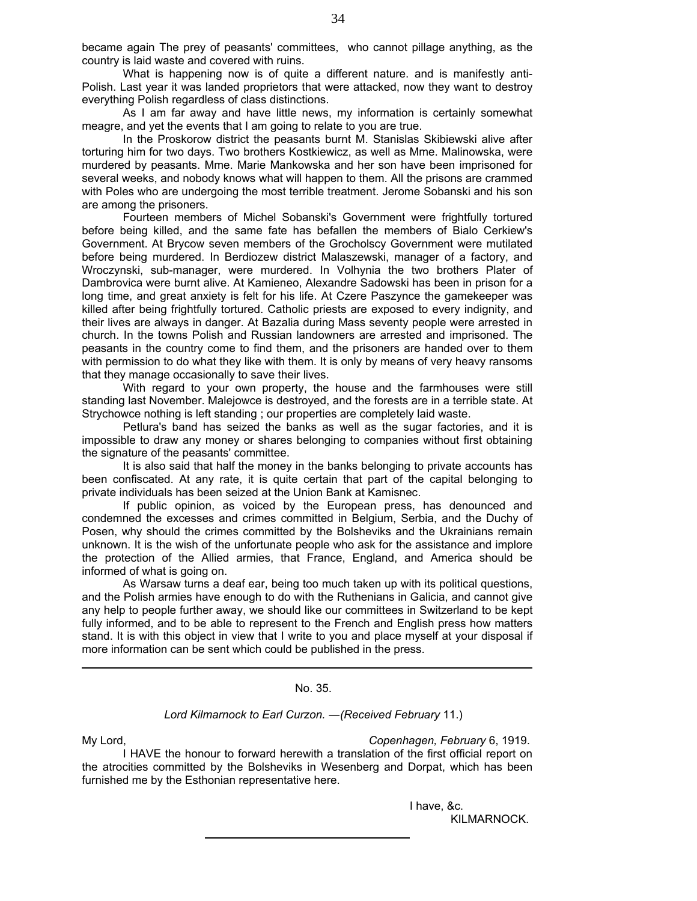became again The prey of peasants' committees, who cannot pillage anything, as the country is laid waste and covered with ruins.

What is happening now is of quite a different nature. and is manifestly anti-Polish. Last year it was landed proprietors that were attacked, now they want to destroy everything Polish regardless of class distinctions.

As I am far away and have little news, my information is certainly somewhat meagre, and yet the events that I am going to relate to you are true.

In the Proskorow district the peasants burnt M. Stanislas Skibiewski alive after torturing him for two days. Two brothers Kostkiewicz, as well as Mme. Malinowska, were murdered by peasants. Mme. Marie Mankowska and her son have been imprisoned for several weeks, and nobody knows what will happen to them. All the prisons are crammed with Poles who are undergoing the most terrible treatment. Jerome Sobanski and his son are among the prisoners.

Fourteen members of Michel Sobanski's Government were frightfully tortured before being killed, and the same fate has befallen the members of Bialo Cerkiew's Government. At Brycow seven members of the Grocholscy Government were mutilated before being murdered. In Berdiozew district Malaszewski, manager of a factory, and Wroczynski, sub-manager, were murdered. In Volhynia the two brothers Plater of Dambrovica were burnt alive. At Kamieneo, Alexandre Sadowski has been in prison for a long time, and great anxiety is felt for his life. At Czere Paszynce the gamekeeper was killed after being frightfully tortured. Catholic priests are exposed to every indignity, and their lives are always in danger. At Bazalia during Mass seventy people were arrested in church. In the towns Polish and Russian landowners are arrested and imprisoned. The peasants in the country come to find them, and the prisoners are handed over to them with permission to do what they like with them. It is only by means of very heavy ransoms that they manage occasionally to save their lives.

With regard to your own property, the house and the farmhouses were still standing last November. Malejowce is destroyed, and the forests are in a terrible state. At Strychowce nothing is left standing ; our properties are completely laid waste.

Petlura's band has seized the banks as well as the sugar factories, and it is impossible to draw any money or shares belonging to companies without first obtaining the signature of the peasants' committee.

It is also said that half the money in the banks belonging to private accounts has been confiscated. At any rate, it is quite certain that part of the capital belonging to private individuals has been seized at the Union Bank at Kamisnec.

If public opinion, as voiced by the European press, has denounced and condemned the excesses and crimes committed in Belgium, Serbia, and the Duchy of Posen, why should the crimes committed by the Bolsheviks and the Ukrainians remain unknown. It is the wish of the unfortunate people who ask for the assistance and implore the protection of the Allied armies, that France, England, and America should be informed of what is going on.

As Warsaw turns a deaf ear, being too much taken up with its political questions, and the Polish armies have enough to do with the Ruthenians in Galicia, and cannot give any help to people further away, we should like our committees in Switzerland to be kept fully informed, and to be able to represent to the French and English press how matters stand. It is with this object in view that I write to you and place myself at your disposal if more information can be sent which could be published in the press.

---

No. 35.

*Lord Kilmarnock to Earl Curzon. —(Received February* 11.)

My Lord, *Copenhagen, February* 6, 1919.

I HAVE the honour to forward herewith a translation of the first official report on the atrocities committed by the Bolsheviks in Wesenberg and Dorpat, which has been furnished me by the Esthonian representative here.

I have, &c.
KILMARNOCK.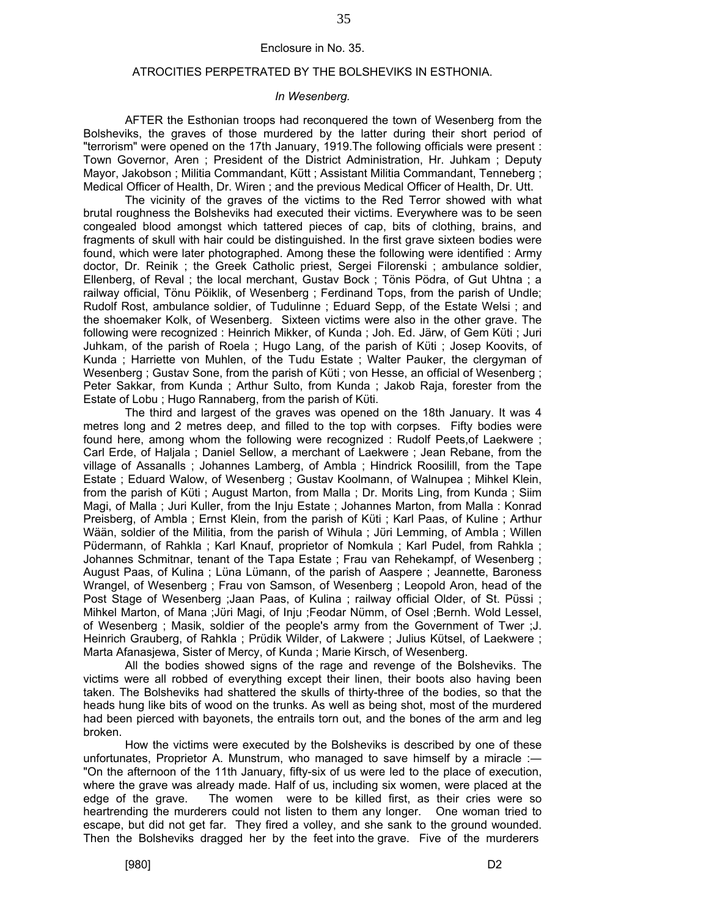Enclosure in No. 35.

## ATROCITIES PERPETRATED BY THE BOLSHEVIKS IN ESTHONIA.

### *In Wesenberg.*

AFTER the Esthonian troops had reconquered the town of Wesenberg from the Bolsheviks, the graves of those murdered by the latter during their short period of "terrorism" were opened on the 17th January, 1919.The following officials were present : Town Governor, Aren ; President of the District Administration, Hr. Juhkam ; Deputy Mayor, Jakobson ; Militia Commandant, Kütt ; Assistant Militia Commandant, Tenneberg ; Medical Officer of Health, Dr. Wiren ; and the previous Medical Officer of Health, Dr. Utt.

The vicinity of the graves of the victims to the Red Terror showed with what brutal roughness the Bolsheviks had executed their victims. Everywhere was to be seen congealed blood amongst which tattered pieces of cap, bits of clothing, brains, and fragments of skull with hair could be distinguished. In the first grave sixteen bodies were found, which were later photographed. Among these the following were identified : Army doctor, Dr. Reinik ; the Greek Catholic priest, Sergei Filorenski ; ambulance soldier, Ellenberg, of Reval ; the local merchant, Gustav Bock ; Tönis Pödra, of Gut Uhtna ; a railway official, Tönu Pöiklik, of Wesenberg ; Ferdinand Tops, from the parish of Undle; Rudolf Rost, ambulance soldier, of Tudulinne ; Eduard Sepp, of the Estate Welsi ; and the shoemaker Kolk, of Wesenberg. Sixteen victims were also in the other grave. The following were recognized : Heinrich Mikker, of Kunda ; Joh. Ed. Järw, of Gem Küti ; Juri Juhkam, of the parish of Roela ; Hugo Lang, of the parish of Küti ; Josep Koovits, of Kunda ; Harriette von Muhlen, of the Tudu Estate ; Walter Pauker, the clergyman of Wesenberg ; Gustav Sone, from the parish of Küti ; von Hesse, an official of Wesenberg ; Peter Sakkar, from Kunda ; Arthur Sulto, from Kunda ; Jakob Raja, forester from the Estate of Lobu ; Hugo Rannaberg, from the parish of Küti.

The third and largest of the graves was opened on the 18th January. It was 4 metres long and 2 metres deep, and filled to the top with corpses. Fifty bodies were found here, among whom the following were recognized : Rudolf Peets,of Laekwere ; Carl Erde, of Haljala ; Daniel Sellow, a merchant of Laekwere ; Jean Rebane, from the village of Assanalls ; Johannes Lamberg, of Ambla ; Hindrick Roosilill, from the Tape Estate ; Eduard Walow, of Wesenberg ; Gustav Koolmann, of Walnupea ; Mihkel Klein, from the parish of Küti ; August Marton, from Malla ; Dr. Morits Ling, from Kunda ; Siim Magi, of Malla ; Juri Kuller, from the Inju Estate ; Johannes Marton, from Malla : Konrad Preisberg, of Ambla ; Ernst Klein, from the parish of Küti ; Karl Paas, of Kuline ; Arthur Wään, soldier of the Militia, from the parish of Wihula ; Jüri Lemming, of Ambla ; Willen Püdermann, of Rahkla ; Karl Knauf, proprietor of Nomkula ; Karl Pudel, from Rahkla ; Johannes Schmitnar, tenant of the Tapa Estate ; Frau van Rehekampf, of Wesenberg ; August Paas, of Kulina ; Lüna Lümann, of the parish of Aaspere ; Jeannette, Baroness Wrangel, of Wesenberg ; Frau von Samson, of Wesenberg ; Leopold Aron, head of the Post Stage of Wesenberg ;Jaan Paas, of Kulina ; railway official Older, of St. Püssi ; Mihkel Marton, of Mana ;Jüri Magi, of Inju ;Feodar Nümm, of Osel ;Bernh. Wold Lessel, of Wesenberg ; Masik, soldier of the people's army from the Government of Twer ;J. Heinrich Grauberg, of Rahkla ; Prüdik Wilder, of Lakwere ; Julius Kütsel, of Laekwere ; Marta Afanasjewa, Sister of Mercy, of Kunda ; Marie Kirsch, of Wesenberg.

All the bodies showed signs of the rage and revenge of the Bolsheviks. The victims were all robbed of everything except their linen, their boots also having been taken. The Bolsheviks had shattered the skulls of thirty-three of the bodies, so that the heads hung like bits of wood on the trunks. As well as being shot, most of the murdered had been pierced with bayonets, the entrails torn out, and the bones of the arm and leg broken.

How the victims were executed by the Bolsheviks is described by one of these unfortunates, Proprietor A. Munstrum, who managed to save himself by a miracle :— "On the afternoon of the 11th January, fifty-six of us were led to the place of execution, where the grave was already made. Half of us, including six women, were placed at the edge of the grave. The women were to be killed first, as their cries were so heartrending the murderers could not listen to them any longer. One woman tried to escape, but did not get far. They fired a volley, and she sank to the ground wounded. Then the Bolsheviks dragged her by the feet into the grave. Five of the murderers

[980] D2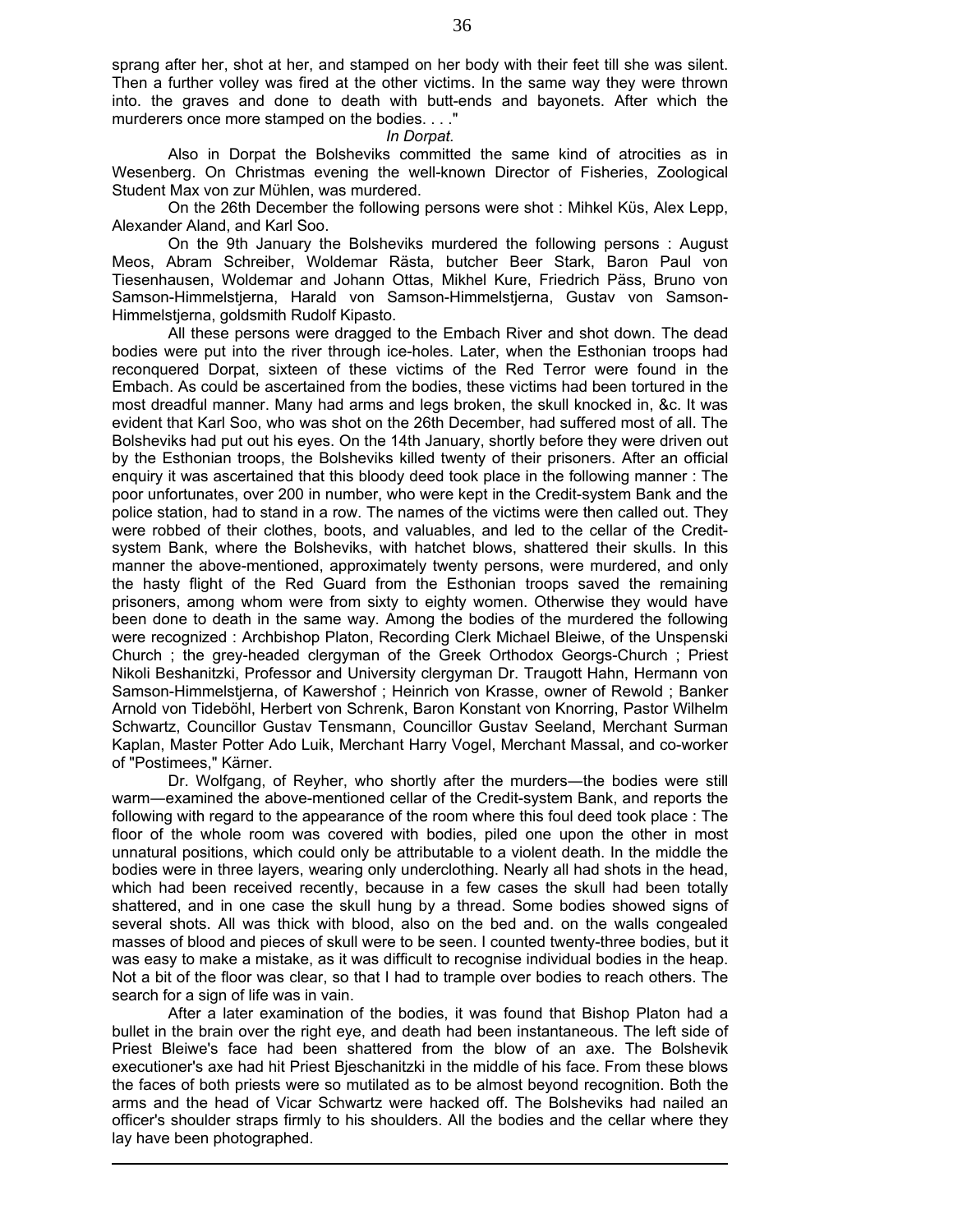sprang after her, shot at her, and stamped on her body with their feet till she was silent. Then a further volley was fired at the other victims. In the same way they were thrown into. the graves and done to death with butt-ends and bayonets. After which the murderers once more stamped on the bodies. . . ."

*In Dorpat.*

Also in Dorpat the Bolsheviks committed the same kind of atrocities as in Wesenberg. On Christmas evening the well-known Director of Fisheries, Zoological Student Max von zur Mühlen, was murdered.

On the 26th December the following persons were shot : Mihkel Küs, Alex Lepp, Alexander Aland, and Karl Soo.

On the 9th January the Bolsheviks murdered the following persons : August Meos, Abram Schreiber, Woldemar Rästa, butcher Beer Stark, Baron Paul von Tiesenhausen, Woldemar and Johann Ottas, Mikhel Kure, Friedrich Päss, Bruno von Samson-Himmelstjerna, Harald von Samson-Himmelstjerna, Gustav von Samson-Himmelstjerna, goldsmith Rudolf Kipasto.

All these persons were dragged to the Embach River and shot down. The dead bodies were put into the river through ice-holes. Later, when the Esthonian troops had reconquered Dorpat, sixteen of these victims of the Red Terror were found in the Embach. As could be ascertained from the bodies, these victims had been tortured in the most dreadful manner. Many had arms and legs broken, the skull knocked in, &c. It was evident that Karl Soo, who was shot on the 26th December, had suffered most of all. The Bolsheviks had put out his eyes. On the 14th January, shortly before they were driven out by the Esthonian troops, the Bolsheviks killed twenty of their prisoners. After an official enquiry it was ascertained that this bloody deed took place in the following manner : The poor unfortunates, over 200 in number, who were kept in the Credit-system Bank and the police station, had to stand in a row. The names of the victims were then called out. They were robbed of their clothes, boots, and valuables, and led to the cellar of the Credit-system Bank, where the Bolsheviks, with hatchet blows, shattered their skulls. In this manner the above-mentioned, approximately twenty persons, were murdered, and only the hasty flight of the Red Guard from the Esthonian troops saved the remaining prisoners, among whom were from sixty to eighty women. Otherwise they would have been done to death in the same way. Among the bodies of the murdered the following were recognized : Archbishop Platon, Recording Clerk Michael Bleiwe, of the Unspenski Church ; the grey-headed clergyman of the Greek Orthodox Georgs-Church ; Priest Nikoli Beshanitzki, Professor and University clergyman Dr. Traugott Hahn, Hermann von Samson-Himmelstjerna, of Kawershof ; Heinrich von Krasse, owner of Rewold ; Banker Arnold von Tideböhl, Herbert von Schrenk, Baron Konstant von Knorring, Pastor Wilhelm Schwartz, Councillor Gustav Tensmann, Councillor Gustav Seeland, Merchant Surman Kaplan, Master Potter Ado Luik, Merchant Harry Vogel, Merchant Massal, and co-worker of "Postimees," Kärner.

Dr. Wolfgang, of Reyher, who shortly after the murders—the bodies were still warm—examined the above-mentioned cellar of the Credit-system Bank, and reports the following with regard to the appearance of the room where this foul deed took place : The floor of the whole room was covered with bodies, piled one upon the other in most unnatural positions, which could only be attributable to a violent death. In the middle the bodies were in three layers, wearing only underclothing. Nearly all had shots in the head, which had been received recently, because in a few cases the skull had been totally shattered, and in one case the skull hung by a thread. Some bodies showed signs of several shots. All was thick with blood, also on the bed and. on the walls congealed masses of blood and pieces of skull were to be seen. I counted twenty-three bodies, but it was easy to make a mistake, as it was difficult to recognise individual bodies in the heap. Not a bit of the floor was clear, so that I had to trample over bodies to reach others. The search for a sign of life was in vain.

After a later examination of the bodies, it was found that Bishop Platon had a bullet in the brain over the right eye, and death had been instantaneous. The left side of Priest Bleiwe's face had been shattered from the blow of an axe. The Bolshevik executioner's axe had hit Priest Bjeschanitzki in the middle of his face. From these blows the faces of both priests were so mutilated as to be almost beyond recognition. Both the arms and the head of Vicar Schwartz were hacked off. The Bolsheviks had nailed an officer's shoulder straps firmly to his shoulders. All the bodies and the cellar where they lay have been photographed.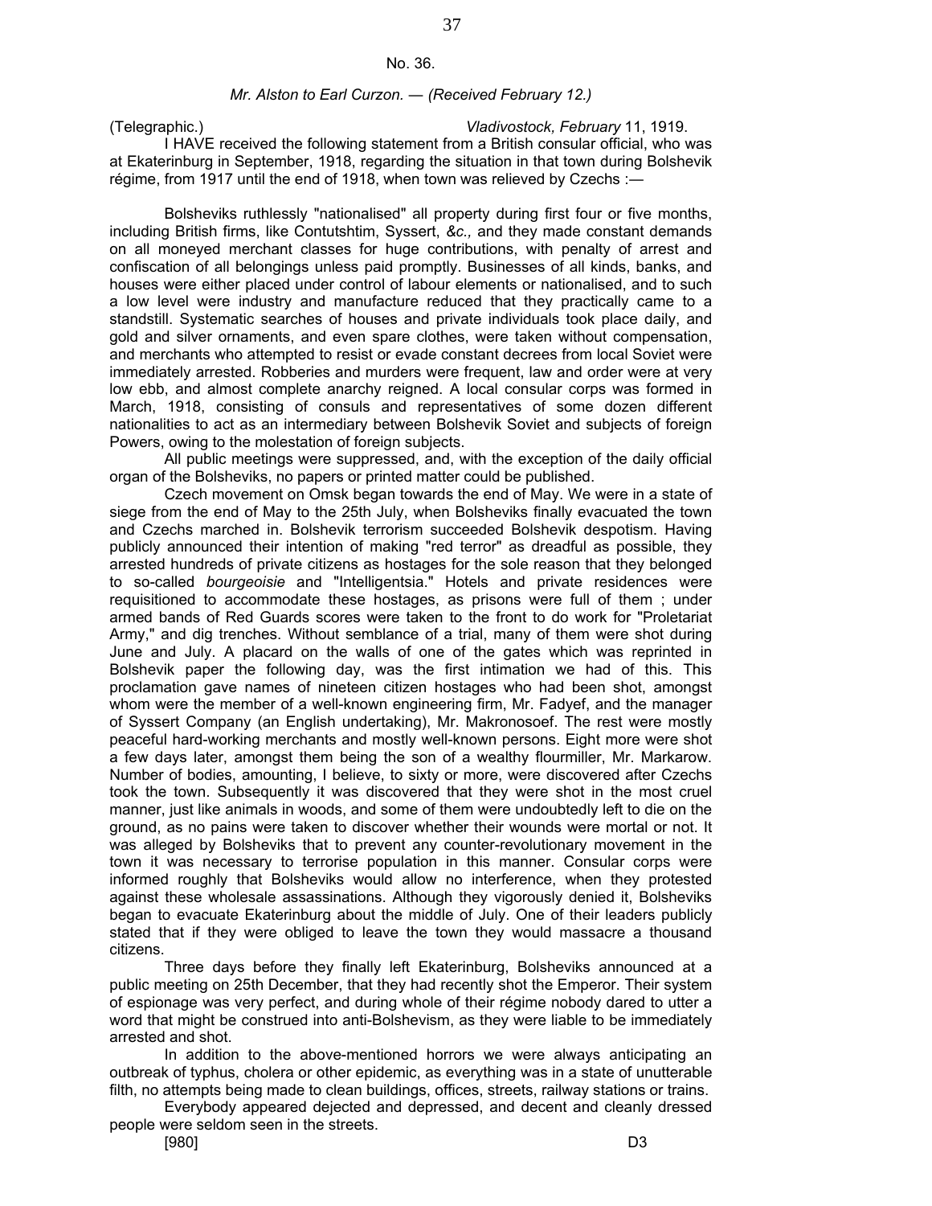No. 36.

*Mr. Alston to Earl Curzon. — (Received February 12.)*

(Telegraphic.) *Vladivostock, February* 11, 1919.

I HAVE received the following statement from a British consular official, who was at Ekaterinburg in September, 1918, regarding the situation in that town during Bolshevik régime, from 1917 until the end of 1918, when town was relieved by Czechs :—

Bolsheviks ruthlessly "nationalised" all property during first four or five months, including British firms, like Contutshtim, Syssert, *&c.,* and they made constant demands on all moneyed merchant classes for huge contributions, with penalty of arrest and confiscation of all belongings unless paid promptly. Businesses of all kinds, banks, and houses were either placed under control of labour elements or nationalised, and to such a low level were industry and manufacture reduced that they practically came to a standstill. Systematic searches of houses and private individuals took place daily, and gold and silver ornaments, and even spare clothes, were taken without compensation, and merchants who attempted to resist or evade constant decrees from local Soviet were immediately arrested. Robberies and murders were frequent, law and order were at very low ebb, and almost complete anarchy reigned. A local consular corps was formed in March, 1918, consisting of consuls and representatives of some dozen different nationalities to act as an intermediary between Bolshevik Soviet and subjects of foreign Powers, owing to the molestation of foreign subjects.

All public meetings were suppressed, and, with the exception of the daily official organ of the Bolsheviks, no papers or printed matter could be published.

Czech movement on Omsk began towards the end of May. We were in a state of siege from the end of May to the 25th July, when Bolsheviks finally evacuated the town and Czechs marched in. Bolshevik terrorism succeeded Bolshevik despotism. Having publicly announced their intention of making "red terror" as dreadful as possible, they arrested hundreds of private citizens as hostages for the sole reason that they belonged to so-called *bourgeoisie* and "Intelligentsia." Hotels and private residences were requisitioned to accommodate these hostages, as prisons were full of them ; under armed bands of Red Guards scores were taken to the front to do work for "Proletariat Army," and dig trenches. Without semblance of a trial, many of them were shot during June and July. A placard on the walls of one of the gates which was reprinted in Bolshevik paper the following day, was the first intimation we had of this. This proclamation gave names of nineteen citizen hostages who had been shot, amongst whom were the member of a well-known engineering firm, Mr. Fadyef, and the manager of Syssert Company (an English undertaking), Mr. Makronosoef. The rest were mostly peaceful hard-working merchants and mostly well-known persons. Eight more were shot a few days later, amongst them being the son of a wealthy flourmiller, Mr. Markarow. Number of bodies, amounting, I believe, to sixty or more, were discovered after Czechs took the town. Subsequently it was discovered that they were shot in the most cruel manner, just like animals in woods, and some of them were undoubtedly left to die on the ground, as no pains were taken to discover whether their wounds were mortal or not. It was alleged by Bolsheviks that to prevent any counter-revolutionary movement in the town it was necessary to terrorise population in this manner. Consular corps were informed roughly that Bolsheviks would allow no interference, when they protested against these wholesale assassinations. Although they vigorously denied it, Bolsheviks began to evacuate Ekaterinburg about the middle of July. One of their leaders publicly stated that if they were obliged to leave the town they would massacre a thousand citizens.

Three days before they finally left Ekaterinburg, Bolsheviks announced at a public meeting on 25th December, that they had recently shot the Emperor. Their system of espionage was very perfect, and during whole of their régime nobody dared to utter a word that might be construed into anti-Bolshevism, as they were liable to be immediately arrested and shot.

In addition to the above-mentioned horrors we were always anticipating an outbreak of typhus, cholera or other epidemic, as everything was in a state of unutterable filth, no attempts being made to clean buildings, offices, streets, railway stations or trains.

Everybody appeared dejected and depressed, and decent and cleanly dressed people were seldom seen in the streets.

[980] D3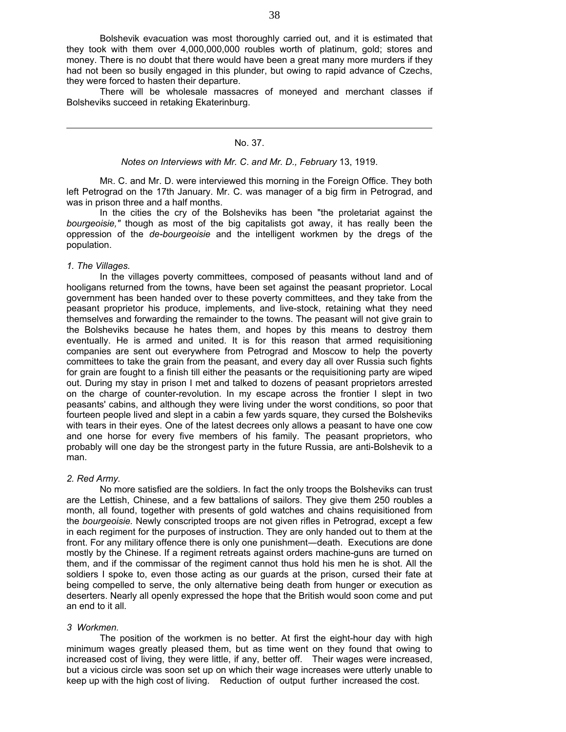Bolshevik evacuation was most thoroughly carried out, and it is estimated that they took with them over 4,000,000,000 roubles worth of platinum, gold; stores and money. There is no doubt that there would have been a great many more murders if they had not been so busily engaged in this plunder, but owing to rapid advance of Czechs, they were forced to hasten their departure.

There will be wholesale massacres of moneyed and merchant classes if Bolsheviks succeed in retaking Ekaterinburg.

---

## No. 37.

*Notes on Interviews with Mr. C. and Mr. D., February* 13, 1919.

MR. C. and Mr. D. were interviewed this morning in the Foreign Office. They both left Petrograd on the 17th January. Mr. C. was manager of a big firm in Petrograd, and was in prison three and a half months.

In the cities the cry of the Bolsheviks has been "the proletariat against the *bourgeoisie,"* though as most of the big capitalists got away, it has really been the oppression of the *de-bourgeoisie* and the intelligent workmen by the dregs of the population.

*1. The Villages.*

In the villages poverty committees, composed of peasants without land and of hooligans returned from the towns, have been set against the peasant proprietor. Local government has been handed over to these poverty committees, and they take from the peasant proprietor his produce, implements, and live-stock, retaining what they need themselves and forwarding the remainder to the towns. The peasant will not give grain to the Bolsheviks because he hates them, and hopes by this means to destroy them eventually. He is armed and united. It is for this reason that armed requisitioning companies are sent out everywhere from Petrograd and Moscow to help the poverty committees to take the grain from the peasant, and every day all over Russia such fights for grain are fought to a finish till either the peasants or the requisitioning party are wiped out. During my stay in prison I met and talked to dozens of peasant proprietors arrested on the charge of counter-revolution. In my escape across the frontier I slept in two peasants' cabins, and although they were living under the worst conditions, so poor that fourteen people lived and slept in a cabin a few yards square, they cursed the Bolsheviks with tears in their eyes. One of the latest decrees only allows a peasant to have one cow and one horse for every five members of his family. The peasant proprietors, who probably will one day be the strongest party in the future Russia, are anti-Bolshevik to a man.

*2. Red Army.*

No more satisfied are the soldiers. In fact the only troops the Bolsheviks can trust are the Lettish, Chinese, and a few battalions of sailors. They give them 250 roubles a month, all found, together with presents of gold watches and chains requisitioned from the *bourgeoisie.* Newly conscripted troops are not given rifles in Petrograd, except a few in each regiment for the purposes of instruction. They are only handed out to them at the front. For any military offence there is only one punishment—death. Executions are done mostly by the Chinese. If a regiment retreats against orders machine-guns are turned on them, and if the commissar of the regiment cannot thus hold his men he is shot. All the soldiers I spoke to, even those acting as our guards at the prison, cursed their fate at being compelled to serve, the only alternative being death from hunger or execution as deserters. Nearly all openly expressed the hope that the British would soon come and put an end to it all.

*3 Workmen.*

The position of the workmen is no better. At first the eight-hour day with high minimum wages greatly pleased them, but as time went on they found that owing to increased cost of living, they were little, if any, better off. Their wages were increased, but a vicious circle was soon set up on which their wage increases were utterly unable to keep up with the high cost of living. Reduction of output further increased the cost.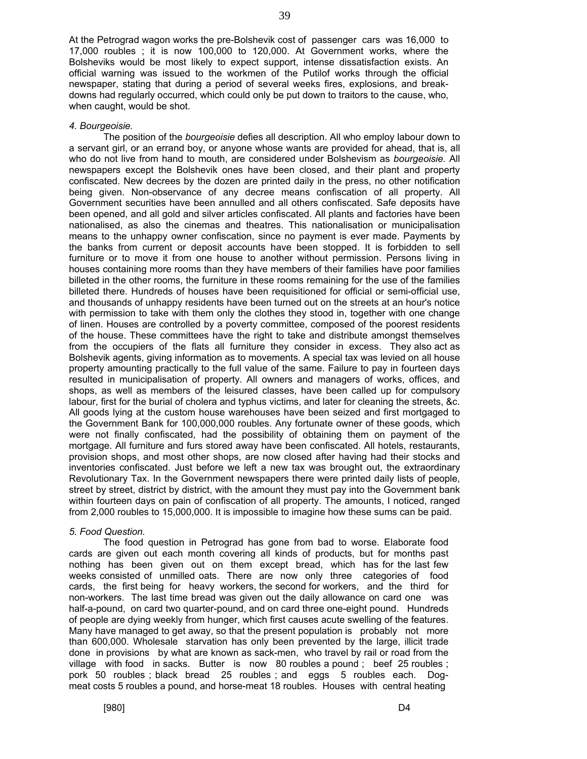At the Petrograd wagon works the pre-Bolshevik cost of passenger cars was 16,000 to 17,000 roubles ; it is now 100,000 to 120,000. At Government works, where the Bolsheviks would be most likely to expect support, intense dissatisfaction exists. An official warning was issued to the workmen of the Putilof works through the official newspaper, stating that during a period of several weeks fires, explosions, and break-downs had regularly occurred, which could only be put down to traitors to the cause, who, when caught, would be shot.

*4. Bourgeoisie.*

The position of the *bourgeoisie* defies all description. All who employ labour down to a servant girl, or an errand boy, or anyone whose wants are provided for ahead, that is, all who do not live from hand to mouth, are considered under Bolshevism as *bourgeoisie.* All newspapers except the Bolshevik ones have been closed, and their plant and property confiscated. New decrees by the dozen are printed daily in the press, no other notification being given. Non-observance of any decree means confiscation of all property. All Government securities have been annulled and all others confiscated. Safe deposits have been opened, and all gold and silver articles confiscated. All plants and factories have been nationalised, as also the cinemas and theatres. This nationalisation or municipalisation means to the unhappy owner confiscation, since no payment is ever made. Payments by the banks from current or deposit accounts have been stopped. It is forbidden to sell furniture or to move it from one house to another without permission. Persons living in houses containing more rooms than they have members of their families have poor families billeted in the other rooms, the furniture in these rooms remaining for the use of the families billeted there. Hundreds of houses have been requisitioned for official or semi-official use, and thousands of unhappy residents have been turned out on the streets at an hour's notice with permission to take with them only the clothes they stood in, together with one change of linen. Houses are controlled by a poverty committee, composed of the poorest residents of the house. These committees have the right to take and distribute amongst themselves from the occupiers of the flats all furniture they consider in excess. They also act as Bolshevik agents, giving information as to movements. A special tax was levied on all house property amounting practically to the full value of the same. Failure to pay in fourteen days resulted in municipalisation of property. All owners and managers of works, offices, and shops, as well as members of the leisured classes, have been called up for compulsory labour, first for the burial of cholera and typhus victims, and later for cleaning the streets, &c. All goods lying at the custom house warehouses have been seized and first mortgaged to the Government Bank for 100,000,000 roubles. Any fortunate owner of these goods, which were not finally confiscated, had the possibility of obtaining them on payment of the mortgage. All furniture and furs stored away have been confiscated. All hotels, restaurants, provision shops, and most other shops, are now closed after having had their stocks and inventories confiscated. Just before we left a new tax was brought out, the extraordinary Revolutionary Tax. In the Government newspapers there were printed daily lists of people, street by street, district by district, with the amount they must pay into the Government bank within fourteen days on pain of confiscation of all property. The amounts, I noticed, ranged from 2,000 roubles to 15,000,000. It is impossible to imagine how these sums can be paid.

*5. Food Question.*

The food question in Petrograd has gone from bad to worse. Elaborate food cards are given out each month covering all kinds of products, but for months past nothing has been given out on them except bread, which has for the last few weeks consisted of unmilled oats. There are now only three categories of food cards, the first being for heavy workers, the second for workers, and the third for non-workers. The last time bread was given out the daily allowance on card one was half-a-pound, on card two quarter-pound, and on card three one-eight pound. Hundreds of people are dying weekly from hunger, which first causes acute swelling of the features. Many have managed to get away, so that the present population is probably not more than 600,000. Wholesale starvation has only been prevented by the large, illicit trade done in provisions by what are known as sack-men, who travel by rail or road from the village with food in sacks. Butter is now 80 roubles a pound ; beef 25 roubles ; pork 50 roubles ; black bread 25 roubles ; and eggs 5 roubles each. Dog-meat costs 5 roubles a pound, and horse-meat 18 roubles. Houses with central heating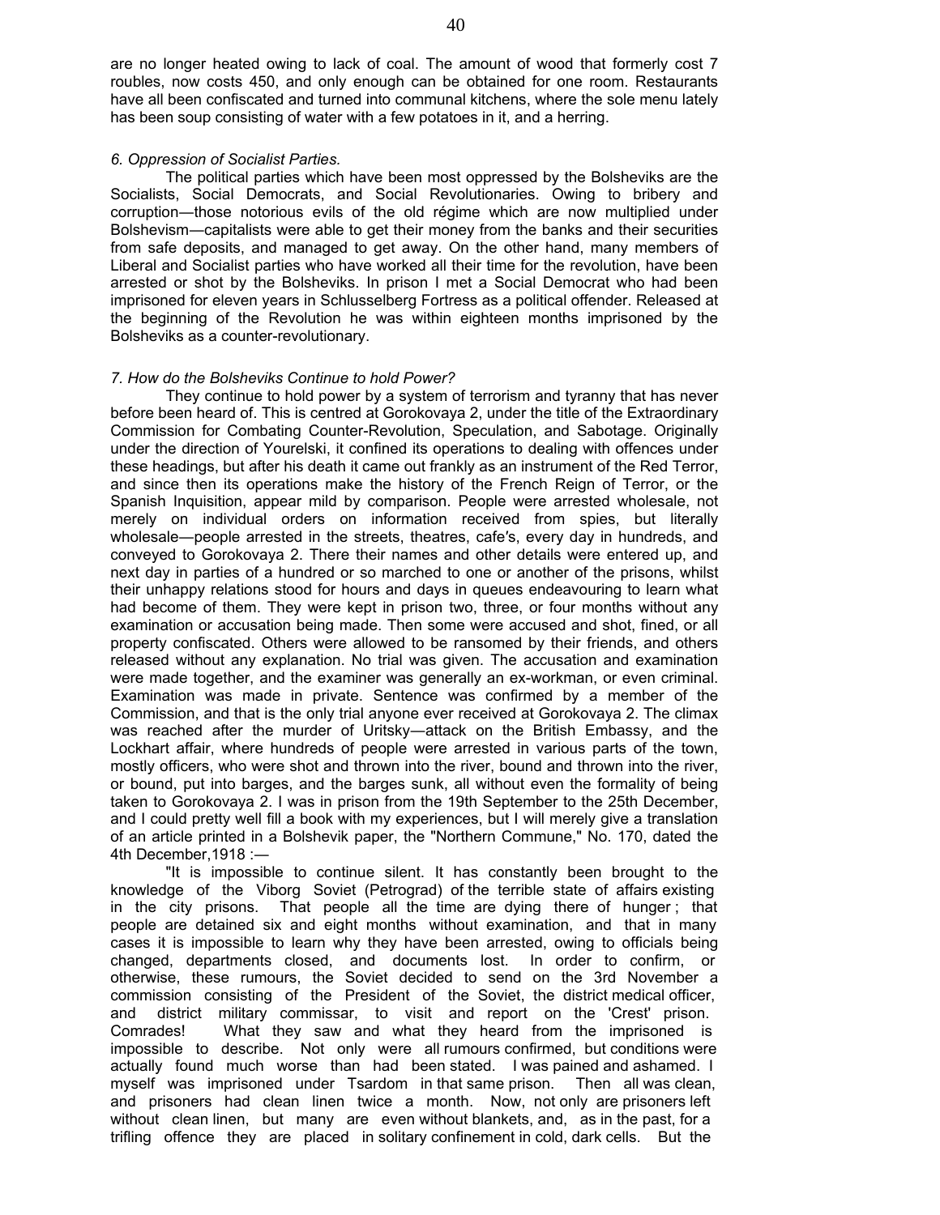are no longer heated owing to lack of coal. The amount of wood that formerly cost 7 roubles, now costs 450, and only enough can be obtained for one room. Restaurants have all been confiscated and turned into communal kitchens, where the sole menu lately has been soup consisting of water with a few potatoes in it, and a herring.

*6. Oppression of Socialist Parties.*

The political parties which have been most oppressed by the Bolsheviks are the Socialists, Social Democrats, and Social Revolutionaries. Owing to bribery and corruption—those notorious evils of the old régime which are now multiplied under Bolshevism—capitalists were able to get their money from the banks and their securities from safe deposits, and managed to get away. On the other hand, many members of Liberal and Socialist parties who have worked all their time for the revolution, have been arrested or shot by the Bolsheviks. In prison I met a Social Democrat who had been imprisoned for eleven years in Schlusselberg Fortress as a political offender. Released at the beginning of the Revolution he was within eighteen months imprisoned by the Bolsheviks as a counter-revolutionary.

*7. How do the Bolsheviks Continue to hold Power?*

They continue to hold power by a system of terrorism and tyranny that has never before been heard of. This is centred at Gorokovaya 2, under the title of the Extraordinary Commission for Combating Counter-Revolution, Speculation, and Sabotage. Originally under the direction of Yourelski, it confined its operations to dealing with offences under these headings, but after his death it came out frankly as an instrument of the Red Terror, and since then its operations make the history of the French Reign of Terror, or the Spanish Inquisition, appear mild by comparison. People were arrested wholesale, not merely on individual orders on information received from spies, but literally wholesale—people arrested in the streets, theatres, cafe's, every day in hundreds, and conveyed to Gorokovaya 2. There their names and other details were entered up, and next day in parties of a hundred or so marched to one or another of the prisons, whilst their unhappy relations stood for hours and days in queues endeavouring to learn what had become of them. They were kept in prison two, three, or four months without any examination or accusation being made. Then some were accused and shot, fined, or all property confiscated. Others were allowed to be ransomed by their friends, and others released without any explanation. No trial was given. The accusation and examination were made together, and the examiner was generally an ex-workman, or even criminal. Examination was made in private. Sentence was confirmed by a member of the Commission, and that is the only trial anyone ever received at Gorokovaya 2. The climax was reached after the murder of Uritsky—attack on the British Embassy, and the Lockhart affair, where hundreds of people were arrested in various parts of the town, mostly officers, who were shot and thrown into the river, bound and thrown into the river, or bound, put into barges, and the barges sunk, all without even the formality of being taken to Gorokovaya 2. I was in prison from the 19th September to the 25th December, and I could pretty well fill a book with my experiences, but I will merely give a translation of an article printed in a Bolshevik paper, the "Northern Commune," No. 170, dated the 4th December,1918 :—

"It is impossible to continue silent. It has constantly been brought to the knowledge of the Viborg Soviet (Petrograd) of the terrible state of affairs existing in the city prisons. That people all the time are dying there of hunger ; that people are detained six and eight months without examination, and that in many cases it is impossible to learn why they have been arrested, owing to officials being changed, departments closed, and documents lost. In order to confirm, or otherwise, these rumours, the Soviet decided to send on the 3rd November a commission consisting of the President of the Soviet, the district medical officer, and district military commissar, to visit and report on the 'Crest' prison. Comrades! What they saw and what they heard from the imprisoned is impossible to describe. Not only were all rumours confirmed, but conditions were actually found much worse than had been stated. I was pained and ashamed. I myself was imprisoned under Tsardom in that same prison. Then all was clean, and prisoners had clean linen twice a month. Now, not only are prisoners left without clean linen, but many are even without blankets, and, as in the past, for a trifling offence they are placed in solitary confinement in cold, dark cells. But the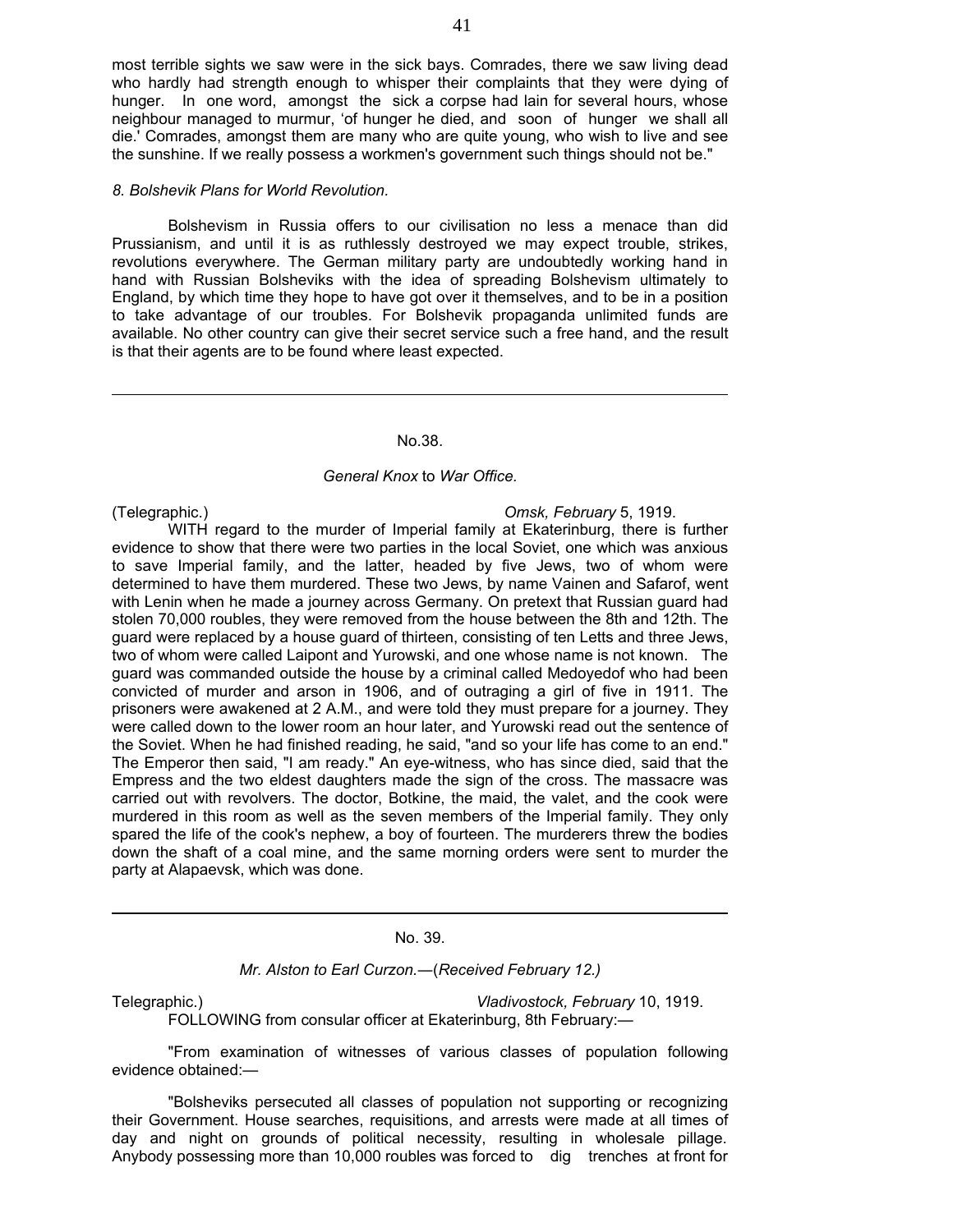most terrible sights we saw were in the sick bays. Comrades, there we saw living dead who hardly had strength enough to whisper their complaints that they were dying of hunger. In one word, amongst the sick a corpse had lain for several hours, whose neighbour managed to murmur, 'of hunger he died, and soon of hunger we shall all die.' Comrades, amongst them are many who are quite young, who wish to live and see the sunshine. If we really possess a workmen's government such things should not be."

*8. Bolshevik Plans for World Revolution.*

Bolshevism in Russia offers to our civilisation no less a menace than did Prussianism, and until it is as ruthlessly destroyed we may expect trouble, strikes, revolutions everywhere. The German military party are undoubtedly working hand in hand with Russian Bolsheviks with the idea of spreading Bolshevism ultimately to England, by which time they hope to have got over it themselves, and to be in a position to take advantage of our troubles. For Bolshevik propaganda unlimited funds are available. No other country can give their secret service such a free hand, and the result is that their agents are to be found where least expected.

---

No.38.

*General Knox* to *War Office.*

(Telegraphic.) *Omsk, February* 5, 1919.

WITH regard to the murder of Imperial family at Ekaterinburg, there is further evidence to show that there were two parties in the local Soviet, one which was anxious to save Imperial family, and the latter, headed by five Jews, two of whom were determined to have them murdered. These two Jews, by name Vainen and Safarof, went with Lenin when he made a journey across Germany. On pretext that Russian guard had stolen 70,000 roubles, they were removed from the house between the 8th and 12th. The guard were replaced by a house guard of thirteen, consisting of ten Letts and three Jews, two of whom were called Laipont and Yurowski, and one whose name is not known. The guard was commanded outside the house by a criminal called Medoyedof who had been convicted of murder and arson in 1906, and of outraging a girl of five in 1911. The prisoners were awakened at 2 A.M., and were told they must prepare for a journey. They were called down to the lower room an hour later, and Yurowski read out the sentence of the Soviet. When he had finished reading, he said, "and so your life has come to an end." The Emperor then said, "I am ready." An eye-witness, who has since died, said that the Empress and the two eldest daughters made the sign of the cross. The massacre was carried out with revolvers. The doctor, Botkine, the maid, the valet, and the cook were murdered in this room as well as the seven members of the Imperial family. They only spared the life of the cook's nephew, a boy of fourteen. The murderers threw the bodies down the shaft of a coal mine, and the same morning orders were sent to murder the party at Alapaevsk, which was done.

---

No. 39.

*Mr. Alston to Earl Curzon.*—(*Received February 12.)*

Telegraphic.) *Vladivostock, February* 10, 1919.

FOLLOWING from consular officer at Ekaterinburg, 8th February:—

"From examination of witnesses of various classes of population following evidence obtained:—

"Bolsheviks persecuted all classes of population not supporting or recognizing their Government. House searches, requisitions, and arrests were made at all times of day and night on grounds of political necessity, resulting in wholesale pillage. Anybody possessing more than 10,000 roubles was forced to dig trenches at front for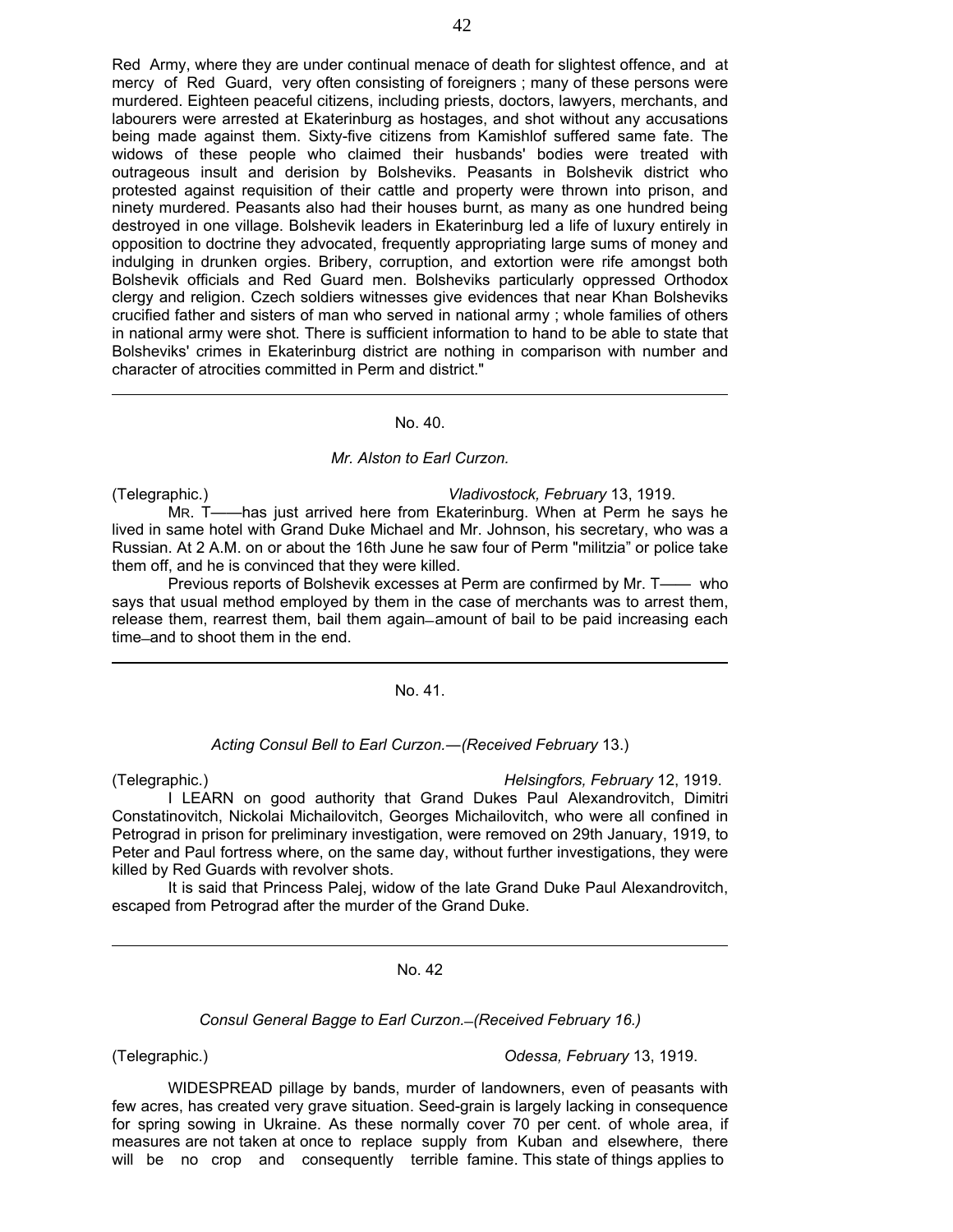Red Army, where they are under continual menace of death for slightest offence, and at mercy of Red Guard, very often consisting of foreigners ; many of these persons were murdered. Eighteen peaceful citizens, including priests, doctors, lawyers, merchants, and labourers were arrested at Ekaterinburg as hostages, and shot without any accusations being made against them. Sixty-five citizens from Kamishlof suffered same fate. The widows of these people who claimed their husbands' bodies were treated with outrageous insult and derision by Bolsheviks. Peasants in Bolshevik district who protested against requisition of their cattle and property were thrown into prison, and ninety murdered. Peasants also had their houses burnt, as many as one hundred being destroyed in one village. Bolshevik leaders in Ekaterinburg led a life of luxury entirely in opposition to doctrine they advocated, frequently appropriating large sums of money and indulging in drunken orgies. Bribery, corruption, and extortion were rife amongst both Bolshevik officials and Red Guard men. Bolsheviks particularly oppressed Orthodox clergy and religion. Czech soldiers witnesses give evidences that near Khan Bolsheviks crucified father and sisters of man who served in national army ; whole families of others in national army were shot. There is sufficient information to hand to be able to state that Bolsheviks' crimes in Ekaterinburg district are nothing in comparison with number and character of atrocities committed in Perm and district."

---

No. 40.

*Mr. Alston to Earl Curzon.*

(Telegraphic.) *Vladivostock, February* 13, 1919.

MR. T—— has just arrived here from Ekaterinburg. When at Perm he says he lived in same hotel with Grand Duke Michael and Mr. Johnson, his secretary, who was a Russian. At 2 A.M. on or about the 16th June he saw four of Perm "militzia" or police take them off, and he is convinced that they were killed.

Previous reports of Bolshevik excesses at Perm are confirmed by Mr. T—— who says that usual method employed by them in the case of merchants was to arrest them, release them, rearrest them, bail them again—amount of bail to be paid increasing each time—and to shoot them in the end.

---

No. 41.

*Acting Consul Bell to Earl Curzon.—(Received February* 13.)

(Telegraphic.) *Helsingfors, February* 12, 1919.

I LEARN on good authority that Grand Dukes Paul Alexandrovitch, Dimitri Constatinovitch, Nickolai Michailovitch, Georges Michailovitch, who were all confined in Petrograd in prison for preliminary investigation, were removed on 29th January, 1919, to Peter and Paul fortress where, on the same day, without further investigations, they were killed by Red Guards with revolver shots.

It is said that Princess Palej, widow of the late Grand Duke Paul Alexandrovitch, escaped from Petrograd after the murder of the Grand Duke.

---

No. 42

*Consul General Bagge to Earl Curzon.—(Received February 16.)*

(Telegraphic.) *Odessa, February* 13, 1919.

WIDESPREAD pillage by bands, murder of landowners, even of peasants with few acres, has created very grave situation. Seed-grain is largely lacking in consequence for spring sowing in Ukraine. As these normally cover 70 per cent. of whole area, if measures are not taken at once to replace supply from Kuban and elsewhere, there will be no crop and consequently terrible famine. This state of things applies to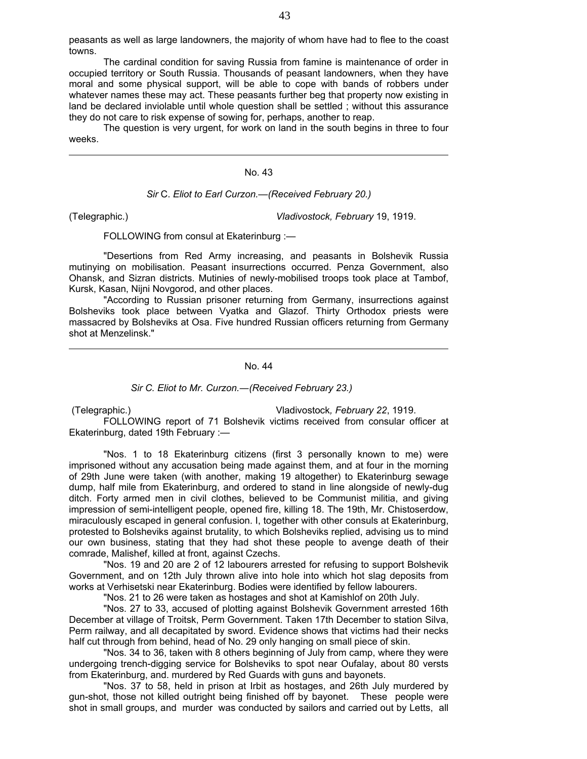peasants as well as large landowners, the majority of whom have had to flee to the coast towns.

The cardinal condition for saving Russia from famine is maintenance of order in occupied territory or South Russia. Thousands of peasant landowners, when they have moral and some physical support, will be able to cope with bands of robbers under whatever names these may act. These peasants further beg that property now existing in land be declared inviolable until whole question shall be settled ; without this assurance they do not care to risk expense of sowing for, perhaps, another to reap.

The question is very urgent, for work on land in the south begins in three to four weeks.

---

## No. 43

*Sir C. Eliot to Earl Curzon.—(Received February 20.)*

(Telegraphic.) *Vladivostock, February* 19, 1919.

FOLLOWING from consul at Ekaterinburg :—

"Desertions from Red Army increasing, and peasants in Bolshevik Russia mutinying on mobilisation. Peasant insurrections occurred. Penza Government, also Ohansk, and Sizran districts. Mutinies of newly-mobilised troops took place at Tambof, Kursk, Kasan, Nijni Novgorod, and other places.

"According to Russian prisoner returning from Germany, insurrections against Bolsheviks took place between Vyatka and Glazof. Thirty Orthodox priests were massacred by Bolsheviks at Osa. Five hundred Russian officers returning from Germany shot at Menzelinsk."

---

## No. 44

*Sir C. Eliot to Mr. Curzon.—(Received February 23.)*

(Telegraphic.) Vladivostock*, February 22*, 1919.

FOLLOWING report of 71 Bolshevik victims received from consular officer at Ekaterinburg, dated 19th February :—

"Nos. 1 to 18 Ekaterinburg citizens (first 3 personally known to me) were imprisoned without any accusation being made against them, and at four in the morning of 29th June were taken (with another, making 19 altogether) to Ekaterinburg sewage dump, half mile from Ekaterinburg, and ordered to stand in line alongside of newly-dug ditch. Forty armed men in civil clothes, believed to be Communist militia, and giving impression of semi-intelligent people, opened fire, killing 18. The 19th, Mr. Chistoserdow, miraculously escaped in general confusion. I, together with other consuls at Ekaterinburg, protested to Bolsheviks against brutality, to which Bolsheviks replied, advising us to mind our own business, stating that they had shot these people to avenge death of their comrade, Malishef, killed at front, against Czechs.

"Nos. 19 and 20 are 2 of 12 labourers arrested for refusing to support Bolshevik Government, and on 12th July thrown alive into hole into which hot slag deposits from works at Verhisetski near Ekaterinburg. Bodies were identified by fellow labourers.

"Nos. 21 to 26 were taken as hostages and shot at Kamishlof on 20th July.

"Nos. 27 to 33, accused of plotting against Bolshevik Government arrested 16th December at village of Troitsk, Perm Government. Taken 17th December to station Silva, Perm railway, and all decapitated by sword. Evidence shows that victims had their necks half cut through from behind, head of No. 29 only hanging on small piece of skin.

"Nos. 34 to 36, taken with 8 others beginning of July from camp, where they were undergoing trench-digging service for Bolsheviks to spot near Oufalay, about 80 versts from Ekaterinburg, and. murdered by Red Guards with guns and bayonets.

"Nos. 37 to 58, held in prison at Irbit as hostages, and 26th July murdered by gun-shot, those not killed outright being finished off by bayonet. These people were shot in small groups, and murder was conducted by sailors and carried out by Letts, all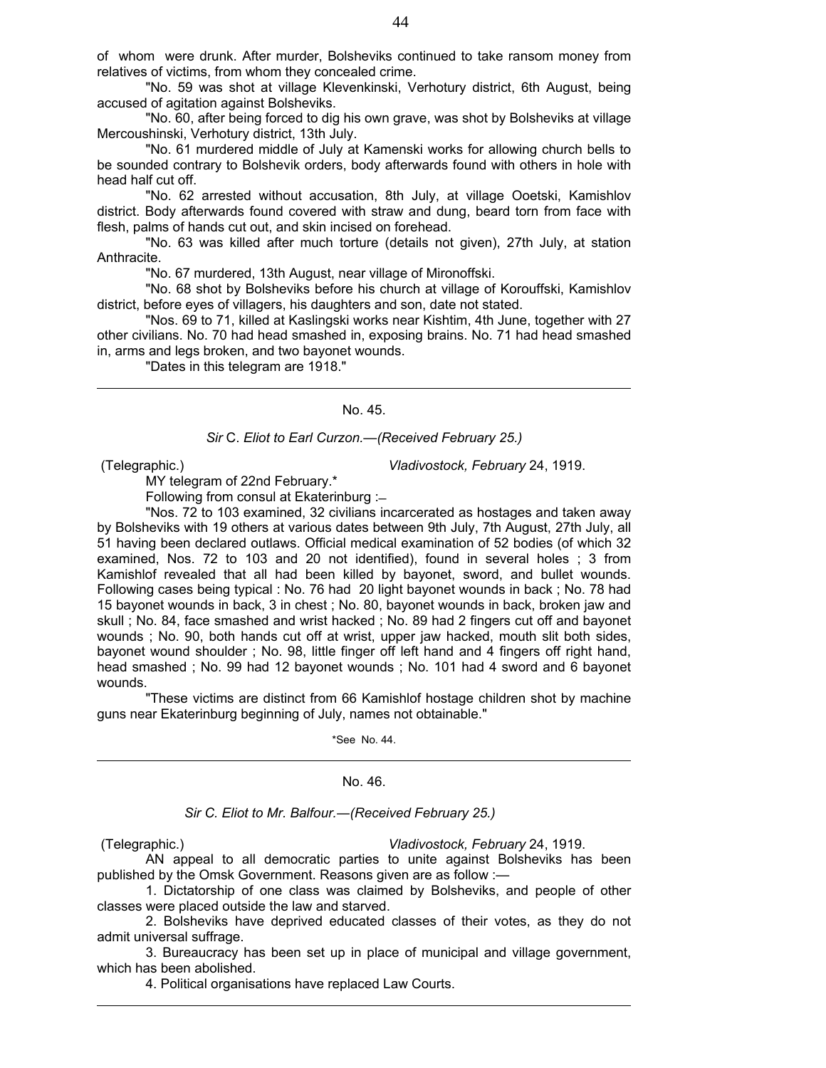of whom were drunk. After murder, Bolsheviks continued to take ransom money from relatives of victims, from whom they concealed crime.

"No. 59 was shot at village Klevenkinski, Verhotury district, 6th August, being accused of agitation against Bolsheviks.

"No. 60, after being forced to dig his own grave, was shot by Bolsheviks at village Mercoushinski, Verhotury district, 13th July.

"No. 61 murdered middle of July at Kamenski works for allowing church bells to be sounded contrary to Bolshevik orders, body afterwards found with others in hole with head half cut off.

"No. 62 arrested without accusation, 8th July, at village Ooetski, Kamishlov district. Body afterwards found covered with straw and dung, beard torn from face with flesh, palms of hands cut out, and skin incised on forehead.

"No. 63 was killed after much torture (details not given), 27th July, at station Anthracite.

"No. 67 murdered, 13th August, near village of Mironoffski.

"No. 68 shot by Bolsheviks before his church at village of Korouffski, Kamishlov district, before eyes of villagers, his daughters and son, date not stated.

"Nos. 69 to 71, killed at Kaslingski works near Kishtim, 4th June, together with 27 other civilians. No. 70 had head smashed in, exposing brains. No. 71 had head smashed in, arms and legs broken, and two bayonet wounds.

"Dates in this telegram are 1918."

---

## No. 45.

*Sir* C. *Eliot to Earl Curzon.—(Received February 25.)*

(Telegraphic.) *Vladivostock, February* 24, 1919.

MY telegram of 22nd February.*

Following from consul at Ekaterinburg :—

"Nos. 72 to 103 examined, 32 civilians incarcerated as hostages and taken away by Bolsheviks with 19 others at various dates between 9th July, 7th August, 27th July, all 51 having been declared outlaws. Official medical examination of 52 bodies (of which 32 examined, Nos. 72 to 103 and 20 not identified), found in several holes ; 3 from Kamishlof revealed that all had been killed by bayonet, sword, and bullet wounds. Following cases being typical : No. 76 had 20 light bayonet wounds in back ; No. 78 had 15 bayonet wounds in back, 3 in chest ; No. 80, bayonet wounds in back, broken jaw and skull ; No. 84, face smashed and wrist hacked ; No. 89 had 2 fingers cut off and bayonet wounds ; No. 90, both hands cut off at wrist, upper jaw hacked, mouth slit both sides, bayonet wound shoulder ; No. 98, little finger off left hand and 4 fingers off right hand, head smashed ; No. 99 had 12 bayonet wounds ; No. 101 had 4 sword and 6 bayonet wounds.

"These victims are distinct from 66 Kamishlof hostage children shot by machine guns near Ekaterinburg beginning of July, names not obtainable."

*See No. 44.

---

## No. 46.

*Sir C. Eliot to Mr. Balfour.—(Received February 25.)*

(Telegraphic.) *Vladivostock, February* 24, 1919.

AN appeal to all democratic parties to unite against Bolsheviks has been published by the Omsk Government. Reasons given are as follow :—

1. Dictatorship of one class was claimed by Bolsheviks, and people of other classes were placed outside the law and starved.

2. Bolsheviks have deprived educated classes of their votes, as they do not admit universal suffrage.

3. Bureaucracy has been set up in place of municipal and village government, which has been abolished.

4. Political organisations have replaced Law Courts.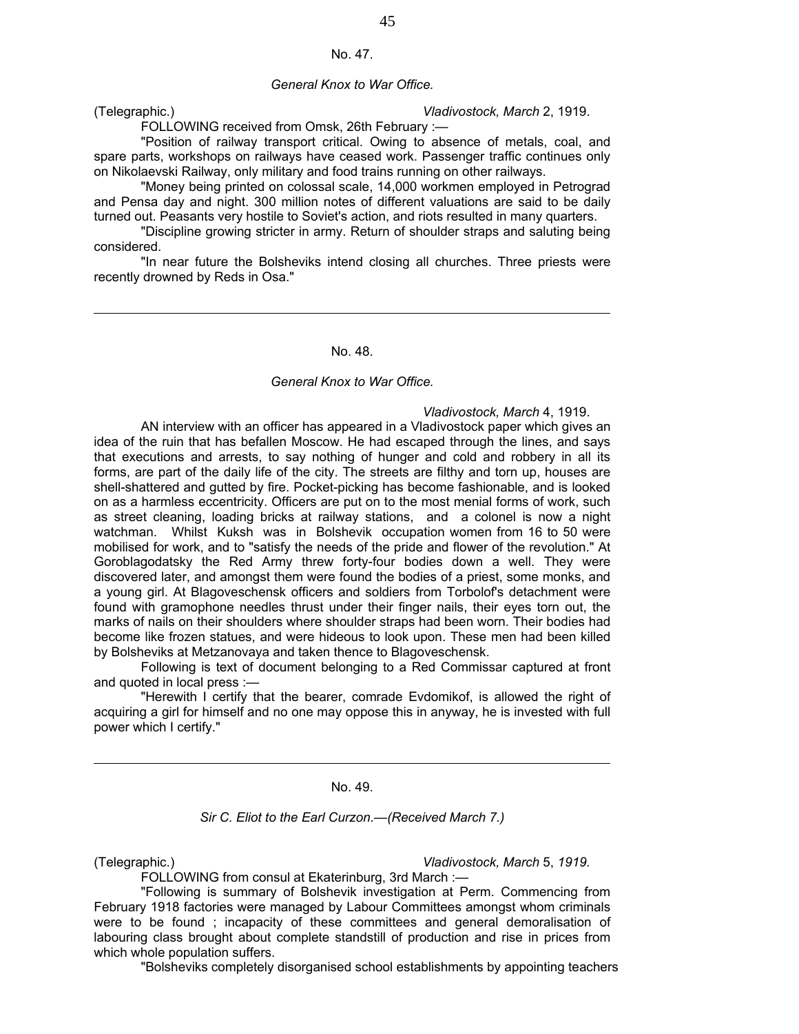No. 47.

*General Knox to War Office.*

(Telegraphic.) *Vladivostock, March* 2, 1919.

FOLLOWING received from Omsk, 26th February :—

"Position of railway transport critical. Owing to absence of metals, coal, and spare parts, workshops on railways have ceased work. Passenger traffic continues only on Nikolaevski Railway, only military and food trains running on other railways.

"Money being printed on colossal scale, 14,000 workmen employed in Petrograd and Pensa day and night. 300 million notes of different valuations are said to be daily turned out. Peasants very hostile to Soviet's action, and riots resulted in many quarters.

"Discipline growing stricter in army. Return of shoulder straps and saluting being considered.

"In near future the Bolsheviks intend closing all churches. Three priests were recently drowned by Reds in Osa."

---

No. 48.

*General Knox to War Office.*

*Vladivostock, March* 4, 1919.

AN interview with an officer has appeared in a Vladivostock paper which gives an idea of the ruin that has befallen Moscow. He had escaped through the lines, and says that executions and arrests, to say nothing of hunger and cold and robbery in all its forms, are part of the daily life of the city. The streets are filthy and torn up, houses are shell-shattered and gutted by fire. Pocket-picking has become fashionable, and is looked on as a harmless eccentricity. Officers are put on to the most menial forms of work, such as street cleaning, loading bricks at railway stations, and a colonel is now a night watchman. Whilst Kuksh was in Bolshevik occupation women from 16 to 50 were mobilised for work, and to "satisfy the needs of the pride and flower of the revolution." At Goroblagodatsky the Red Army threw forty-four bodies down a well. They were discovered later, and amongst them were found the bodies of a priest, some monks, and a young girl. At Blagoveschensk officers and soldiers from Torbolof's detachment were found with gramophone needles thrust under their finger nails, their eyes torn out, the marks of nails on their shoulders where shoulder straps had been worn. Their bodies had become like frozen statues, and were hideous to look upon. These men had been killed by Bolsheviks at Metzanovaya and taken thence to Blagoveschensk.

Following is text of document belonging to a Red Commissar captured at front and quoted in local press :—

"Herewith I certify that the bearer, comrade Evdomikof, is allowed the right of acquiring a girl for himself and no one may oppose this in anyway, he is invested with full power which I certify."

---

No. 49.

*Sir C. Eliot to the Earl Curzon.—(Received March 7.)*

(Telegraphic.) *Vladivostock, March* 5, *1919.*

FOLLOWING from consul at Ekaterinburg, 3rd March :—

"Following is summary of Bolshevik investigation at Perm. Commencing from February 1918 factories were managed by Labour Committees amongst whom criminals were to be found ; incapacity of these committees and general demoralisation of labouring class brought about complete standstill of production and rise in prices from which whole population suffers.

"Bolsheviks completely disorganised school establishments by appointing teachers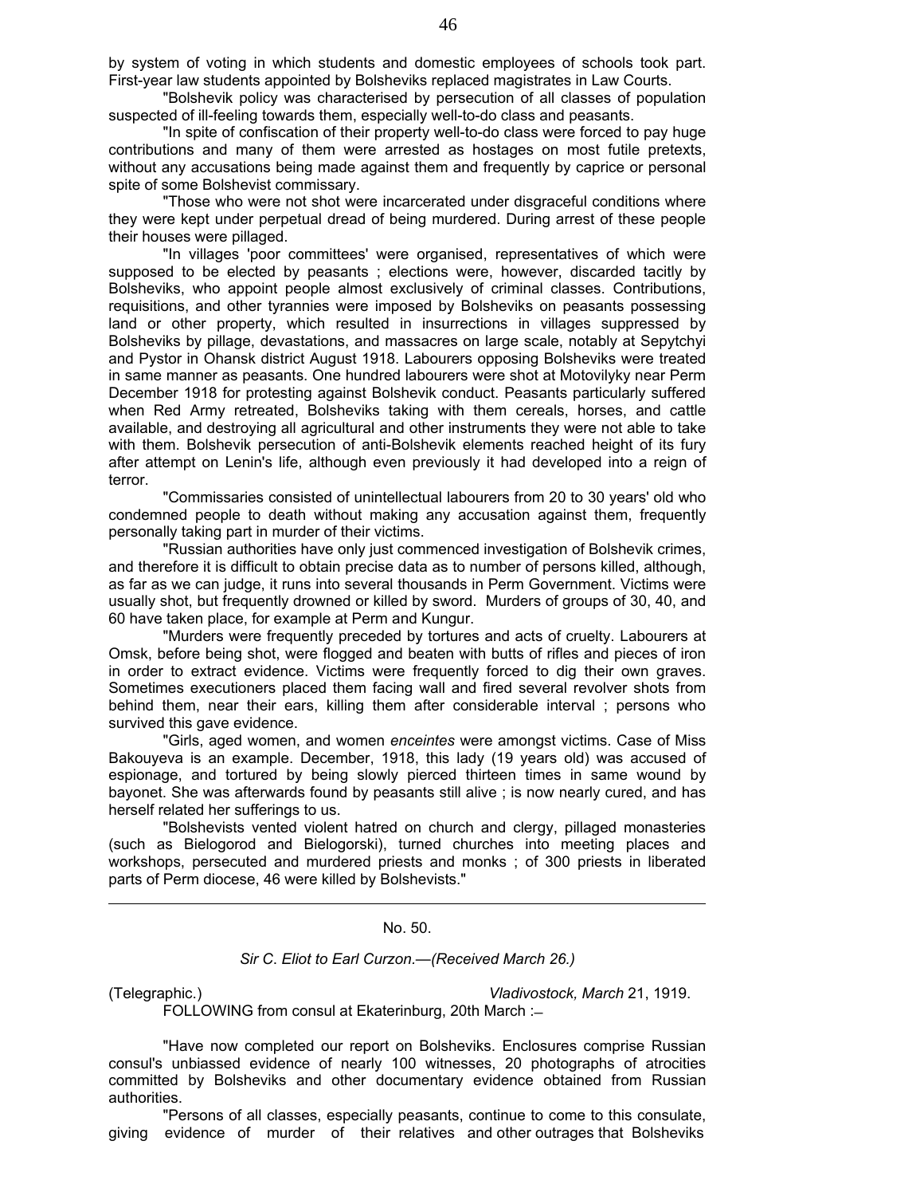by system of voting in which students and domestic employees of schools took part. First-year law students appointed by Bolsheviks replaced magistrates in Law Courts.

"Bolshevik policy was characterised by persecution of all classes of population suspected of ill-feeling towards them, especially well-to-do class and peasants.

"In spite of confiscation of their property well-to-do class were forced to pay huge contributions and many of them were arrested as hostages on most futile pretexts, without any accusations being made against them and frequently by caprice or personal spite of some Bolshevist commissary.

"Those who were not shot were incarcerated under disgraceful conditions where they were kept under perpetual dread of being murdered. During arrest of these people their houses were pillaged.

"In villages 'poor committees' were organised, representatives of which were supposed to be elected by peasants ; elections were, however, discarded tacitly by Bolsheviks, who appoint people almost exclusively of criminal classes. Contributions, requisitions, and other tyrannies were imposed by Bolsheviks on peasants possessing land or other property, which resulted in insurrections in villages suppressed by Bolsheviks by pillage, devastations, and massacres on large scale, notably at Sepytchyi and Pystor in Ohansk district August 1918. Labourers opposing Bolsheviks were treated in same manner as peasants. One hundred labourers were shot at Motovilyky near Perm December 1918 for protesting against Bolshevik conduct. Peasants particularly suffered when Red Army retreated, Bolsheviks taking with them cereals, horses, and cattle available, and destroying all agricultural and other instruments they were not able to take with them. Bolshevik persecution of anti-Bolshevik elements reached height of its fury after attempt on Lenin's life, although even previously it had developed into a reign of terror.

"Commissaries consisted of unintellectual labourers from 20 to 30 years' old who condemned people to death without making any accusation against them, frequently personally taking part in murder of their victims.

"Russian authorities have only just commenced investigation of Bolshevik crimes, and therefore it is difficult to obtain precise data as to number of persons killed, although, as far as we can judge, it runs into several thousands in Perm Government. Victims were usually shot, but frequently drowned or killed by sword. Murders of groups of 30, 40, and 60 have taken place, for example at Perm and Kungur.

"Murders were frequently preceded by tortures and acts of cruelty. Labourers at Omsk, before being shot, were flogged and beaten with butts of rifles and pieces of iron in order to extract evidence. Victims were frequently forced to dig their own graves. Sometimes executioners placed them facing wall and fired several revolver shots from behind them, near their ears, killing them after considerable interval ; persons who survived this gave evidence.

"Girls, aged women, and women *enceintes* were amongst victims. Case of Miss Bakouyeva is an example. December, 1918, this lady (19 years old) was accused of espionage, and tortured by being slowly pierced thirteen times in same wound by bayonet. She was afterwards found by peasants still alive ; is now nearly cured, and has herself related her sufferings to us.

"Bolshevists vented violent hatred on church and clergy, pillaged monasteries (such as Bielogorod and Bielogorski), turned churches into meeting places and workshops, persecuted and murdered priests and monks ; of 300 priests in liberated parts of Perm diocese, 46 were killed by Bolshevists."

---

No. 50.

*Sir C. Eliot to Earl Curzon.—(Received March 26.)*

(Telegraphic.) *Vladivostock, March* 21, 1919.

FOLLOWING from consul at Ekaterinburg, 20th March :—

"Have now completed our report on Bolsheviks. Enclosures comprise Russian consul's unbiassed evidence of nearly 100 witnesses, 20 photographs of atrocities committed by Bolsheviks and other documentary evidence obtained from Russian authorities.

"Persons of all classes, especially peasants, continue to come to this consulate, giving evidence of murder of their relatives and other outrages that Bolsheviks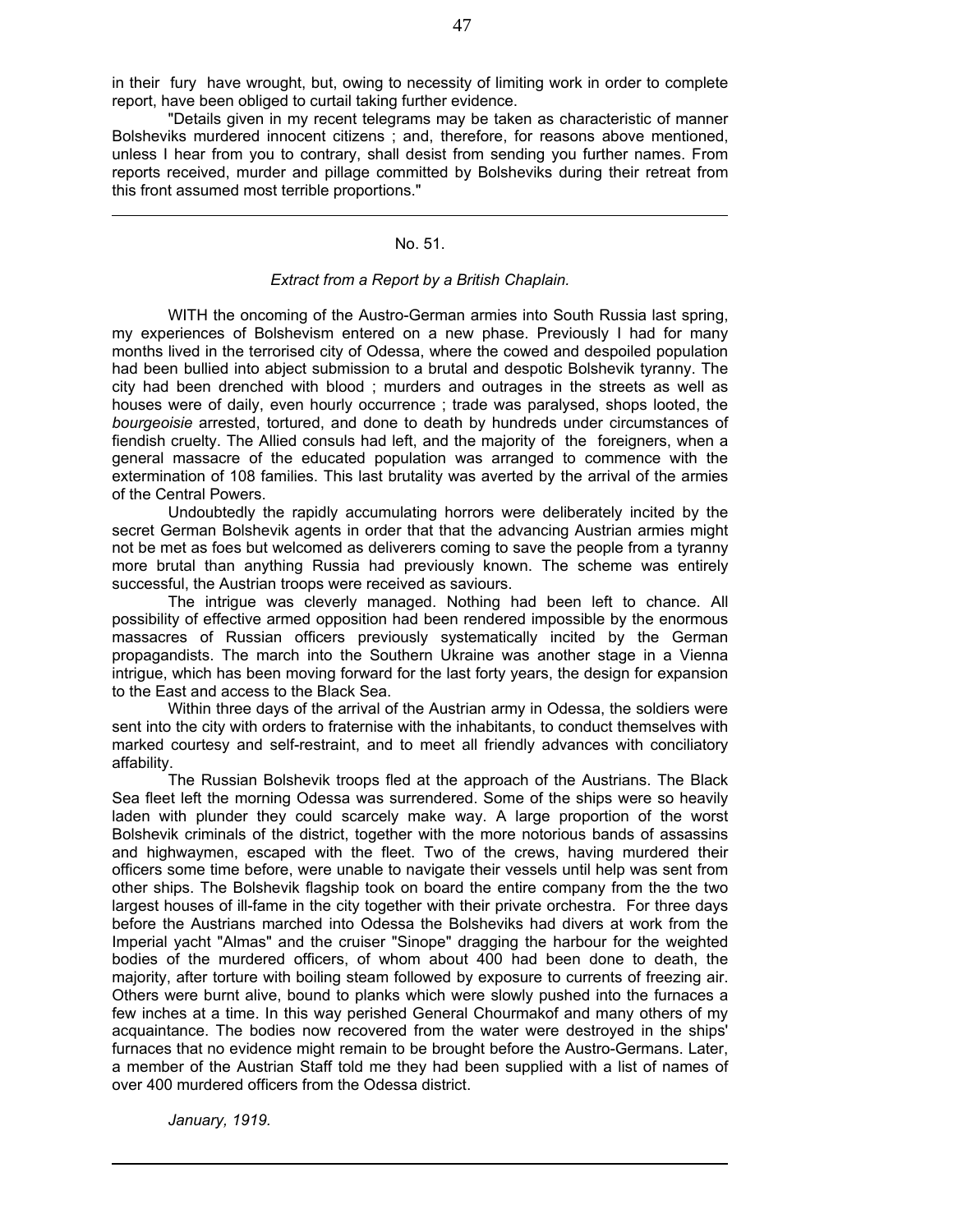in their fury have wrought, but, owing to necessity of limiting work in order to complete report, have been obliged to curtail taking further evidence.

"Details given in my recent telegrams may be taken as characteristic of manner Bolsheviks murdered innocent citizens ; and, therefore, for reasons above mentioned, unless I hear from you to contrary, shall desist from sending you further names. From reports received, murder and pillage committed by Bolsheviks during their retreat from this front assumed most terrible proportions."

---

## No. 51.

*Extract from a Report by a British Chaplain.*

WITH the oncoming of the Austro-German armies into South Russia last spring, my experiences of Bolshevism entered on a new phase. Previously I had for many months lived in the terrorised city of Odessa, where the cowed and despoiled population had been bullied into abject submission to a brutal and despotic Bolshevik tyranny. The city had been drenched with blood ; murders and outrages in the streets as well as houses were of daily, even hourly occurrence ; trade was paralysed, shops looted, the *bourgeoisie* arrested, tortured, and done to death by hundreds under circumstances of fiendish cruelty. The Allied consuls had left, and the majority of the foreigners, when a general massacre of the educated population was arranged to commence with the extermination of 108 families. This last brutality was averted by the arrival of the armies of the Central Powers.

Undoubtedly the rapidly accumulating horrors were deliberately incited by the secret German Bolshevik agents in order that that the advancing Austrian armies might not be met as foes but welcomed as deliverers coming to save the people from a tyranny more brutal than anything Russia had previously known. The scheme was entirely successful, the Austrian troops were received as saviours.

The intrigue was cleverly managed. Nothing had been left to chance. All possibility of effective armed opposition had been rendered impossible by the enormous massacres of Russian officers previously systematically incited by the German propagandists. The march into the Southern Ukraine was another stage in a Vienna intrigue, which has been moving forward for the last forty years, the design for expansion to the East and access to the Black Sea.

Within three days of the arrival of the Austrian army in Odessa, the soldiers were sent into the city with orders to fraternise with the inhabitants, to conduct themselves with marked courtesy and self-restraint, and to meet all friendly advances with conciliatory affability.

The Russian Bolshevik troops fled at the approach of the Austrians. The Black Sea fleet left the morning Odessa was surrendered. Some of the ships were so heavily laden with plunder they could scarcely make way. A large proportion of the worst Bolshevik criminals of the district, together with the more notorious bands of assassins and highwaymen, escaped with the fleet. Two of the crews, having murdered their officers some time before, were unable to navigate their vessels until help was sent from other ships. The Bolshevik flagship took on board the entire company from the the two largest houses of ill-fame in the city together with their private orchestra. For three days before the Austrians marched into Odessa the Bolsheviks had divers at work from the Imperial yacht "Almas" and the cruiser "Sinope" dragging the harbour for the weighted bodies of the murdered officers, of whom about 400 had been done to death, the majority, after torture with boiling steam followed by exposure to currents of freezing air. Others were burnt alive, bound to planks which were slowly pushed into the furnaces a few inches at a time. In this way perished General Chourmakof and many others of my acquaintance. The bodies now recovered from the water were destroyed in the ships' furnaces that no evidence might remain to be brought before the Austro-Germans. Later, a member of the Austrian Staff told me they had been supplied with a list of names of over 400 murdered officers from the Odessa district.

*January, 1919.*

---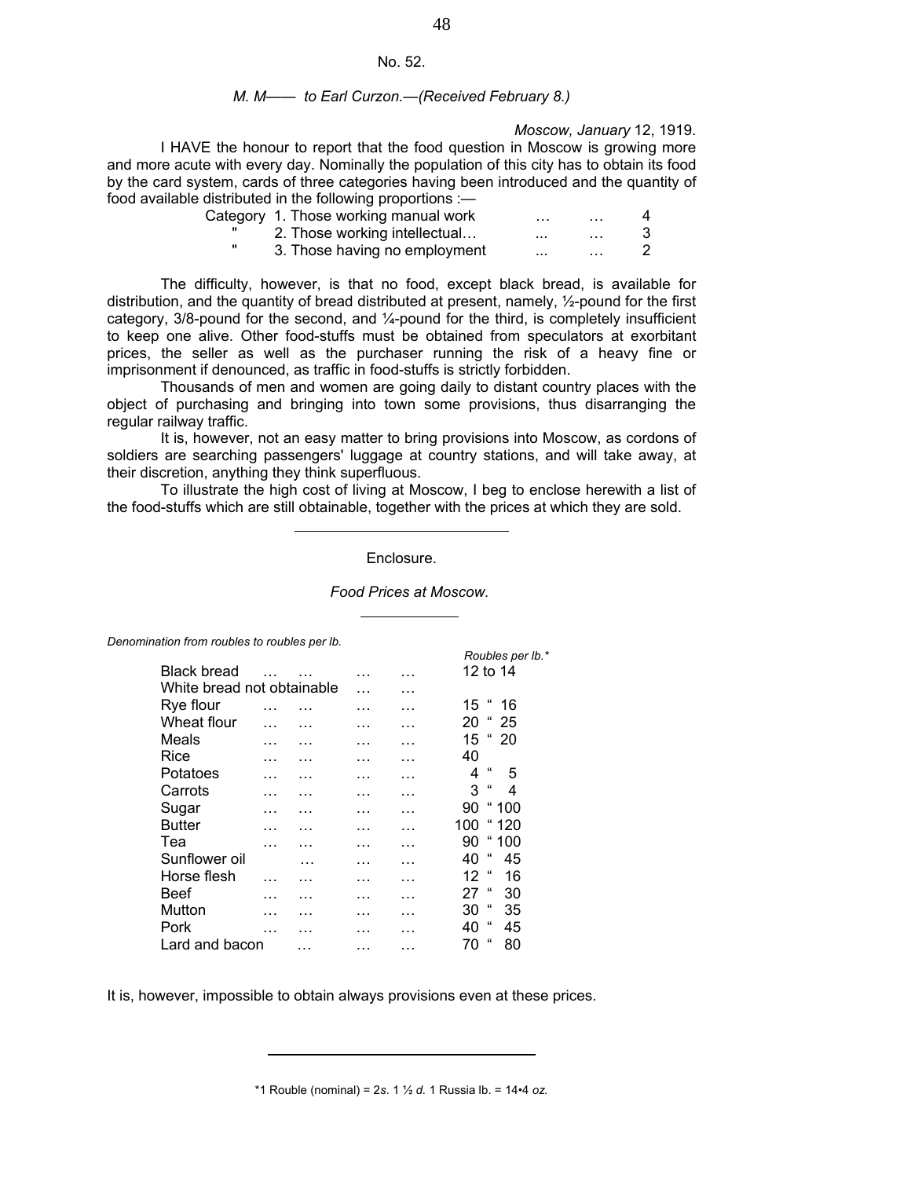No. 52.

*M. M—— to Earl Curzon.—(Received February 8.)*

*Moscow, January* 12, 1919.

I HAVE the honour to report that the food question in Moscow is growing more and more acute with every day. Nominally the population of this city has to obtain its food by the card system, cards of three categories having been introduced and the quantity of food available distributed in the following proportions :—

| | | |
|---|---|---|
| Category | 1. Those working manual work … … | 4 |
| " | 2. Those working intellectual… ... … | 3 |
| " | 3. Those having no employment ... … | 2 |

The difficulty, however, is that no food, except black bread, is available for distribution, and the quantity of bread distributed at present, namely, ½-pound for the first category, 3/8-pound for the second, and ¼-pound for the third, is completely insufficient to keep one alive. Other food-stuffs must be obtained from speculators at exorbitant prices, the seller as well as the purchaser running the risk of a heavy fine or imprisonment if denounced, as traffic in food-stuffs is strictly forbidden.

Thousands of men and women are going daily to distant country places with the object of purchasing and bringing into town some provisions, thus disarranging the regular railway traffic.

It is, however, not an easy matter to bring provisions into Moscow, as cordons of soldiers are searching passengers' luggage at country stations, and will take away, at their discretion, anything they think superfluous.

To illustrate the high cost of living at Moscow, I beg to enclose herewith a list of the food-stuffs which are still obtainable, together with the prices at which they are sold.

---

Enclosure.

*Food Prices at Moscow.*

*Denomination from roubles to roubles per lb.*

| | *Roubles per lb.\** |
|---|---|
| Black bread … … … … | 12 to 14 |
| White bread not obtainable … … | |
| Rye flour … … … … | 15 " 16 |
| Wheat flour … … … … | 20 " 25 |
| Meals … … … … | 15 " 20 |
| Rice … … … … | 40 |
| Potatoes … … … … | 4 " 5 |
| Carrots … … … … | 3 " 4 |
| Sugar … … … … | 90 " 100 |
| Butter … … … … | 100 " 120 |
| Tea … … … … | 90 " 100 |
| Sunflower oil … … … | 40 " 45 |
| Horse flesh … … … … | 12 " 16 |
| Beef … … … … | 27 " 30 |
| Mutton … … … … | 30 " 35 |
| Pork … … … … | 40 " 45 |
| Lard and bacon … … … | 70 " 80 |

It is, however, impossible to obtain always provisions even at these prices.

---

\*1 Rouble (nominal) = 2*s*. 1 ½ *d.* 1 Russia lb. = 14•4 *oz.*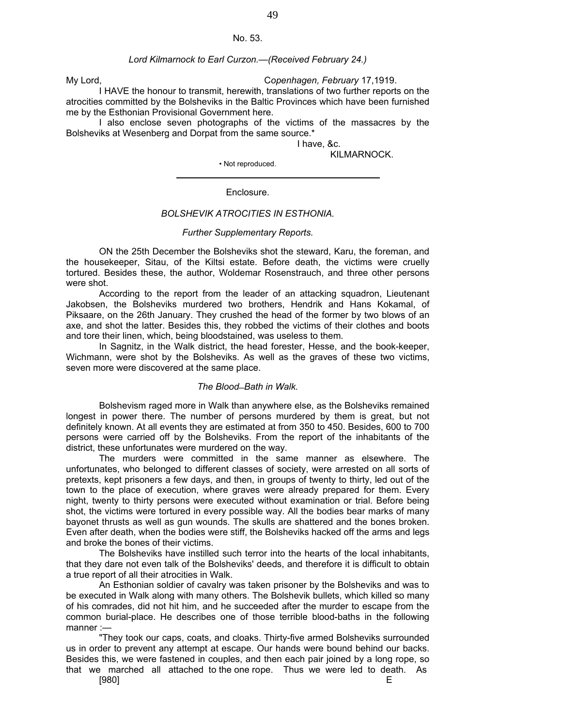No. 53.

*Lord Kilmarnock to Earl Curzon.—(Received February 24.)*

My Lord, *Copenhagen, February* 17,1919.

I HAVE the honour to transmit, herewith, translations of two further reports on the atrocities committed by the Bolsheviks in the Baltic Provinces which have been furnished me by the Esthonian Provisional Government here.

I also enclose seven photographs of the victims of the massacres by the Bolsheviks at Wesenberg and Dorpat from the same source.*

I have, &c.

KILMARNOCK.

* Not reproduced.

---

Enclosure.

*BOLSHEVIK ATROCITIES IN ESTHONIA.*

*Further Supplementary Reports.*

ON the 25th December the Bolsheviks shot the steward, Karu, the foreman, and the housekeeper, Sitau, of the Kiltsi estate. Before death, the victims were cruelly tortured. Besides these, the author, Woldemar Rosenstrauch, and three other persons were shot.

According to the report from the leader of an attacking squadron, Lieutenant Jakobsen, the Bolsheviks murdered two brothers, Hendrik and Hans Kokamal, of Piksaare, on the 26th January. They crushed the head of the former by two blows of an axe, and shot the latter. Besides this, they robbed the victims of their clothes and boots and tore their linen, which, being bloodstained, was useless to them.

In Sagnitz, in the Walk district, the head forester, Hesse, and the book-keeper, Wichmann, were shot by the Bolsheviks. As well as the graves of these two victims, seven more were discovered at the same place.

*The Blood–Bath in Walk.*

Bolshevism raged more in Walk than anywhere else, as the Bolsheviks remained longest in power there. The number of persons murdered by them is great, but not definitely known. At all events they are estimated at from 350 to 450. Besides, 600 to 700 persons were carried off by the Bolsheviks. From the report of the inhabitants of the district, these unfortunates were murdered on the way.

The murders were committed in the same manner as elsewhere. The unfortunates, who belonged to different classes of society, were arrested on all sorts of pretexts, kept prisoners a few days, and then, in groups of twenty to thirty, led out of the town to the place of execution, where graves were already prepared for them. Every night, twenty to thirty persons were executed without examination or trial. Before being shot, the victims were tortured in every possible way. All the bodies bear marks of many bayonet thrusts as well as gun wounds. The skulls are shattered and the bones broken. Even after death, when the bodies were stiff, the Bolsheviks hacked off the arms and legs and broke the bones of their victims.

The Bolsheviks have instilled such terror into the hearts of the local inhabitants, that they dare not even talk of the Bolsheviks' deeds, and therefore it is difficult to obtain a true report of all their atrocities in Walk.

An Esthonian soldier of cavalry was taken prisoner by the Bolsheviks and was to be executed in Walk along with many others. The Bolshevik bullets, which killed so many of his comrades, did not hit him, and he succeeded after the murder to escape from the common burial-place. He describes one of those terrible blood-baths in the following manner :—

"They took our caps, coats, and cloaks. Thirty-five armed Bolsheviks surrounded us in order to prevent any attempt at escape. Our hands were bound behind our backs. Besides this, we were fastened in couples, and then each pair joined by a long rope, so that we marched all attached to the one rope. Thus we were led to death. As

[980] E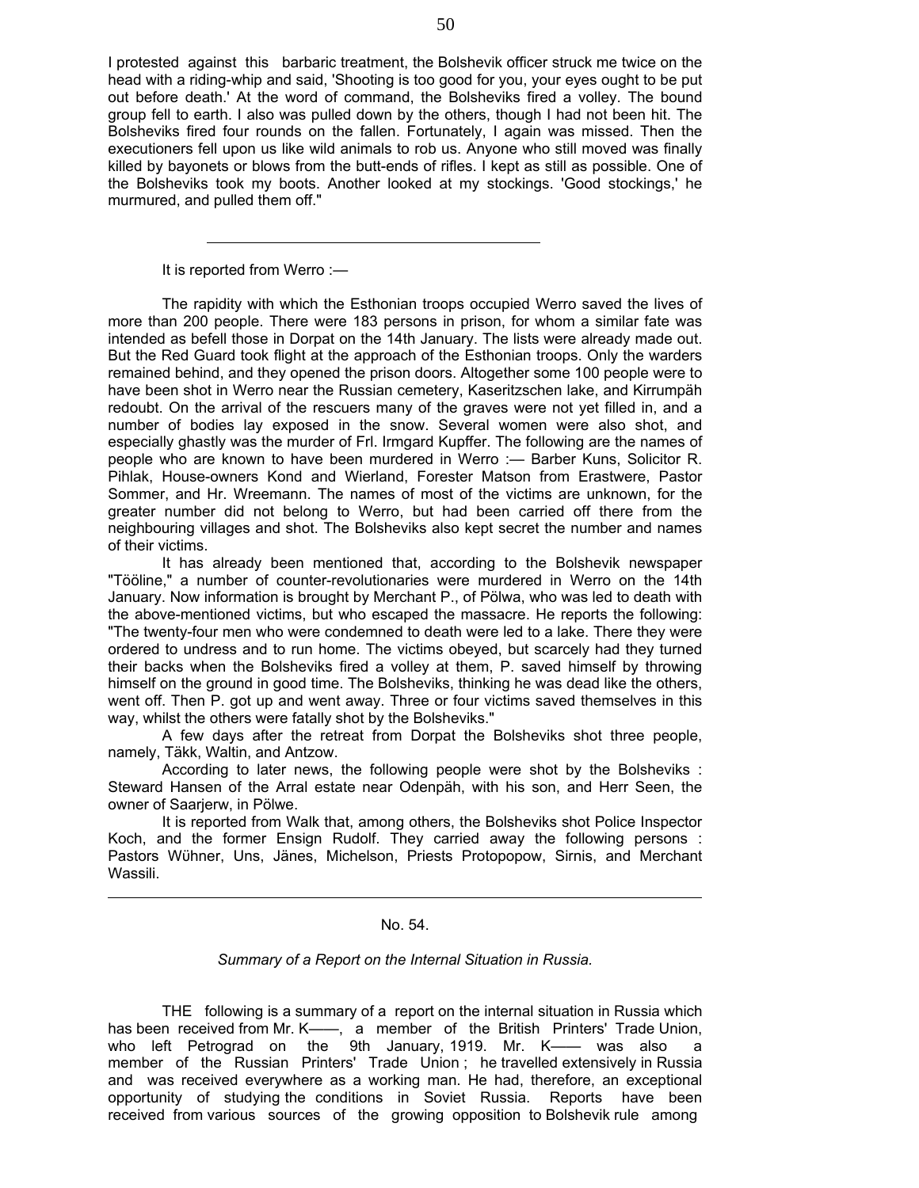I protested against this barbaric treatment, the Bolshevik officer struck me twice on the head with a riding-whip and said, 'Shooting is too good for you, your eyes ought to be put out before death.' At the word of command, the Bolsheviks fired a volley. The bound group fell to earth. I also was pulled down by the others, though I had not been hit. The Bolsheviks fired four rounds on the fallen. Fortunately, I again was missed. Then the executioners fell upon us like wild animals to rob us. Anyone who still moved was finally killed by bayonets or blows from the butt-ends of rifles. I kept as still as possible. One of the Bolsheviks took my boots. Another looked at my stockings. 'Good stockings,' he murmured, and pulled them off."

---

It is reported from Werro :—

The rapidity with which the Esthonian troops occupied Werro saved the lives of more than 200 people. There were 183 persons in prison, for whom a similar fate was intended as befell those in Dorpat on the 14th January. The lists were already made out. But the Red Guard took flight at the approach of the Esthonian troops. Only the warders remained behind, and they opened the prison doors. Altogether some 100 people were to have been shot in Werro near the Russian cemetery, Kaseritzschen lake, and Kirrumpäh redoubt. On the arrival of the rescuers many of the graves were not yet filled in, and a number of bodies lay exposed in the snow. Several women were also shot, and especially ghastly was the murder of Frl. Irmgard Kupffer. The following are the names of people who are known to have been murdered in Werro :— Barber Kuns, Solicitor R. Pihlak, House-owners Kond and Wierland, Forester Matson from Erastwere, Pastor Sommer, and Hr. Wreemann. The names of most of the victims are unknown, for the greater number did not belong to Werro, but had been carried off there from the neighbouring villages and shot. The Bolsheviks also kept secret the number and names of their victims.

It has already been mentioned that, according to the Bolshevik newspaper "Tööline," a number of counter-revolutionaries were murdered in Werro on the 14th January. Now information is brought by Merchant P., of Pölwa, who was led to death with the above-mentioned victims, but who escaped the massacre. He reports the following: "The twenty-four men who were condemned to death were led to a lake. There they were ordered to undress and to run home. The victims obeyed, but scarcely had they turned their backs when the Bolsheviks fired a volley at them, P. saved himself by throwing himself on the ground in good time. The Bolsheviks, thinking he was dead like the others, went off. Then P. got up and went away. Three or four victims saved themselves in this way, whilst the others were fatally shot by the Bolsheviks."

A few days after the retreat from Dorpat the Bolsheviks shot three people, namely, Täkk, Waltin, and Antzow.

According to later news, the following people were shot by the Bolsheviks : Steward Hansen of the Arral estate near Odenpäh, with his son, and Herr Seen, the owner of Saarjerw, in Pölwe.

It is reported from Walk that, among others, the Bolsheviks shot Police Inspector Koch, and the former Ensign Rudolf. They carried away the following persons : Pastors Wühner, Uns, Jänes, Michelson, Priests Protopopow, Sirnis, and Merchant Wassili.

---

## No. 54.

*Summary of a Report on the Internal Situation in Russia.*

THE following is a summary of a report on the internal situation in Russia which has been received from Mr. K——, a member of the British Printers' Trade Union, who left Petrograd on the 9th January, 1919. Mr. K—— was also a member of the Russian Printers' Trade Union ; he travelled extensively in Russia and was received everywhere as a working man. He had, therefore, an exceptional opportunity of studying the conditions in Soviet Russia. Reports have been received from various sources of the growing opposition to Bolshevik rule among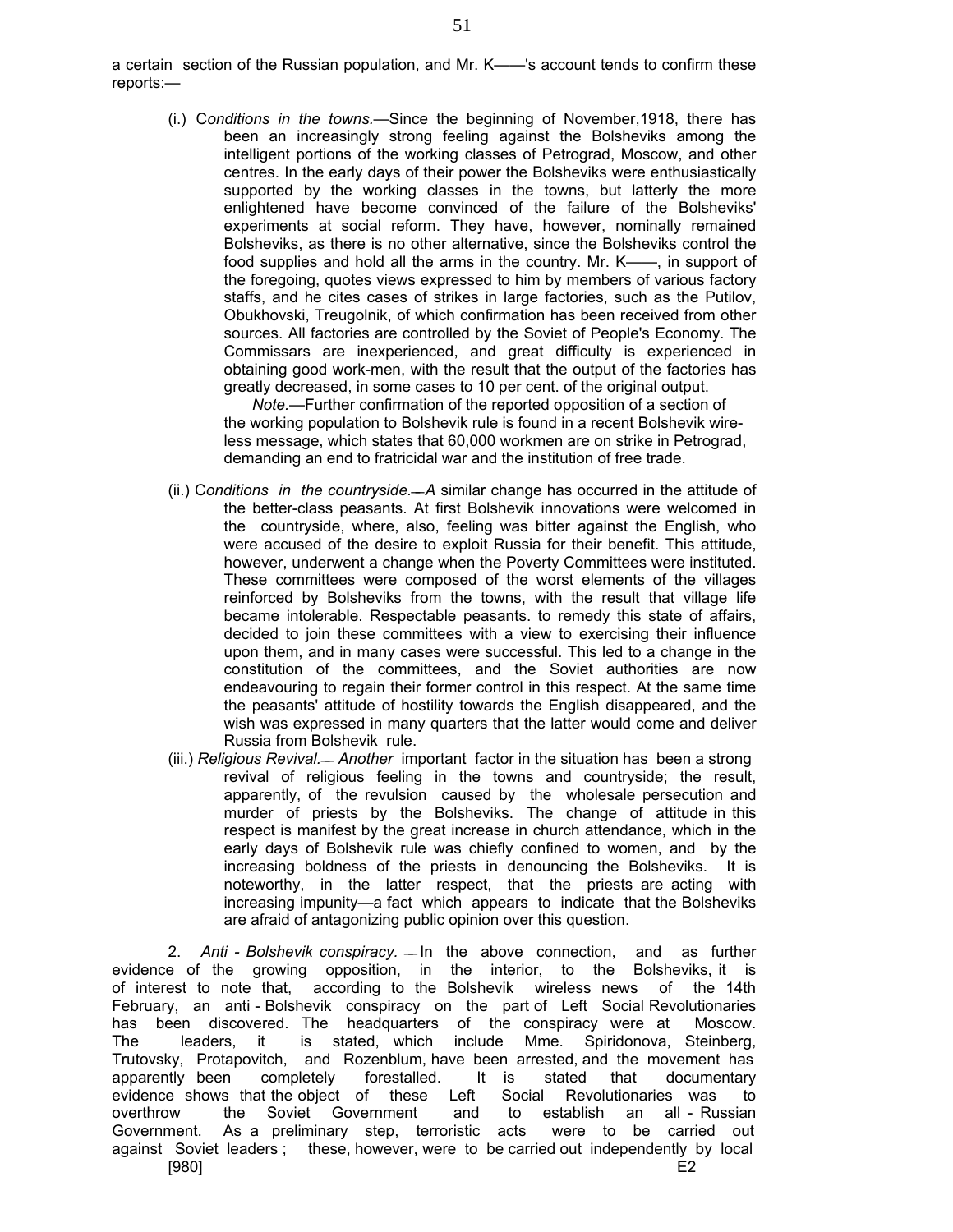a certain section of the Russian population, and Mr. K——'s account tends to confirm these reports:—

(i.) *Conditions in the towns.*—Since the beginning of November, 1918, there has been an increasingly strong feeling against the Bolsheviks among the intelligent portions of the working classes of Petrograd, Moscow, and other centres. In the early days of their power the Bolsheviks were enthusiastically supported by the working classes in the towns, but latterly the more enlightened have become convinced of the failure of the Bolsheviks' experiments at social reform. They have, however, nominally remained Bolsheviks, as there is no other alternative, since the Bolsheviks control the food supplies and hold all the arms in the country. Mr. K——, in support of the foregoing, quotes views expressed to him by members of various factory staffs, and he cites cases of strikes in large factories, such as the Putilov, Obukhovski, Treugolnik, of which confirmation has been received from other sources. All factories are controlled by the Soviet of People's Economy. The Commissars are inexperienced, and great difficulty is experienced in obtaining good work-men, with the result that the output of the factories has greatly decreased, in some cases to 10 per cent. of the original output.

*Note.*—Further confirmation of the reported opposition of a section of the working population to Bolshevik rule is found in a recent Bolshevik wire-less message, which states that 60,000 workmen are on strike in Petrograd, demanding an end to fratricidal war and the institution of free trade.

(ii.) *Conditions in the countryside.*—A similar change has occurred in the attitude of the better-class peasants. At first Bolshevik innovations were welcomed in the countryside, where, also, feeling was bitter against the English, who were accused of the desire to exploit Russia for their benefit. This attitude, however, underwent a change when the Poverty Committees were instituted. These committees were composed of the worst elements of the villages reinforced by Bolsheviks from the towns, with the result that village life became intolerable. Respectable peasants. to remedy this state of affairs, decided to join these committees with a view to exercising their influence upon them, and in many cases were successful. This led to a change in the constitution of the committees, and the Soviet authorities are now endeavouring to regain their former control in this respect. At the same time the peasants' attitude of hostility towards the English disappeared, and the wish was expressed in many quarters that the latter would come and deliver Russia from Bolshevik rule.

(iii.) *Religious Revival.*— Another important factor in the situation has been a strong revival of religious feeling in the towns and countryside; the result, apparently, of the revulsion caused by the wholesale persecution and murder of priests by the Bolsheviks. The change of attitude in this respect is manifest by the great increase in church attendance, which in the early days of Bolshevik rule was chiefly confined to women, and by the increasing boldness of the priests in denouncing the Bolsheviks. It is noteworthy, in the latter respect, that the priests are acting with increasing impunity—a fact which appears to indicate that the Bolsheviks are afraid of antagonizing public opinion over this question.

2. *Anti - Bolshevik conspiracy.* — In the above connection, and as further evidence of the growing opposition, in the interior, to the Bolsheviks, it is of interest to note that, according to the Bolshevik wireless news of the 14th February, an anti - Bolshevik conspiracy on the part of Left Social Revolutionaries has been discovered. The headquarters of the conspiracy were at Moscow. The leaders, it is stated, which include Mme. Spiridonova, Steinberg, Trutovsky, Protapovitch, and Rozenblum, have been arrested, and the movement has apparently been completely forestalled. It is stated that documentary evidence shows that the object of these Left Social Revolutionaries was to overthrow the Soviet Government and to establish an all - Russian Government. As a preliminary step, terroristic acts were to be carried out against Soviet leaders ; these, however, were to be carried out independently by local

[980] E2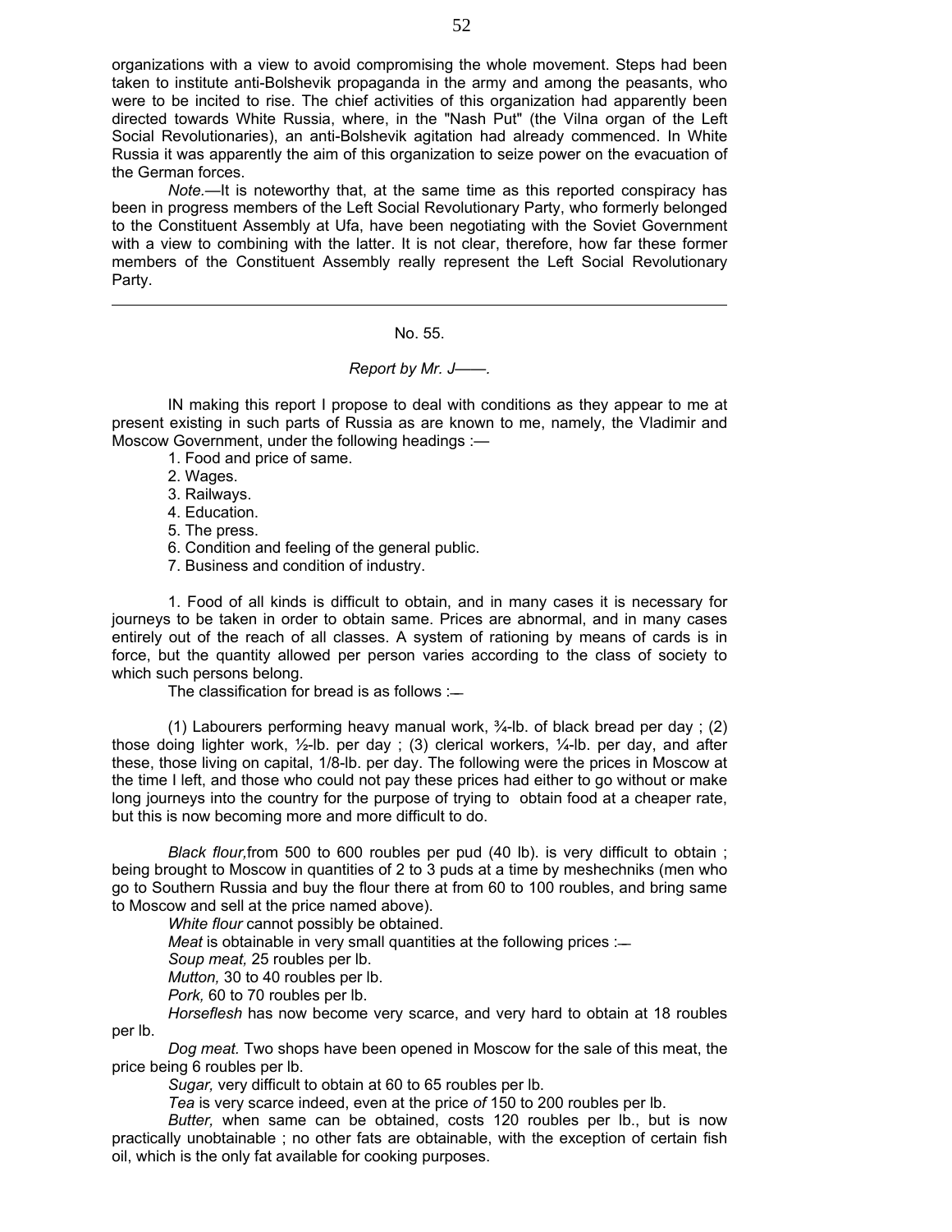organizations with a view to avoid compromising the whole movement. Steps had been taken to institute anti-Bolshevik propaganda in the army and among the peasants, who were to be incited to rise. The chief activities of this organization had apparently been directed towards White Russia, where, in the "Nash Put" (the Vilna organ of the Left Social Revolutionaries), an anti-Bolshevik agitation had already commenced. In White Russia it was apparently the aim of this organization to seize power on the evacuation of the German forces.

*Note.*—It is noteworthy that, at the same time as this reported conspiracy has been in progress members of the Left Social Revolutionary Party, who formerly belonged to the Constituent Assembly at Ufa, have been negotiating with the Soviet Government with a view to combining with the latter. It is not clear, therefore, how far these former members of the Constituent Assembly really represent the Left Social Revolutionary Party.

---

No. 55.

*Report by Mr. J——.*

IN making this report I propose to deal with conditions as they appear to me at present existing in such parts of Russia as are known to me, namely, the Vladimir and Moscow Government, under the following headings :—

1. Food and price of same.
2. Wages.
3. Railways.
4. Education.
5. The press.
6. Condition and feeling of the general public.
7. Business and condition of industry.

1. Food of all kinds is difficult to obtain, and in many cases it is necessary for journeys to be taken in order to obtain same. Prices are abnormal, and in many cases entirely out of the reach of all classes. A system of rationing by means of cards is in force, but the quantity allowed per person varies according to the class of society to which such persons belong.

The classification for bread is as follows :—

(1) Labourers performing heavy manual work, ¾-lb. of black bread per day ; (2) those doing lighter work, ½-lb. per day ; (3) clerical workers, ¼-lb. per day, and after these, those living on capital, 1/8-lb. per day. The following were the prices in Moscow at the time I left, and those who could not pay these prices had either to go without or make long journeys into the country for the purpose of trying to obtain food at a cheaper rate, but this is now becoming more and more difficult to do.

*Black flour,* from 500 to 600 roubles per pud (40 lb). is very difficult to obtain ; being brought to Moscow in quantities of 2 to 3 puds at a time by meshechniks (men who go to Southern Russia and buy the flour there at from 60 to 100 roubles, and bring same to Moscow and sell at the price named above).

*White flour* cannot possibly be obtained.

*Meat* is obtainable in very small quantities at the following prices :—

*Soup meat,* 25 roubles per lb.

*Mutton,* 30 to 40 roubles per lb.

*Pork,* 60 to 70 roubles per lb.

*Horseflesh* has now become very scarce, and very hard to obtain at 18 roubles per lb.

*Dog meat.* Two shops have been opened in Moscow for the sale of this meat, the price being 6 roubles per lb.

*Sugar,* very difficult to obtain at 60 to 65 roubles per lb.

*Tea* is very scarce indeed, even at the price of 150 to 200 roubles per lb.

*Butter,* when same can be obtained, costs 120 roubles per lb., but is now practically unobtainable ; no other fats are obtainable, with the exception of certain fish oil, which is the only fat available for cooking purposes.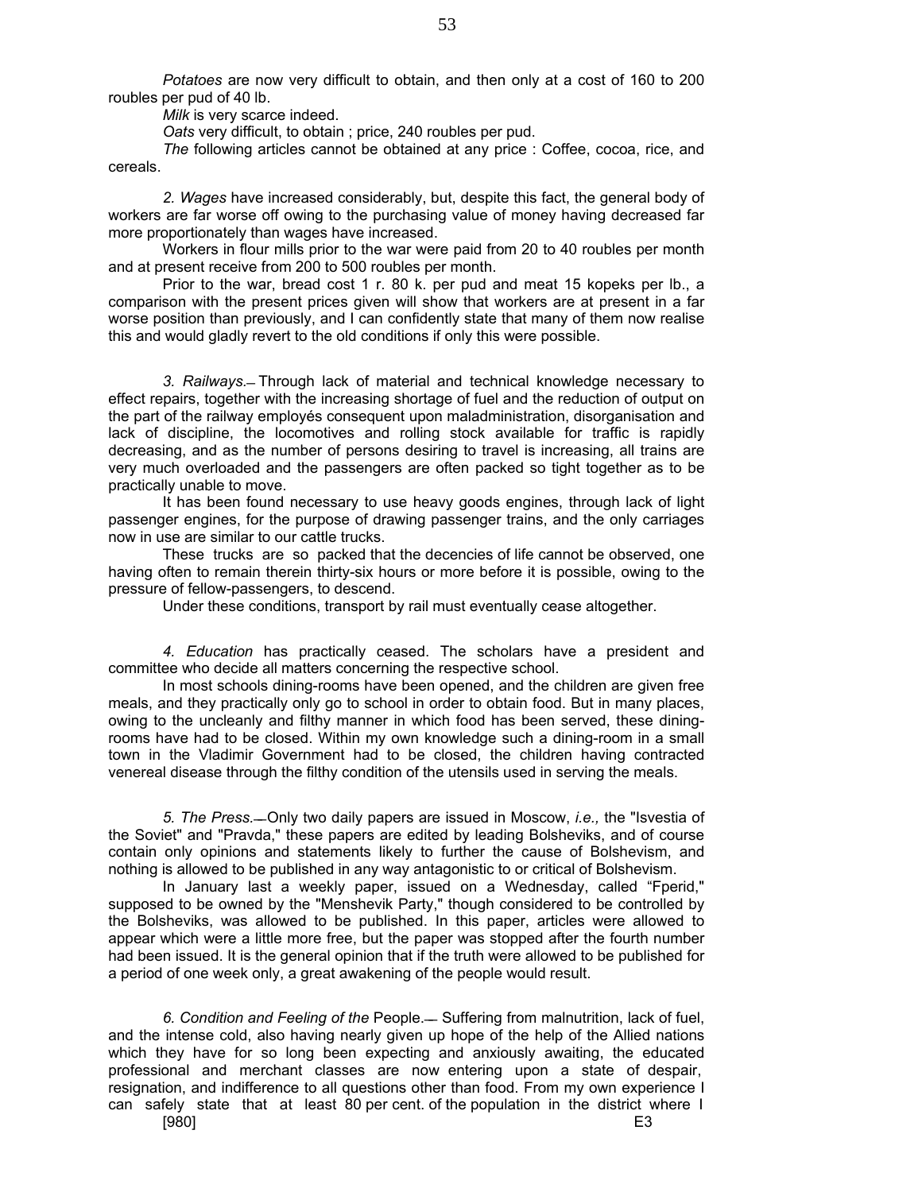*Potatoes* are now very difficult to obtain, and then only at a cost of 160 to 200 roubles per pud of 40 lb.

*Milk* is very scarce indeed.

*Oats* very difficult, to obtain ; price, 240 roubles per pud.

*The* following articles cannot be obtained at any price : Coffee, cocoa, rice, and cereals.

*2. Wages* have increased considerably, but, despite this fact, the general body of workers are far worse off owing to the purchasing value of money having decreased far more proportionately than wages have increased.

Workers in flour mills prior to the war were paid from 20 to 40 roubles per month and at present receive from 200 to 500 roubles per month.

Prior to the war, bread cost 1 r. 80 k. per pud and meat 15 kopeks per lb., a comparison with the present prices given will show that workers are at present in a far worse position than previously, and I can confidently state that many of them now realise this and would gladly revert to the old conditions if only this were possible.

*3. Railways.*— Through lack of material and technical knowledge necessary to effect repairs, together with the increasing shortage of fuel and the reduction of output on the part of the railway employés consequent upon maladministration, disorganisation and lack of discipline, the locomotives and rolling stock available for traffic is rapidly decreasing, and as the number of persons desiring to travel is increasing, all trains are very much overloaded and the passengers are often packed so tight together as to be practically unable to move.

It has been found necessary to use heavy goods engines, through lack of light passenger engines, for the purpose of drawing passenger trains, and the only carriages now in use are similar to our cattle trucks.

These trucks are so packed that the decencies of life cannot be observed, one having often to remain therein thirty-six hours or more before it is possible, owing to the pressure of fellow-passengers, to descend.

Under these conditions, transport by rail must eventually cease altogether.

*4. Education* has practically ceased. The scholars have a president and committee who decide all matters concerning the respective school.

In most schools dining-rooms have been opened, and the children are given free meals, and they practically only go to school in order to obtain food. But in many places, owing to the uncleanly and filthy manner in which food has been served, these dining-rooms have had to be closed. Within my own knowledge such a dining-room in a small town in the Vladimir Government had to be closed, the children having contracted venereal disease through the filthy condition of the utensils used in serving the meals.

*5. The Press.*—Only two daily papers are issued in Moscow, *i.e.,* the "Isvestia of the Soviet" and "Pravda," these papers are edited by leading Bolsheviks, and of course contain only opinions and statements likely to further the cause of Bolshevism, and nothing is allowed to be published in any way antagonistic to or critical of Bolshevism.

In January last a weekly paper, issued on a Wednesday, called "Fperid," supposed to be owned by the "Menshevik Party," though considered to be controlled by the Bolsheviks, was allowed to be published. In this paper, articles were allowed to appear which were a little more free, but the paper was stopped after the fourth number had been issued. It is the general opinion that if the truth were allowed to be published for a period of one week only, a great awakening of the people would result.

*6. Condition and Feeling of the* People.— Suffering from malnutrition, lack of fuel, and the intense cold, also having nearly given up hope of the help of the Allied nations which they have for so long been expecting and anxiously awaiting, the educated professional and merchant classes are now entering upon a state of despair, resignation, and indifference to all questions other than food. From my own experience I can safely state that at least 80 per cent. of the population in the district where I

[980] E3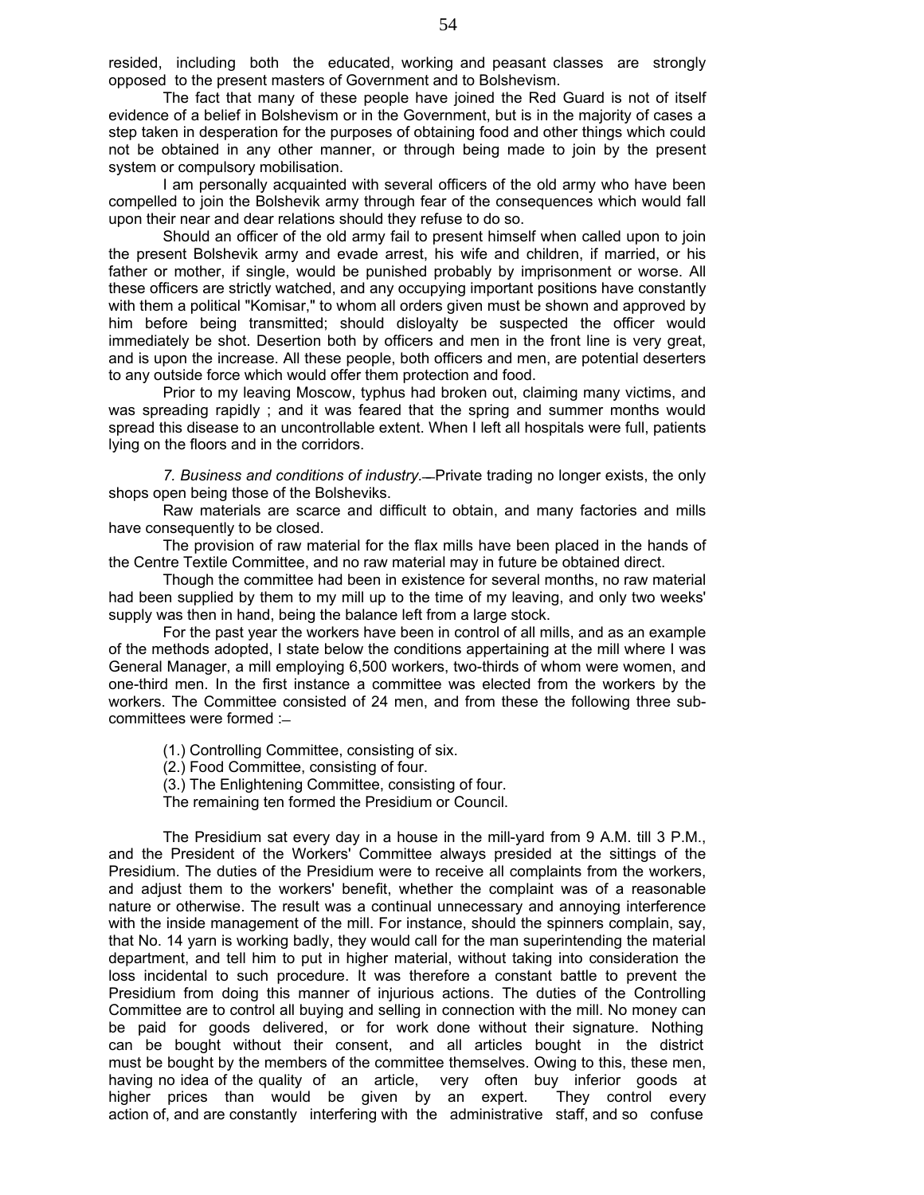resided, including both the educated, working and peasant classes are strongly opposed to the present masters of Government and to Bolshevism.

The fact that many of these people have joined the Red Guard is not of itself evidence of a belief in Bolshevism or in the Government, but is in the majority of cases a step taken in desperation for the purposes of obtaining food and other things which could not be obtained in any other manner, or through being made to join by the present system or compulsory mobilisation.

I am personally acquainted with several officers of the old army who have been compelled to join the Bolshevik army through fear of the consequences which would fall upon their near and dear relations should they refuse to do so.

Should an officer of the old army fail to present himself when called upon to join the present Bolshevik army and evade arrest, his wife and children, if married, or his father or mother, if single, would be punished probably by imprisonment or worse. All these officers are strictly watched, and any occupying important positions have constantly with them a political "Komisar," to whom all orders given must be shown and approved by him before being transmitted; should disloyalty be suspected the officer would immediately be shot. Desertion both by officers and men in the front line is very great, and is upon the increase. All these people, both officers and men, are potential deserters to any outside force which would offer them protection and food.

Prior to my leaving Moscow, typhus had broken out, claiming many victims, and was spreading rapidly ; and it was feared that the spring and summer months would spread this disease to an uncontrollable extent. When I left all hospitals were full, patients lying on the floors and in the corridors.

*7. Business and conditions of industry.*—Private trading no longer exists, the only shops open being those of the Bolsheviks.

Raw materials are scarce and difficult to obtain, and many factories and mills have consequently to be closed.

The provision of raw material for the flax mills have been placed in the hands of the Centre Textile Committee, and no raw material may in future be obtained direct.

Though the committee had been in existence for several months, no raw material had been supplied by them to my mill up to the time of my leaving, and only two weeks' supply was then in hand, being the balance left from a large stock.

For the past year the workers have been in control of all mills, and as an example of the methods adopted, I state below the conditions appertaining at the mill where I was General Manager, a mill employing 6,500 workers, two-thirds of whom were women, and one-third men. In the first instance a committee was elected from the workers by the workers. The Committee consisted of 24 men, and from these the following three sub-committees were formed :—

(1.) Controlling Committee, consisting of six.
(2.) Food Committee, consisting of four.
(3.) The Enlightening Committee, consisting of four.
The remaining ten formed the Presidium or Council.

The Presidium sat every day in a house in the mill-yard from 9 A.M. till 3 P.M., and the President of the Workers' Committee always presided at the sittings of the Presidium. The duties of the Presidium were to receive all complaints from the workers, and adjust them to the workers' benefit, whether the complaint was of a reasonable nature or otherwise. The result was a continual unnecessary and annoying interference with the inside management of the mill. For instance, should the spinners complain, say, that No. 14 yarn is working badly, they would call for the man superintending the material department, and tell him to put in higher material, without taking into consideration the loss incidental to such procedure. It was therefore a constant battle to prevent the Presidium from doing this manner of injurious actions. The duties of the Controlling Committee are to control all buying and selling in connection with the mill. No money can be paid for goods delivered, or for work done without their signature. Nothing can be bought without their consent, and all articles bought in the district must be bought by the members of the committee themselves. Owing to this, these men, having no idea of the quality of an article, very often buy inferior goods at higher prices than would be given by an expert. They control every action of, and are constantly interfering with the administrative staff, and so confuse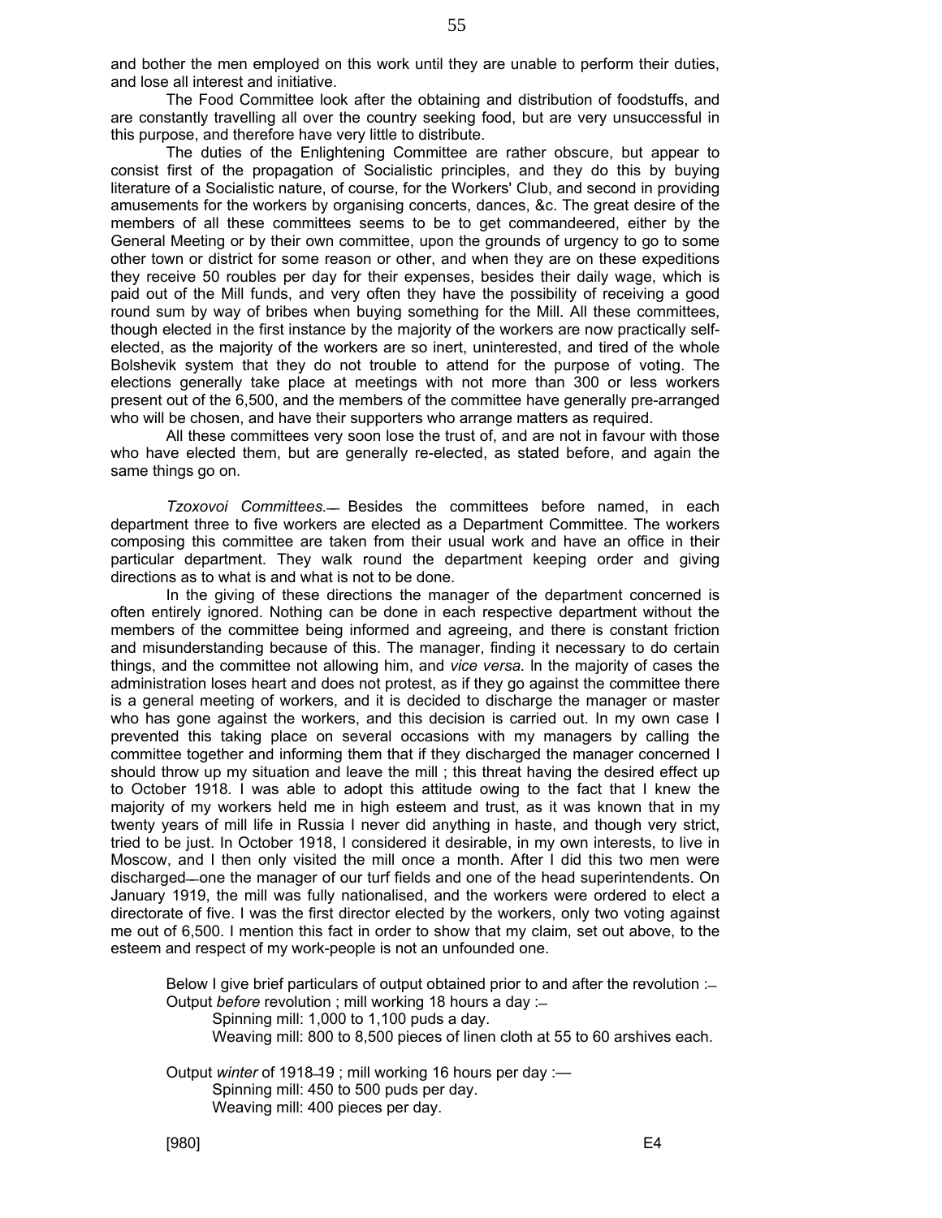and bother the men employed on this work until they are unable to perform their duties, and lose all interest and initiative.

The Food Committee look after the obtaining and distribution of foodstuffs, and are constantly travelling all over the country seeking food, but are very unsuccessful in this purpose, and therefore have very little to distribute.

The duties of the Enlightening Committee are rather obscure, but appear to consist first of the propagation of Socialistic principles, and they do this by buying literature of a Socialistic nature, of course, for the Workers' Club, and second in providing amusements for the workers by organising concerts, dances, &c. The great desire of the members of all these committees seems to be to get commandeered, either by the General Meeting or by their own committee, upon the grounds of urgency to go to some other town or district for some reason or other, and when they are on these expeditions they receive 50 roubles per day for their expenses, besides their daily wage, which is paid out of the Mill funds, and very often they have the possibility of receiving a good round sum by way of bribes when buying something for the Mill. All these committees, though elected in the first instance by the majority of the workers are now practically self-elected, as the majority of the workers are so inert, uninterested, and tired of the whole Bolshevik system that they do not trouble to attend for the purpose of voting. The elections generally take place at meetings with not more than 300 or less workers present out of the 6,500, and the members of the committee have generally pre-arranged who will be chosen, and have their supporters who arrange matters as required.

All these committees very soon lose the trust of, and are not in favour with those who have elected them, but are generally re-elected, as stated before, and again the same things go on.

*Tzoxovoi Committees.*—Besides the committees before named, in each department three to five workers are elected as a Department Committee. The workers composing this committee are taken from their usual work and have an office in their particular department. They walk round the department keeping order and giving directions as to what is and what is not to be done.

In the giving of these directions the manager of the department concerned is often entirely ignored. Nothing can be done in each respective department without the members of the committee being informed and agreeing, and there is constant friction and misunderstanding because of this. The manager, finding it necessary to do certain things, and the committee not allowing him, and *vice versa.* In the majority of cases the administration loses heart and does not protest, as if they go against the committee there is a general meeting of workers, and it is decided to discharge the manager or master who has gone against the workers, and this decision is carried out. In my own case I prevented this taking place on several occasions with my managers by calling the committee together and informing them that if they discharged the manager concerned I should throw up my situation and leave the mill ; this threat having the desired effect up to October 1918. I was able to adopt this attitude owing to the fact that I knew the majority of my workers held me in high esteem and trust, as it was known that in my twenty years of mill life in Russia I never did anything in haste, and though very strict, tried to be just. In October 1918, I considered it desirable, in my own interests, to live in Moscow, and I then only visited the mill once a month. After I did this two men were discharged—one the manager of our turf fields and one of the head superintendents. On January 1919, the mill was fully nationalised, and the workers were ordered to elect a directorate of five. I was the first director elected by the workers, only two voting against me out of 6,500. I mention this fact in order to show that my claim, set out above, to the esteem and respect of my work-people is not an unfounded one.

Below I give brief particulars of output obtained prior to and after the revolution :—

Output *before* revolution ; mill working 18 hours a day :—

Spinning mill: 1,000 to 1,100 puds a day.

Weaving mill: 800 to 8,500 pieces of linen cloth at 55 to 60 arshives each.

Output *winter* of 1918–19 ; mill working 16 hours per day :—

Spinning mill: 450 to 500 puds per day.

Weaving mill: 400 pieces per day.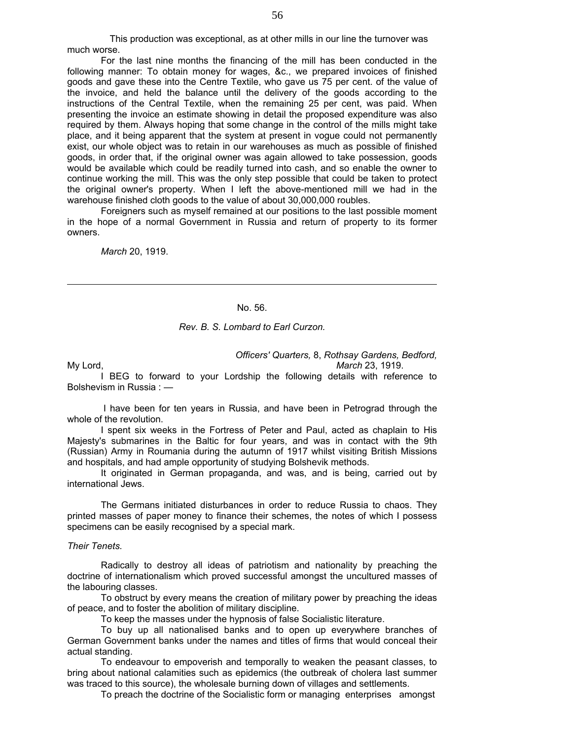This production was exceptional, as at other mills in our line the turnover was much worse.

For the last nine months the financing of the mill has been conducted in the following manner: To obtain money for wages, &c., we prepared invoices of finished goods and gave these into the Centre Textile, who gave us 75 per cent. of the value of the invoice, and held the balance until the delivery of the goods according to the instructions of the Central Textile, when the remaining 25 per cent, was paid. When presenting the invoice an estimate showing in detail the proposed expenditure was also required by them. Always hoping that some change in the control of the mills might take place, and it being apparent that the system at present in vogue could not permanently exist, our whole object was to retain in our warehouses as much as possible of finished goods, in order that, if the original owner was again allowed to take possession, goods would be available which could be readily turned into cash, and so enable the owner to continue working the mill. This was the only step possible that could be taken to protect the original owner's property. When I left the above-mentioned mill we had in the warehouse finished cloth goods to the value of about 30,000,000 roubles.

Foreigners such as myself remained at our positions to the last possible moment in the hope of a normal Government in Russia and return of property to its former owners.

*March* 20, 1919.

---

No. 56.

*Rev. B. S. Lombard to Earl Curzon.*

*Officers' Quarters,* 8, *Rothsay Gardens, Bedford,*
*March* 23, 1919.

My Lord,

I BEG to forward to your Lordship the following details with reference to Bolshevism in Russia : —

I have been for ten years in Russia, and have been in Petrograd through the whole of the revolution.

I spent six weeks in the Fortress of Peter and Paul, acted as chaplain to His Majesty's submarines in the Baltic for four years, and was in contact with the 9th (Russian) Army in Roumania during the autumn of 1917 whilst visiting British Missions and hospitals, and had ample opportunity of studying Bolshevik methods.

It originated in German propaganda, and was, and is being, carried out by international Jews.

The Germans initiated disturbances in order to reduce Russia to chaos. They printed masses of paper money to finance their schemes, the notes of which I possess specimens can be easily recognised by a special mark.

*Their Tenets.*

Radically to destroy all ideas of patriotism and nationality by preaching the doctrine of internationalism which proved successful amongst the uncultured masses of the labouring classes.

To obstruct by every means the creation of military power by preaching the ideas of peace, and to foster the abolition of military discipline.

To keep the masses under the hypnosis of false Socialistic literature.

To buy up all nationalised banks and to open up everywhere branches of German Government banks under the names and titles of firms that would conceal their actual standing.

To endeavour to empoverish and temporally to weaken the peasant classes, to bring about national calamities such as epidemics (the outbreak of cholera last summer was traced to this source), the wholesale burning down of villages and settlements.

To preach the doctrine of the Socialistic form or managing enterprises amongst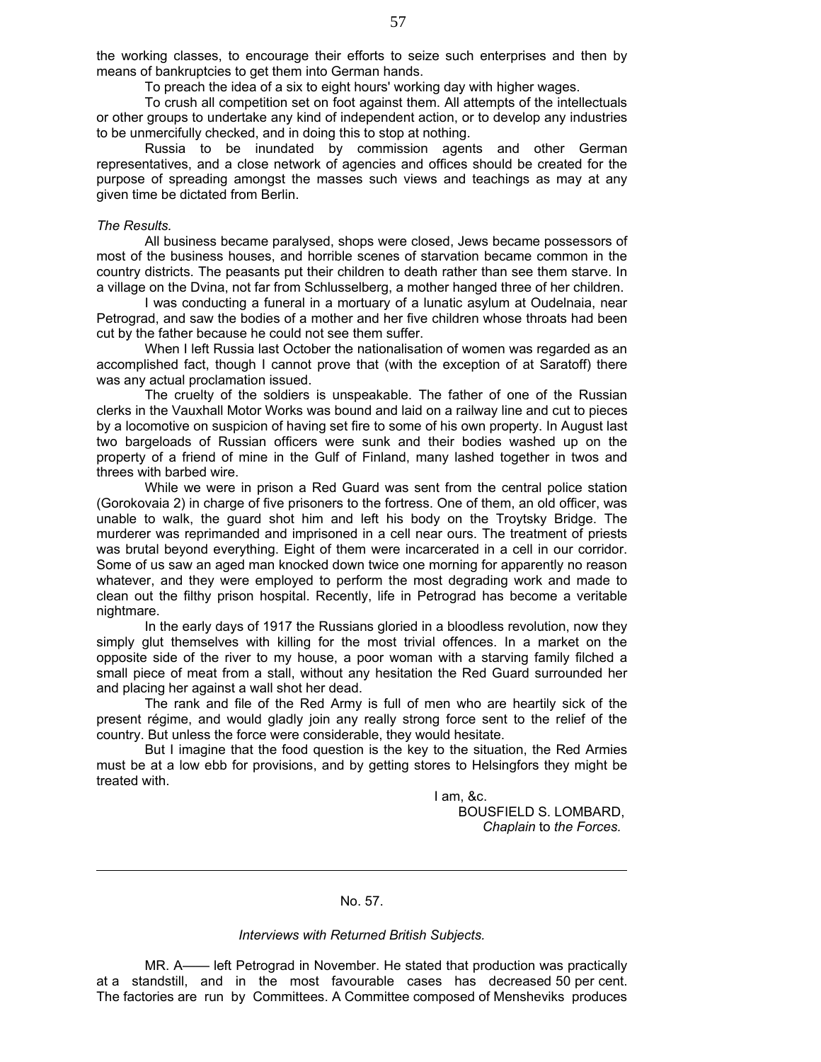the working classes, to encourage their efforts to seize such enterprises and then by means of bankruptcies to get them into German hands.

To preach the idea of a six to eight hours' working day with higher wages.

To crush all competition set on foot against them. All attempts of the intellectuals or other groups to undertake any kind of independent action, or to develop any industries to be unmercifully checked, and in doing this to stop at nothing.

Russia to be inundated by commission agents and other German representatives, and a close network of agencies and offices should be created for the purpose of spreading amongst the masses such views and teachings as may at any given time be dictated from Berlin.

*The Results.*

All business became paralysed, shops were closed, Jews became possessors of most of the business houses, and horrible scenes of starvation became common in the country districts. The peasants put their children to death rather than see them starve. In a village on the Dvina, not far from Schlusselberg, a mother hanged three of her children.

I was conducting a funeral in a mortuary of a lunatic asylum at Oudelnaia, near Petrograd, and saw the bodies of a mother and her five children whose throats had been cut by the father because he could not see them suffer.

When I left Russia last October the nationalisation of women was regarded as an accomplished fact, though I cannot prove that (with the exception of at Saratoff) there was any actual proclamation issued.

The cruelty of the soldiers is unspeakable. The father of one of the Russian clerks in the Vauxhall Motor Works was bound and laid on a railway line and cut to pieces by a locomotive on suspicion of having set fire to some of his own property. In August last two bargeloads of Russian officers were sunk and their bodies washed up on the property of a friend of mine in the Gulf of Finland, many lashed together in twos and threes with barbed wire.

While we were in prison a Red Guard was sent from the central police station (Gorokovaia 2) in charge of five prisoners to the fortress. One of them, an old officer, was unable to walk, the guard shot him and left his body on the Troytsky Bridge. The murderer was reprimanded and imprisoned in a cell near ours. The treatment of priests was brutal beyond everything. Eight of them were incarcerated in a cell in our corridor. Some of us saw an aged man knocked down twice one morning for apparently no reason whatever, and they were employed to perform the most degrading work and made to clean out the filthy prison hospital. Recently, life in Petrograd has become a veritable nightmare.

In the early days of 1917 the Russians gloried in a bloodless revolution, now they simply glut themselves with killing for the most trivial offences. In a market on the opposite side of the river to my house, a poor woman with a starving family filched a small piece of meat from a stall, without any hesitation the Red Guard surrounded her and placing her against a wall shot her dead.

The rank and file of the Red Army is full of men who are heartily sick of the present régime, and would gladly join any really strong force sent to the relief of the country. But unless the force were considerable, they would hesitate.

But I imagine that the food question is the key to the situation, the Red Armies must be at a low ebb for provisions, and by getting stores to Helsingfors they might be treated with.

I am, &c.
BOUSFIELD S. LOMBARD,
*Chaplain* to *the Forces.*

---

No. 57.

*Interviews with Returned British Subjects.*

MR. A—— left Petrograd in November. He stated that production was practically at a standstill, and in the most favourable cases has decreased 50 per cent. The factories are run by Committees. A Committee composed of Mensheviks produces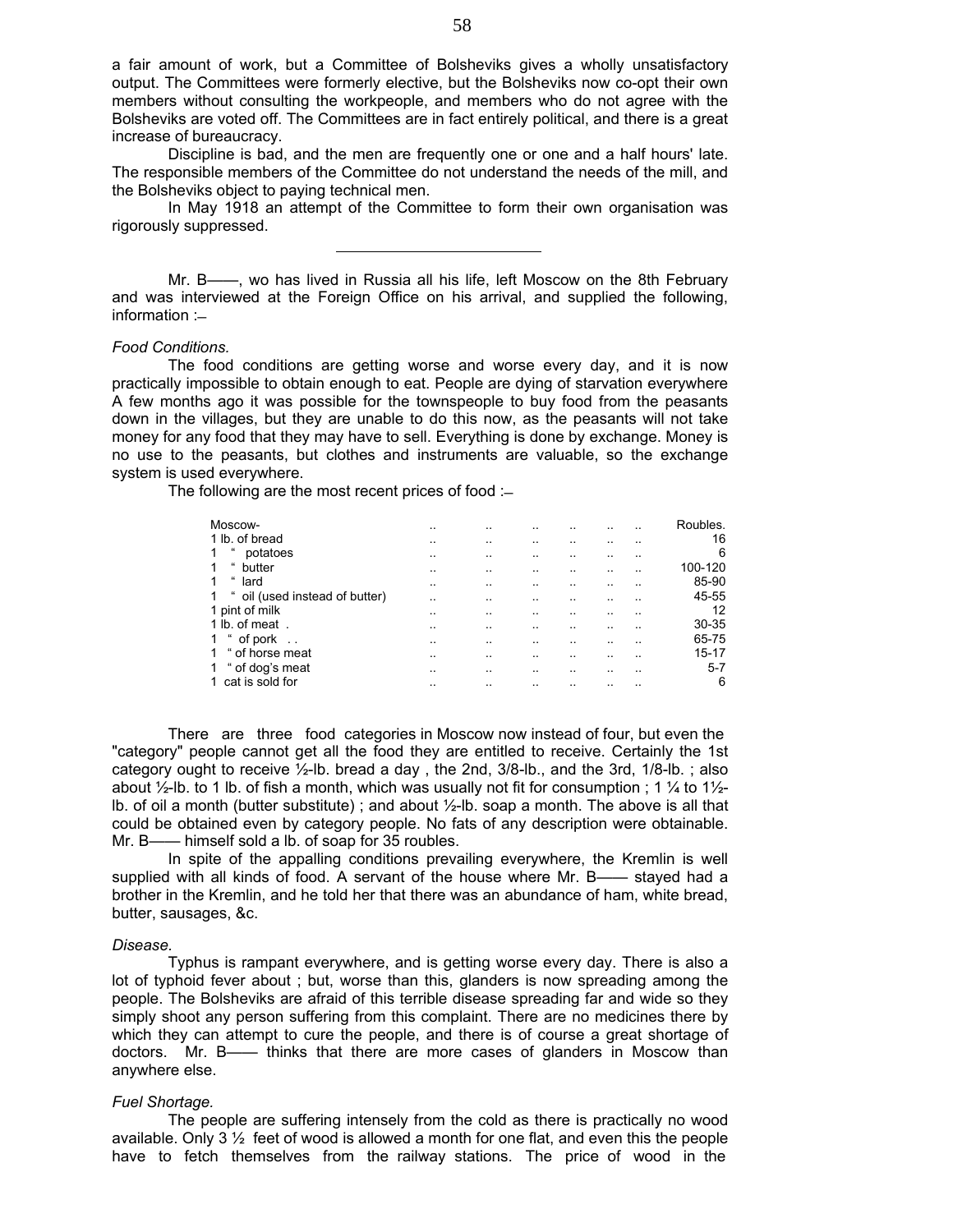a fair amount of work, but a Committee of Bolsheviks gives a wholly unsatisfactory output. The Committees were formerly elective, but the Bolsheviks now co-opt their own members without consulting the workpeople, and members who do not agree with the Bolsheviks are voted off. The Committees are in fact entirely political, and there is a great increase of bureaucracy.

Discipline is bad, and the men are frequently one or one and a half hours' late. The responsible members of the Committee do not understand the needs of the mill, and the Bolsheviks object to paying technical men.

In May 1918 an attempt of the Committee to form their own organisation was rigorously suppressed.

---

Mr. B——, wo has lived in Russia all his life, left Moscow on the 8th February and was interviewed at the Foreign Office on his arrival, and supplied the following, information :–

*Food Conditions.*

The food conditions are getting worse and worse every day, and it is now practically impossible to obtain enough to eat. People are dying of starvation everywhere A few months ago it was possible for the townspeople to buy food from the peasants down in the villages, but they are unable to do this now, as the peasants will not take money for any food that they may have to sell. Everything is done by exchange. Money is no use to the peasants, but clothes and instruments are valuable, so the exchange system is used everywhere.

The following are the most recent prices of food :–

| Moscow- | Roubles. |
|---|---|
| 1 lb. of bread | 16 |
| 1 " potatoes | 6 |
| 1 " butter | 100-120 |
| 1 " lard | 85-90 |
| 1 " oil (used instead of butter) | 45-55 |
| 1 pint of milk | 12 |
| 1 lb. of meat | 30-35 |
| 1 " of pork | 65-75 |
| 1 " of horse meat | 15-17 |
| 1 " of dog's meat | 5-7 |
| 1 cat is sold for | 6 |

There are three food categories in Moscow now instead of four, but even the "category" people cannot get all the food they are entitled to receive. Certainly the 1st category ought to receive ½-lb. bread a day , the 2nd, 3/8-lb., and the 3rd, 1/8-lb. ; also about ½-lb. to 1 lb. of fish a month, which was usually not fit for consumption ; 1 ¼ to 1½-lb. of oil a month (butter substitute) ; and about ½-lb. soap a month. The above is all that could be obtained even by category people. No fats of any description were obtainable. Mr. B—— himself sold a lb. of soap for 35 roubles.

In spite of the appalling conditions prevailing everywhere, the Kremlin is well supplied with all kinds of food. A servant of the house where Mr. B—— stayed had a brother in the Kremlin, and he told her that there was an abundance of ham, white bread, butter, sausages, &c.

*Disease.*

Typhus is rampant everywhere, and is getting worse every day. There is also a lot of typhoid fever about ; but, worse than this, glanders is now spreading among the people. The Bolsheviks are afraid of this terrible disease spreading far and wide so they simply shoot any person suffering from this complaint. There are no medicines there by which they can attempt to cure the people, and there is of course a great shortage of doctors. Mr. B—— thinks that there are more cases of glanders in Moscow than anywhere else.

*Fuel Shortage.*

The people are suffering intensely from the cold as there is practically no wood available. Only 3 ½ feet of wood is allowed a month for one flat, and even this the people have to fetch themselves from the railway stations. The price of wood in the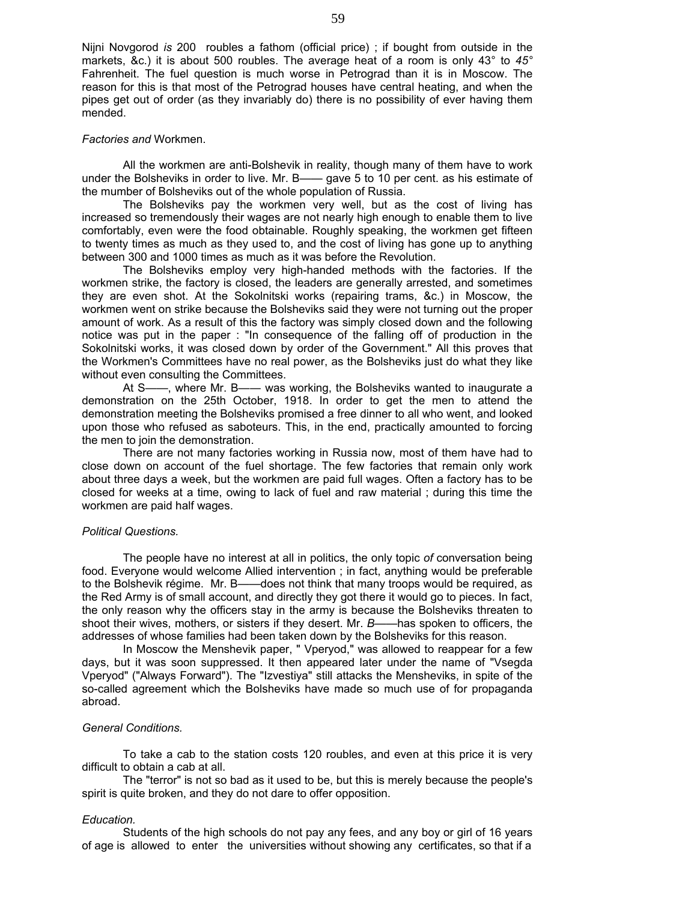Nijni Novgorod *is* 200 roubles a fathom (official price) ; if bought from outside in the markets, &c.) it is about 500 roubles. The average heat of a room is only 43° to *45°* Fahrenheit. The fuel question is much worse in Petrograd than it is in Moscow. The reason for this is that most of the Petrograd houses have central heating, and when the pipes get out of order (as they invariably do) there is no possibility of ever having them mended.

*Factories and* Workmen.

All the workmen are anti-Bolshevik in reality, though many of them have to work under the Bolsheviks in order to live. Mr. B—— gave 5 to 10 per cent. as his estimate of the mumber of Bolsheviks out of the whole population of Russia.

The Bolsheviks pay the workmen very well, but as the cost of living has increased so tremendously their wages are not nearly high enough to enable them to live comfortably, even were the food obtainable. Roughly speaking, the workmen get fifteen to twenty times as much as they used to, and the cost of living has gone up to anything between 300 and 1000 times as much as it was before the Revolution.

The Bolsheviks employ very high-handed methods with the factories. If the workmen strike, the factory is closed, the leaders are generally arrested, and sometimes they are even shot. At the Sokolnitski works (repairing trams, &c.) in Moscow, the workmen went on strike because the Bolsheviks said they were not turning out the proper amount of work. As a result of this the factory was simply closed down and the following notice was put in the paper : "In consequence of the falling off of production in the Sokolnitski works, it was closed down by order of the Government." All this proves that the Workmen's Committees have no real power, as the Bolsheviks just do what they like without even consulting the Committees.

At S——, where Mr. B—— was working, the Bolsheviks wanted to inaugurate a demonstration on the 25th October, 1918. In order to get the men to attend the demonstration meeting the Bolsheviks promised a free dinner to all who went, and looked upon those who refused as saboteurs. This, in the end, practically amounted to forcing the men to join the demonstration.

There are not many factories working in Russia now, most of them have had to close down on account of the fuel shortage. The few factories that remain only work about three days a week, but the workmen are paid full wages. Often a factory has to be closed for weeks at a time, owing to lack of fuel and raw material ; during this time the workmen are paid half wages.

*Political Questions.*

The people have no interest at all in politics, the only topic *of* conversation being food. Everyone would welcome Allied intervention ; in fact, anything would be preferable to the Bolshevik régime. Mr. B——does not think that many troops would be required, as the Red Army is of small account, and directly they got there it would go to pieces. In fact, the only reason why the officers stay in the army is because the Bolsheviks threaten to shoot their wives, mothers, or sisters if they desert. Mr. *B*——has spoken to officers, the addresses of whose families had been taken down by the Bolsheviks for this reason.

In Moscow the Menshevik paper, " Vperyod," was allowed to reappear for a few days, but it was soon suppressed. It then appeared later under the name of "Vsegda Vperyod" ("Always Forward"). The "Izvestiya" still attacks the Mensheviks, in spite of the so-called agreement which the Bolsheviks have made so much use of for propaganda abroad.

*General Conditions.*

To take a cab to the station costs 120 roubles, and even at this price it is very difficult to obtain a cab at all.

The "terror" is not so bad as it used to be, but this is merely because the people's spirit is quite broken, and they do not dare to offer opposition.

*Education.*

Students of the high schools do not pay any fees, and any boy or girl of 16 years of age is allowed to enter the universities without showing any certificates, so that if a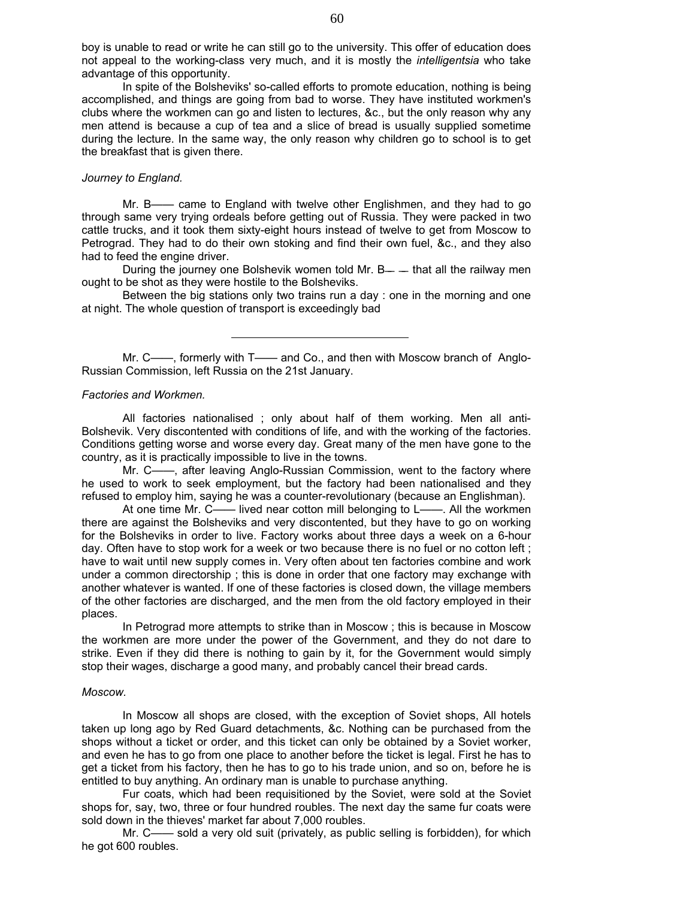boy is unable to read or write he can still go to the university. This offer of education does not appeal to the working-class very much, and it is mostly the *intelligentsia* who take advantage of this opportunity.

In spite of the Bolsheviks' so-called efforts to promote education, nothing is being accomplished, and things are going from bad to worse. They have instituted workmen's clubs where the workmen can go and listen to lectures, &c., but the only reason why any men attend is because a cup of tea and a slice of bread is usually supplied sometime during the lecture. In the same way, the only reason why children go to school is to get the breakfast that is given there.

*Journey to England.*

Mr. B—— came to England with twelve other Englishmen, and they had to go through same very trying ordeals before getting out of Russia. They were packed in two cattle trucks, and it took them sixty-eight hours instead of twelve to get from Moscow to Petrograd. They had to do their own stoking and find their own fuel, &c., and they also had to feed the engine driver.

During the journey one Bolshevik women told Mr. B—— that all the railway men ought to be shot as they were hostile to the Bolsheviks.

Between the big stations only two trains run a day : one in the morning and one at night. The whole question of transport is exceedingly bad

---

Mr. C——, formerly with T—— and Co., and then with Moscow branch of Anglo-Russian Commission, left Russia on the 21st January.

*Factories and Workmen.*

All factories nationalised ; only about half of them working. Men all anti-Bolshevik. Very discontented with conditions of life, and with the working of the factories. Conditions getting worse and worse every day. Great many of the men have gone to the country, as it is practically impossible to live in the towns.

Mr. C——, after leaving Anglo-Russian Commission, went to the factory where he used to work to seek employment, but the factory had been nationalised and they refused to employ him, saying he was a counter-revolutionary (because an Englishman).

At one time Mr. C—— lived near cotton mill belonging to L——. All the workmen there are against the Bolsheviks and very discontented, but they have to go on working for the Bolsheviks in order to live. Factory works about three days a week on a 6-hour day. Often have to stop work for a week or two because there is no fuel or no cotton left ; have to wait until new supply comes in. Very often about ten factories combine and work under a common directorship ; this is done in order that one factory may exchange with another whatever is wanted. If one of these factories is closed down, the village members of the other factories are discharged, and the men from the old factory employed in their places.

In Petrograd more attempts to strike than in Moscow ; this is because in Moscow the workmen are more under the power of the Government, and they do not dare to strike. Even if they did there is nothing to gain by it, for the Government would simply stop their wages, discharge a good many, and probably cancel their bread cards.

*Moscow.*

In Moscow all shops are closed, with the exception of Soviet shops, All hotels taken up long ago by Red Guard detachments, &c. Nothing can be purchased from the shops without a ticket or order, and this ticket can only be obtained by a Soviet worker, and even he has to go from one place to another before the ticket is legal. First he has to get a ticket from his factory, then he has to go to his trade union, and so on, before he is entitled to buy anything. An ordinary man is unable to purchase anything.

Fur coats, which had been requisitioned by the Soviet, were sold at the Soviet shops for, say, two, three or four hundred roubles. The next day the same fur coats were sold down in the thieves' market far about 7,000 roubles.

Mr. C—— sold a very old suit (privately, as public selling is forbidden), for which he got 600 roubles.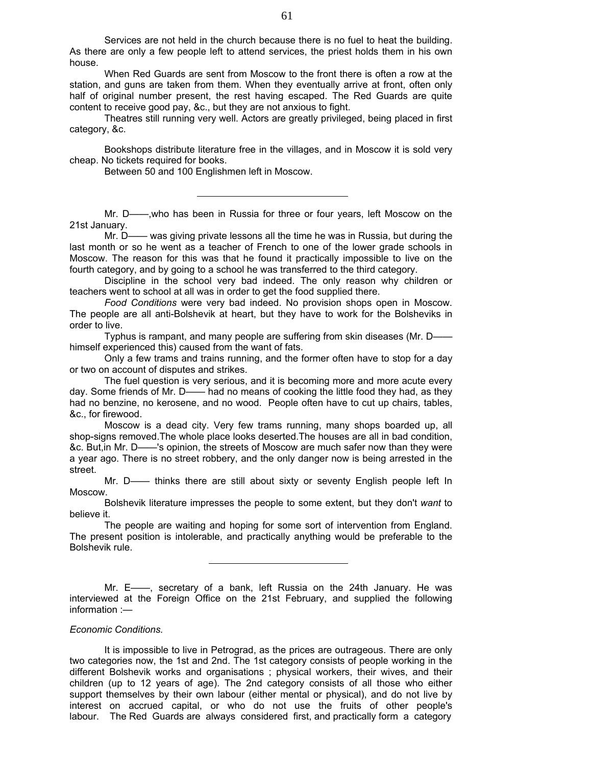Services are not held in the church because there is no fuel to heat the building. As there are only a few people left to attend services, the priest holds them in his own house.

When Red Guards are sent from Moscow to the front there is often a row at the station, and guns are taken from them. When they eventually arrive at front, often only half of original number present, the rest having escaped. The Red Guards are quite content to receive good pay, &c., but they are not anxious to fight.

Theatres still running very well. Actors are greatly privileged, being placed in first category, &c.

Bookshops distribute literature free in the villages, and in Moscow it is sold very cheap. No tickets required for books.

Between 50 and 100 Englishmen left in Moscow.

---

Mr. D——,who has been in Russia for three or four years, left Moscow on the 21st January.

Mr. D—— was giving private lessons all the time he was in Russia, but during the last month or so he went as a teacher of French to one of the lower grade schools in Moscow. The reason for this was that he found it practically impossible to live on the fourth category, and by going to a school he was transferred to the third category.

Discipline in the school very bad indeed. The only reason why children or teachers went to school at all was in order to get the food supplied there.

*Food Conditions* were very bad indeed. No provision shops open in Moscow. The people are all anti-Bolshevik at heart, but they have to work for the Bolsheviks in order to live.

Typhus is rampant, and many people are suffering from skin diseases (Mr. D—— himself experienced this) caused from the want of fats.

Only a few trams and trains running, and the former often have to stop for a day or two on account of disputes and strikes.

The fuel question is very serious, and it is becoming more and more acute every day. Some friends of Mr. D—— had no means of cooking the little food they had, as they had no benzine, no kerosene, and no wood. People often have to cut up chairs, tables, &c., for firewood.

Moscow is a dead city. Very few trams running, many shops boarded up, all shop-signs removed.The whole place looks deserted.The houses are all in bad condition, &c. But,in Mr. D——'s opinion, the streets of Moscow are much safer now than they were a year ago. There is no street robbery, and the only danger now is being arrested in the street.

Mr. D—— thinks there are still about sixty or seventy English people left In Moscow.

Bolshevik literature impresses the people to some extent, but they don't *want* to believe it.

The people are waiting and hoping for some sort of intervention from England. The present position is intolerable, and practically anything would be preferable to the Bolshevik rule.

---

Mr. E——, secretary of a bank, left Russia on the 24th January. He was interviewed at the Foreign Office on the 21st February, and supplied the following information :—

*Economic Conditions.*

It is impossible to live in Petrograd, as the prices are outrageous. There are only two categories now, the 1st and 2nd. The 1st category consists of people working in the different Bolshevik works and organisations ; physical workers, their wives, and their children (up to 12 years of age). The 2nd category consists of all those who either support themselves by their own labour (either mental or physical), and do not live by interest on accrued capital, or who do not use the fruits of other people's labour. The Red Guards are always considered first, and practically form a category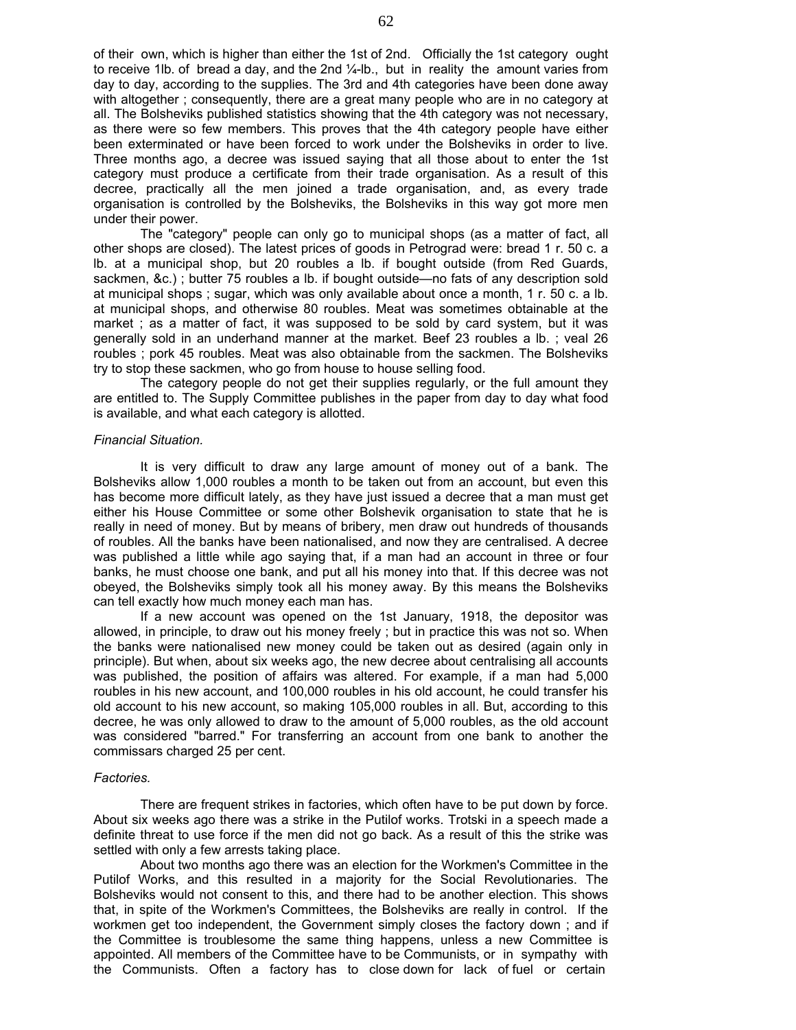of their own, which is higher than either the 1st of 2nd. Officially the 1st category ought to receive 1lb. of bread a day, and the 2nd ¼-lb., but in reality the amount varies from day to day, according to the supplies. The 3rd and 4th categories have been done away with altogether ; consequently, there are a great many people who are in no category at all. The Bolsheviks published statistics showing that the 4th category was not necessary, as there were so few members. This proves that the 4th category people have either been exterminated or have been forced to work under the Bolsheviks in order to live. Three months ago, a decree was issued saying that all those about to enter the 1st category must produce a certificate from their trade organisation. As a result of this decree, practically all the men joined a trade organisation, and, as every trade organisation is controlled by the Bolsheviks, the Bolsheviks in this way got more men under their power.

The "category" people can only go to municipal shops (as a matter of fact, all other shops are closed). The latest prices of goods in Petrograd were: bread 1 r. 50 c. a lb. at a municipal shop, but 20 roubles a lb. if bought outside (from Red Guards, sackmen, &c.) ; butter 75 roubles a lb. if bought outside—no fats of any description sold at municipal shops ; sugar, which was only available about once a month, 1 r. 50 c. a lb. at municipal shops, and otherwise 80 roubles. Meat was sometimes obtainable at the market ; as a matter of fact, it was supposed to be sold by card system, but it was generally sold in an underhand manner at the market. Beef 23 roubles a lb. ; veal 26 roubles ; pork 45 roubles. Meat was also obtainable from the sackmen. The Bolsheviks try to stop these sackmen, who go from house to house selling food.

The category people do not get their supplies regularly, or the full amount they are entitled to. The Supply Committee publishes in the paper from day to day what food is available, and what each category is allotted.

*Financial Situation.*

It is very difficult to draw any large amount of money out of a bank. The Bolsheviks allow 1,000 roubles a month to be taken out from an account, but even this has become more difficult lately, as they have just issued a decree that a man must get either his House Committee or some other Bolshevik organisation to state that he is really in need of money. But by means of bribery, men draw out hundreds of thousands of roubles. All the banks have been nationalised, and now they are centralised. A decree was published a little while ago saying that, if a man had an account in three or four banks, he must choose one bank, and put all his money into that. If this decree was not obeyed, the Bolsheviks simply took all his money away. By this means the Bolsheviks can tell exactly how much money each man has.

If a new account was opened on the 1st January, 1918, the depositor was allowed, in principle, to draw out his money freely ; but in practice this was not so. When the banks were nationalised new money could be taken out as desired (again only in principle). But when, about six weeks ago, the new decree about centralising all accounts was published, the position of affairs was altered. For example, if a man had 5,000 roubles in his new account, and 100,000 roubles in his old account, he could transfer his old account to his new account, so making 105,000 roubles in all. But, according to this decree, he was only allowed to draw to the amount of 5,000 roubles, as the old account was considered "barred." For transferring an account from one bank to another the commissars charged 25 per cent.

*Factories.*

There are frequent strikes in factories, which often have to be put down by force. About six weeks ago there was a strike in the Putilof works. Trotski in a speech made a definite threat to use force if the men did not go back. As a result of this the strike was settled with only a few arrests taking place.

About two months ago there was an election for the Workmen's Committee in the Putilof Works, and this resulted in a majority for the Social Revolutionaries. The Bolsheviks would not consent to this, and there had to be another election. This shows that, in spite of the Workmen's Committees, the Bolsheviks are really in control. If the workmen get too independent, the Government simply closes the factory down ; and if the Committee is troublesome the same thing happens, unless a new Committee is appointed. All members of the Committee have to be Communists, or in sympathy with the Communists. Often a factory has to close down for lack of fuel or certain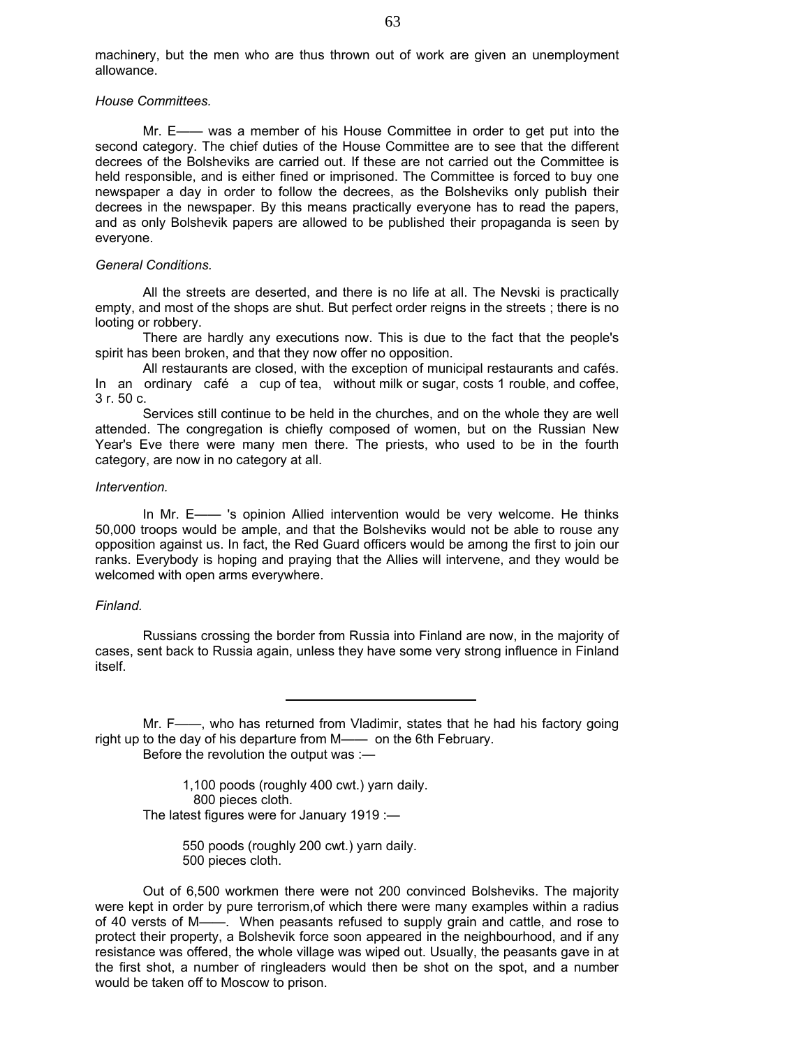machinery, but the men who are thus thrown out of work are given an unemployment allowance.

*House Committees.*

Mr. E—— was a member of his House Committee in order to get put into the second category. The chief duties of the House Committee are to see that the different decrees of the Bolsheviks are carried out. If these are not carried out the Committee is held responsible, and is either fined or imprisoned. The Committee is forced to buy one newspaper a day in order to follow the decrees, as the Bolsheviks only publish their decrees in the newspaper. By this means practically everyone has to read the papers, and as only Bolshevik papers are allowed to be published their propaganda is seen by everyone.

*General Conditions.*

All the streets are deserted, and there is no life at all. The Nevski is practically empty, and most of the shops are shut. But perfect order reigns in the streets ; there is no looting or robbery.

There are hardly any executions now. This is due to the fact that the people's spirit has been broken, and that they now offer no opposition.

All restaurants are closed, with the exception of municipal restaurants and cafés. In an ordinary café a cup of tea, without milk or sugar, costs 1 rouble, and coffee, 3 r. 50 c.

Services still continue to be held in the churches, and on the whole they are well attended. The congregation is chiefly composed of women, but on the Russian New Year's Eve there were many men there. The priests, who used to be in the fourth category, are now in no category at all.

*Intervention.*

In Mr. E—— 's opinion Allied intervention would be very welcome. He thinks 50,000 troops would be ample, and that the Bolsheviks would not be able to rouse any opposition against us. In fact, the Red Guard officers would be among the first to join our ranks. Everybody is hoping and praying that the Allies will intervene, and they would be welcomed with open arms everywhere.

*Finland.*

Russians crossing the border from Russia into Finland are now, in the majority of cases, sent back to Russia again, unless they have some very strong influence in Finland itself.

---

Mr. F——, who has returned from Vladimir, states that he had his factory going right up to the day of his departure from M—— on the 6th February.

Before the revolution the output was :—

1,100 poods (roughly 400 cwt.) yarn daily.
800 pieces cloth.

The latest figures were for January 1919 :—

550 poods (roughly 200 cwt.) yarn daily.
500 pieces cloth.

Out of 6,500 workmen there were not 200 convinced Bolsheviks. The majority were kept in order by pure terrorism,of which there were many examples within a radius of 40 versts of M——. When peasants refused to supply grain and cattle, and rose to protect their property, a Bolshevik force soon appeared in the neighbourhood, and if any resistance was offered, the whole village was wiped out. Usually, the peasants gave in at the first shot, a number of ringleaders would then be shot on the spot, and a number would be taken off to Moscow to prison.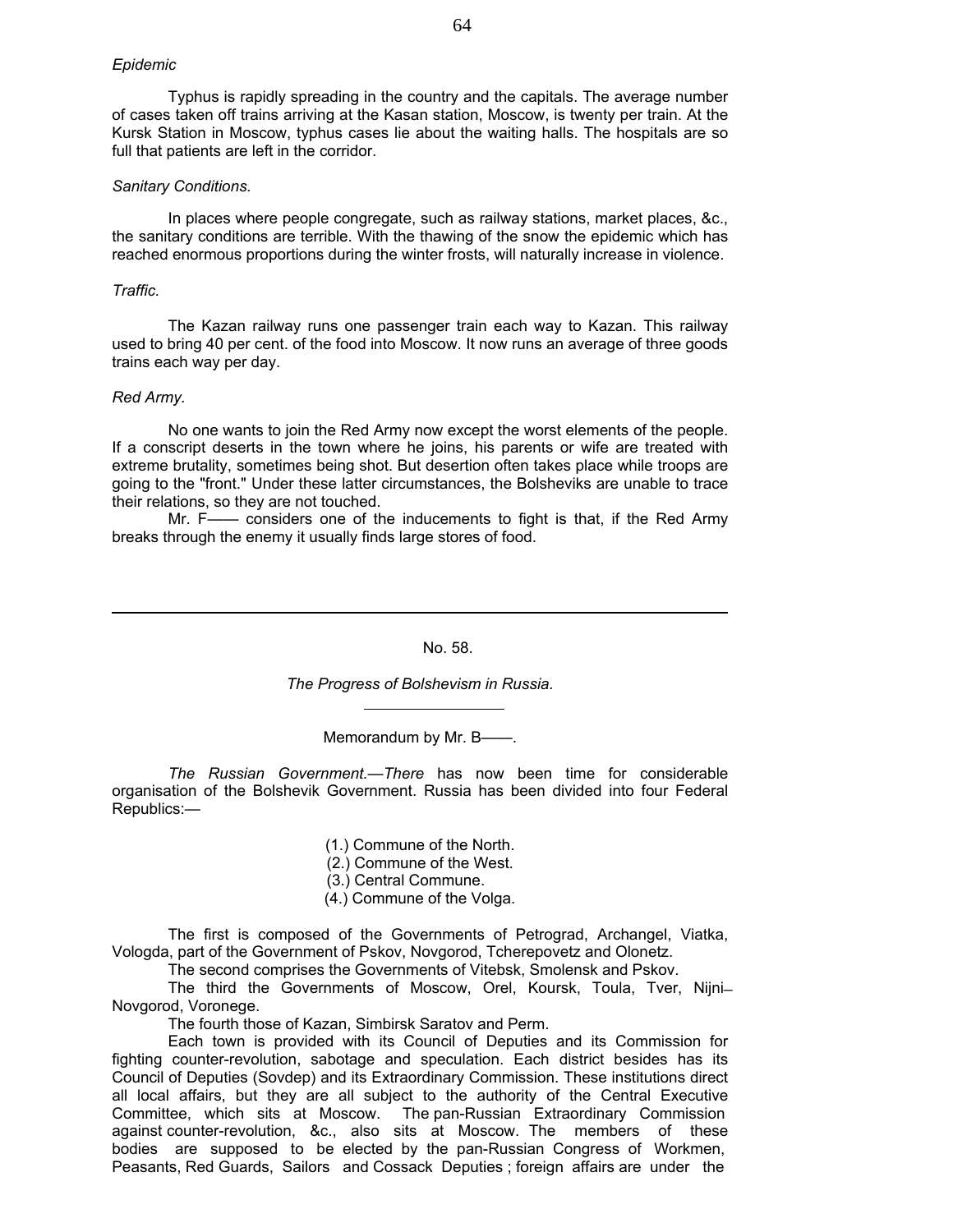*Epidemic*

Typhus is rapidly spreading in the country and the capitals. The average number of cases taken off trains arriving at the Kasan station, Moscow, is twenty per train. At the Kursk Station in Moscow, typhus cases lie about the waiting halls. The hospitals are so full that patients are left in the corridor.

*Sanitary Conditions.*

In places where people congregate, such as railway stations, market places, &c., the sanitary conditions are terrible. With the thawing of the snow the epidemic which has reached enormous proportions during the winter frosts, will naturally increase in violence.

*Traffic.*

The Kazan railway runs one passenger train each way to Kazan. This railway used to bring 40 per cent. of the food into Moscow. It now runs an average of three goods trains each way per day.

*Red Army.*

No one wants to join the Red Army now except the worst elements of the people. If a conscript deserts in the town where he joins, his parents or wife are treated with extreme brutality, sometimes being shot. But desertion often takes place while troops are going to the "front." Under these latter circumstances, the Bolsheviks are unable to trace their relations, so they are not touched.

Mr. F—— considers one of the inducements to fight is that, if the Red Army breaks through the enemy it usually finds large stores of food.

---

No. 58.

*The Progress of Bolshevism in Russia.*

Memorandum by Mr. B——.

*The Russian Government.—There* has now been time for considerable organisation of the Bolshevik Government. Russia has been divided into four Federal Republics:—

(1.) Commune of the North.
(2.) Commune of the West.
(3.) Central Commune.
(4.) Commune of the Volga.

The first is composed of the Governments of Petrograd, Archangel, Viatka, Vologda, part of the Government of Pskov, Novgorod, Tcherepovetz and Olonetz.

The second comprises the Governments of Vitebsk, Smolensk and Pskov.

The third the Governments of Moscow, Orel, Koursk, Toula, Tver, Nijni-Novgorod, Voronege.

The fourth those of Kazan, Simbirsk Saratov and Perm.

Each town is provided with its Council of Deputies and its Commission for fighting counter-revolution, sabotage and speculation. Each district besides has its Council of Deputies (Sovdep) and its Extraordinary Commission. These institutions direct all local affairs, but they are all subject to the authority of the Central Executive Committee, which sits at Moscow. The pan-Russian Extraordinary Commission against counter-revolution, &c., also sits at Moscow. The members of these bodies are supposed to be elected by the pan-Russian Congress of Workmen, Peasants, Red Guards, Sailors and Cossack Deputies ; foreign affairs are under the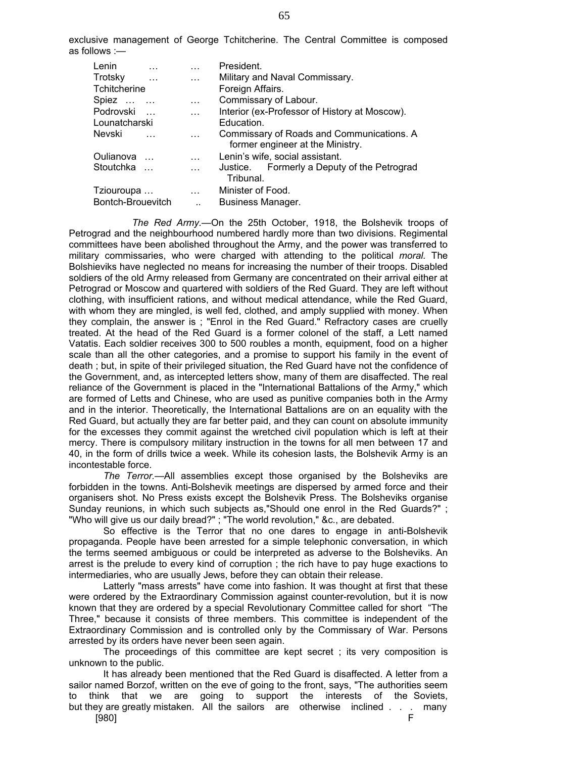exclusive management of George Tchitcherine. The Central Committee is composed as follows :—

| | |
|---|---|
| Lenin … … | President. |
| Trotsky … … | Military and Naval Commissary. |
| Tchitcherine | Foreign Affairs. |
| Spiez … … … | Commissary of Labour. |
| Podrovski … … | Interior (ex-Professor of History at Moscow). |
| Lounatcharski | Education. |
| Nevski … … | Commissary of Roads and Communications. A former engineer at the Ministry. |
| Oulianova … … | Lenin's wife, social assistant. |
| Stoutchka … … | Justice. Formerly a Deputy of the Petrograd Tribunal. |
| Tziouroupa … … | Minister of Food. |
| Bontch-Brouevitch .. | Business Manager. |

*The Red Army.*—On the 25th October, 1918, the Bolshevik troops of Petrograd and the neighbourhood numbered hardly more than two divisions. Regimental committees have been abolished throughout the Army, and the power was transferred to military commissaries, who were charged with attending to the political *moral.* The Bolshieviks have neglected no means for increasing the number of their troops. Disabled soldiers of the old Army released from Germany are concentrated on their arrival either at Petrograd or Moscow and quartered with soldiers of the Red Guard. They are left without clothing, with insufficient rations, and without medical attendance, while the Red Guard, with whom they are mingled, is well fed, clothed, and amply supplied with money. When they complain, the answer is ; "Enrol in the Red Guard." Refractory cases are cruelly treated. At the head of the Red Guard is a former colonel of the staff, a Lett named Vatatis. Each soldier receives 300 to 500 roubles a month, equipment, food on a higher scale than all the other categories, and a promise to support his family in the event of death ; but, in spite of their privileged situation, the Red Guard have not the confidence of the Government, and, as intercepted letters show, many of them are disaffected. The real reliance of the Government is placed in the "International Battalions of the Army," which are formed of Letts and Chinese, who are used as punitive companies both in the Army and in the interior. Theoretically, the International Battalions are on an equality with the Red Guard, but actually they are far better paid, and they can count on absolute immunity for the excesses they commit against the wretched civil population which is left at their mercy. There is compulsory military instruction in the towns for all men between 17 and 40, in the form of drills twice a week. While its cohesion lasts, the Bolshevik Army is an incontestable force.

*The Terror.*—All assemblies except those organised by the Bolsheviks are forbidden in the towns. Anti-Bolshevik meetings are dispersed by armed force and their organisers shot. No Press exists except the Bolshevik Press. The Bolsheviks organise Sunday reunions, in which such subjects as,"Should one enrol in the Red Guards?" ; "Who will give us our daily bread?" ; "The world revolution," &c., are debated.

So effective is the Terror that no one dares to engage in anti-Bolshevik propaganda. People have been arrested for a simple telephonic conversation, in which the terms seemed ambiguous or could be interpreted as adverse to the Bolsheviks. An arrest is the prelude to every kind of corruption ; the rich have to pay huge exactions to intermediaries, who are usually Jews, before they can obtain their release.

Latterly "mass arrests" have come into fashion. It was thought at first that these were ordered by the Extraordinary Commission against counter-revolution, but it is now known that they are ordered by a special Revolutionary Committee called for short "The Three," because it consists of three members. This committee is independent of the Extraordinary Commission and is controlled only by the Commissary of War. Persons arrested by its orders have never been seen again.

The proceedings of this committee are kept secret ; its very composition is unknown to the public.

It has already been mentioned that the Red Guard is disaffected. A letter from a sailor named Borzof, written on the eve of going to the front, says, "The authorities seem to think that we are going to support the interests of the Soviets, but they are greatly mistaken. All the sailors are otherwise inclined . . . many

[980] F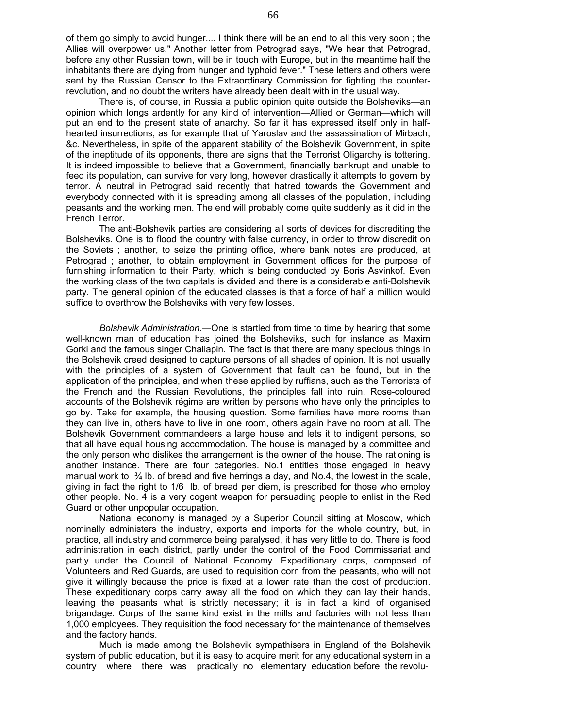of them go simply to avoid hunger.... I think there will be an end to all this very soon ; the Allies will overpower us." Another letter from Petrograd says, "We hear that Petrograd, before any other Russian town, will be in touch with Europe, but in the meantime half the inhabitants there are dying from hunger and typhoid fever." These letters and others were sent by the Russian Censor to the Extraordinary Commission for fighting the counter-revolution, and no doubt the writers have already been dealt with in the usual way.

There is, of course, in Russia a public opinion quite outside the Bolsheviks—an opinion which longs ardently for any kind of intervention—Allied or German—which will put an end to the present state of anarchy. So far it has expressed itself only in half-hearted insurrections, as for example that of Yaroslav and the assassination of Mirbach, &c. Nevertheless, in spite of the apparent stability of the Bolshevik Government, in spite of the ineptitude of its opponents, there are signs that the Terrorist Oligarchy is tottering. It is indeed impossible to believe that a Government, financially bankrupt and unable to feed its population, can survive for very long, however drastically it attempts to govern by terror. A neutral in Petrograd said recently that hatred towards the Government and everybody connected with it is spreading among all classes of the population, including peasants and the working men. The end will probably come quite suddenly as it did in the French Terror.

The anti-Bolshevik parties are considering all sorts of devices for discrediting the Bolsheviks. One is to flood the country with false currency, in order to throw discredit on the Soviets ; another, to seize the printing office, where bank notes are produced, at Petrograd ; another, to obtain employment in Government offices for the purpose of furnishing information to their Party, which is being conducted by Boris Asvinkof. Even the working class of the two capitals is divided and there is a considerable anti-Bolshevik party. The general opinion of the educated classes is that a force of half a million would suffice to overthrow the Bolsheviks with very few losses.

*Bolshevik Administration.*—One is startled from time to time by hearing that some well-known man of education has joined the Bolsheviks, such for instance as Maxim Gorki and the famous singer Chaliapin. The fact is that there are many specious things in the Bolshevik creed designed to capture persons of all shades of opinion. It is not usually with the principles of a system of Government that fault can be found, but in the application of the principles, and when these applied by ruffians, such as the Terrorists of the French and the Russian Revolutions, the principles fall into ruin. Rose-coloured accounts of the Bolshevik régime are written by persons who have only the principles to go by. Take for example, the housing question. Some families have more rooms than they can live in, others have to live in one room, others again have no room at all. The Bolshevik Government commandeers a large house and lets it to indigent persons, so that all have equal housing accommodation. The house is managed by a committee and the only person who dislikes the arrangement is the owner of the house. The rationing is another instance. There are four categories. No.1 entitles those engaged in heavy manual work to ¾ lb. of bread and five herrings a day, and No.4, the lowest in the scale, giving in fact the right to 1/6 lb. of bread per diem, is prescribed for those who employ other people. No. 4 is a very cogent weapon for persuading people to enlist in the Red Guard or other unpopular occupation.

National economy is managed by a Superior Council sitting at Moscow, which nominally administers the industry, exports and imports for the whole country, but, in practice, all industry and commerce being paralysed, it has very little to do. There is food administration in each district, partly under the control of the Food Commissariat and partly under the Council of National Economy. Expeditionary corps, composed of Volunteers and Red Guards, are used to requisition corn from the peasants, who will not give it willingly because the price is fixed at a lower rate than the cost of production. These expeditionary corps carry away all the food on which they can lay their hands, leaving the peasants what is strictly necessary; it is in fact a kind of organised brigandage. Corps of the same kind exist in the mills and factories with not less than 1,000 employees. They requisition the food necessary for the maintenance of themselves and the factory hands.

Much is made among the Bolshevik sympathisers in England of the Bolshevik system of public education, but it is easy to acquire merit for any educational system in a country where there was practically no elementary education before the revolu-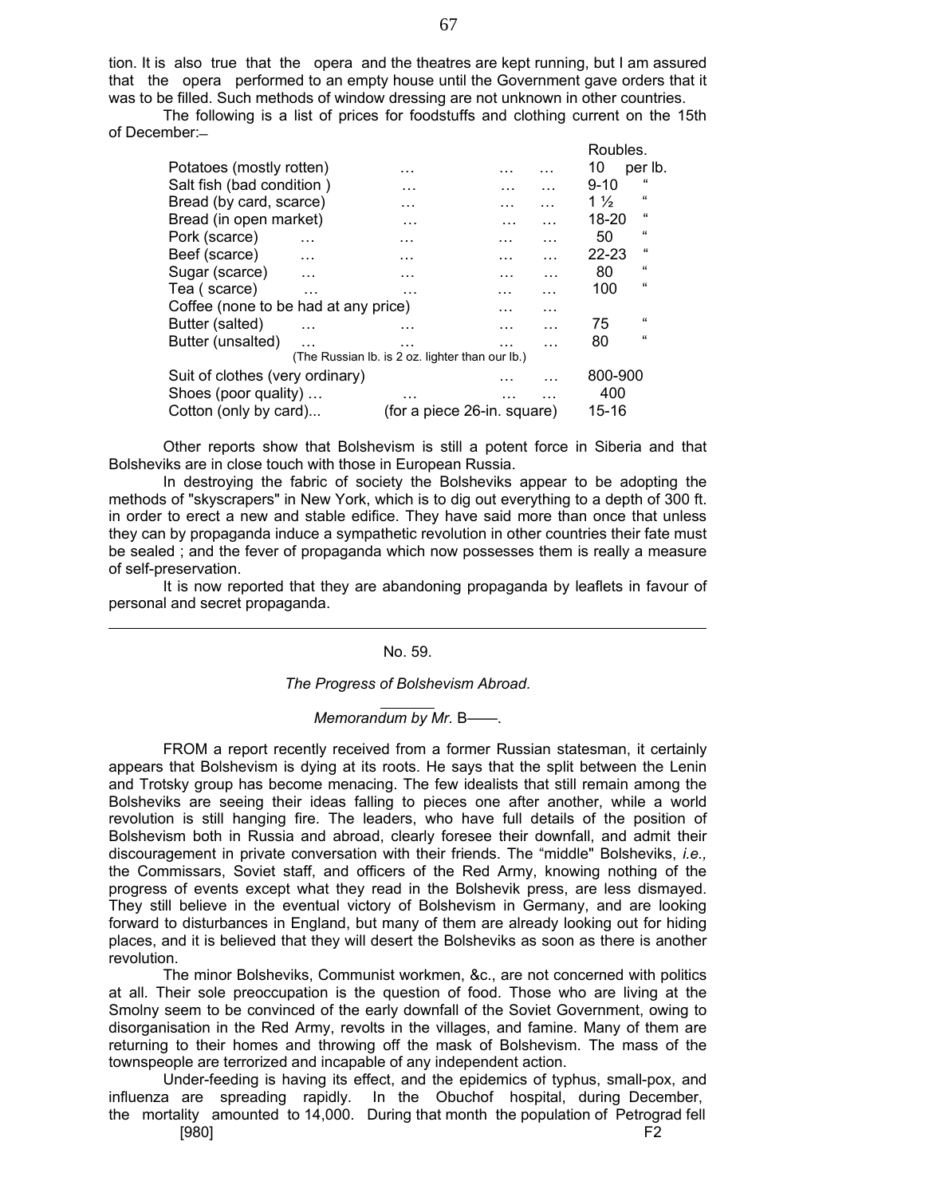tion. It is also true that the opera and the theatres are kept running, but I am assured that the opera performed to an empty house until the Government gave orders that it was to be filled. Such methods of window dressing are not unknown in other countries.

The following is a list of prices for foodstuffs and clothing current on the 15th of December:—

| | | Roubles. |
|---|---|---|
| Potatoes (mostly rotten) | … … … | 10 per lb. |
| Salt fish (bad condition ) | … … … | 9-10 " |
| Bread (by card, scarce) | … … … | 1 ½ " |
| Bread (in open market) | … … … | 18-20 " |
| Pork (scarce) | … … … … | 50 " |
| Beef (scarce) | … … … … | 22-23 " |
| Sugar (scarce) | … … … … | 80 " |
| Tea ( scarce) | … … … … | 100 " |
| Coffee (none to be had at any price) | … … | |
| Butter (salted) | … … … … | 75 " |
| Butter (unsalted) | … … … … | 80 " |
| (The Russian lb. is 2 oz. lighter than our lb.) | | |
| Suit of clothes (very ordinary) | … … | 800-900 |
| Shoes (poor quality) … | … … … | 400 |
| Cotton (only by card)... | (for a piece 26-in. square) | 15-16 |

Other reports show that Bolshevism is still a potent force in Siberia and that Bolsheviks are in close touch with those in European Russia.

In destroying the fabric of society the Bolsheviks appear to be adopting the methods of "skyscrapers" in New York, which is to dig out everything to a depth of 300 ft. in order to erect a new and stable edifice. They have said more than once that unless they can by propaganda induce a sympathetic revolution in other countries their fate must be sealed ; and the fever of propaganda which now possesses them is really a measure of self-preservation.

It is now reported that they are abandoning propaganda by leaflets in favour of personal and secret propaganda.

---

## No. 59.

### *The Progress of Bolshevism Abroad.*

*Memorandum by Mr.* B——.

FROM a report recently received from a former Russian statesman, it certainly appears that Bolshevism is dying at its roots. He says that the split between the Lenin and Trotsky group has become menacing. The few idealists that still remain among the Bolsheviks are seeing their ideas falling to pieces one after another, while a world revolution is still hanging fire. The leaders, who have full details of the position of Bolshevism both in Russia and abroad, clearly foresee their downfall, and admit their discouragement in private conversation with their friends. The "middle" Bolsheviks, *i.e.,* the Commissars, Soviet staff, and officers of the Red Army, knowing nothing of the progress of events except what they read in the Bolshevik press, are less dismayed. They still believe in the eventual victory of Bolshevism in Germany, and are looking forward to disturbances in England, but many of them are already looking out for hiding places, and it is believed that they will desert the Bolsheviks as soon as there is another revolution.

The minor Bolsheviks, Communist workmen, &c., are not concerned with politics at all. Their sole preoccupation is the question of food. Those who are living at the Smolny seem to be convinced of the early downfall of the Soviet Government, owing to disorganisation in the Red Army, revolts in the villages, and famine. Many of them are returning to their homes and throwing off the mask of Bolshevism. The mass of the townspeople are terrorized and incapable of any independent action.

Under-feeding is having its effect, and the epidemics of typhus, small-pox, and influenza are spreading rapidly. In the Obuchof hospital, during December, the mortality amounted to 14,000. During that month the population of Petrograd fell

[980] F2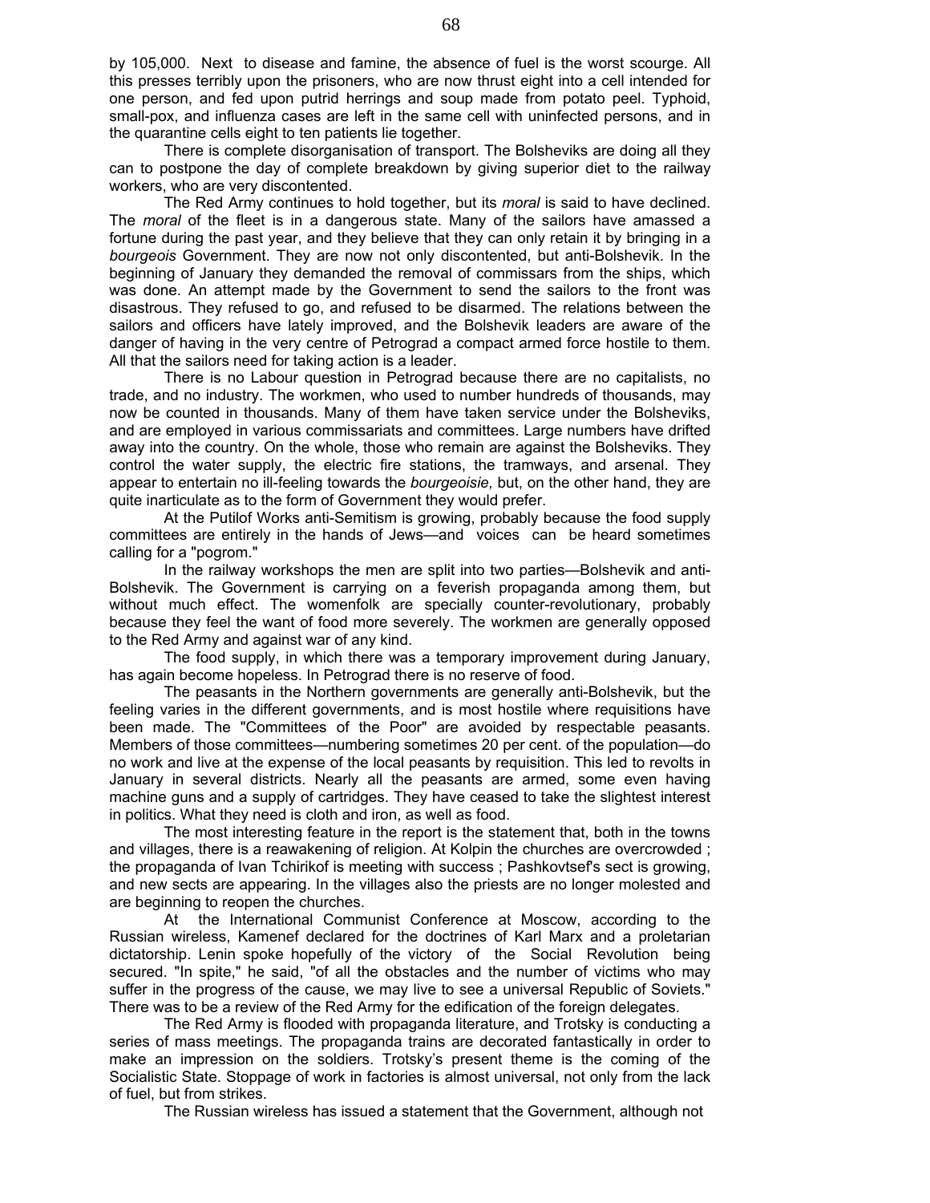by 105,000. Next to disease and famine, the absence of fuel is the worst scourge. All this presses terribly upon the prisoners, who are now thrust eight into a cell intended for one person, and fed upon putrid herrings and soup made from potato peel. Typhoid, small-pox, and influenza cases are left in the same cell with uninfected persons, and in the quarantine cells eight to ten patients lie together.

There is complete disorganisation of transport. The Bolsheviks are doing all they can to postpone the day of complete breakdown by giving superior diet to the railway workers, who are very discontented.

The Red Army continues to hold together, but its *moral* is said to have declined. The *moral* of the fleet is in a dangerous state. Many of the sailors have amassed a fortune during the past year, and they believe that they can only retain it by bringing in a *bourgeois* Government. They are now not only discontented, but anti-Bolshevik. In the beginning of January they demanded the removal of commissars from the ships, which was done. An attempt made by the Government to send the sailors to the front was disastrous. They refused to go, and refused to be disarmed. The relations between the sailors and officers have lately improved, and the Bolshevik leaders are aware of the danger of having in the very centre of Petrograd a compact armed force hostile to them. All that the sailors need for taking action is a leader.

There is no Labour question in Petrograd because there are no capitalists, no trade, and no industry. The workmen, who used to number hundreds of thousands, may now be counted in thousands. Many of them have taken service under the Bolsheviks, and are employed in various commissariats and committees. Large numbers have drifted away into the country. On the whole, those who remain are against the Bolsheviks. They control the water supply, the electric fire stations, the tramways, and arsenal. They appear to entertain no ill-feeling towards the *bourgeoisie,* but, on the other hand, they are quite inarticulate as to the form of Government they would prefer.

At the Putilof Works anti-Semitism is growing, probably because the food supply committees are entirely in the hands of Jews—and voices can be heard sometimes calling for a "pogrom."

In the railway workshops the men are split into two parties—Bolshevik and anti-Bolshevik. The Government is carrying on a feverish propaganda among them, but without much effect. The womenfolk are specially counter-revolutionary, probably because they feel the want of food more severely. The workmen are generally opposed to the Red Army and against war of any kind.

The food supply, in which there was a temporary improvement during January, has again become hopeless. In Petrograd there is no reserve of food.

The peasants in the Northern governments are generally anti-Bolshevik, but the feeling varies in the different governments, and is most hostile where requisitions have been made. The "Committees of the Poor" are avoided by respectable peasants. Members of those committees—numbering sometimes 20 per cent. of the population—do no work and live at the expense of the local peasants by requisition. This led to revolts in January in several districts. Nearly all the peasants are armed, some even having machine guns and a supply of cartridges. They have ceased to take the slightest interest in politics. What they need is cloth and iron, as well as food.

The most interesting feature in the report is the statement that, both in the towns and villages, there is a reawakening of religion. At Kolpin the churches are overcrowded ; the propaganda of Ivan Tchirikof is meeting with success ; Pashkovtsef's sect is growing, and new sects are appearing. In the villages also the priests are no longer molested and are beginning to reopen the churches.

At the International Communist Conference at Moscow, according to the Russian wireless, Kamenef declared for the doctrines of Karl Marx and a proletarian dictatorship. Lenin spoke hopefully of the victory of the Social Revolution being secured. "In spite," he said, "of all the obstacles and the number of victims who may suffer in the progress of the cause, we may live to see a universal Republic of Soviets." There was to be a review of the Red Army for the edification of the foreign delegates.

The Red Army is flooded with propaganda literature, and Trotsky is conducting a series of mass meetings. The propaganda trains are decorated fantastically in order to make an impression on the soldiers. Trotsky's present theme is the coming of the Socialistic State. Stoppage of work in factories is almost universal, not only from the lack of fuel, but from strikes.

The Russian wireless has issued a statement that the Government, although not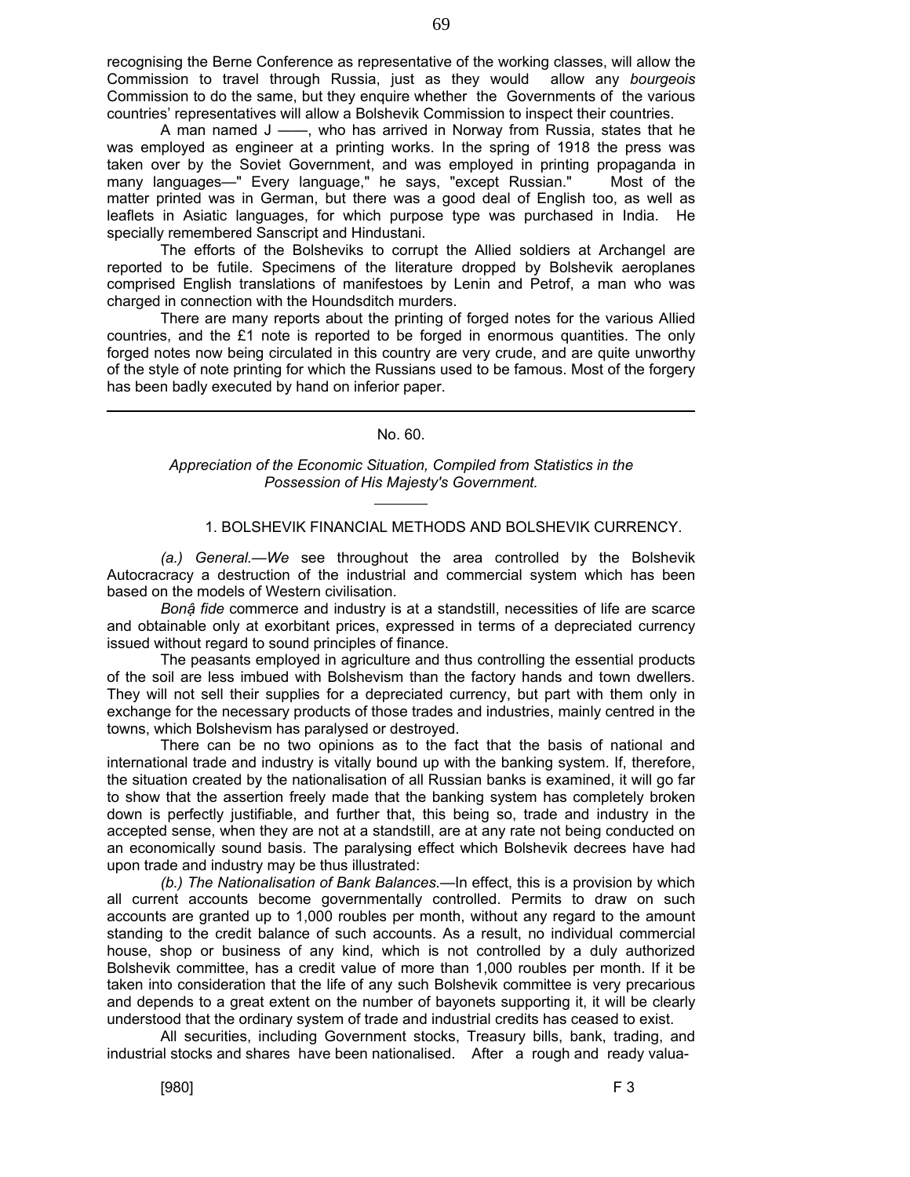recognising the Berne Conference as representative of the working classes, will allow the Commission to travel through Russia, just as they would allow any *bourgeois* Commission to do the same, but they enquire whether the Governments of the various countries' representatives will allow a Bolshevik Commission to inspect their countries.

A man named J ——, who has arrived in Norway from Russia, states that he was employed as engineer at a printing works. In the spring of 1918 the press was taken over by the Soviet Government, and was employed in printing propaganda in many languages—" Every language," he says, "except Russian." Most of the matter printed was in German, but there was a good deal of English too, as well as leaflets in Asiatic languages, for which purpose type was purchased in India. He specially remembered Sanscript and Hindustani.

The efforts of the Bolsheviks to corrupt the Allied soldiers at Archangel are reported to be futile. Specimens of the literature dropped by Bolshevik aeroplanes comprised English translations of manifestoes by Lenin and Petrof, a man who was charged in connection with the Houndsditch murders.

There are many reports about the printing of forged notes for the various Allied countries, and the £1 note is reported to be forged in enormous quantities. The only forged notes now being circulated in this country are very crude, and are quite unworthy of the style of note printing for which the Russians used to be famous. Most of the forgery has been badly executed by hand on inferior paper.

---

No. 60.

*Appreciation of the Economic Situation, Compiled from Statistics in the Possession of His Majesty's Government.*

1. BOLSHEVIK FINANCIAL METHODS AND BOLSHEVIK CURRENCY.

*(a.) General.—We* see throughout the area controlled by the Bolshevik Autocracracy a destruction of the industrial and commercial system which has been based on the models of Western civilisation.

*Bonậ fide* commerce and industry is at a standstill, necessities of life are scarce and obtainable only at exorbitant prices, expressed in terms of a depreciated currency issued without regard to sound principles of finance.

The peasants employed in agriculture and thus controlling the essential products of the soil are less imbued with Bolshevism than the factory hands and town dwellers. They will not sell their supplies for a depreciated currency, but part with them only in exchange for the necessary products of those trades and industries, mainly centred in the towns, which Bolshevism has paralysed or destroyed.

There can be no two opinions as to the fact that the basis of national and international trade and industry is vitally bound up with the banking system. If, therefore, the situation created by the nationalisation of all Russian banks is examined, it will go far to show that the assertion freely made that the banking system has completely broken down is perfectly justifiable, and further that, this being so, trade and industry in the accepted sense, when they are not at a standstill, are at any rate not being conducted on an economically sound basis. The paralysing effect which Bolshevik decrees have had upon trade and industry may be thus illustrated:

*(b.) The Nationalisation of Bank Balances.*—In effect, this is a provision by which all current accounts become governmentally controlled. Permits to draw on such accounts are granted up to 1,000 roubles per month, without any regard to the amount standing to the credit balance of such accounts. As a result, no individual commercial house, shop or business of any kind, which is not controlled by a duly authorized Bolshevik committee, has a credit value of more than 1,000 roubles per month. If it be taken into consideration that the life of any such Bolshevik committee is very precarious and depends to a great extent on the number of bayonets supporting it, it will be clearly understood that the ordinary system of trade and industrial credits has ceased to exist.

All securities, including Government stocks, Treasury bills, bank, trading, and industrial stocks and shares have been nationalised. After a rough and ready valua-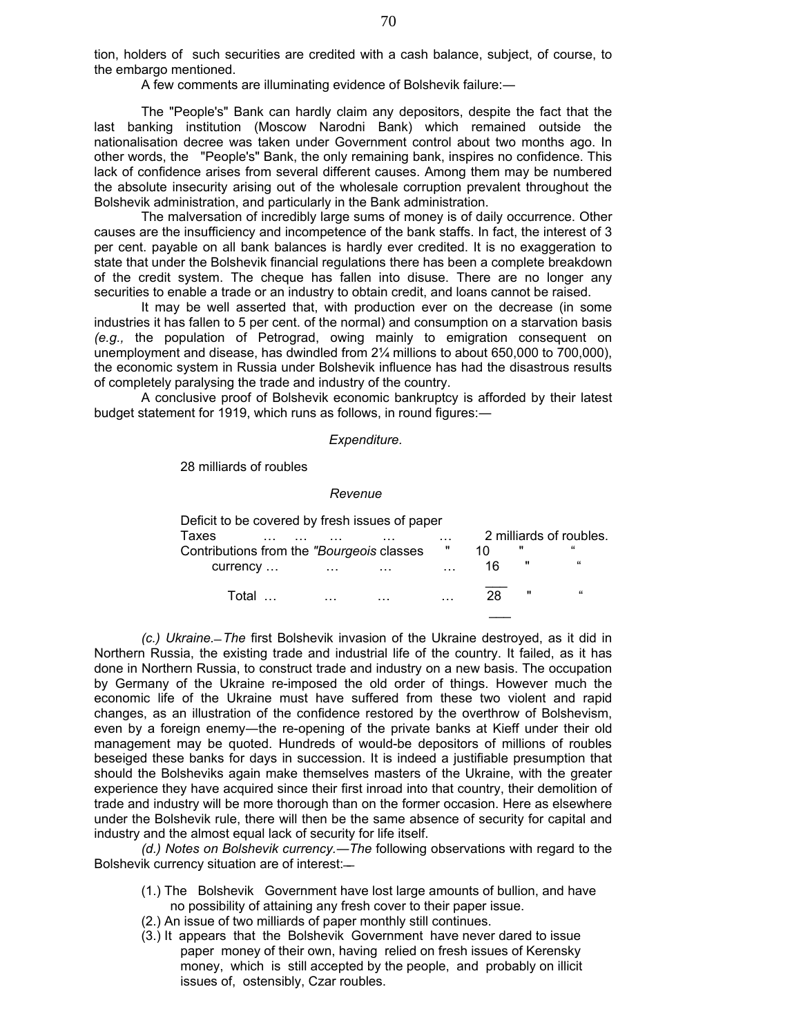tion, holders of such securities are credited with a cash balance, subject, of course, to the embargo mentioned.

A few comments are illuminating evidence of Bolshevik failure:—

The "People's" Bank can hardly claim any depositors, despite the fact that the last banking institution (Moscow Narodni Bank) which remained outside the nationalisation decree was taken under Government control about two months ago. In other words, the "People's" Bank, the only remaining bank, inspires no confidence. This lack of confidence arises from several different causes. Among them may be numbered the absolute insecurity arising out of the wholesale corruption prevalent throughout the Bolshevik administration, and particularly in the Bank administration.

The malversation of incredibly large sums of money is of daily occurrence. Other causes are the insufficiency and incompetence of the bank staffs. In fact, the interest of 3 per cent. payable on all bank balances is hardly ever credited. It is no exaggeration to state that under the Bolshevik financial regulations there has been a complete breakdown of the credit system. The cheque has fallen into disuse. There are no longer any securities to enable a trade or an industry to obtain credit, and loans cannot be raised.

It may be well asserted that, with production ever on the decrease (in some industries it has fallen to 5 per cent. of the normal) and consumption on a starvation basis *(e.g.,* the population of Petrograd, owing mainly to emigration consequent on unemployment and disease, has dwindled from 2¼ millions to about 650,000 to 700,000), the economic system in Russia under Bolshevik influence has had the disastrous results of completely paralysing the trade and industry of the country.

A conclusive proof of Bolshevik economic bankruptcy is afforded by their latest budget statement for 1919, which runs as follows, in round figures:—

*Expenditure.*

28 milliards of roubles

*Revenue*

| | | |
|---|---|---|
| Taxes … … … … … | 2 | milliards of roubles. |
| Contributions from the *"Bourgeois* classes | 10 | " " |
| Deficit to be covered by fresh issues of paper currency … … … … | 16 | " " |
| Total … … … … | 28 | " " |

*(c.) Ukraine.—The* first Bolshevik invasion of the Ukraine destroyed, as it did in Northern Russia, the existing trade and industrial life of the country. It failed, as it has done in Northern Russia, to construct trade and industry on a new basis. The occupation by Germany of the Ukraine re-imposed the old order of things. However much the economic life of the Ukraine must have suffered from these two violent and rapid changes, as an illustration of the confidence restored by the overthrow of Bolshevism, even by a foreign enemy—the re-opening of the private banks at Kieff under their old management may be quoted. Hundreds of would-be depositors of millions of roubles beseiged these banks for days in succession. It is indeed a justifiable presumption that should the Bolsheviks again make themselves masters of the Ukraine, with the greater experience they have acquired since their first inroad into that country, their demolition of trade and industry will be more thorough than on the former occasion. Here as elsewhere under the Bolshevik rule, there will then be the same absence of security for capital and industry and the almost equal lack of security for life itself.

*(d.) Notes on Bolshevik currency.—The* following observations with regard to the Bolshevik currency situation are of interest:—

(1.) The Bolshevik Government have lost large amounts of bullion, and have no possibility of attaining any fresh cover to their paper issue.

(2.) An issue of two milliards of paper monthly still continues.

(3.) It appears that the Bolshevik Government have never dared to issue paper money of their own, having relied on fresh issues of Kerensky money, which is still accepted by the people, and probably on illicit issues of, ostensibly, Czar roubles.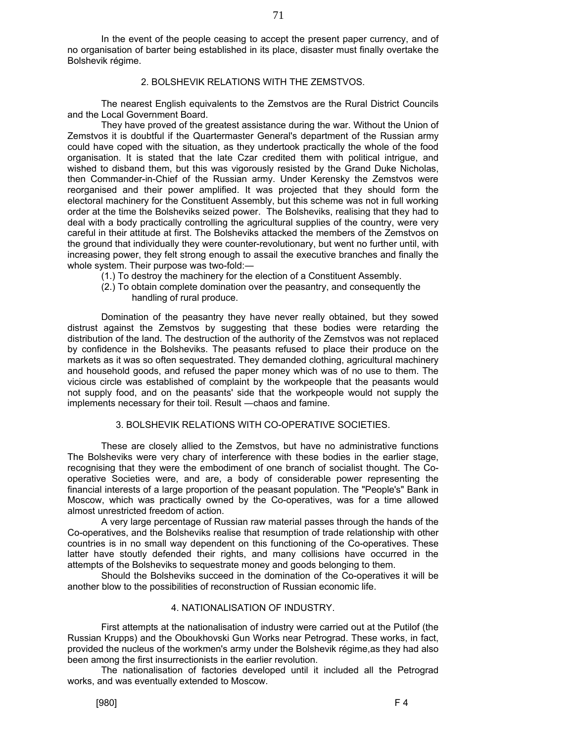In the event of the people ceasing to accept the present paper currency, and of no organisation of barter being established in its place, disaster must finally overtake the Bolshevik régime.

## 2. BOLSHEVIK RELATIONS WITH THE ZEMSTVOS.

The nearest English equivalents to the Zemstvos are the Rural District Councils and the Local Government Board.

They have proved of the greatest assistance during the war. Without the Union of Zemstvos it is doubtful if the Quartermaster General's department of the Russian army could have coped with the situation, as they undertook practically the whole of the food organisation. It is stated that the late Czar credited them with political intrigue, and wished to disband them, but this was vigorously resisted by the Grand Duke Nicholas, then Commander-in-Chief of the Russian army. Under Kerensky the Zemstvos were reorganised and their power amplified. It was projected that they should form the electoral machinery for the Constituent Assembly, but this scheme was not in full working order at the time the Bolsheviks seized power. The Bolsheviks, realising that they had to deal with a body practically controlling the agricultural supplies of the country, were very careful in their attitude at first. The Bolsheviks attacked the members of the Zemstvos on the ground that individually they were counter-revolutionary, but went no further until, with increasing power, they felt strong enough to assail the executive branches and finally the whole system. Their purpose was two-fold:—

(1.) To destroy the machinery for the election of a Constituent Assembly.
(2.) To obtain complete domination over the peasantry, and consequently the handling of rural produce.

Domination of the peasantry they have never really obtained, but they sowed distrust against the Zemstvos by suggesting that these bodies were retarding the distribution of the land. The destruction of the authority of the Zemstvos was not replaced by confidence in the Bolsheviks. The peasants refused to place their produce on the markets as it was so often sequestrated. They demanded clothing, agricultural machinery and household goods, and refused the paper money which was of no use to them. The vicious circle was established of complaint by the workpeople that the peasants would not supply food, and on the peasants' side that the workpeople would not supply the implements necessary for their toil. Result —chaos and famine.

## 3. BOLSHEVIK RELATIONS WITH CO-OPERATIVE SOCIETIES.

These are closely allied to the Zemstvos, but have no administrative functions The Bolsheviks were very chary of interference with these bodies in the earlier stage, recognising that they were the embodiment of one branch of socialist thought. The Co-operative Societies were, and are, a body of considerable power representing the financial interests of a large proportion of the peasant population. The "People's" Bank in Moscow, which was practically owned by the Co-operatives, was for a time allowed almost unrestricted freedom of action.

A very large percentage of Russian raw material passes through the hands of the Co-operatives, and the Bolsheviks realise that resumption of trade relationship with other countries is in no small way dependent on this functioning of the Co-operatives. These latter have stoutly defended their rights, and many collisions have occurred in the attempts of the Bolsheviks to sequestrate money and goods belonging to them.

Should the Bolsheviks succeed in the domination of the Co-operatives it will be another blow to the possibilities of reconstruction of Russian economic life.

## 4. NATIONALISATION OF INDUSTRY.

First attempts at the nationalisation of industry were carried out at the Putilof (the Russian Krupps) and the Oboukhovski Gun Works near Petrograd. These works, in fact, provided the nucleus of the workmen's army under the Bolshevik régime,as they had also been among the first insurrectionists in the earlier revolution.

The nationalisation of factories developed until it included all the Petrograd works, and was eventually extended to Moscow.

[980] F 4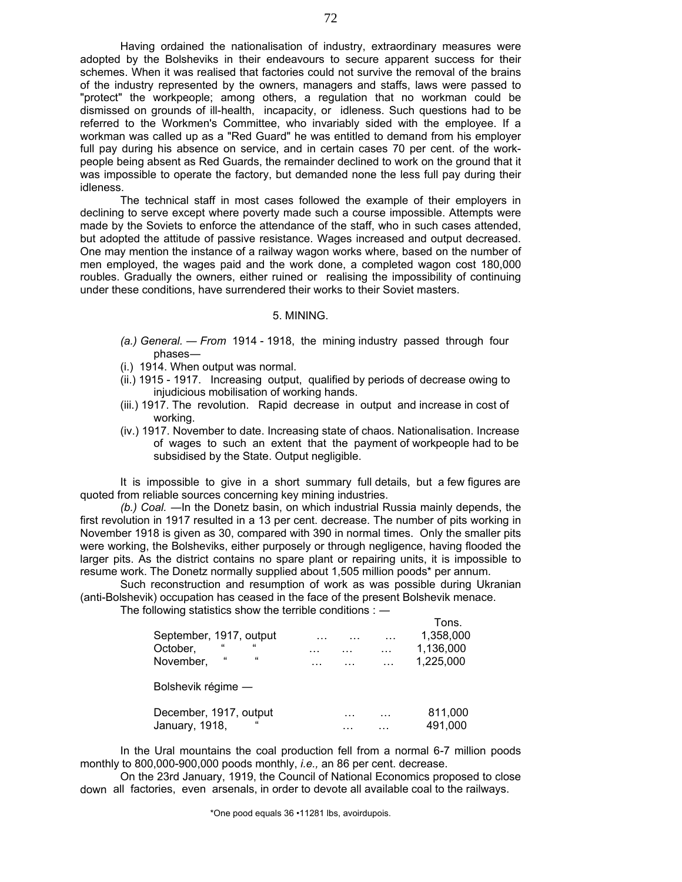Having ordained the nationalisation of industry, extraordinary measures were adopted by the Bolsheviks in their endeavours to secure apparent success for their schemes. When it was realised that factories could not survive the removal of the brains of the industry represented by the owners, managers and staffs, laws were passed to "protect" the workpeople; among others, a regulation that no workman could be dismissed on grounds of ill-health, incapacity, or idleness. Such questions had to be referred to the Workmen's Committee, who invariably sided with the employee. If a workman was called up as a "Red Guard" he was entitled to demand from his employer full pay during his absence on service, and in certain cases 70 per cent. of the workpeople being absent as Red Guards, the remainder declined to work on the ground that it was impossible to operate the factory, but demanded none the less full pay during their idleness.

The technical staff in most cases followed the example of their employers in declining to serve except where poverty made such a course impossible. Attempts were made by the Soviets to enforce the attendance of the staff, who in such cases attended, but adopted the attitude of passive resistance. Wages increased and output decreased. One may mention the instance of a railway wagon works where, based on the number of men employed, the wages paid and the work done, a completed wagon cost 180,000 roubles. Gradually the owners, either ruined or realising the impossibility of continuing under these conditions, have surrendered their works to their Soviet masters.

## 5. MINING.

*(a.) General. — From* 1914 - 1918, the mining industry passed through four phases—

(i.) 1914. When output was normal.

(ii.) 1915 - 1917. Increasing output, qualified by periods of decrease owing to injudicious mobilisation of working hands.

(iii.) 1917. The revolution. Rapid decrease in output and increase in cost of working.

(iv.) 1917. November to date. Increasing state of chaos. Nationalisation. Increase of wages to such an extent that the payment of workpeople had to be subsidised by the State. Output negligible.

It is impossible to give in a short summary full details, but a few figures are quoted from reliable sources concerning key mining industries.

*(b.) Coal.* —In the Donetz basin, on which industrial Russia mainly depends, the first revolution in 1917 resulted in a 13 per cent. decrease. The number of pits working in November 1918 is given as 30, compared with 390 in normal times. Only the smaller pits were working, the Bolsheviks, either purposely or through negligence, having flooded the larger pits. As the district contains no spare plant or repairing units, it is impossible to resume work. The Donetz normally supplied about 1,505 million poods* per annum.

Such reconstruction and resumption of work as was possible during Ukranian (anti-Bolshevik) occupation has ceased in the face of the present Bolshevik menace.

The following statistics show the terrible conditions : —

| | Tons. |
|---|---|
| September, 1917, output … … … | 1,358,000 |
| October, " " … … … | 1,136,000 |
| November, " " … … … | 1,225,000 |
| Bolshevik régime — | |
| December, 1917, output … … | 811,000 |
| January, 1918, " … … | 491,000 |

In the Ural mountains the coal production fell from a normal 6-7 million poods monthly to 800,000-900,000 poods monthly, *i.e.,* an 86 per cent. decrease.

On the 23rd January, 1919, the Council of National Economics proposed to close down all factories, even arsenals, in order to devote all available coal to the railways.

*One pood equals 36 •11281 lbs, avoirdupois.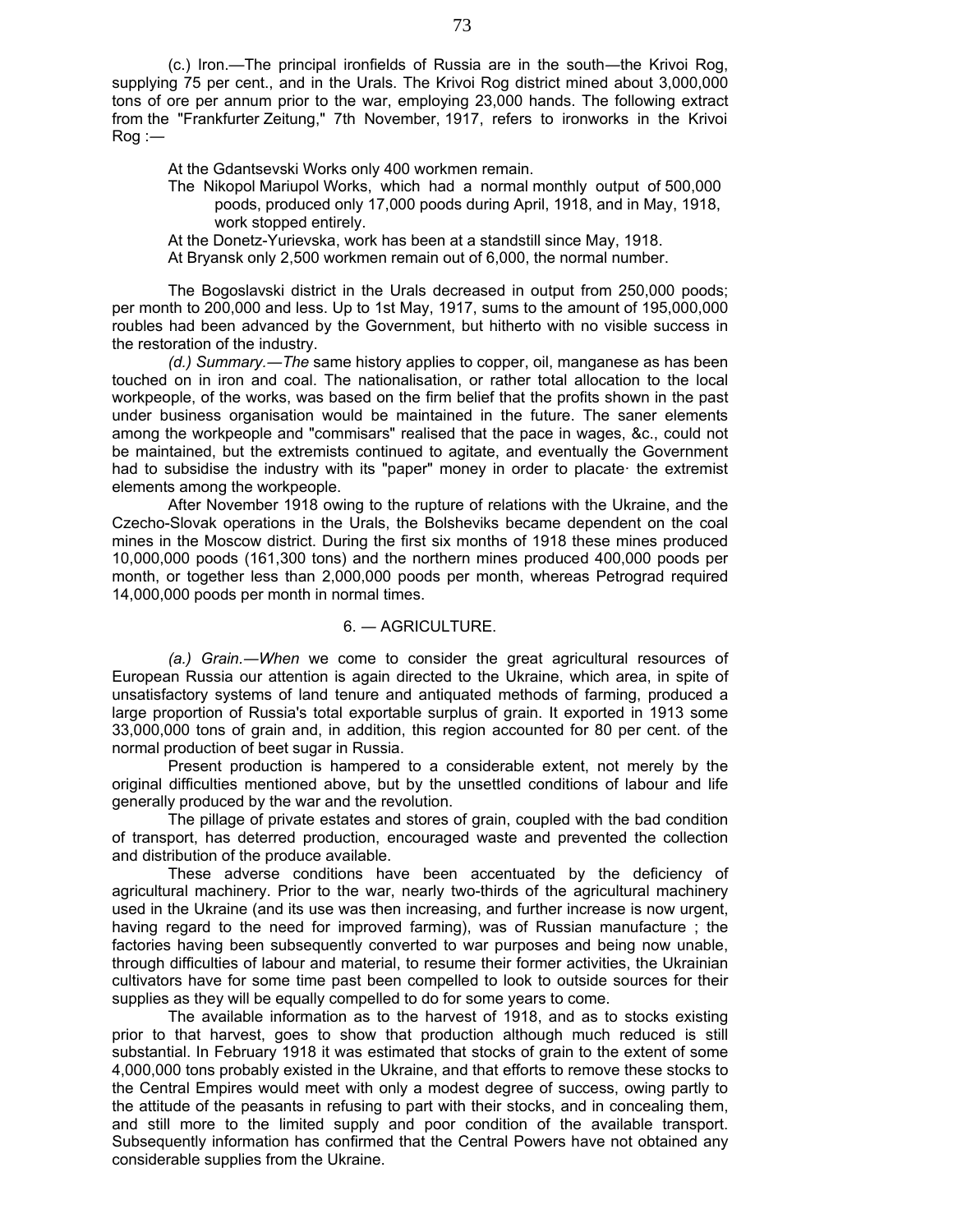(c.) Iron.—The principal ironfields of Russia are in the south—the Krivoi Rog, supplying 75 per cent., and in the Urals. The Krivoi Rog district mined about 3,000,000 tons of ore per annum prior to the war, employing 23,000 hands. The following extract from the "Frankfurter Zeitung," 7th November, 1917, refers to ironworks in the Krivoi Rog :—

> At the Gdantsevski Works only 400 workmen remain.
>
> The Nikopol Mariupol Works, which had a normal monthly output of 500,000 poods, produced only 17,000 poods during April, 1918, and in May, 1918, work stopped entirely.
>
> At the Donetz-Yurievska, work has been at a standstill since May, 1918.
>
> At Bryansk only 2,500 workmen remain out of 6,000, the normal number.

The Bogoslavski district in the Urals decreased in output from 250,000 poods; per month to 200,000 and less. Up to 1st May, 1917, sums to the amount of 195,000,000 roubles had been advanced by the Government, but hitherto with no visible success in the restoration of the industry.

*(d.) Summary.—The* same history applies to copper, oil, manganese as has been touched on in iron and coal. The nationalisation, or rather total allocation to the local workpeople, of the works, was based on the firm belief that the profits shown in the past under business organisation would be maintained in the future. The saner elements among the workpeople and "commisars" realised that the pace in wages, &c., could not be maintained, but the extremists continued to agitate, and eventually the Government had to subsidise the industry with its "paper" money in order to placate· the extremist elements among the workpeople.

After November 1918 owing to the rupture of relations with the Ukraine, and the Czecho-Slovak operations in the Urals, the Bolsheviks became dependent on the coal mines in the Moscow district. During the first six months of 1918 these mines produced 10,000,000 poods (161,300 tons) and the northern mines produced 400,000 poods per month, or together less than 2,000,000 poods per month, whereas Petrograd required 14,000,000 poods per month in normal times.

## 6. — AGRICULTURE.

*(a.) Grain.—When* we come to consider the great agricultural resources of European Russia our attention is again directed to the Ukraine, which area, in spite of unsatisfactory systems of land tenure and antiquated methods of farming, produced a large proportion of Russia's total exportable surplus of grain. It exported in 1913 some 33,000,000 tons of grain and, in addition, this region accounted for 80 per cent. of the normal production of beet sugar in Russia.

Present production is hampered to a considerable extent, not merely by the original difficulties mentioned above, but by the unsettled conditions of labour and life generally produced by the war and the revolution.

The pillage of private estates and stores of grain, coupled with the bad condition of transport, has deterred production, encouraged waste and prevented the collection and distribution of the produce available.

These adverse conditions have been accentuated by the deficiency of agricultural machinery. Prior to the war, nearly two-thirds of the agricultural machinery used in the Ukraine (and its use was then increasing, and further increase is now urgent, having regard to the need for improved farming), was of Russian manufacture ; the factories having been subsequently converted to war purposes and being now unable, through difficulties of labour and material, to resume their former activities, the Ukrainian cultivators have for some time past been compelled to look to outside sources for their supplies as they will be equally compelled to do for some years to come.

The available information as to the harvest of 1918, and as to stocks existing prior to that harvest, goes to show that production although much reduced is still substantial. In February 1918 it was estimated that stocks of grain to the extent of some 4,000,000 tons probably existed in the Ukraine, and that efforts to remove these stocks to the Central Empires would meet with only a modest degree of success, owing partly to the attitude of the peasants in refusing to part with their stocks, and in concealing them, and still more to the limited supply and poor condition of the available transport. Subsequently information has confirmed that the Central Powers have not obtained any considerable supplies from the Ukraine.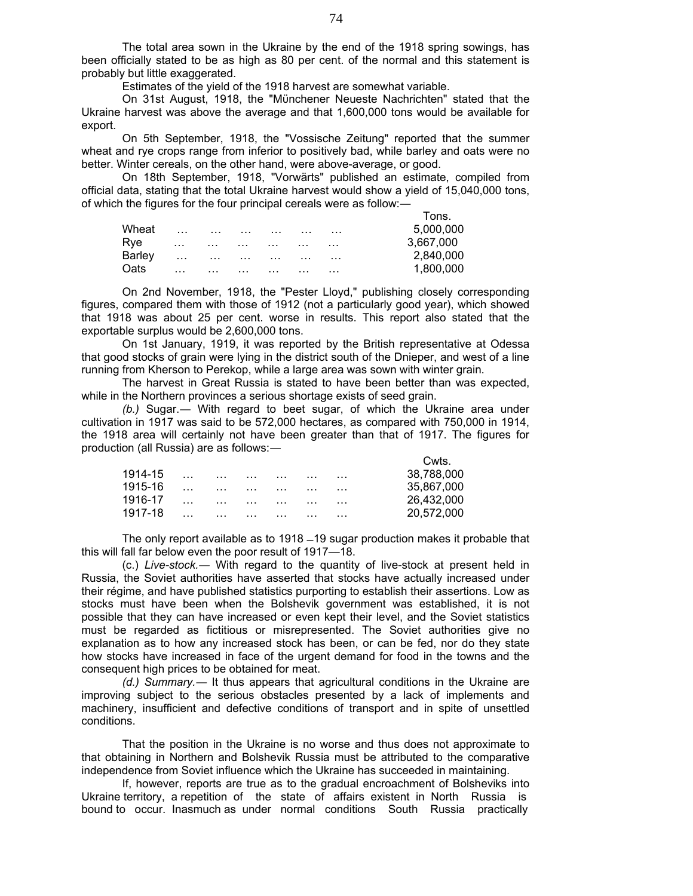The total area sown in the Ukraine by the end of the 1918 spring sowings, has been officially stated to be as high as 80 per cent. of the normal and this statement is probably but little exaggerated.

Estimates of the yield of the 1918 harvest are somewhat variable.

On 31st August, 1918, the "Münchener Neueste Nachrichten" stated that the Ukraine harvest was above the average and that 1,600,000 tons would be available for export.

On 5th September, 1918, the "Vossische Zeitung" reported that the summer wheat and rye crops range from inferior to positively bad, while barley and oats were no better. Winter cereals, on the other hand, were above-average, or good.

On 18th September, 1918, "Vorwärts" published an estimate, compiled from official data, stating that the total Ukraine harvest would show a yield of 15,040,000 tons, of which the figures for the four principal cereals were as follow:—

| | Tons. |
|---|---|
| Wheat … … … … … … | 5,000,000 |
| Rye … … … … … … | 3,667,000 |
| Barley … … … … … … | 2,840,000 |
| Oats … … … … … … | 1,800,000 |

On 2nd November, 1918, the "Pester Lloyd," publishing closely corresponding figures, compared them with those of 1912 (not a particularly good year), which showed that 1918 was about 25 per cent. worse in results. This report also stated that the exportable surplus would be 2,600,000 tons.

On 1st January, 1919, it was reported by the British representative at Odessa that good stocks of grain were lying in the district south of the Dnieper, and west of a line running from Kherson to Perekop, while a large area was sown with winter grain.

The harvest in Great Russia is stated to have been better than was expected, while in the Northern provinces a serious shortage exists of seed grain.

*(b.)* Sugar.— With regard to beet sugar, of which the Ukraine area under cultivation in 1917 was said to be 572,000 hectares, as compared with 750,000 in 1914, the 1918 area will certainly not have been greater than that of 1917. The figures for production (all Russia) are as follows:—

| | Cwts. |
|---|---|
| 1914-15 … … … … … … | 38,788,000 |
| 1915-16 … … … … … … | 35,867,000 |
| 1916-17 … … … … … … | 26,432,000 |
| 1917-18 … … … … … … | 20,572,000 |

The only report available as to 1918 –19 sugar production makes it probable that this will fall far below even the poor result of 1917—18.

(c.) *Live-stock.*— With regard to the quantity of live-stock at present held in Russia, the Soviet authorities have asserted that stocks have actually increased under their régime, and have published statistics purporting to establish their assertions. Low as stocks must have been when the Bolshevik government was established, it is not possible that they can have increased or even kept their level, and the Soviet statistics must be regarded as fictitious or misrepresented. The Soviet authorities give no explanation as to how any increased stock has been, or can be fed, nor do they state how stocks have increased in face of the urgent demand for food in the towns and the consequent high prices to be obtained for meat.

*(d.) Summary.*— It thus appears that agricultural conditions in the Ukraine are improving subject to the serious obstacles presented by a lack of implements and machinery, insufficient and defective conditions of transport and in spite of unsettled conditions.

That the position in the Ukraine is no worse and thus does not approximate to that obtaining in Northern and Bolshevik Russia must be attributed to the comparative independence from Soviet influence which the Ukraine has succeeded in maintaining.

If, however, reports are true as to the gradual encroachment of Bolsheviks into Ukraine territory, a repetition of the state of affairs existent in North Russia is bound to occur. Inasmuch as under normal conditions South Russia practically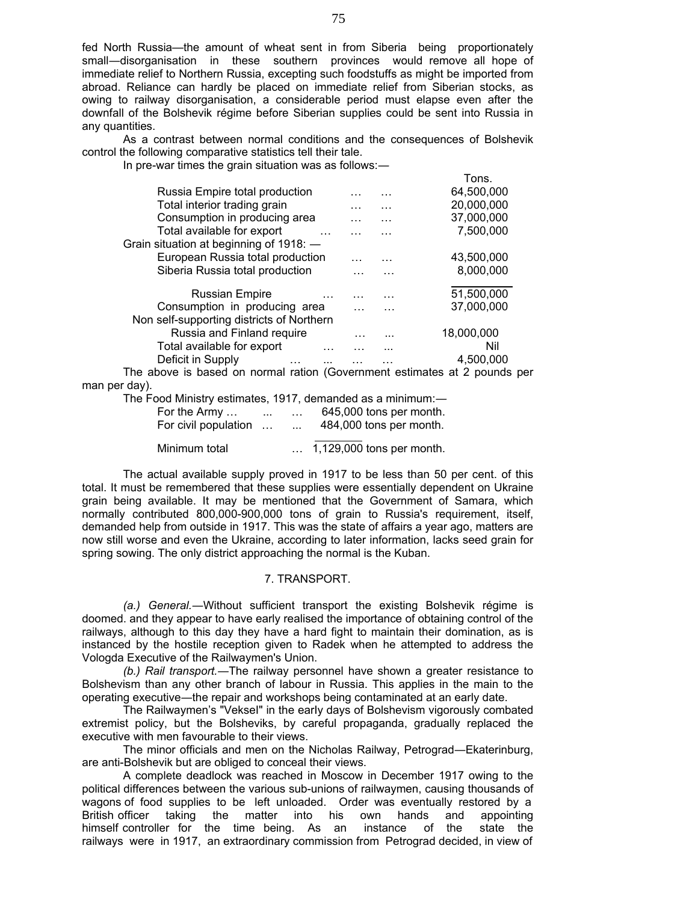fed North Russia—the amount of wheat sent in from Siberia being proportionately small—disorganisation in these southern provinces would remove all hope of immediate relief to Northern Russia, excepting such foodstuffs as might be imported from abroad. Reliance can hardly be placed on immediate relief from Siberian stocks, as owing to railway disorganisation, a considerable period must elapse even after the downfall of the Bolshevik régime before Siberian supplies could be sent into Russia in any quantities.

As a contrast between normal conditions and the consequences of Bolshevik control the following comparative statistics tell their tale.

In pre-war times the grain situation was as follows:—

| | Tons. |
|---|---|
| Russia Empire total production … … | 64,500,000 |
| Total interior trading grain … … | 20,000,000 |
| Consumption in producing area … … | 37,000,000 |
| Total available for export … … … | 7,500,000 |
| Grain situation at beginning of 1918: — | |
| European Russia total production … … | 43,500,000 |
| Siberia Russia total production … … | 8,000,000 |
| Russian Empire … … … | 51,500,000 |
| Consumption in producing area … … | 37,000,000 |
| Non self-supporting districts of Northern Russia and Finland require … ... | 18,000,000 |
| Total available for export … … ... | Nil |
| Deficit in Supply … ... … … | 4,500,000 |

The above is based on normal ration (Government estimates at 2 pounds per man per day).

The Food Ministry estimates, 1917, demanded as a minimum:—

| | |
|---|---|
| For the Army … ... … | 645,000 tons per month. |
| For civil population … ... | 484,000 tons per month. |
| Minimum total … | 1,129,000 tons per month. |

The actual available supply proved in 1917 to be less than 50 per cent. of this total. It must be remembered that these supplies were essentially dependent on Ukraine grain being available. It may be mentioned that the Government of Samara, which normally contributed 800,000-900,000 tons of grain to Russia's requirement, itself, demanded help from outside in 1917. This was the state of affairs a year ago, matters are now still worse and even the Ukraine, according to later information, lacks seed grain for spring sowing. The only district approaching the normal is the Kuban.

## 7. TRANSPORT.

*(a.) General.*—Without sufficient transport the existing Bolshevik régime is doomed. and they appear to have early realised the importance of obtaining control of the railways, although to this day they have a hard fight to maintain their domination, as is instanced by the hostile reception given to Radek when he attempted to address the Vologda Executive of the Railwaymen's Union.

*(b.) Rail transport.*—The railway personnel have shown a greater resistance to Bolshevism than any other branch of labour in Russia. This applies in the main to the operating executive—the repair and workshops being contaminated at an early date.

The Railwaymen's "Veksel" in the early days of Bolshevism vigorously combated extremist policy, but the Bolsheviks, by careful propaganda, gradually replaced the executive with men favourable to their views.

The minor officials and men on the Nicholas Railway, Petrograd—Ekaterinburg, are anti-Bolshevik but are obliged to conceal their views.

A complete deadlock was reached in Moscow in December 1917 owing to the political differences between the various sub-unions of railwaymen, causing thousands of wagons of food supplies to be left unloaded. Order was eventually restored by a British officer taking the matter into his own hands and appointing himself controller for the time being. As an instance of the state the railways were in 1917, an extraordinary commission from Petrograd decided, in view of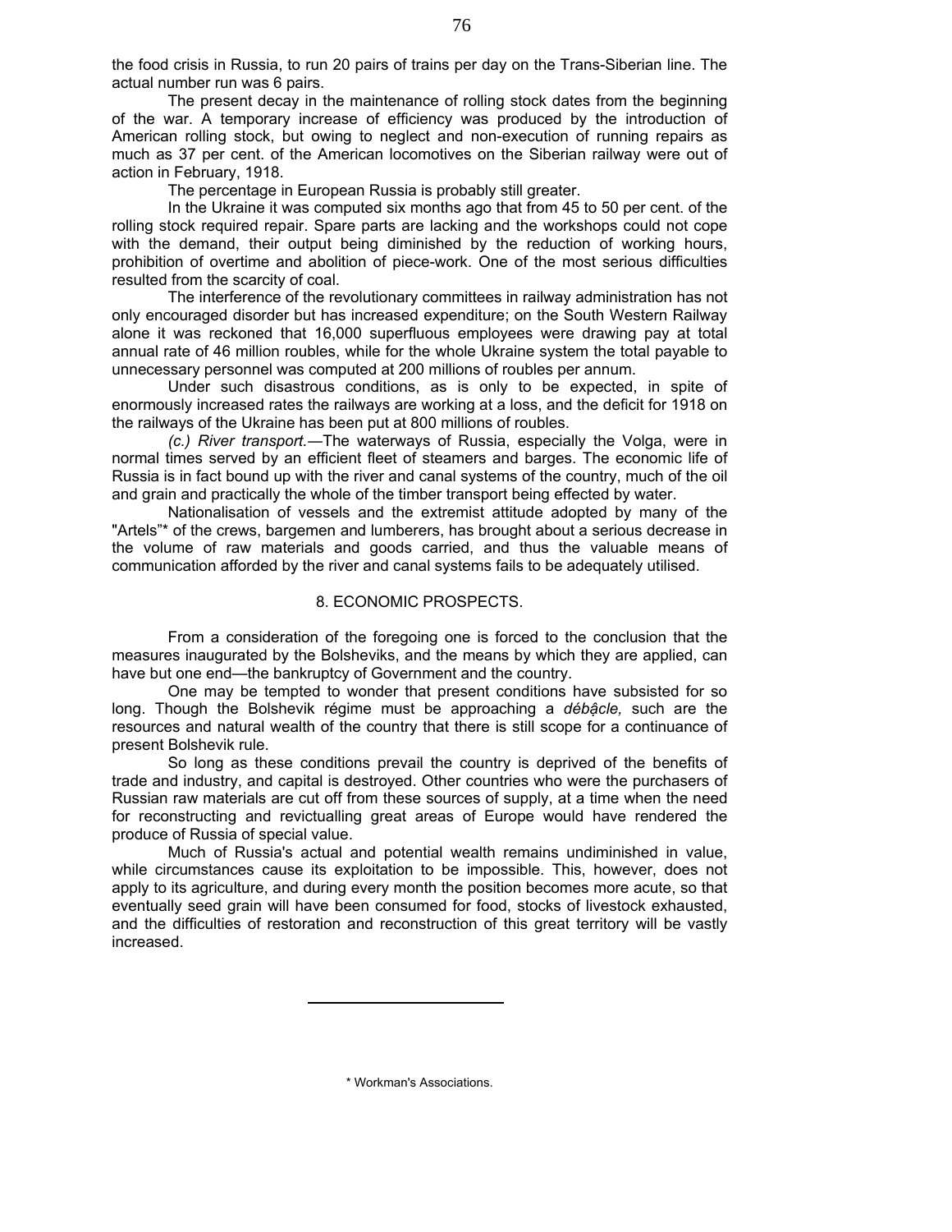the food crisis in Russia, to run 20 pairs of trains per day on the Trans-Siberian line. The actual number run was 6 pairs.

The present decay in the maintenance of rolling stock dates from the beginning of the war. A temporary increase of efficiency was produced by the introduction of American rolling stock, but owing to neglect and non-execution of running repairs as much as 37 per cent. of the American locomotives on the Siberian railway were out of action in February, 1918.

The percentage in European Russia is probably still greater.

In the Ukraine it was computed six months ago that from 45 to 50 per cent. of the rolling stock required repair. Spare parts are lacking and the workshops could not cope with the demand, their output being diminished by the reduction of working hours, prohibition of overtime and abolition of piece-work. One of the most serious difficulties resulted from the scarcity of coal.

The interference of the revolutionary committees in railway administration has not only encouraged disorder but has increased expenditure; on the South Western Railway alone it was reckoned that 16,000 superfluous employees were drawing pay at total annual rate of 46 million roubles, while for the whole Ukraine system the total payable to unnecessary personnel was computed at 200 millions of roubles per annum.

Under such disastrous conditions, as is only to be expected, in spite of enormously increased rates the railways are working at a loss, and the deficit for 1918 on the railways of the Ukraine has been put at 800 millions of roubles.

*(c.) River transport.*—The waterways of Russia, especially the Volga, were in normal times served by an efficient fleet of steamers and barges. The economic life of Russia is in fact bound up with the river and canal systems of the country, much of the oil and grain and practically the whole of the timber transport being effected by water.

Nationalisation of vessels and the extremist attitude adopted by many of the "Artels"* of the crews, bargemen and lumberers, has brought about a serious decrease in the volume of raw materials and goods carried, and thus the valuable means of communication afforded by the river and canal systems fails to be adequately utilised.

## 8. ECONOMIC PROSPECTS.

From a consideration of the foregoing one is forced to the conclusion that the measures inaugurated by the Bolsheviks, and the means by which they are applied, can have but one end—the bankruptcy of Government and the country.

One may be tempted to wonder that present conditions have subsisted for so long. Though the Bolshevik régime must be approaching a *débâcle,* such are the resources and natural wealth of the country that there is still scope for a continuance of present Bolshevik rule.

So long as these conditions prevail the country is deprived of the benefits of trade and industry, and capital is destroyed. Other countries who were the purchasers of Russian raw materials are cut off from these sources of supply, at a time when the need for reconstructing and revictualling great areas of Europe would have rendered the produce of Russia of special value.

Much of Russia's actual and potential wealth remains undiminished in value, while circumstances cause its exploitation to be impossible. This, however, does not apply to its agriculture, and during every month the position becomes more acute, so that eventually seed grain will have been consumed for food, stocks of livestock exhausted, and the difficulties of restoration and reconstruction of this great territory will be vastly increased.

---

\* Workman's Associations.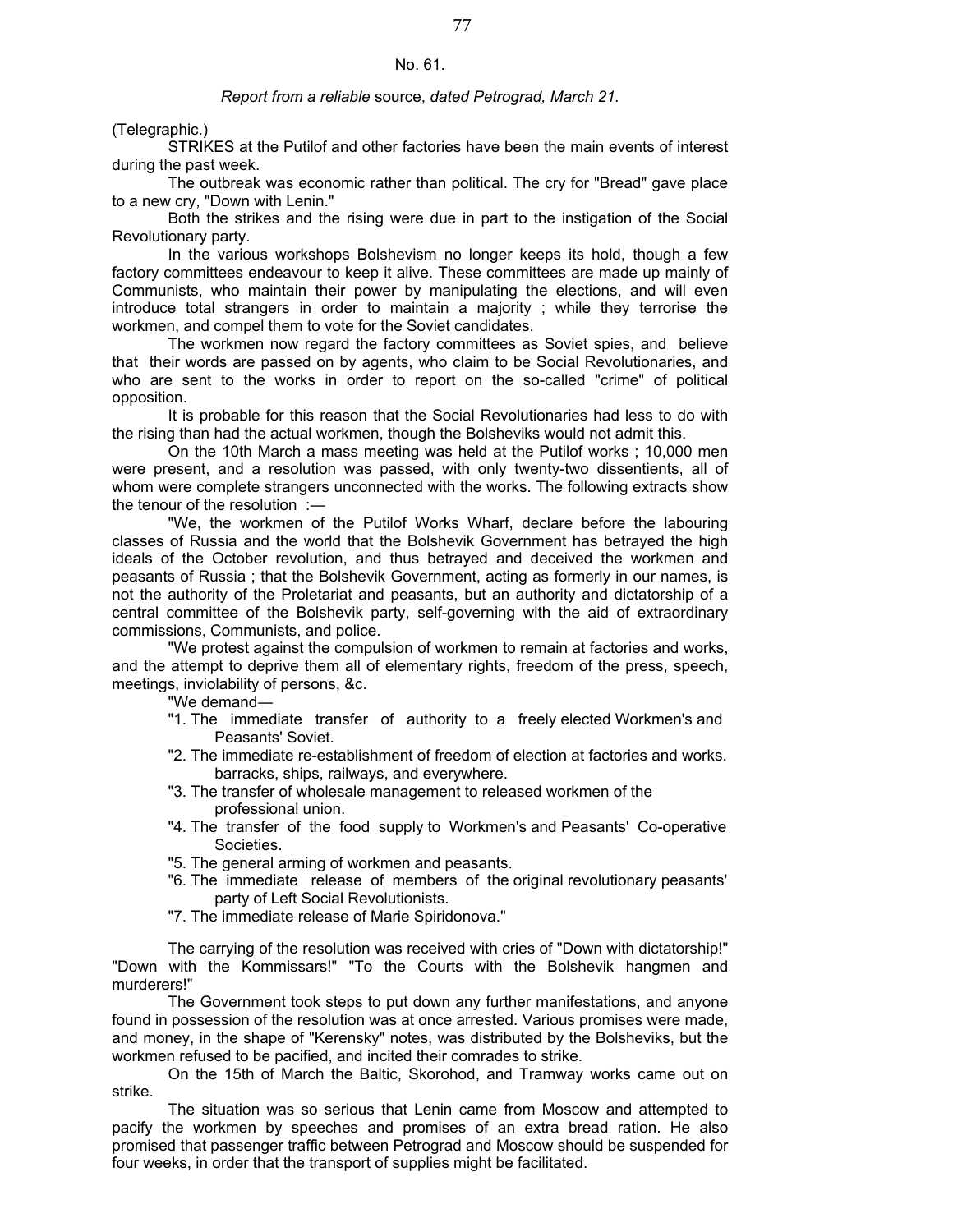No. 61.

*Report from a reliable* source, *dated Petrograd, March 21.*

(Telegraphic.)

STRIKES at the Putilof and other factories have been the main events of interest during the past week.

The outbreak was economic rather than political. The cry for "Bread" gave place to a new cry, "Down with Lenin."

Both the strikes and the rising were due in part to the instigation of the Social Revolutionary party.

In the various workshops Bolshevism no longer keeps its hold, though a few factory committees endeavour to keep it alive. These committees are made up mainly of Communists, who maintain their power by manipulating the elections, and will even introduce total strangers in order to maintain a majority ; while they terrorise the workmen, and compel them to vote for the Soviet candidates.

The workmen now regard the factory committees as Soviet spies, and believe that their words are passed on by agents, who claim to be Social Revolutionaries, and who are sent to the works in order to report on the so-called "crime" of political opposition.

It is probable for this reason that the Social Revolutionaries had less to do with the rising than had the actual workmen, though the Bolsheviks would not admit this.

On the 10th March a mass meeting was held at the Putilof works ; 10,000 men were present, and a resolution was passed, with only twenty-two dissentients, all of whom were complete strangers unconnected with the works. The following extracts show the tenour of the resolution :—

"We, the workmen of the Putilof Works Wharf, declare before the labouring classes of Russia and the world that the Bolshevik Government has betrayed the high ideals of the October revolution, and thus betrayed and deceived the workmen and peasants of Russia ; that the Bolshevik Government, acting as formerly in our names, is not the authority of the Proletariat and peasants, but an authority and dictatorship of a central committee of the Bolshevik party, self-governing with the aid of extraordinary commissions, Communists, and police.

"We protest against the compulsion of workmen to remain at factories and works, and the attempt to deprive them all of elementary rights, freedom of the press, speech, meetings, inviolability of persons, &c.

"We demand—

"1. The immediate transfer of authority to a freely elected Workmen's and Peasants' Soviet.

"2. The immediate re-establishment of freedom of election at factories and works. barracks, ships, railways, and everywhere.

"3. The transfer of wholesale management to released workmen of the professional union.

"4. The transfer of the food supply to Workmen's and Peasants' Co-operative Societies.

"5. The general arming of workmen and peasants.

"6. The immediate release of members of the original revolutionary peasants' party of Left Social Revolutionists.

"7. The immediate release of Marie Spiridonova."

The carrying of the resolution was received with cries of "Down with dictatorship!" "Down with the Kommissars!" "To the Courts with the Bolshevik hangmen and murderers!"

The Government took steps to put down any further manifestations, and anyone found in possession of the resolution was at once arrested. Various promises were made, and money, in the shape of "Kerensky" notes, was distributed by the Bolsheviks, but the workmen refused to be pacified, and incited their comrades to strike.

On the 15th of March the Baltic, Skorohod, and Tramway works came out on strike.

The situation was so serious that Lenin came from Moscow and attempted to pacify the workmen by speeches and promises of an extra bread ration. He also promised that passenger traffic between Petrograd and Moscow should be suspended for four weeks, in order that the transport of supplies might be facilitated.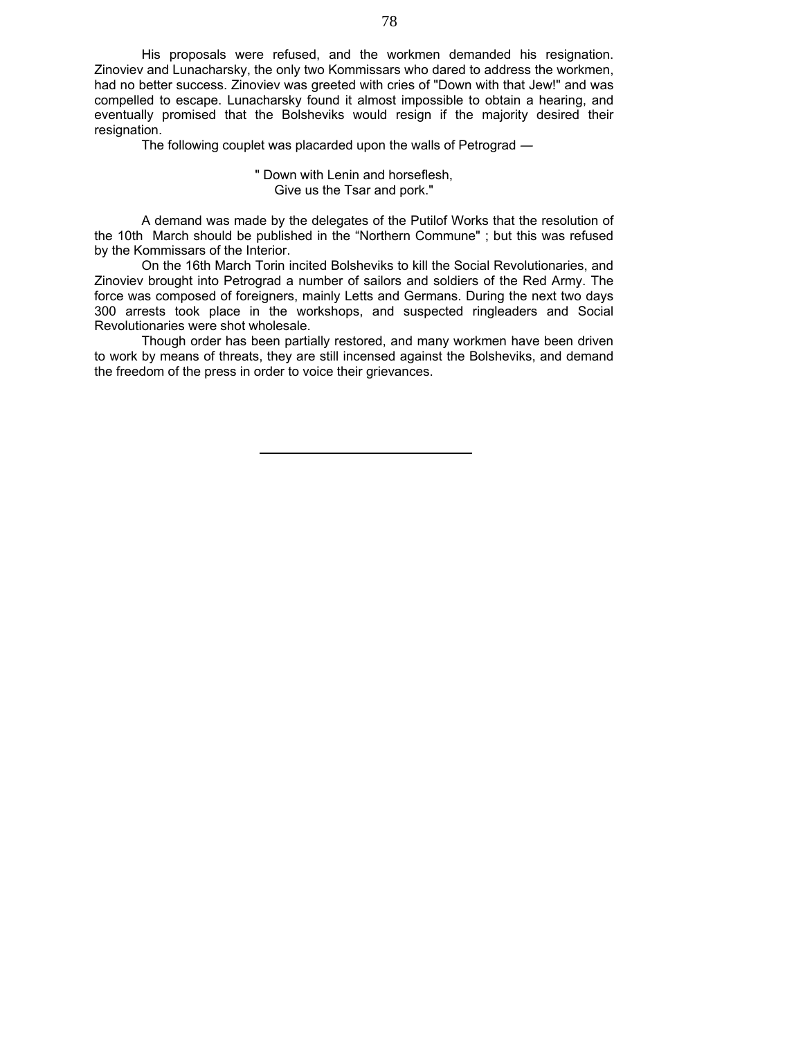His proposals were refused, and the workmen demanded his resignation. Zinoviev and Lunacharsky, the only two Kommissars who dared to address the workmen, had no better success. Zinoviev was greeted with cries of "Down with that Jew!" and was compelled to escape. Lunacharsky found it almost impossible to obtain a hearing, and eventually promised that the Bolsheviks would resign if the majority desired their resignation.

The following couplet was placarded upon the walls of Petrograd —

> " Down with Lenin and horseflesh,
> Give us the Tsar and pork."

A demand was made by the delegates of the Putilof Works that the resolution of the 10th March should be published in the “Northern Commune" ; but this was refused by the Kommissars of the Interior.

On the 16th March Torin incited Bolsheviks to kill the Social Revolutionaries, and Zinoviev brought into Petrograd a number of sailors and soldiers of the Red Army. The force was composed of foreigners, mainly Letts and Germans. During the next two days 300 arrests took place in the workshops, and suspected ringleaders and Social Revolutionaries were shot wholesale.

Though order has been partially restored, and many workmen have been driven to work by means of threats, they are still incensed against the Bolsheviks, and demand the freedom of the press in order to voice their grievances.

---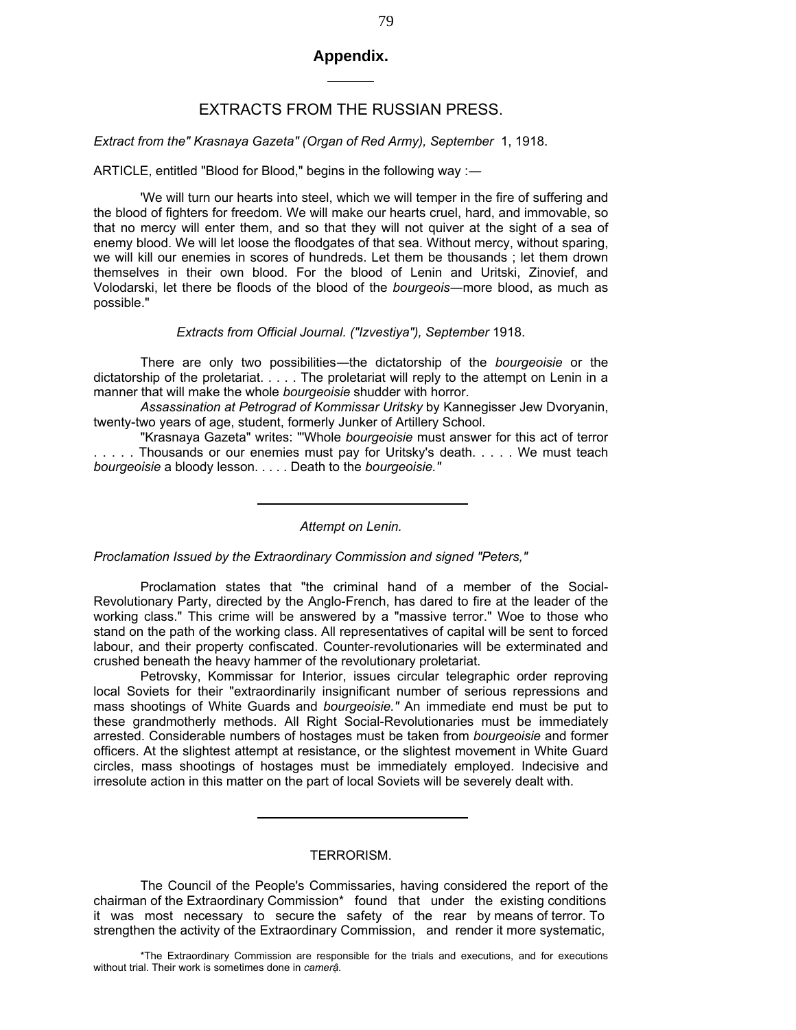## Appendix.

---

### EXTRACTS FROM THE RUSSIAN PRESS.

*Extract from the" Krasnaya Gazeta" (Organ of Red Army), September* 1, 1918.

ARTICLE, entitled "Blood for Blood," begins in the following way :—

'We will turn our hearts into steel, which we will temper in the fire of suffering and the blood of fighters for freedom. We will make our hearts cruel, hard, and immovable, so that no mercy will enter them, and so that they will not quiver at the sight of a sea of enemy blood. We will let loose the floodgates of that sea. Without mercy, without sparing, we will kill our enemies in scores of hundreds. Let them be thousands ; let them drown themselves in their own blood. For the blood of Lenin and Uritski, Zinovief, and Volodarski, let there be floods of the blood of the *bourgeois*—more blood, as much as possible."

*Extracts from Official Journal. ("Izvestiya"), September* 1918.

There are only two possibilities—the dictatorship of the *bourgeoisie* or the dictatorship of the proletariat. . . . . The proletariat will reply to the attempt on Lenin in a manner that will make the whole *bourgeoisie* shudder with horror.

*Assassination at Petrograd of Kommissar Uritsky* by Kannegisser Jew Dvoryanin, twenty-two years of age, student, formerly Junker of Artillery School.

"Krasnaya Gazeta" writes: "'Whole *bourgeoisie* must answer for this act of terror . . . . . Thousands or our enemies must pay for Uritsky's death. . . . . We must teach *bourgeoisie* a bloody lesson. . . . . Death to the *bourgeoisie."*

---

*Attempt on Lenin.*

*Proclamation Issued by the Extraordinary Commission and signed "Peters,"*

Proclamation states that "the criminal hand of a member of the Social-Revolutionary Party, directed by the Anglo-French, has dared to fire at the leader of the working class." This crime will be answered by a "massive terror." Woe to those who stand on the path of the working class. All representatives of capital will be sent to forced labour, and their property confiscated. Counter-revolutionaries will be exterminated and crushed beneath the heavy hammer of the revolutionary proletariat.

Petrovsky, Kommissar for Interior, issues circular telegraphic order reproving local Soviets for their "extraordinarily insignificant number of serious repressions and mass shootings of White Guards and *bourgeoisie."* An immediate end must be put to these grandmotherly methods. All Right Social-Revolutionaries must be immediately arrested. Considerable numbers of hostages must be taken from *bourgeoisie* and former officers. At the slightest attempt at resistance, or the slightest movement in White Guard circles, mass shootings of hostages must be immediately employed. Indecisive and irresolute action in this matter on the part of local Soviets will be severely dealt with.

---

### TERRORISM.

The Council of the People's Commissaries, having considered the report of the chairman of the Extraordinary Commission* found that under the existing conditions it was most necessary to secure the safety of the rear by means of terror. To strengthen the activity of the Extraordinary Commission, and render it more systematic,

*The Extraordinary Commission are responsible for the trials and executions, and for executions without trial. Their work is sometimes done in *camerâ*.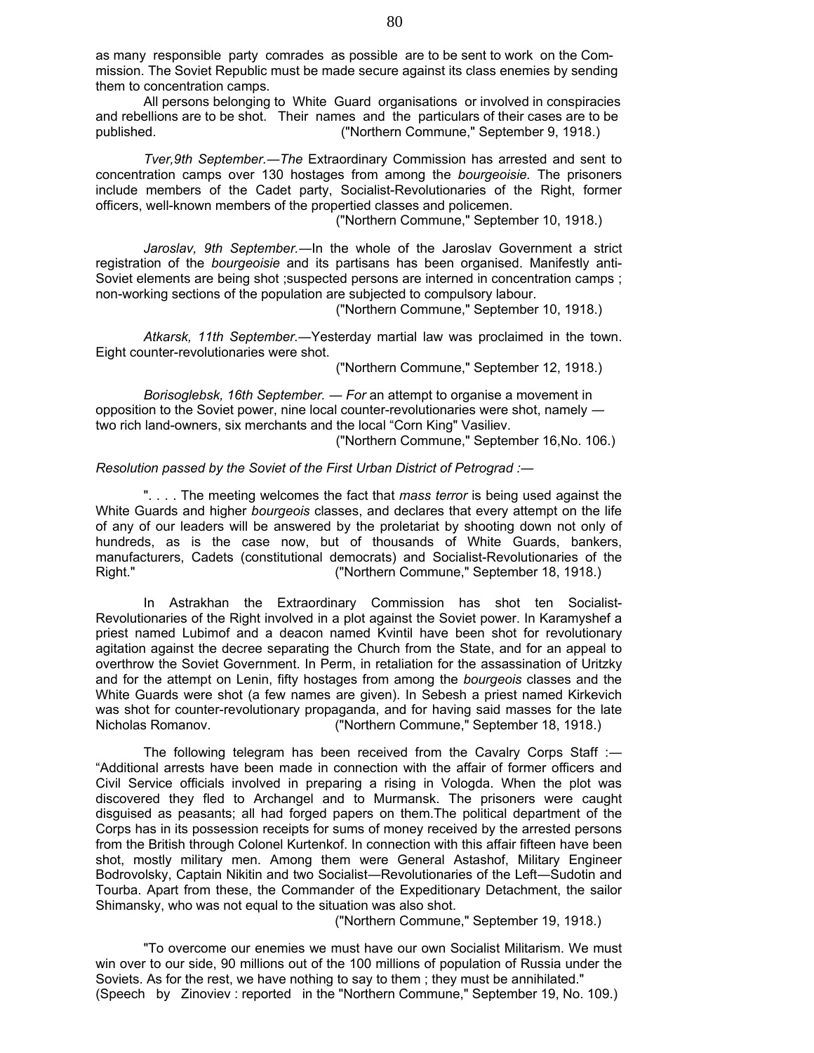as many responsible party comrades as possible are to be sent to work on the Commission. The Soviet Republic must be made secure against its class enemies by sending them to concentration camps.

All persons belonging to White Guard organisations or involved in conspiracies and rebellions are to be shot. Their names and the particulars of their cases are to be published. ("Northern Commune," September 9, 1918.)

*Tver,9th September.—The* Extraordinary Commission has arrested and sent to concentration camps over 130 hostages from among the *bourgeoisie.* The prisoners include members of the Cadet party, Socialist-Revolutionaries of the Right, former officers, well-known members of the propertied classes and policemen.

("Northern Commune," September 10, 1918.)

*Jaroslav, 9th September.*—In the whole of the Jaroslav Government a strict registration of the *bourgeoisie* and its partisans has been organised. Manifestly anti-Soviet elements are being shot ;suspected persons are interned in concentration camps ; non-working sections of the population are subjected to compulsory labour.

("Northern Commune," September 10, 1918.)

*Atkarsk, 11th September.*—Yesterday martial law was proclaimed in the town. Eight counter-revolutionaries were shot.

("Northern Commune," September 12, 1918.)

*Borisoglebsk, 16th September. — For* an attempt to organise a movement in opposition to the Soviet power, nine local counter-revolutionaries were shot, namely — two rich land-owners, six merchants and the local "Corn King" Vasiliev.

("Northern Commune," September 16,No. 106.)

*Resolution passed by the Soviet of the First Urban District of Petrograd :—*

". . . . The meeting welcomes the fact that *mass terror* is being used against the White Guards and higher *bourgeois* classes, and declares that every attempt on the life of any of our leaders will be answered by the proletariat by shooting down not only of hundreds, as is the case now, but of thousands of White Guards, bankers, manufacturers, Cadets (constitutional democrats) and Socialist-Revolutionaries of the Right." ("Northern Commune," September 18, 1918.)

In Astrakhan the Extraordinary Commission has shot ten Socialist-Revolutionaries of the Right involved in a plot against the Soviet power. In Karamyshef a priest named Lubimof and a deacon named Kvintil have been shot for revolutionary agitation against the decree separating the Church from the State, and for an appeal to overthrow the Soviet Government. In Perm, in retaliation for the assassination of Uritzky and for the attempt on Lenin, fifty hostages from among the *bourgeois* classes and the White Guards were shot (a few names are given). In Sebesh a priest named Kirkevich was shot for counter-revolutionary propaganda, and for having said masses for the late Nicholas Romanov. ("Northern Commune," September 18, 1918.)

The following telegram has been received from the Cavalry Corps Staff :— "Additional arrests have been made in connection with the affair of former officers and Civil Service officials involved in preparing a rising in Vologda. When the plot was discovered they fled to Archangel and to Murmansk. The prisoners were caught disguised as peasants; all had forged papers on them.The political department of the Corps has in its possession receipts for sums of money received by the arrested persons from the British through Colonel Kurtenkof. In connection with this affair fifteen have been shot, mostly military men. Among them were General Astashof, Military Engineer Bodrovolsky, Captain Nikitin and two Socialist—Revolutionaries of the Left—Sudotin and Tourba. Apart from these, the Commander of the Expeditionary Detachment, the sailor Shimansky, who was not equal to the situation was also shot.

("Northern Commune," September 19, 1918.)

"To overcome our enemies we must have our own Socialist Militarism. We must win over to our side, 90 millions out of the 100 millions of population of Russia under the Soviets. As for the rest, we have nothing to say to them ; they must be annihilated." (Speech by Zinoviev : reported in the "Northern Commune," September 19, No. 109.)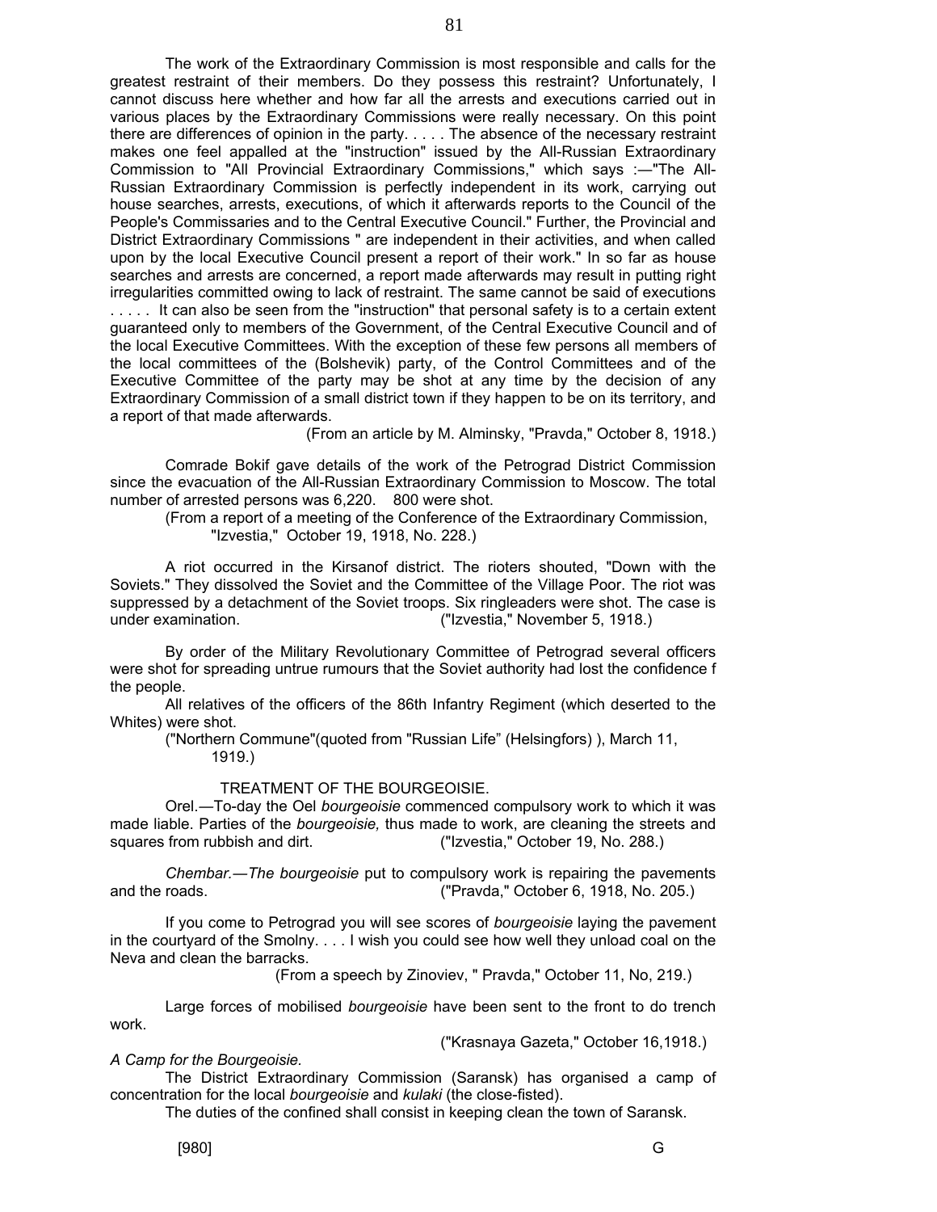The work of the Extraordinary Commission is most responsible and calls for the greatest restraint of their members. Do they possess this restraint? Unfortunately, I cannot discuss here whether and how far all the arrests and executions carried out in various places by the Extraordinary Commissions were really necessary. On this point there are differences of opinion in the party. . . . . The absence of the necessary restraint makes one feel appalled at the "instruction" issued by the All-Russian Extraordinary Commission to "All Provincial Extraordinary Commissions," which says :—"The All-Russian Extraordinary Commission is perfectly independent in its work, carrying out house searches, arrests, executions, of which it afterwards reports to the Council of the People's Commissaries and to the Central Executive Council." Further, the Provincial and District Extraordinary Commissions " are independent in their activities, and when called upon by the local Executive Council present a report of their work." In so far as house searches and arrests are concerned, a report made afterwards may result in putting right irregularities committed owing to lack of restraint. The same cannot be said of executions . . . . . It can also be seen from the "instruction" that personal safety is to a certain extent guaranteed only to members of the Government, of the Central Executive Council and of the local Executive Committees. With the exception of these few persons all members of the local committees of the (Bolshevik) party, of the Control Committees and of the Executive Committee of the party may be shot at any time by the decision of any Extraordinary Commission of a small district town if they happen to be on its territory, and a report of that made afterwards.

(From an article by M. Alminsky, "Pravda," October 8, 1918.)

Comrade Bokif gave details of the work of the Petrograd District Commission since the evacuation of the All-Russian Extraordinary Commission to Moscow. The total number of arrested persons was 6,220. 800 were shot.

(From a report of a meeting of the Conference of the Extraordinary Commission, "Izvestia," October 19, 1918, No. 228.)

A riot occurred in the Kirsanof district. The rioters shouted, "Down with the Soviets." They dissolved the Soviet and the Committee of the Village Poor. The riot was suppressed by a detachment of the Soviet troops. Six ringleaders were shot. The case is under examination. ("Izvestia," November 5, 1918.)

By order of the Military Revolutionary Committee of Petrograd several officers were shot for spreading untrue rumours that the Soviet authority had lost the confidence f the people.

All relatives of the officers of the 86th Infantry Regiment (which deserted to the Whites) were shot.

("Northern Commune"(quoted from "Russian Life" (Helsingfors) ), March 11, 1919.)

## TREATMENT OF THE BOURGEOISIE.

Orel.—To-day the Oel *bourgeoisie* commenced compulsory work to which it was made liable. Parties of the *bourgeoisie,* thus made to work, are cleaning the streets and squares from rubbish and dirt. ("Izvestia," October 19, No. 288.)

*Chembar.—The bourgeoisie* put to compulsory work is repairing the pavements and the roads. ("Pravda," October 6, 1918, No. 205.)

If you come to Petrograd you will see scores of *bourgeoisie* laying the pavement in the courtyard of the Smolny. . . . I wish you could see how well they unload coal on the Neva and clean the barracks.

(From a speech by Zinoviev, " Pravda," October 11, No, 219.)

Large forces of mobilised *bourgeoisie* have been sent to the front to do trench work.

("Krasnaya Gazeta," October 16,1918.)

*A Camp for the Bourgeoisie.*

The District Extraordinary Commission (Saransk) has organised a camp of concentration for the local *bourgeoisie* and *kulaki* (the close-fisted).

The duties of the confined shall consist in keeping clean the town of Saransk.

[980] G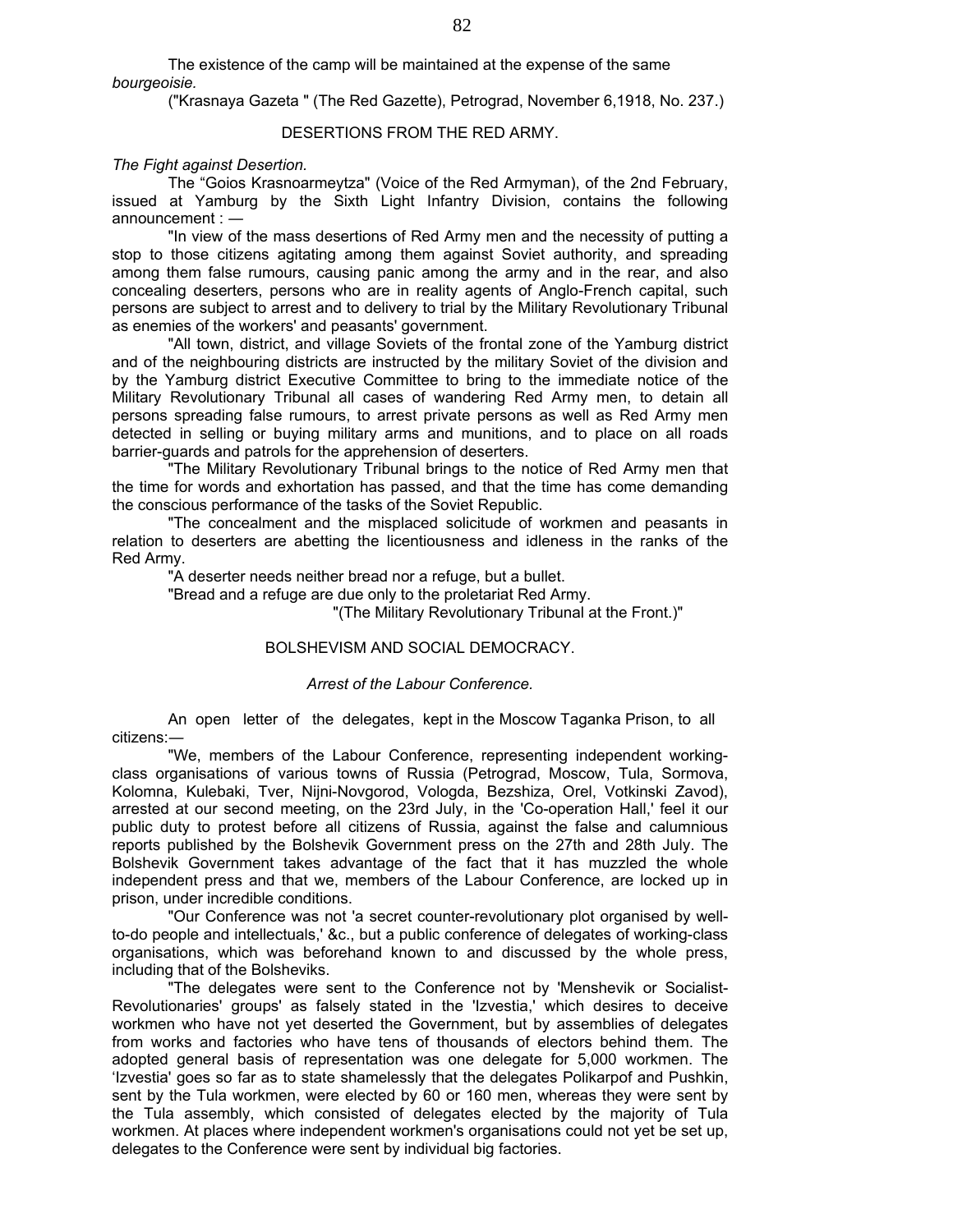The existence of the camp will be maintained at the expense of the same *bourgeoisie.*

("Krasnaya Gazeta " (The Red Gazette), Petrograd, November 6,1918, No. 237.)

## DESERTIONS FROM THE RED ARMY.

*The Fight against Desertion.*

The "Goios Krasnoarmeytza" (Voice of the Red Armyman), of the 2nd February, issued at Yamburg by the Sixth Light Infantry Division, contains the following announcement : —

"In view of the mass desertions of Red Army men and the necessity of putting a stop to those citizens agitating among them against Soviet authority, and spreading among them false rumours, causing panic among the army and in the rear, and also concealing deserters, persons who are in reality agents of Anglo-French capital, such persons are subject to arrest and to delivery to trial by the Military Revolutionary Tribunal as enemies of the workers' and peasants' government.

"All town, district, and village Soviets of the frontal zone of the Yamburg district and of the neighbouring districts are instructed by the military Soviet of the division and by the Yamburg district Executive Committee to bring to the immediate notice of the Military Revolutionary Tribunal all cases of wandering Red Army men, to detain all persons spreading false rumours, to arrest private persons as well as Red Army men detected in selling or buying military arms and munitions, and to place on all roads barrier-guards and patrols for the apprehension of deserters.

"The Military Revolutionary Tribunal brings to the notice of Red Army men that the time for words and exhortation has passed, and that the time has come demanding the conscious performance of the tasks of the Soviet Republic.

"The concealment and the misplaced solicitude of workmen and peasants in relation to deserters are abetting the licentiousness and idleness in the ranks of the Red Army.

"A deserter needs neither bread nor a refuge, but a bullet.

"Bread and a refuge are due only to the proletariat Red Army.

"(The Military Revolutionary Tribunal at the Front.)"

## BOLSHEVISM AND SOCIAL DEMOCRACY.

*Arrest of the Labour Conference.*

An open letter of the delegates, kept in the Moscow Taganka Prison, to all citizens:—

"We, members of the Labour Conference, representing independent working-class organisations of various towns of Russia (Petrograd, Moscow, Tula, Sormova, Kolomna, Kulebaki, Tver, Nijni-Novgorod, Vologda, Bezshiza, Orel, Votkinski Zavod), arrested at our second meeting, on the 23rd July, in the 'Co-operation Hall,' feel it our public duty to protest before all citizens of Russia, against the false and calumnious reports published by the Bolshevik Government press on the 27th and 28th July. The Bolshevik Government takes advantage of the fact that it has muzzled the whole independent press and that we, members of the Labour Conference, are locked up in prison, under incredible conditions.

"Our Conference was not 'a secret counter-revolutionary plot organised by well-to-do people and intellectuals,' &c., but a public conference of delegates of working-class organisations, which was beforehand known to and discussed by the whole press, including that of the Bolsheviks.

"The delegates were sent to the Conference not by 'Menshevik or Socialist-Revolutionaries' groups' as falsely stated in the 'Izvestia,' which desires to deceive workmen who have not yet deserted the Government, but by assemblies of delegates from works and factories who have tens of thousands of electors behind them. The adopted general basis of representation was one delegate for 5,000 workmen. The 'Izvestia' goes so far as to state shamelessly that the delegates Polikarpof and Pushkin, sent by the Tula workmen, were elected by 60 or 160 men, whereas they were sent by the Tula assembly, which consisted of delegates elected by the majority of Tula workmen. At places where independent workmen's organisations could not yet be set up, delegates to the Conference were sent by individual big factories.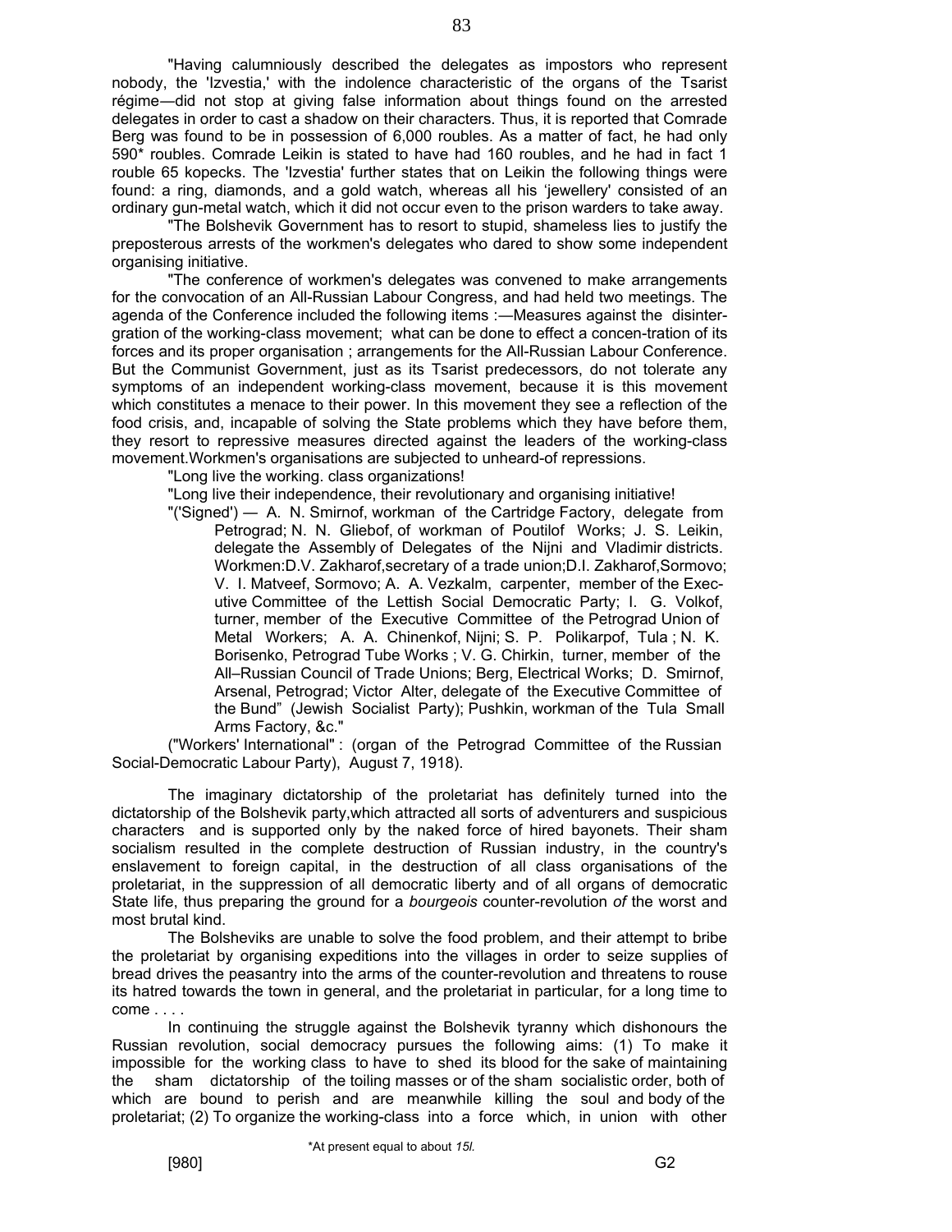"Having calumniously described the delegates as impostors who represent nobody, the 'Izvestia,' with the indolence characteristic of the organs of the Tsarist régime—did not stop at giving false information about things found on the arrested delegates in order to cast a shadow on their characters. Thus, it is reported that Comrade Berg was found to be in possession of 6,000 roubles. As a matter of fact, he had only 590* roubles. Comrade Leikin is stated to have had 160 roubles, and he had in fact 1 rouble 65 kopecks. The 'Izvestia' further states that on Leikin the following things were found: a ring, diamonds, and a gold watch, whereas all his 'jewellery' consisted of an ordinary gun-metal watch, which it did not occur even to the prison warders to take away.

"The Bolshevik Government has to resort to stupid, shameless lies to justify the preposterous arrests of the workmen's delegates who dared to show some independent organising initiative.

"The conference of workmen's delegates was convened to make arrangements for the convocation of an All-Russian Labour Congress, and had held two meetings. The agenda of the Conference included the following items :—Measures against the disintergration of the working-class movement; what can be done to effect a concen-tration of its forces and its proper organisation ; arrangements for the All-Russian Labour Conference. But the Communist Government, just as its Tsarist predecessors, do not tolerate any symptoms of an independent working-class movement, because it is this movement which constitutes a menace to their power. In this movement they see a reflection of the food crisis, and, incapable of solving the State problems which they have before them, they resort to repressive measures directed against the leaders of the working-class movement.Workmen's organisations are subjected to unheard-of repressions.

"Long live the working. class organizations!

"Long live their independence, their revolutionary and organising initiative!

"('Signed') — A. N. Smirnof, workman of the Cartridge Factory, delegate from Petrograd; N. N. Gliebof, of workman of Poutilof Works; J. S. Leikin, delegate the Assembly of Delegates of the Nijni and Vladimir districts. Workmen:D.V. Zakharof,secretary of a trade union;D.I. Zakharof,Sormovo; V. I. Matveef, Sormovo; A. A. Vezkalm, carpenter, member of the Executive Committee of the Lettish Social Democratic Party; I. G. Volkof, turner, member of the Executive Committee of the Petrograd Union of Metal Workers; A. A. Chinenkof, Nijni; S. P. Polikarpof, Tula ; N. K. Borisenko, Petrograd Tube Works ; V. G. Chirkin, turner, member of the All–Russian Council of Trade Unions; Berg, Electrical Works; D. Smirnof, Arsenal, Petrograd; Victor Alter, delegate of the Executive Committee of the Bund" (Jewish Socialist Party); Pushkin, workman of the Tula Small Arms Factory, &c."

("Workers' International" : (organ of the Petrograd Committee of the Russian Social-Democratic Labour Party), August 7, 1918).

The imaginary dictatorship of the proletariat has definitely turned into the dictatorship of the Bolshevik party,which attracted all sorts of adventurers and suspicious characters and is supported only by the naked force of hired bayonets. Their sham socialism resulted in the complete destruction of Russian industry, in the country's enslavement to foreign capital, in the destruction of all class organisations of the proletariat, in the suppression of all democratic liberty and of all organs of democratic State life, thus preparing the ground for a *bourgeois* counter-revolution *of* the worst and most brutal kind.

The Bolsheviks are unable to solve the food problem, and their attempt to bribe the proletariat by organising expeditions into the villages in order to seize supplies of bread drives the peasantry into the arms of the counter-revolution and threatens to rouse its hatred towards the town in general, and the proletariat in particular, for a long time to come . . . .

In continuing the struggle against the Bolshevik tyranny which dishonours the Russian revolution, social democracy pursues the following aims: (1) To make it impossible for the working class to have to shed its blood for the sake of maintaining the sham dictatorship of the toiling masses or of the sham socialistic order, both of which are bound to perish and are meanwhile killing the soul and body of the proletariat; (2) To organize the working-class into a force which, in union with other

*At present equal to about *15l.*

[980] G2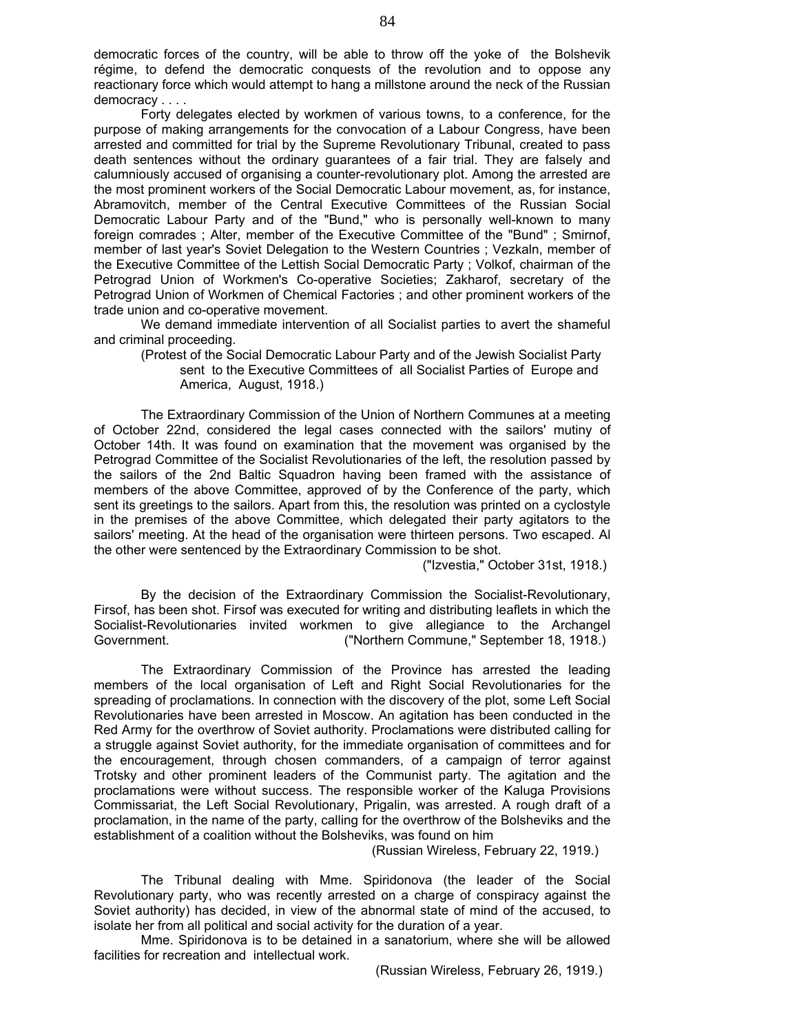democratic forces of the country, will be able to throw off the yoke of the Bolshevik régime, to defend the democratic conquests of the revolution and to oppose any reactionary force which would attempt to hang a millstone around the neck of the Russian democracy . . . .

Forty delegates elected by workmen of various towns, to a conference, for the purpose of making arrangements for the convocation of a Labour Congress, have been arrested and committed for trial by the Supreme Revolutionary Tribunal, created to pass death sentences without the ordinary guarantees of a fair trial. They are falsely and calumniously accused of organising a counter-revolutionary plot. Among the arrested are the most prominent workers of the Social Democratic Labour movement, as, for instance, Abramovitch, member of the Central Executive Committees of the Russian Social Democratic Labour Party and of the "Bund," who is personally well-known to many foreign comrades ; Alter, member of the Executive Committee of the "Bund" ; Smirnof, member of last year's Soviet Delegation to the Western Countries ; Vezkaln, member of the Executive Committee of the Lettish Social Democratic Party ; Volkof, chairman of the Petrograd Union of Workmen's Co-operative Societies; Zakharof, secretary of the Petrograd Union of Workmen of Chemical Factories ; and other prominent workers of the trade union and co-operative movement.

We demand immediate intervention of all Socialist parties to avert the shameful and criminal proceeding.

(Protest of the Social Democratic Labour Party and of the Jewish Socialist Party sent to the Executive Committees of all Socialist Parties of Europe and America, August, 1918.)

The Extraordinary Commission of the Union of Northern Communes at a meeting of October 22nd, considered the legal cases connected with the sailors' mutiny of October 14th. It was found on examination that the movement was organised by the Petrograd Committee of the Socialist Revolutionaries of the left, the resolution passed by the sailors of the 2nd Baltic Squadron having been framed with the assistance of members of the above Committee, approved of by the Conference of the party, which sent its greetings to the sailors. Apart from this, the resolution was printed on a cyclostyle in the premises of the above Committee, which delegated their party agitators to the sailors' meeting. At the head of the organisation were thirteen persons. Two escaped. Al the other were sentenced by the Extraordinary Commission to be shot.

("Izvestia," October 31st, 1918.)

By the decision of the Extraordinary Commission the Socialist-Revolutionary, Firsof, has been shot. Firsof was executed for writing and distributing leaflets in which the Socialist-Revolutionaries invited workmen to give allegiance to the Archangel Government. ("Northern Commune," September 18, 1918.)

The Extraordinary Commission of the Province has arrested the leading members of the local organisation of Left and Right Social Revolutionaries for the spreading of proclamations. In connection with the discovery of the plot, some Left Social Revolutionaries have been arrested in Moscow. An agitation has been conducted in the Red Army for the overthrow of Soviet authority. Proclamations were distributed calling for a struggle against Soviet authority, for the immediate organisation of committees and for the encouragement, through chosen commanders, of a campaign of terror against Trotsky and other prominent leaders of the Communist party. The agitation and the proclamations were without success. The responsible worker of the Kaluga Provisions Commissariat, the Left Social Revolutionary, Prigalin, was arrested. A rough draft of a proclamation, in the name of the party, calling for the overthrow of the Bolsheviks and the establishment of a coalition without the Bolsheviks, was found on him

(Russian Wireless, February 22, 1919.)

The Tribunal dealing with Mme. Spiridonova (the leader of the Social Revolutionary party, who was recently arrested on a charge of conspiracy against the Soviet authority) has decided, in view of the abnormal state of mind of the accused, to isolate her from all political and social activity for the duration of a year.

Mme. Spiridonova is to be detained in a sanatorium, where she will be allowed facilities for recreation and intellectual work.

(Russian Wireless, February 26, 1919.)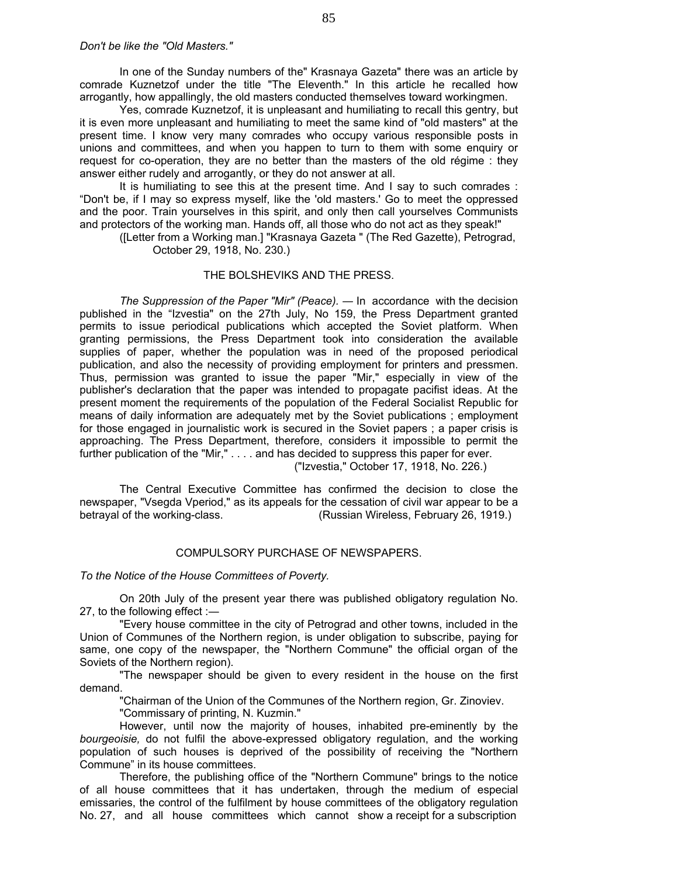*Don't be like the "Old Masters."*

In one of the Sunday numbers of the" Krasnaya Gazeta" there was an article by comrade Kuznetzof under the title "The Eleventh." In this article he recalled how arrogantly, how appallingly, the old masters conducted themselves toward workingmen.

Yes, comrade Kuznetzof, it is unpleasant and humiliating to recall this gentry, but it is even more unpleasant and humiliating to meet the same kind of "old masters" at the present time. I know very many comrades who occupy various responsible posts in unions and committees, and when you happen to turn to them with some enquiry or request for co-operation, they are no better than the masters of the old régime : they answer either rudely and arrogantly, or they do not answer at all.

It is humiliating to see this at the present time. And I say to such comrades : "Don't be, if I may so express myself, like the 'old masters.' Go to meet the oppressed and the poor. Train yourselves in this spirit, and only then call yourselves Communists and protectors of the working man. Hands off, all those who do not act as they speak!"

([Letter from a Working man.] "Krasnaya Gazeta " (The Red Gazette), Petrograd, October 29, 1918, No. 230.)

## THE BOLSHEVIKS AND THE PRESS.

*The Suppression of the Paper "Mir" (Peace).* — In accordance with the decision published in the "Izvestia" on the 27th July, No 159, the Press Department granted permits to issue periodical publications which accepted the Soviet platform. When granting permissions, the Press Department took into consideration the available supplies of paper, whether the population was in need of the proposed periodical publication, and also the necessity of providing employment for printers and pressmen. Thus, permission was granted to issue the paper "Mir," especially in view of the publisher's declaration that the paper was intended to propagate pacifist ideas. At the present moment the requirements of the population of the Federal Socialist Republic for means of daily information are adequately met by the Soviet publications ; employment for those engaged in journalistic work is secured in the Soviet papers ; a paper crisis is approaching. The Press Department, therefore, considers it impossible to permit the further publication of the "Mir," . . . . and has decided to suppress this paper for ever.

("Izvestia," October 17, 1918, No. 226.)

The Central Executive Committee has confirmed the decision to close the newspaper, "Vsegda Vperiod," as its appeals for the cessation of civil war appear to be a betrayal of the working-class. (Russian Wireless, February 26, 1919.)

## COMPULSORY PURCHASE OF NEWSPAPERS.

*To the Notice of the House Committees of Poverty.*

On 20th July of the present year there was published obligatory regulation No. 27, to the following effect :—

"Every house committee in the city of Petrograd and other towns, included in the Union of Communes of the Northern region, is under obligation to subscribe, paying for same, one copy of the newspaper, the "Northern Commune" the official organ of the Soviets of the Northern region).

"The newspaper should be given to every resident in the house on the first demand.

"Chairman of the Union of the Communes of the Northern region, Gr. Zinoviev.

"Commissary of printing, N. Kuzmin."

However, until now the majority of houses, inhabited pre-eminently by the *bourgeoisie,* do not fulfil the above-expressed obligatory regulation, and the working population of such houses is deprived of the possibility of receiving the "Northern Commune" in its house committees.

Therefore, the publishing office of the "Northern Commune" brings to the notice of all house committees that it has undertaken, through the medium of especial emissaries, the control of the fulfilment by house committees of the obligatory regulation No. 27, and all house committees which cannot show a receipt for a subscription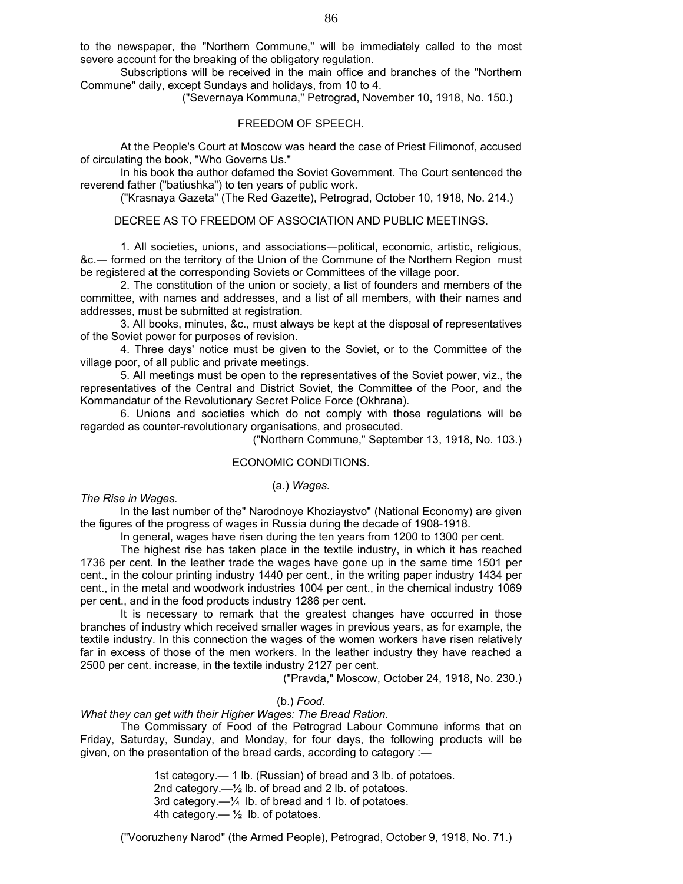to the newspaper, the "Northern Commune," will be immediately called to the most severe account for the breaking of the obligatory regulation.

Subscriptions will be received in the main office and branches of the "Northern Commune" daily, except Sundays and holidays, from 10 to 4.

("Severnaya Kommuna," Petrograd, November 10, 1918, No. 150.)

## FREEDOM OF SPEECH.

At the People's Court at Moscow was heard the case of Priest Filimonof, accused of circulating the book, "Who Governs Us."

In his book the author defamed the Soviet Government. The Court sentenced the reverend father ("batiushka") to ten years of public work.

("Krasnaya Gazeta" (The Red Gazette), Petrograd, October 10, 1918, No. 214.)

## DECREE AS TO FREEDOM OF ASSOCIATION AND PUBLIC MEETINGS.

1. All societies, unions, and associations—political, economic, artistic, religious, &c.— formed on the territory of the Union of the Commune of the Northern Region must be registered at the corresponding Soviets or Committees of the village poor.

2. The constitution of the union or society, a list of founders and members of the committee, with names and addresses, and a list of all members, with their names and addresses, must be submitted at registration.

3. All books, minutes, &c., must always be kept at the disposal of representatives of the Soviet power for purposes of revision.

4. Three days' notice must be given to the Soviet, or to the Committee of the village poor, of all public and private meetings.

5. All meetings must be open to the representatives of the Soviet power, viz., the representatives of the Central and District Soviet, the Committee of the Poor, and the Kommandatur of the Revolutionary Secret Police Force (Okhrana).

6. Unions and societies which do not comply with those regulations will be regarded as counter-revolutionary organisations, and prosecuted.

("Northern Commune," September 13, 1918, No. 103.)

## ECONOMIC CONDITIONS.

### (a.) *Wages.*

*The Rise in Wages.*

In the last number of the" Narodnoye Khoziaystvo" (National Economy) are given the figures of the progress of wages in Russia during the decade of 1908-1918.

In general, wages have risen during the ten years from 1200 to 1300 per cent.

The highest rise has taken place in the textile industry, in which it has reached 1736 per cent. In the leather trade the wages have gone up in the same time 1501 per cent., in the colour printing industry 1440 per cent., in the writing paper industry 1434 per cent., in the metal and woodwork industries 1004 per cent., in the chemical industry 1069 per cent., and in the food products industry 1286 per cent.

It is necessary to remark that the greatest changes have occurred in those branches of industry which received smaller wages in previous years, as for example, the textile industry. In this connection the wages of the women workers have risen relatively far in excess of those of the men workers. In the leather industry they have reached a 2500 per cent. increase, in the textile industry 2127 per cent.

("Pravda," Moscow, October 24, 1918, No. 230.)

### (b.) *Food.*

*What they can get with their Higher Wages: The Bread Ration.*

The Commissary of Food of the Petrograd Labour Commune informs that on Friday, Saturday, Sunday, and Monday, for four days, the following products will be given, on the presentation of the bread cards, according to category :—

1st category.— 1 lb. (Russian) of bread and 3 lb. of potatoes.
2nd category.—½ lb. of bread and 2 lb. of potatoes.
3rd category.—¼ lb. of bread and 1 lb. of potatoes.
4th category.— ½ lb. of potatoes.

("Vooruzheny Narod" (the Armed People), Petrograd, October 9, 1918, No. 71.)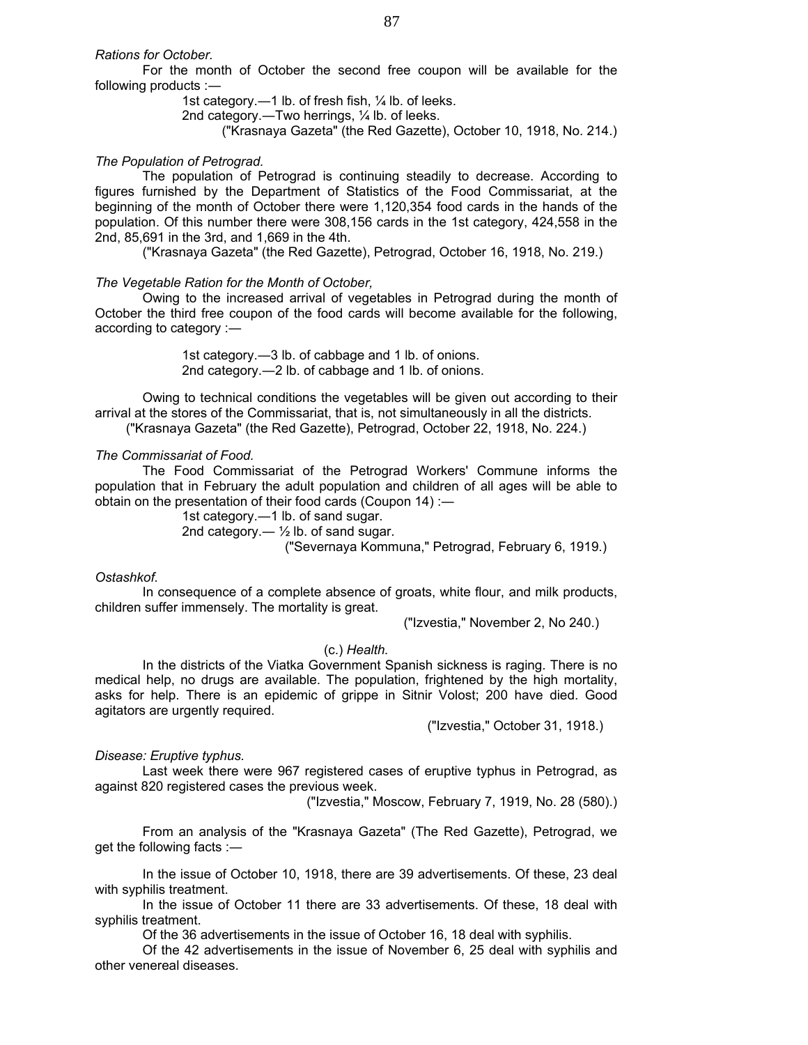*Rations for October.*

For the month of October the second free coupon will be available for the following products :—

1st category.—1 lb. of fresh fish, ¼ lb. of leeks.
2nd category.—Two herrings, ¼ lb. of leeks.

("Krasnaya Gazeta" (the Red Gazette), October 10, 1918, No. 214.)

*The Population of Petrograd.*

The population of Petrograd is continuing steadily to decrease. According to figures furnished by the Department of Statistics of the Food Commissariat, at the beginning of the month of October there were 1,120,354 food cards in the hands of the population. Of this number there were 308,156 cards in the 1st category, 424,558 in the 2nd, 85,691 in the 3rd, and 1,669 in the 4th.

("Krasnaya Gazeta" (the Red Gazette), Petrograd, October 16, 1918, No. 219.)

*The Vegetable Ration for the Month of October,*

Owing to the increased arrival of vegetables in Petrograd during the month of October the third free coupon of the food cards will become available for the following, according to category :—

1st category.—3 lb. of cabbage and 1 lb. of onions.
2nd category.—2 lb. of cabbage and 1 lb. of onions.

Owing to technical conditions the vegetables will be given out according to their arrival at the stores of the Commissariat, that is, not simultaneously in all the districts.

("Krasnaya Gazeta" (the Red Gazette), Petrograd, October 22, 1918, No. 224.)

*The Commissariat of Food.*

The Food Commissariat of the Petrograd Workers' Commune informs the population that in February the adult population and children of all ages will be able to obtain on the presentation of their food cards (Coupon 14) :—

1st category.—1 lb. of sand sugar.
2nd category.— ½ lb. of sand sugar.

("Severnaya Kommuna," Petrograd, February 6, 1919.)

*Ostashkof.*

In consequence of a complete absence of groats, white flour, and milk products, children suffer immensely. The mortality is great.

("Izvestia," November 2, No 240.)

(c.) *Health.*

In the districts of the Viatka Government Spanish sickness is raging. There is no medical help, no drugs are available. The population, frightened by the high mortality, asks for help. There is an epidemic of grippe in Sitnir Volost; 200 have died. Good agitators are urgently required.

("Izvestia," October 31, 1918.)

*Disease: Eruptive typhus.*

Last week there were 967 registered cases of eruptive typhus in Petrograd, as against 820 registered cases the previous week.

("Izvestia," Moscow, February 7, 1919, No. 28 (580).)

From an analysis of the "Krasnaya Gazeta" (The Red Gazette), Petrograd, we get the following facts :—

In the issue of October 10, 1918, there are 39 advertisements. Of these, 23 deal with syphilis treatment.

In the issue of October 11 there are 33 advertisements. Of these, 18 deal with syphilis treatment.

Of the 36 advertisements in the issue of October 16, 18 deal with syphilis.

Of the 42 advertisements in the issue of November 6, 25 deal with syphilis and other venereal diseases.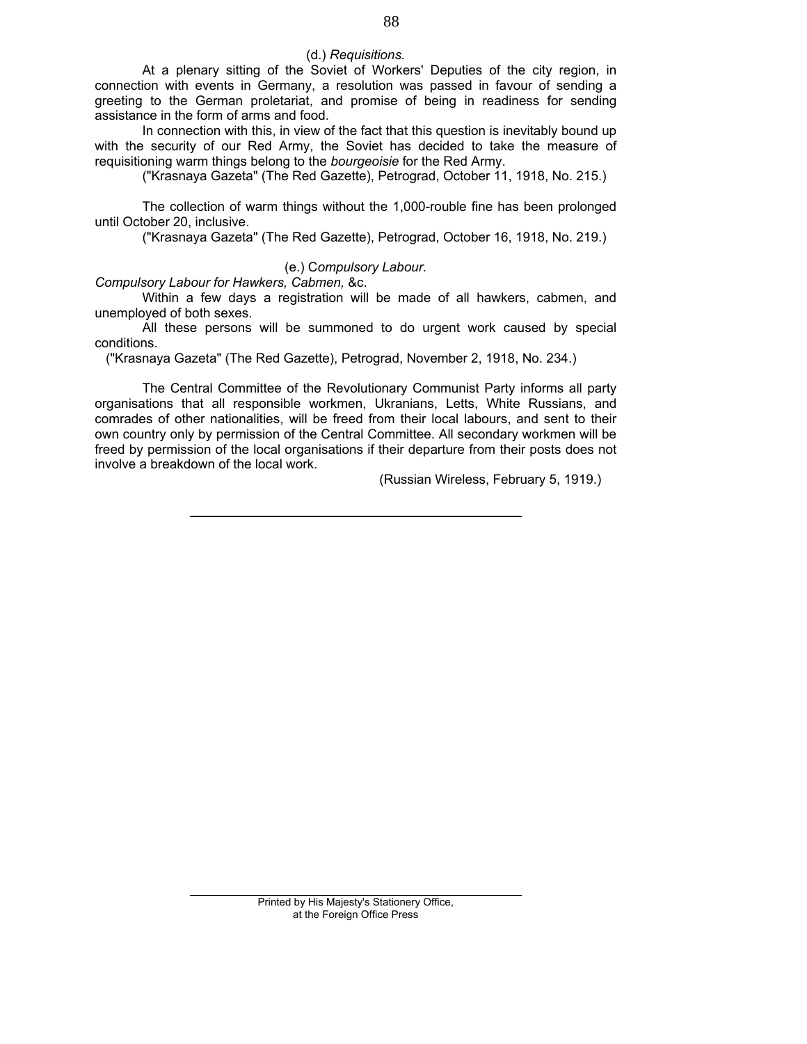(d.) *Requisitions.*

At a plenary sitting of the Soviet of Workers' Deputies of the city region, in connection with events in Germany, a resolution was passed in favour of sending a greeting to the German proletariat, and promise of being in readiness for sending assistance in the form of arms and food.

In connection with this, in view of the fact that this question is inevitably bound up with the security of our Red Army, the Soviet has decided to take the measure of requisitioning warm things belong to the *bourgeoisie* for the Red Army.

("Krasnaya Gazeta" (The Red Gazette), Petrograd, October 11, 1918, No. 215.)

The collection of warm things without the 1,000-rouble fine has been prolonged until October 20, inclusive.

("Krasnaya Gazeta" (The Red Gazette), Petrograd, October 16, 1918, No. 219.)

(e.) C*ompulsory Labour.*

*Compulsory Labour for Hawkers, Cabmen,* &c.

Within a few days a registration will be made of all hawkers, cabmen, and unemployed of both sexes.

All these persons will be summoned to do urgent work caused by special conditions.

("Krasnaya Gazeta" (The Red Gazette), Petrograd, November 2, 1918, No. 234.)

The Central Committee of the Revolutionary Communist Party informs all party organisations that all responsible workmen, Ukranians, Letts, White Russians, and comrades of other nationalities, will be freed from their local labours, and sent to their own country only by permission of the Central Committee. All secondary workmen will be freed by permission of the local organisations if their departure from their posts does not involve a breakdown of the local work.

(Russian Wireless, February 5, 1919.)

---

Printed by His Majesty's Stationery Office,
at the Foreign Office Press